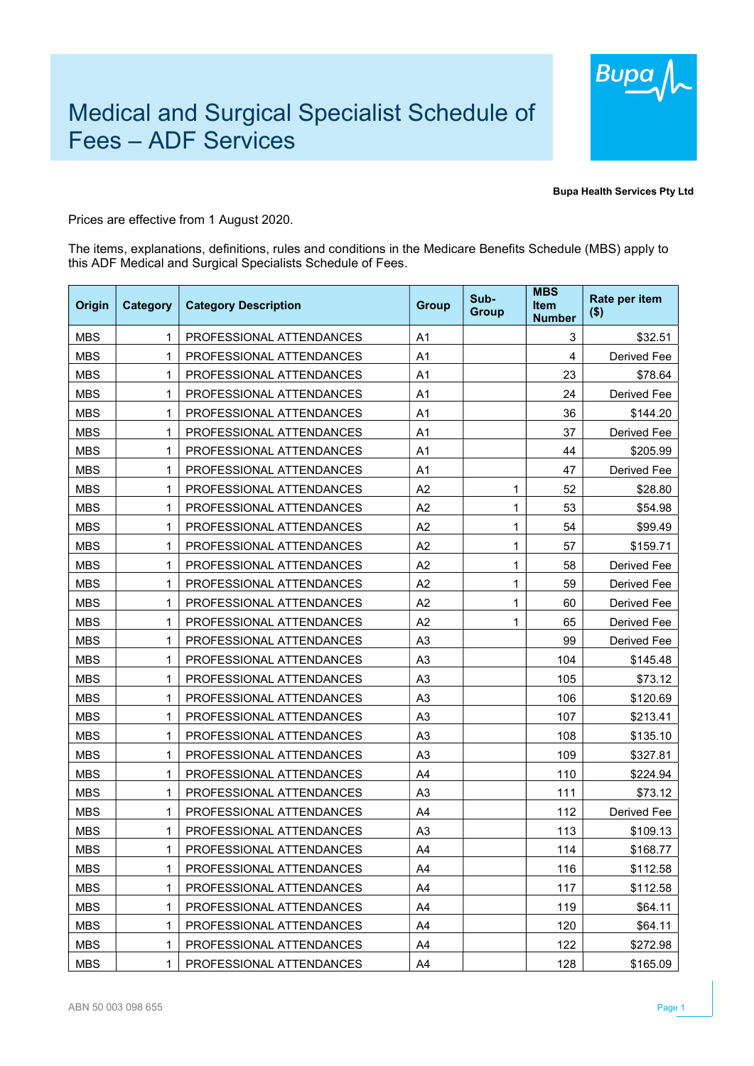# Medical and Surgical Specialist Schedule of Fees – ADF Services

**Bupa Health Services Pty Ltd**

Prices are effective from 1 August 2020.

The items, explanations, definitions, rules and conditions in the Medicare Benefits Schedule (MBS) apply to this ADF Medical and Surgical Specialists Schedule of Fees.

| Origin | Category | Category Description | Group | Sub-Group | MBS Item Number | Rate per item ($) |
|---|---|---|---|---|---|---|
| MBS | 1 | PROFESSIONAL ATTENDANCES | A1 | | 3 | $32.51 |
| MBS | 1 | PROFESSIONAL ATTENDANCES | A1 | | 4 | Derived Fee |
| MBS | 1 | PROFESSIONAL ATTENDANCES | A1 | | 23 | $78.64 |
| MBS | 1 | PROFESSIONAL ATTENDANCES | A1 | | 24 | Derived Fee |
| MBS | 1 | PROFESSIONAL ATTENDANCES | A1 | | 36 | $144.20 |
| MBS | 1 | PROFESSIONAL ATTENDANCES | A1 | | 37 | Derived Fee |
| MBS | 1 | PROFESSIONAL ATTENDANCES | A1 | | 44 | $205.99 |
| MBS | 1 | PROFESSIONAL ATTENDANCES | A1 | | 47 | Derived Fee |
| MBS | 1 | PROFESSIONAL ATTENDANCES | A2 | 1 | 52 | $28.80 |
| MBS | 1 | PROFESSIONAL ATTENDANCES | A2 | 1 | 53 | $54.98 |
| MBS | 1 | PROFESSIONAL ATTENDANCES | A2 | 1 | 54 | $99.49 |
| MBS | 1 | PROFESSIONAL ATTENDANCES | A2 | 1 | 57 | $159.71 |
| MBS | 1 | PROFESSIONAL ATTENDANCES | A2 | 1 | 58 | Derived Fee |
| MBS | 1 | PROFESSIONAL ATTENDANCES | A2 | 1 | 59 | Derived Fee |
| MBS | 1 | PROFESSIONAL ATTENDANCES | A2 | 1 | 60 | Derived Fee |
| MBS | 1 | PROFESSIONAL ATTENDANCES | A2 | 1 | 65 | Derived Fee |
| MBS | 1 | PROFESSIONAL ATTENDANCES | A3 | | 99 | Derived Fee |
| MBS | 1 | PROFESSIONAL ATTENDANCES | A3 | | 104 | $145.48 |
| MBS | 1 | PROFESSIONAL ATTENDANCES | A3 | | 105 | $73.12 |
| MBS | 1 | PROFESSIONAL ATTENDANCES | A3 | | 106 | $120.69 |
| MBS | 1 | PROFESSIONAL ATTENDANCES | A3 | | 107 | $213.41 |
| MBS | 1 | PROFESSIONAL ATTENDANCES | A3 | | 108 | $135.10 |
| MBS | 1 | PROFESSIONAL ATTENDANCES | A3 | | 109 | $327.81 |
| MBS | 1 | PROFESSIONAL ATTENDANCES | A4 | | 110 | $224.94 |
| MBS | 1 | PROFESSIONAL ATTENDANCES | A3 | | 111 | $73.12 |
| MBS | 1 | PROFESSIONAL ATTENDANCES | A4 | | 112 | Derived Fee |
| MBS | 1 | PROFESSIONAL ATTENDANCES | A3 | | 113 | $109.13 |
| MBS | 1 | PROFESSIONAL ATTENDANCES | A4 | | 114 | $168.77 |
| MBS | 1 | PROFESSIONAL ATTENDANCES | A4 | | 116 | $112.58 |
| MBS | 1 | PROFESSIONAL ATTENDANCES | A4 | | 117 | $112.58 |
| MBS | 1 | PROFESSIONAL ATTENDANCES | A4 | | 119 | $64.11 |
| MBS | 1 | PROFESSIONAL ATTENDANCES | A4 | | 120 | $64.11 |
| MBS | 1 | PROFESSIONAL ATTENDANCES | A4 | | 122 | $272.98 |
| MBS | 1 | PROFESSIONAL ATTENDANCES | A4 | | 128 | $165.09 |

ABN 50 003 098 655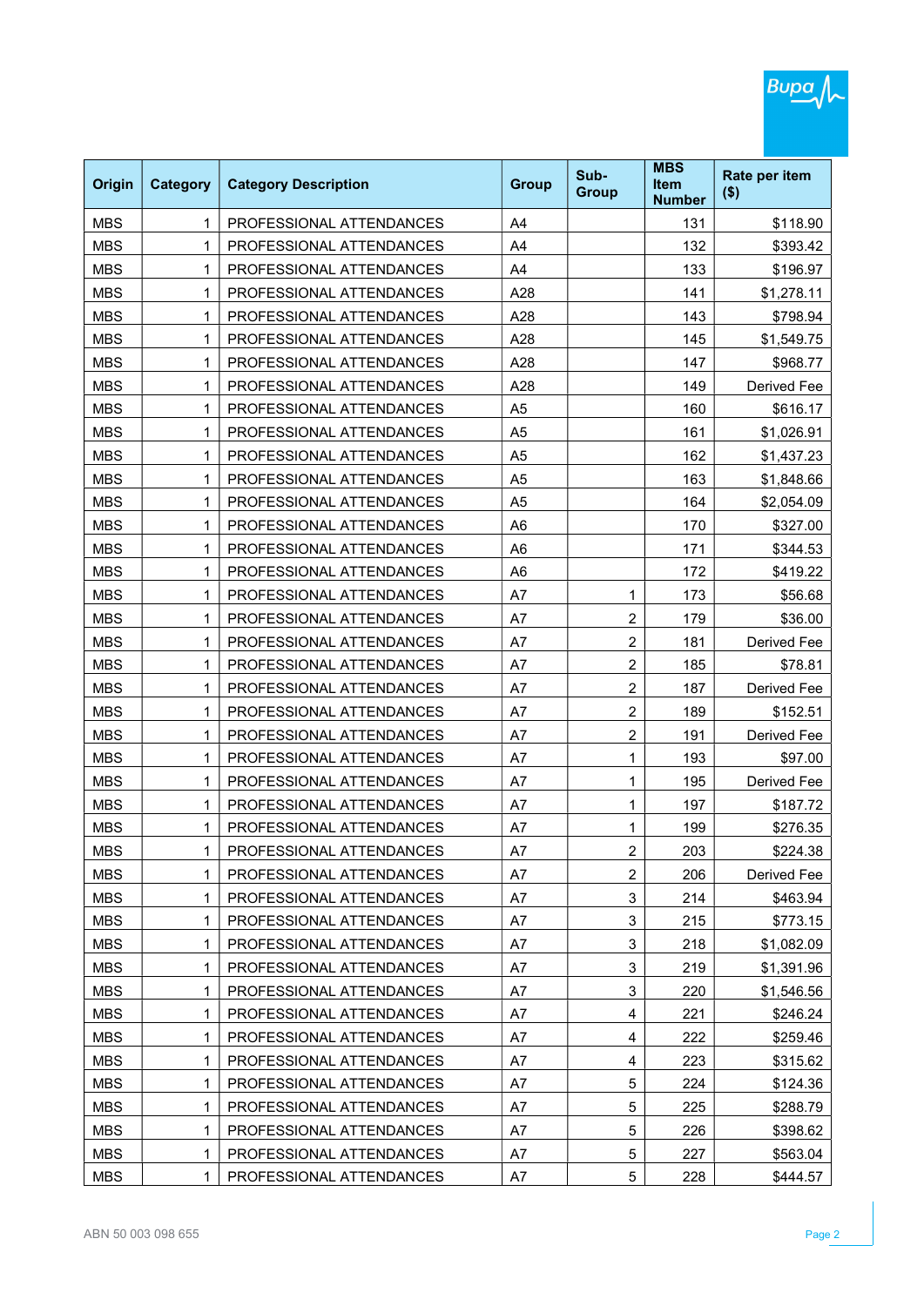| Origin | Category | Category Description | Group | Sub-Group | MBS Item Number | Rate per item ($) |
|---|---|---|---|---|---|---|
| MBS | 1 | PROFESSIONAL ATTENDANCES | A4 | | 131 | $118.90 |
| MBS | 1 | PROFESSIONAL ATTENDANCES | A4 | | 132 | $393.42 |
| MBS | 1 | PROFESSIONAL ATTENDANCES | A4 | | 133 | $196.97 |
| MBS | 1 | PROFESSIONAL ATTENDANCES | A28 | | 141 | $1,278.11 |
| MBS | 1 | PROFESSIONAL ATTENDANCES | A28 | | 143 | $798.94 |
| MBS | 1 | PROFESSIONAL ATTENDANCES | A28 | | 145 | $1,549.75 |
| MBS | 1 | PROFESSIONAL ATTENDANCES | A28 | | 147 | $968.77 |
| MBS | 1 | PROFESSIONAL ATTENDANCES | A28 | | 149 | Derived Fee |
| MBS | 1 | PROFESSIONAL ATTENDANCES | A5 | | 160 | $616.17 |
| MBS | 1 | PROFESSIONAL ATTENDANCES | A5 | | 161 | $1,026.91 |
| MBS | 1 | PROFESSIONAL ATTENDANCES | A5 | | 162 | $1,437.23 |
| MBS | 1 | PROFESSIONAL ATTENDANCES | A5 | | 163 | $1,848.66 |
| MBS | 1 | PROFESSIONAL ATTENDANCES | A5 | | 164 | $2,054.09 |
| MBS | 1 | PROFESSIONAL ATTENDANCES | A6 | | 170 | $327.00 |
| MBS | 1 | PROFESSIONAL ATTENDANCES | A6 | | 171 | $344.53 |
| MBS | 1 | PROFESSIONAL ATTENDANCES | A6 | | 172 | $419.22 |
| MBS | 1 | PROFESSIONAL ATTENDANCES | A7 | 1 | 173 | $56.68 |
| MBS | 1 | PROFESSIONAL ATTENDANCES | A7 | 2 | 179 | $36.00 |
| MBS | 1 | PROFESSIONAL ATTENDANCES | A7 | 2 | 181 | Derived Fee |
| MBS | 1 | PROFESSIONAL ATTENDANCES | A7 | 2 | 185 | $78.81 |
| MBS | 1 | PROFESSIONAL ATTENDANCES | A7 | 2 | 187 | Derived Fee |
| MBS | 1 | PROFESSIONAL ATTENDANCES | A7 | 2 | 189 | $152.51 |
| MBS | 1 | PROFESSIONAL ATTENDANCES | A7 | 2 | 191 | Derived Fee |
| MBS | 1 | PROFESSIONAL ATTENDANCES | A7 | 1 | 193 | $97.00 |
| MBS | 1 | PROFESSIONAL ATTENDANCES | A7 | 1 | 195 | Derived Fee |
| MBS | 1 | PROFESSIONAL ATTENDANCES | A7 | 1 | 197 | $187.72 |
| MBS | 1 | PROFESSIONAL ATTENDANCES | A7 | 1 | 199 | $276.35 |
| MBS | 1 | PROFESSIONAL ATTENDANCES | A7 | 2 | 203 | $224.38 |
| MBS | 1 | PROFESSIONAL ATTENDANCES | A7 | 2 | 206 | Derived Fee |
| MBS | 1 | PROFESSIONAL ATTENDANCES | A7 | 3 | 214 | $463.94 |
| MBS | 1 | PROFESSIONAL ATTENDANCES | A7 | 3 | 215 | $773.15 |
| MBS | 1 | PROFESSIONAL ATTENDANCES | A7 | 3 | 218 | $1,082.09 |
| MBS | 1 | PROFESSIONAL ATTENDANCES | A7 | 3 | 219 | $1,391.96 |
| MBS | 1 | PROFESSIONAL ATTENDANCES | A7 | 3 | 220 | $1,546.56 |
| MBS | 1 | PROFESSIONAL ATTENDANCES | A7 | 4 | 221 | $246.24 |
| MBS | 1 | PROFESSIONAL ATTENDANCES | A7 | 4 | 222 | $259.46 |
| MBS | 1 | PROFESSIONAL ATTENDANCES | A7 | 4 | 223 | $315.62 |
| MBS | 1 | PROFESSIONAL ATTENDANCES | A7 | 5 | 224 | $124.36 |
| MBS | 1 | PROFESSIONAL ATTENDANCES | A7 | 5 | 225 | $288.79 |
| MBS | 1 | PROFESSIONAL ATTENDANCES | A7 | 5 | 226 | $398.62 |
| MBS | 1 | PROFESSIONAL ATTENDANCES | A7 | 5 | 227 | $563.04 |
| MBS | 1 | PROFESSIONAL ATTENDANCES | A7 | 5 | 228 | $444.57 |

ABN 50 003 098 655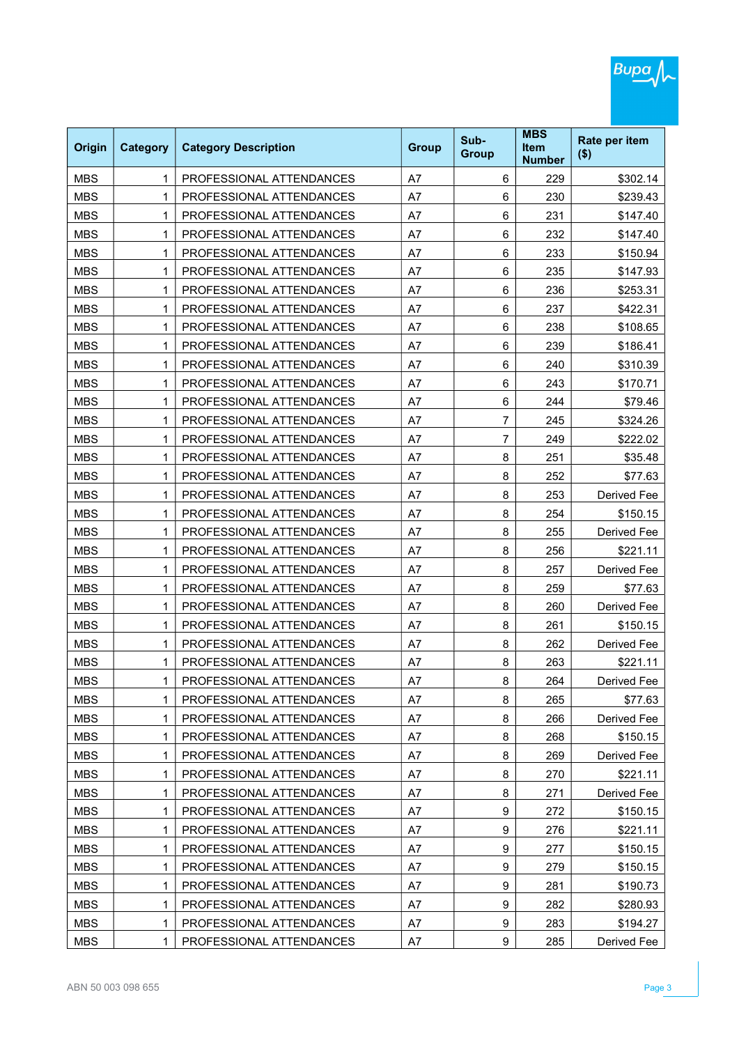| Origin | Category | Category Description | Group | Sub-Group | MBS Item Number | Rate per item ($) |
|---|---|---|---|---|---|---|
| MBS | 1 | PROFESSIONAL ATTENDANCES | A7 | 6 | 229 | $302.14 |
| MBS | 1 | PROFESSIONAL ATTENDANCES | A7 | 6 | 230 | $239.43 |
| MBS | 1 | PROFESSIONAL ATTENDANCES | A7 | 6 | 231 | $147.40 |
| MBS | 1 | PROFESSIONAL ATTENDANCES | A7 | 6 | 232 | $147.40 |
| MBS | 1 | PROFESSIONAL ATTENDANCES | A7 | 6 | 233 | $150.94 |
| MBS | 1 | PROFESSIONAL ATTENDANCES | A7 | 6 | 235 | $147.93 |
| MBS | 1 | PROFESSIONAL ATTENDANCES | A7 | 6 | 236 | $253.31 |
| MBS | 1 | PROFESSIONAL ATTENDANCES | A7 | 6 | 237 | $422.31 |
| MBS | 1 | PROFESSIONAL ATTENDANCES | A7 | 6 | 238 | $108.65 |
| MBS | 1 | PROFESSIONAL ATTENDANCES | A7 | 6 | 239 | $186.41 |
| MBS | 1 | PROFESSIONAL ATTENDANCES | A7 | 6 | 240 | $310.39 |
| MBS | 1 | PROFESSIONAL ATTENDANCES | A7 | 6 | 243 | $170.71 |
| MBS | 1 | PROFESSIONAL ATTENDANCES | A7 | 6 | 244 | $79.46 |
| MBS | 1 | PROFESSIONAL ATTENDANCES | A7 | 7 | 245 | $324.26 |
| MBS | 1 | PROFESSIONAL ATTENDANCES | A7 | 7 | 249 | $222.02 |
| MBS | 1 | PROFESSIONAL ATTENDANCES | A7 | 8 | 251 | $35.48 |
| MBS | 1 | PROFESSIONAL ATTENDANCES | A7 | 8 | 252 | $77.63 |
| MBS | 1 | PROFESSIONAL ATTENDANCES | A7 | 8 | 253 | Derived Fee |
| MBS | 1 | PROFESSIONAL ATTENDANCES | A7 | 8 | 254 | $150.15 |
| MBS | 1 | PROFESSIONAL ATTENDANCES | A7 | 8 | 255 | Derived Fee |
| MBS | 1 | PROFESSIONAL ATTENDANCES | A7 | 8 | 256 | $221.11 |
| MBS | 1 | PROFESSIONAL ATTENDANCES | A7 | 8 | 257 | Derived Fee |
| MBS | 1 | PROFESSIONAL ATTENDANCES | A7 | 8 | 259 | $77.63 |
| MBS | 1 | PROFESSIONAL ATTENDANCES | A7 | 8 | 260 | Derived Fee |
| MBS | 1 | PROFESSIONAL ATTENDANCES | A7 | 8 | 261 | $150.15 |
| MBS | 1 | PROFESSIONAL ATTENDANCES | A7 | 8 | 262 | Derived Fee |
| MBS | 1 | PROFESSIONAL ATTENDANCES | A7 | 8 | 263 | $221.11 |
| MBS | 1 | PROFESSIONAL ATTENDANCES | A7 | 8 | 264 | Derived Fee |
| MBS | 1 | PROFESSIONAL ATTENDANCES | A7 | 8 | 265 | $77.63 |
| MBS | 1 | PROFESSIONAL ATTENDANCES | A7 | 8 | 266 | Derived Fee |
| MBS | 1 | PROFESSIONAL ATTENDANCES | A7 | 8 | 268 | $150.15 |
| MBS | 1 | PROFESSIONAL ATTENDANCES | A7 | 8 | 269 | Derived Fee |
| MBS | 1 | PROFESSIONAL ATTENDANCES | A7 | 8 | 270 | $221.11 |
| MBS | 1 | PROFESSIONAL ATTENDANCES | A7 | 8 | 271 | Derived Fee |
| MBS | 1 | PROFESSIONAL ATTENDANCES | A7 | 9 | 272 | $150.15 |
| MBS | 1 | PROFESSIONAL ATTENDANCES | A7 | 9 | 276 | $221.11 |
| MBS | 1 | PROFESSIONAL ATTENDANCES | A7 | 9 | 277 | $150.15 |
| MBS | 1 | PROFESSIONAL ATTENDANCES | A7 | 9 | 279 | $150.15 |
| MBS | 1 | PROFESSIONAL ATTENDANCES | A7 | 9 | 281 | $190.73 |
| MBS | 1 | PROFESSIONAL ATTENDANCES | A7 | 9 | 282 | $280.93 |
| MBS | 1 | PROFESSIONAL ATTENDANCES | A7 | 9 | 283 | $194.27 |
| MBS | 1 | PROFESSIONAL ATTENDANCES | A7 | 9 | 285 | Derived Fee |

ABN 50 003 098 655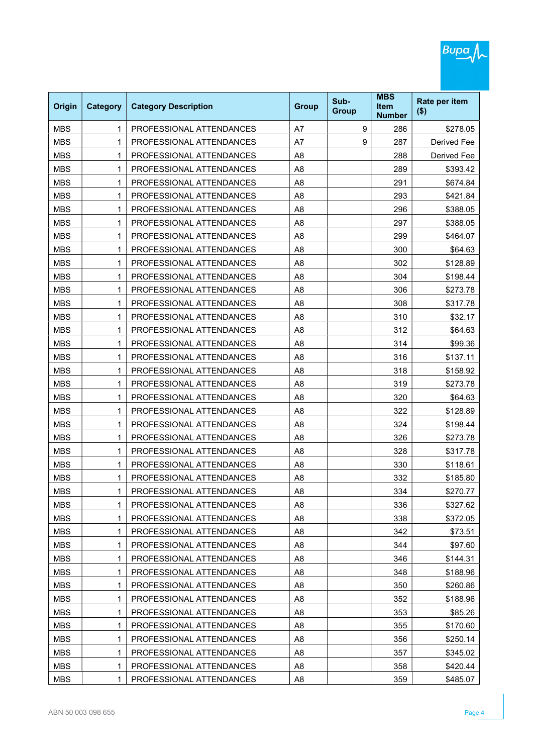| Origin | Category | Category Description | Group | Sub-Group | MBS Item Number | Rate per item ($) |
|---|---|---|---|---|---|---|
| MBS | 1 | PROFESSIONAL ATTENDANCES | A7 | 9 | 286 | $278.05 |
| MBS | 1 | PROFESSIONAL ATTENDANCES | A7 | 9 | 287 | Derived Fee |
| MBS | 1 | PROFESSIONAL ATTENDANCES | A8 | | 288 | Derived Fee |
| MBS | 1 | PROFESSIONAL ATTENDANCES | A8 | | 289 | $393.42 |
| MBS | 1 | PROFESSIONAL ATTENDANCES | A8 | | 291 | $674.84 |
| MBS | 1 | PROFESSIONAL ATTENDANCES | A8 | | 293 | $421.84 |
| MBS | 1 | PROFESSIONAL ATTENDANCES | A8 | | 296 | $388.05 |
| MBS | 1 | PROFESSIONAL ATTENDANCES | A8 | | 297 | $388.05 |
| MBS | 1 | PROFESSIONAL ATTENDANCES | A8 | | 299 | $464.07 |
| MBS | 1 | PROFESSIONAL ATTENDANCES | A8 | | 300 | $64.63 |
| MBS | 1 | PROFESSIONAL ATTENDANCES | A8 | | 302 | $128.89 |
| MBS | 1 | PROFESSIONAL ATTENDANCES | A8 | | 304 | $198.44 |
| MBS | 1 | PROFESSIONAL ATTENDANCES | A8 | | 306 | $273.78 |
| MBS | 1 | PROFESSIONAL ATTENDANCES | A8 | | 308 | $317.78 |
| MBS | 1 | PROFESSIONAL ATTENDANCES | A8 | | 310 | $32.17 |
| MBS | 1 | PROFESSIONAL ATTENDANCES | A8 | | 312 | $64.63 |
| MBS | 1 | PROFESSIONAL ATTENDANCES | A8 | | 314 | $99.36 |
| MBS | 1 | PROFESSIONAL ATTENDANCES | A8 | | 316 | $137.11 |
| MBS | 1 | PROFESSIONAL ATTENDANCES | A8 | | 318 | $158.92 |
| MBS | 1 | PROFESSIONAL ATTENDANCES | A8 | | 319 | $273.78 |
| MBS | 1 | PROFESSIONAL ATTENDANCES | A8 | | 320 | $64.63 |
| MBS | 1 | PROFESSIONAL ATTENDANCES | A8 | | 322 | $128.89 |
| MBS | 1 | PROFESSIONAL ATTENDANCES | A8 | | 324 | $198.44 |
| MBS | 1 | PROFESSIONAL ATTENDANCES | A8 | | 326 | $273.78 |
| MBS | 1 | PROFESSIONAL ATTENDANCES | A8 | | 328 | $317.78 |
| MBS | 1 | PROFESSIONAL ATTENDANCES | A8 | | 330 | $118.61 |
| MBS | 1 | PROFESSIONAL ATTENDANCES | A8 | | 332 | $185.80 |
| MBS | 1 | PROFESSIONAL ATTENDANCES | A8 | | 334 | $270.77 |
| MBS | 1 | PROFESSIONAL ATTENDANCES | A8 | | 336 | $327.62 |
| MBS | 1 | PROFESSIONAL ATTENDANCES | A8 | | 338 | $372.05 |
| MBS | 1 | PROFESSIONAL ATTENDANCES | A8 | | 342 | $73.51 |
| MBS | 1 | PROFESSIONAL ATTENDANCES | A8 | | 344 | $97.60 |
| MBS | 1 | PROFESSIONAL ATTENDANCES | A8 | | 346 | $144.31 |
| MBS | 1 | PROFESSIONAL ATTENDANCES | A8 | | 348 | $188.96 |
| MBS | 1 | PROFESSIONAL ATTENDANCES | A8 | | 350 | $260.86 |
| MBS | 1 | PROFESSIONAL ATTENDANCES | A8 | | 352 | $188.96 |
| MBS | 1 | PROFESSIONAL ATTENDANCES | A8 | | 353 | $85.26 |
| MBS | 1 | PROFESSIONAL ATTENDANCES | A8 | | 355 | $170.60 |
| MBS | 1 | PROFESSIONAL ATTENDANCES | A8 | | 356 | $250.14 |
| MBS | 1 | PROFESSIONAL ATTENDANCES | A8 | | 357 | $345.02 |
| MBS | 1 | PROFESSIONAL ATTENDANCES | A8 | | 358 | $420.44 |
| MBS | 1 | PROFESSIONAL ATTENDANCES | A8 | | 359 | $485.07 |

ABN 50 003 098 655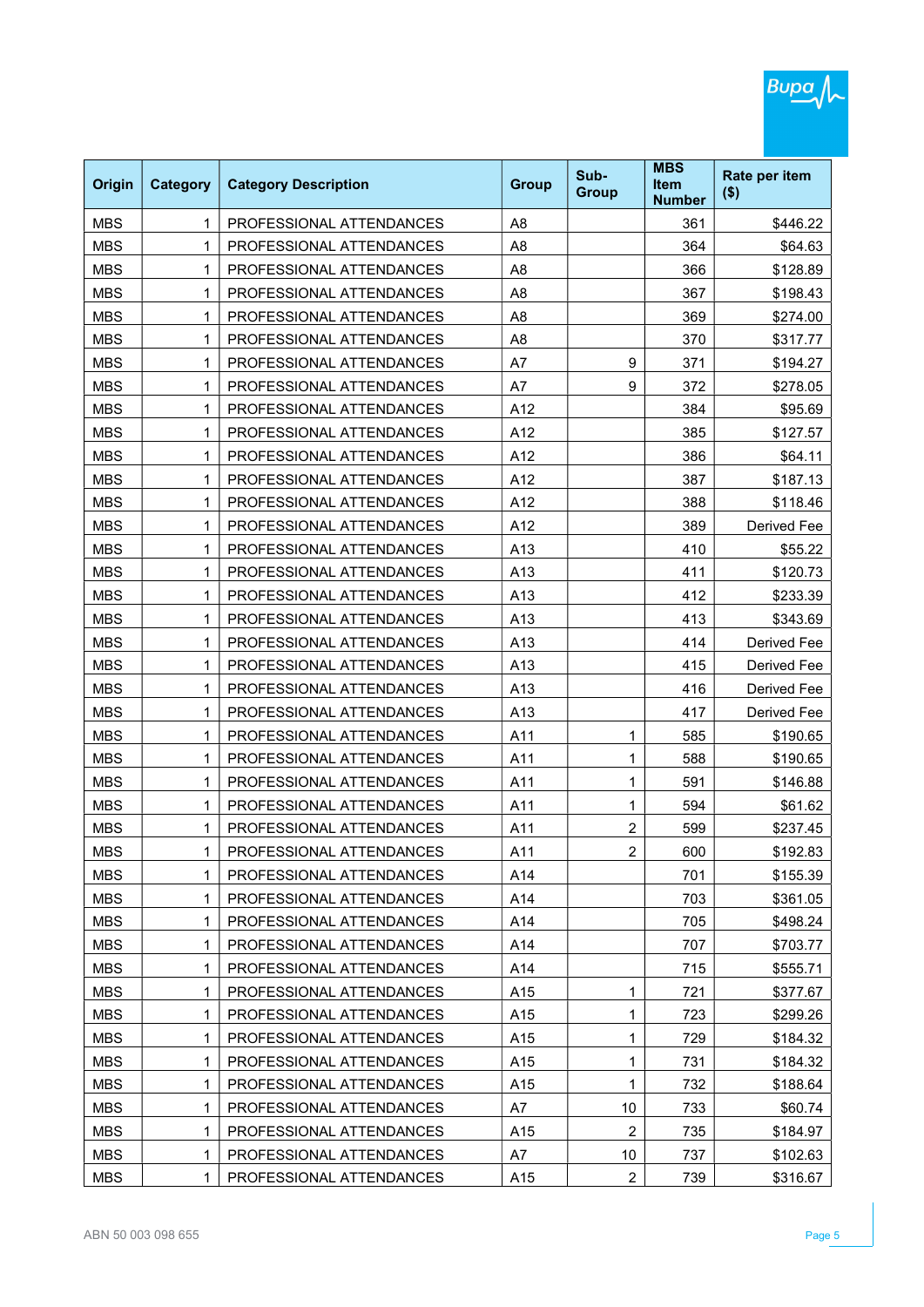| Origin | Category | Category Description | Group | Sub-Group | MBS Item Number | Rate per item ($) |
|---|---|---|---|---|---|---|
| MBS | 1 | PROFESSIONAL ATTENDANCES | A8 | | 361 | $446.22 |
| MBS | 1 | PROFESSIONAL ATTENDANCES | A8 | | 364 | $64.63 |
| MBS | 1 | PROFESSIONAL ATTENDANCES | A8 | | 366 | $128.89 |
| MBS | 1 | PROFESSIONAL ATTENDANCES | A8 | | 367 | $198.43 |
| MBS | 1 | PROFESSIONAL ATTENDANCES | A8 | | 369 | $274.00 |
| MBS | 1 | PROFESSIONAL ATTENDANCES | A8 | | 370 | $317.77 |
| MBS | 1 | PROFESSIONAL ATTENDANCES | A7 | 9 | 371 | $194.27 |
| MBS | 1 | PROFESSIONAL ATTENDANCES | A7 | 9 | 372 | $278.05 |
| MBS | 1 | PROFESSIONAL ATTENDANCES | A12 | | 384 | $95.69 |
| MBS | 1 | PROFESSIONAL ATTENDANCES | A12 | | 385 | $127.57 |
| MBS | 1 | PROFESSIONAL ATTENDANCES | A12 | | 386 | $64.11 |
| MBS | 1 | PROFESSIONAL ATTENDANCES | A12 | | 387 | $187.13 |
| MBS | 1 | PROFESSIONAL ATTENDANCES | A12 | | 388 | $118.46 |
| MBS | 1 | PROFESSIONAL ATTENDANCES | A12 | | 389 | Derived Fee |
| MBS | 1 | PROFESSIONAL ATTENDANCES | A13 | | 410 | $55.22 |
| MBS | 1 | PROFESSIONAL ATTENDANCES | A13 | | 411 | $120.73 |
| MBS | 1 | PROFESSIONAL ATTENDANCES | A13 | | 412 | $233.39 |
| MBS | 1 | PROFESSIONAL ATTENDANCES | A13 | | 413 | $343.69 |
| MBS | 1 | PROFESSIONAL ATTENDANCES | A13 | | 414 | Derived Fee |
| MBS | 1 | PROFESSIONAL ATTENDANCES | A13 | | 415 | Derived Fee |
| MBS | 1 | PROFESSIONAL ATTENDANCES | A13 | | 416 | Derived Fee |
| MBS | 1 | PROFESSIONAL ATTENDANCES | A13 | | 417 | Derived Fee |
| MBS | 1 | PROFESSIONAL ATTENDANCES | A11 | 1 | 585 | $190.65 |
| MBS | 1 | PROFESSIONAL ATTENDANCES | A11 | 1 | 588 | $190.65 |
| MBS | 1 | PROFESSIONAL ATTENDANCES | A11 | 1 | 591 | $146.88 |
| MBS | 1 | PROFESSIONAL ATTENDANCES | A11 | 1 | 594 | $61.62 |
| MBS | 1 | PROFESSIONAL ATTENDANCES | A11 | 2 | 599 | $237.45 |
| MBS | 1 | PROFESSIONAL ATTENDANCES | A11 | 2 | 600 | $192.83 |
| MBS | 1 | PROFESSIONAL ATTENDANCES | A14 | | 701 | $155.39 |
| MBS | 1 | PROFESSIONAL ATTENDANCES | A14 | | 703 | $361.05 |
| MBS | 1 | PROFESSIONAL ATTENDANCES | A14 | | 705 | $498.24 |
| MBS | 1 | PROFESSIONAL ATTENDANCES | A14 | | 707 | $703.77 |
| MBS | 1 | PROFESSIONAL ATTENDANCES | A14 | | 715 | $555.71 |
| MBS | 1 | PROFESSIONAL ATTENDANCES | A15 | 1 | 721 | $377.67 |
| MBS | 1 | PROFESSIONAL ATTENDANCES | A15 | 1 | 723 | $299.26 |
| MBS | 1 | PROFESSIONAL ATTENDANCES | A15 | 1 | 729 | $184.32 |
| MBS | 1 | PROFESSIONAL ATTENDANCES | A15 | 1 | 731 | $184.32 |
| MBS | 1 | PROFESSIONAL ATTENDANCES | A15 | 1 | 732 | $188.64 |
| MBS | 1 | PROFESSIONAL ATTENDANCES | A7 | 10 | 733 | $60.74 |
| MBS | 1 | PROFESSIONAL ATTENDANCES | A15 | 2 | 735 | $184.97 |
| MBS | 1 | PROFESSIONAL ATTENDANCES | A7 | 10 | 737 | $102.63 |
| MBS | 1 | PROFESSIONAL ATTENDANCES | A15 | 2 | 739 | $316.67 |

ABN 50 003 098 655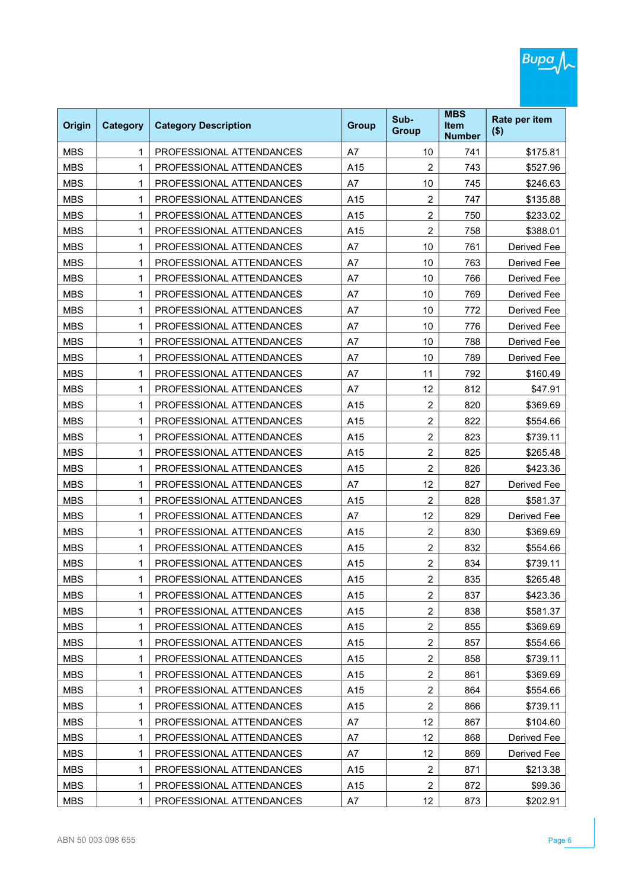| Origin | Category | Category Description | Group | Sub-Group | MBS Item Number | Rate per item ($) |
|---|---|---|---|---|---|---|
| MBS | 1 | PROFESSIONAL ATTENDANCES | A7 | 10 | 741 | $175.81 |
| MBS | 1 | PROFESSIONAL ATTENDANCES | A15 | 2 | 743 | $527.96 |
| MBS | 1 | PROFESSIONAL ATTENDANCES | A7 | 10 | 745 | $246.63 |
| MBS | 1 | PROFESSIONAL ATTENDANCES | A15 | 2 | 747 | $135.88 |
| MBS | 1 | PROFESSIONAL ATTENDANCES | A15 | 2 | 750 | $233.02 |
| MBS | 1 | PROFESSIONAL ATTENDANCES | A15 | 2 | 758 | $388.01 |
| MBS | 1 | PROFESSIONAL ATTENDANCES | A7 | 10 | 761 | Derived Fee |
| MBS | 1 | PROFESSIONAL ATTENDANCES | A7 | 10 | 763 | Derived Fee |
| MBS | 1 | PROFESSIONAL ATTENDANCES | A7 | 10 | 766 | Derived Fee |
| MBS | 1 | PROFESSIONAL ATTENDANCES | A7 | 10 | 769 | Derived Fee |
| MBS | 1 | PROFESSIONAL ATTENDANCES | A7 | 10 | 772 | Derived Fee |
| MBS | 1 | PROFESSIONAL ATTENDANCES | A7 | 10 | 776 | Derived Fee |
| MBS | 1 | PROFESSIONAL ATTENDANCES | A7 | 10 | 788 | Derived Fee |
| MBS | 1 | PROFESSIONAL ATTENDANCES | A7 | 10 | 789 | Derived Fee |
| MBS | 1 | PROFESSIONAL ATTENDANCES | A7 | 11 | 792 | $160.49 |
| MBS | 1 | PROFESSIONAL ATTENDANCES | A7 | 12 | 812 | $47.91 |
| MBS | 1 | PROFESSIONAL ATTENDANCES | A15 | 2 | 820 | $369.69 |
| MBS | 1 | PROFESSIONAL ATTENDANCES | A15 | 2 | 822 | $554.66 |
| MBS | 1 | PROFESSIONAL ATTENDANCES | A15 | 2 | 823 | $739.11 |
| MBS | 1 | PROFESSIONAL ATTENDANCES | A15 | 2 | 825 | $265.48 |
| MBS | 1 | PROFESSIONAL ATTENDANCES | A15 | 2 | 826 | $423.36 |
| MBS | 1 | PROFESSIONAL ATTENDANCES | A7 | 12 | 827 | Derived Fee |
| MBS | 1 | PROFESSIONAL ATTENDANCES | A15 | 2 | 828 | $581.37 |
| MBS | 1 | PROFESSIONAL ATTENDANCES | A7 | 12 | 829 | Derived Fee |
| MBS | 1 | PROFESSIONAL ATTENDANCES | A15 | 2 | 830 | $369.69 |
| MBS | 1 | PROFESSIONAL ATTENDANCES | A15 | 2 | 832 | $554.66 |
| MBS | 1 | PROFESSIONAL ATTENDANCES | A15 | 2 | 834 | $739.11 |
| MBS | 1 | PROFESSIONAL ATTENDANCES | A15 | 2 | 835 | $265.48 |
| MBS | 1 | PROFESSIONAL ATTENDANCES | A15 | 2 | 837 | $423.36 |
| MBS | 1 | PROFESSIONAL ATTENDANCES | A15 | 2 | 838 | $581.37 |
| MBS | 1 | PROFESSIONAL ATTENDANCES | A15 | 2 | 855 | $369.69 |
| MBS | 1 | PROFESSIONAL ATTENDANCES | A15 | 2 | 857 | $554.66 |
| MBS | 1 | PROFESSIONAL ATTENDANCES | A15 | 2 | 858 | $739.11 |
| MBS | 1 | PROFESSIONAL ATTENDANCES | A15 | 2 | 861 | $369.69 |
| MBS | 1 | PROFESSIONAL ATTENDANCES | A15 | 2 | 864 | $554.66 |
| MBS | 1 | PROFESSIONAL ATTENDANCES | A15 | 2 | 866 | $739.11 |
| MBS | 1 | PROFESSIONAL ATTENDANCES | A7 | 12 | 867 | $104.60 |
| MBS | 1 | PROFESSIONAL ATTENDANCES | A7 | 12 | 868 | Derived Fee |
| MBS | 1 | PROFESSIONAL ATTENDANCES | A7 | 12 | 869 | Derived Fee |
| MBS | 1 | PROFESSIONAL ATTENDANCES | A15 | 2 | 871 | $213.38 |
| MBS | 1 | PROFESSIONAL ATTENDANCES | A15 | 2 | 872 | $99.36 |
| MBS | 1 | PROFESSIONAL ATTENDANCES | A7 | 12 | 873 | $202.91 |

ABN 50 003 098 655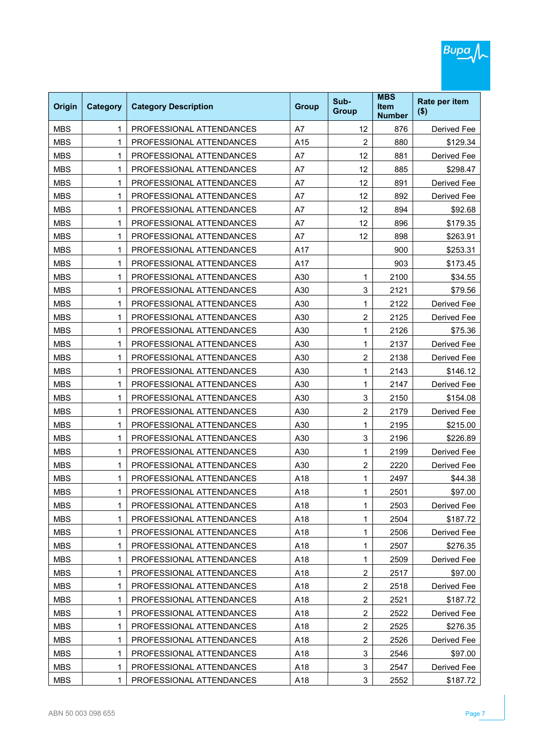| Origin | Category | Category Description | Group | Sub-Group | MBS Item Number | Rate per item ($) |
|---|---|---|---|---|---|---|
| MBS | 1 | PROFESSIONAL ATTENDANCES | A7 | 12 | 876 | Derived Fee |
| MBS | 1 | PROFESSIONAL ATTENDANCES | A15 | 2 | 880 | $129.34 |
| MBS | 1 | PROFESSIONAL ATTENDANCES | A7 | 12 | 881 | Derived Fee |
| MBS | 1 | PROFESSIONAL ATTENDANCES | A7 | 12 | 885 | $298.47 |
| MBS | 1 | PROFESSIONAL ATTENDANCES | A7 | 12 | 891 | Derived Fee |
| MBS | 1 | PROFESSIONAL ATTENDANCES | A7 | 12 | 892 | Derived Fee |
| MBS | 1 | PROFESSIONAL ATTENDANCES | A7 | 12 | 894 | $92.68 |
| MBS | 1 | PROFESSIONAL ATTENDANCES | A7 | 12 | 896 | $179.35 |
| MBS | 1 | PROFESSIONAL ATTENDANCES | A7 | 12 | 898 | $263.91 |
| MBS | 1 | PROFESSIONAL ATTENDANCES | A17 | | 900 | $253.31 |
| MBS | 1 | PROFESSIONAL ATTENDANCES | A17 | | 903 | $173.45 |
| MBS | 1 | PROFESSIONAL ATTENDANCES | A30 | 1 | 2100 | $34.55 |
| MBS | 1 | PROFESSIONAL ATTENDANCES | A30 | 3 | 2121 | $79.56 |
| MBS | 1 | PROFESSIONAL ATTENDANCES | A30 | 1 | 2122 | Derived Fee |
| MBS | 1 | PROFESSIONAL ATTENDANCES | A30 | 2 | 2125 | Derived Fee |
| MBS | 1 | PROFESSIONAL ATTENDANCES | A30 | 1 | 2126 | $75.36 |
| MBS | 1 | PROFESSIONAL ATTENDANCES | A30 | 1 | 2137 | Derived Fee |
| MBS | 1 | PROFESSIONAL ATTENDANCES | A30 | 2 | 2138 | Derived Fee |
| MBS | 1 | PROFESSIONAL ATTENDANCES | A30 | 1 | 2143 | $146.12 |
| MBS | 1 | PROFESSIONAL ATTENDANCES | A30 | 1 | 2147 | Derived Fee |
| MBS | 1 | PROFESSIONAL ATTENDANCES | A30 | 3 | 2150 | $154.08 |
| MBS | 1 | PROFESSIONAL ATTENDANCES | A30 | 2 | 2179 | Derived Fee |
| MBS | 1 | PROFESSIONAL ATTENDANCES | A30 | 1 | 2195 | $215.00 |
| MBS | 1 | PROFESSIONAL ATTENDANCES | A30 | 3 | 2196 | $226.89 |
| MBS | 1 | PROFESSIONAL ATTENDANCES | A30 | 1 | 2199 | Derived Fee |
| MBS | 1 | PROFESSIONAL ATTENDANCES | A30 | 2 | 2220 | Derived Fee |
| MBS | 1 | PROFESSIONAL ATTENDANCES | A18 | 1 | 2497 | $44.38 |
| MBS | 1 | PROFESSIONAL ATTENDANCES | A18 | 1 | 2501 | $97.00 |
| MBS | 1 | PROFESSIONAL ATTENDANCES | A18 | 1 | 2503 | Derived Fee |
| MBS | 1 | PROFESSIONAL ATTENDANCES | A18 | 1 | 2504 | $187.72 |
| MBS | 1 | PROFESSIONAL ATTENDANCES | A18 | 1 | 2506 | Derived Fee |
| MBS | 1 | PROFESSIONAL ATTENDANCES | A18 | 1 | 2507 | $276.35 |
| MBS | 1 | PROFESSIONAL ATTENDANCES | A18 | 1 | 2509 | Derived Fee |
| MBS | 1 | PROFESSIONAL ATTENDANCES | A18 | 2 | 2517 | $97.00 |
| MBS | 1 | PROFESSIONAL ATTENDANCES | A18 | 2 | 2518 | Derived Fee |
| MBS | 1 | PROFESSIONAL ATTENDANCES | A18 | 2 | 2521 | $187.72 |
| MBS | 1 | PROFESSIONAL ATTENDANCES | A18 | 2 | 2522 | Derived Fee |
| MBS | 1 | PROFESSIONAL ATTENDANCES | A18 | 2 | 2525 | $276.35 |
| MBS | 1 | PROFESSIONAL ATTENDANCES | A18 | 2 | 2526 | Derived Fee |
| MBS | 1 | PROFESSIONAL ATTENDANCES | A18 | 3 | 2546 | $97.00 |
| MBS | 1 | PROFESSIONAL ATTENDANCES | A18 | 3 | 2547 | Derived Fee |
| MBS | 1 | PROFESSIONAL ATTENDANCES | A18 | 3 | 2552 | $187.72 |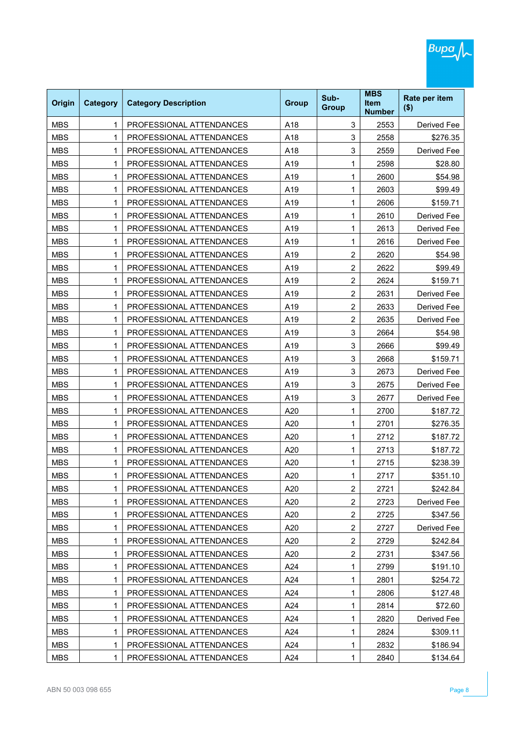| Origin | Category | Category Description | Group | Sub-Group | MBS Item Number | Rate per item ($) |
|---|---|---|---|---|---|---|
| MBS | 1 | PROFESSIONAL ATTENDANCES | A18 | 3 | 2553 | Derived Fee |
| MBS | 1 | PROFESSIONAL ATTENDANCES | A18 | 3 | 2558 | $276.35 |
| MBS | 1 | PROFESSIONAL ATTENDANCES | A18 | 3 | 2559 | Derived Fee |
| MBS | 1 | PROFESSIONAL ATTENDANCES | A19 | 1 | 2598 | $28.80 |
| MBS | 1 | PROFESSIONAL ATTENDANCES | A19 | 1 | 2600 | $54.98 |
| MBS | 1 | PROFESSIONAL ATTENDANCES | A19 | 1 | 2603 | $99.49 |
| MBS | 1 | PROFESSIONAL ATTENDANCES | A19 | 1 | 2606 | $159.71 |
| MBS | 1 | PROFESSIONAL ATTENDANCES | A19 | 1 | 2610 | Derived Fee |
| MBS | 1 | PROFESSIONAL ATTENDANCES | A19 | 1 | 2613 | Derived Fee |
| MBS | 1 | PROFESSIONAL ATTENDANCES | A19 | 1 | 2616 | Derived Fee |
| MBS | 1 | PROFESSIONAL ATTENDANCES | A19 | 2 | 2620 | $54.98 |
| MBS | 1 | PROFESSIONAL ATTENDANCES | A19 | 2 | 2622 | $99.49 |
| MBS | 1 | PROFESSIONAL ATTENDANCES | A19 | 2 | 2624 | $159.71 |
| MBS | 1 | PROFESSIONAL ATTENDANCES | A19 | 2 | 2631 | Derived Fee |
| MBS | 1 | PROFESSIONAL ATTENDANCES | A19 | 2 | 2633 | Derived Fee |
| MBS | 1 | PROFESSIONAL ATTENDANCES | A19 | 2 | 2635 | Derived Fee |
| MBS | 1 | PROFESSIONAL ATTENDANCES | A19 | 3 | 2664 | $54.98 |
| MBS | 1 | PROFESSIONAL ATTENDANCES | A19 | 3 | 2666 | $99.49 |
| MBS | 1 | PROFESSIONAL ATTENDANCES | A19 | 3 | 2668 | $159.71 |
| MBS | 1 | PROFESSIONAL ATTENDANCES | A19 | 3 | 2673 | Derived Fee |
| MBS | 1 | PROFESSIONAL ATTENDANCES | A19 | 3 | 2675 | Derived Fee |
| MBS | 1 | PROFESSIONAL ATTENDANCES | A19 | 3 | 2677 | Derived Fee |
| MBS | 1 | PROFESSIONAL ATTENDANCES | A20 | 1 | 2700 | $187.72 |
| MBS | 1 | PROFESSIONAL ATTENDANCES | A20 | 1 | 2701 | $276.35 |
| MBS | 1 | PROFESSIONAL ATTENDANCES | A20 | 1 | 2712 | $187.72 |
| MBS | 1 | PROFESSIONAL ATTENDANCES | A20 | 1 | 2713 | $187.72 |
| MBS | 1 | PROFESSIONAL ATTENDANCES | A20 | 1 | 2715 | $238.39 |
| MBS | 1 | PROFESSIONAL ATTENDANCES | A20 | 1 | 2717 | $351.10 |
| MBS | 1 | PROFESSIONAL ATTENDANCES | A20 | 2 | 2721 | $242.84 |
| MBS | 1 | PROFESSIONAL ATTENDANCES | A20 | 2 | 2723 | Derived Fee |
| MBS | 1 | PROFESSIONAL ATTENDANCES | A20 | 2 | 2725 | $347.56 |
| MBS | 1 | PROFESSIONAL ATTENDANCES | A20 | 2 | 2727 | Derived Fee |
| MBS | 1 | PROFESSIONAL ATTENDANCES | A20 | 2 | 2729 | $242.84 |
| MBS | 1 | PROFESSIONAL ATTENDANCES | A20 | 2 | 2731 | $347.56 |
| MBS | 1 | PROFESSIONAL ATTENDANCES | A24 | 1 | 2799 | $191.10 |
| MBS | 1 | PROFESSIONAL ATTENDANCES | A24 | 1 | 2801 | $254.72 |
| MBS | 1 | PROFESSIONAL ATTENDANCES | A24 | 1 | 2806 | $127.48 |
| MBS | 1 | PROFESSIONAL ATTENDANCES | A24 | 1 | 2814 | $72.60 |
| MBS | 1 | PROFESSIONAL ATTENDANCES | A24 | 1 | 2820 | Derived Fee |
| MBS | 1 | PROFESSIONAL ATTENDANCES | A24 | 1 | 2824 | $309.11 |
| MBS | 1 | PROFESSIONAL ATTENDANCES | A24 | 1 | 2832 | $186.94 |
| MBS | 1 | PROFESSIONAL ATTENDANCES | A24 | 1 | 2840 | $134.64 |

ABN 50 003 098 655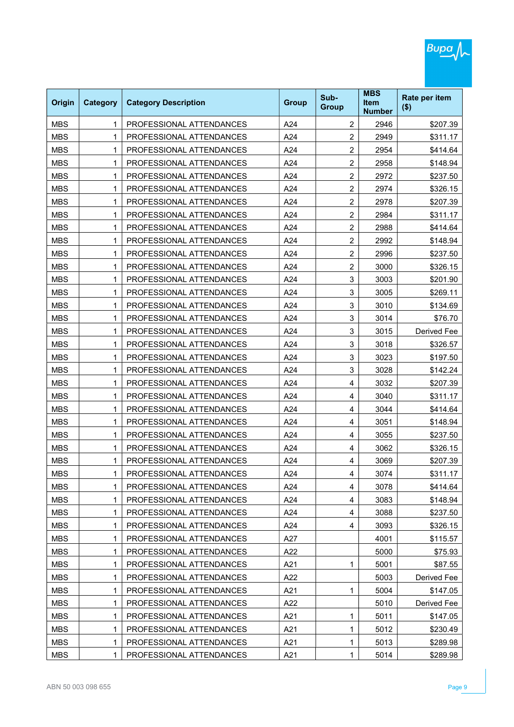| Origin | Category | Category Description | Group | Sub-Group | MBS Item Number | Rate per item ($) |
|---|---|---|---|---|---|---|
| MBS | 1 | PROFESSIONAL ATTENDANCES | A24 | 2 | 2946 | $207.39 |
| MBS | 1 | PROFESSIONAL ATTENDANCES | A24 | 2 | 2949 | $311.17 |
| MBS | 1 | PROFESSIONAL ATTENDANCES | A24 | 2 | 2954 | $414.64 |
| MBS | 1 | PROFESSIONAL ATTENDANCES | A24 | 2 | 2958 | $148.94 |
| MBS | 1 | PROFESSIONAL ATTENDANCES | A24 | 2 | 2972 | $237.50 |
| MBS | 1 | PROFESSIONAL ATTENDANCES | A24 | 2 | 2974 | $326.15 |
| MBS | 1 | PROFESSIONAL ATTENDANCES | A24 | 2 | 2978 | $207.39 |
| MBS | 1 | PROFESSIONAL ATTENDANCES | A24 | 2 | 2984 | $311.17 |
| MBS | 1 | PROFESSIONAL ATTENDANCES | A24 | 2 | 2988 | $414.64 |
| MBS | 1 | PROFESSIONAL ATTENDANCES | A24 | 2 | 2992 | $148.94 |
| MBS | 1 | PROFESSIONAL ATTENDANCES | A24 | 2 | 2996 | $237.50 |
| MBS | 1 | PROFESSIONAL ATTENDANCES | A24 | 2 | 3000 | $326.15 |
| MBS | 1 | PROFESSIONAL ATTENDANCES | A24 | 3 | 3003 | $201.90 |
| MBS | 1 | PROFESSIONAL ATTENDANCES | A24 | 3 | 3005 | $269.11 |
| MBS | 1 | PROFESSIONAL ATTENDANCES | A24 | 3 | 3010 | $134.69 |
| MBS | 1 | PROFESSIONAL ATTENDANCES | A24 | 3 | 3014 | $76.70 |
| MBS | 1 | PROFESSIONAL ATTENDANCES | A24 | 3 | 3015 | Derived Fee |
| MBS | 1 | PROFESSIONAL ATTENDANCES | A24 | 3 | 3018 | $326.57 |
| MBS | 1 | PROFESSIONAL ATTENDANCES | A24 | 3 | 3023 | $197.50 |
| MBS | 1 | PROFESSIONAL ATTENDANCES | A24 | 3 | 3028 | $142.24 |
| MBS | 1 | PROFESSIONAL ATTENDANCES | A24 | 4 | 3032 | $207.39 |
| MBS | 1 | PROFESSIONAL ATTENDANCES | A24 | 4 | 3040 | $311.17 |
| MBS | 1 | PROFESSIONAL ATTENDANCES | A24 | 4 | 3044 | $414.64 |
| MBS | 1 | PROFESSIONAL ATTENDANCES | A24 | 4 | 3051 | $148.94 |
| MBS | 1 | PROFESSIONAL ATTENDANCES | A24 | 4 | 3055 | $237.50 |
| MBS | 1 | PROFESSIONAL ATTENDANCES | A24 | 4 | 3062 | $326.15 |
| MBS | 1 | PROFESSIONAL ATTENDANCES | A24 | 4 | 3069 | $207.39 |
| MBS | 1 | PROFESSIONAL ATTENDANCES | A24 | 4 | 3074 | $311.17 |
| MBS | 1 | PROFESSIONAL ATTENDANCES | A24 | 4 | 3078 | $414.64 |
| MBS | 1 | PROFESSIONAL ATTENDANCES | A24 | 4 | 3083 | $148.94 |
| MBS | 1 | PROFESSIONAL ATTENDANCES | A24 | 4 | 3088 | $237.50 |
| MBS | 1 | PROFESSIONAL ATTENDANCES | A24 | 4 | 3093 | $326.15 |
| MBS | 1 | PROFESSIONAL ATTENDANCES | A27 | | 4001 | $115.57 |
| MBS | 1 | PROFESSIONAL ATTENDANCES | A22 | | 5000 | $75.93 |
| MBS | 1 | PROFESSIONAL ATTENDANCES | A21 | 1 | 5001 | $87.55 |
| MBS | 1 | PROFESSIONAL ATTENDANCES | A22 | | 5003 | Derived Fee |
| MBS | 1 | PROFESSIONAL ATTENDANCES | A21 | 1 | 5004 | $147.05 |
| MBS | 1 | PROFESSIONAL ATTENDANCES | A22 | | 5010 | Derived Fee |
| MBS | 1 | PROFESSIONAL ATTENDANCES | A21 | 1 | 5011 | $147.05 |
| MBS | 1 | PROFESSIONAL ATTENDANCES | A21 | 1 | 5012 | $230.49 |
| MBS | 1 | PROFESSIONAL ATTENDANCES | A21 | 1 | 5013 | $289.98 |
| MBS | 1 | PROFESSIONAL ATTENDANCES | A21 | 1 | 5014 | $289.98 |

ABN 50 003 098 655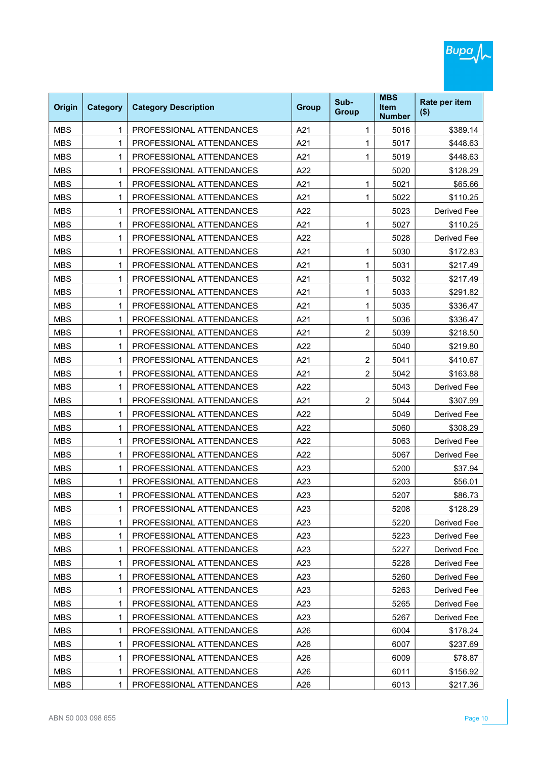| Origin | Category | Category Description | Group | Sub-Group | MBS Item Number | Rate per item ($) |
|---|---|---|---|---|---|---|
| MBS | 1 | PROFESSIONAL ATTENDANCES | A21 | 1 | 5016 | $389.14 |
| MBS | 1 | PROFESSIONAL ATTENDANCES | A21 | 1 | 5017 | $448.63 |
| MBS | 1 | PROFESSIONAL ATTENDANCES | A21 | 1 | 5019 | $448.63 |
| MBS | 1 | PROFESSIONAL ATTENDANCES | A22 | | 5020 | $128.29 |
| MBS | 1 | PROFESSIONAL ATTENDANCES | A21 | 1 | 5021 | $65.66 |
| MBS | 1 | PROFESSIONAL ATTENDANCES | A21 | 1 | 5022 | $110.25 |
| MBS | 1 | PROFESSIONAL ATTENDANCES | A22 | | 5023 | Derived Fee |
| MBS | 1 | PROFESSIONAL ATTENDANCES | A21 | 1 | 5027 | $110.25 |
| MBS | 1 | PROFESSIONAL ATTENDANCES | A22 | | 5028 | Derived Fee |
| MBS | 1 | PROFESSIONAL ATTENDANCES | A21 | 1 | 5030 | $172.83 |
| MBS | 1 | PROFESSIONAL ATTENDANCES | A21 | 1 | 5031 | $217.49 |
| MBS | 1 | PROFESSIONAL ATTENDANCES | A21 | 1 | 5032 | $217.49 |
| MBS | 1 | PROFESSIONAL ATTENDANCES | A21 | 1 | 5033 | $291.82 |
| MBS | 1 | PROFESSIONAL ATTENDANCES | A21 | 1 | 5035 | $336.47 |
| MBS | 1 | PROFESSIONAL ATTENDANCES | A21 | 1 | 5036 | $336.47 |
| MBS | 1 | PROFESSIONAL ATTENDANCES | A21 | 2 | 5039 | $218.50 |
| MBS | 1 | PROFESSIONAL ATTENDANCES | A22 | | 5040 | $219.80 |
| MBS | 1 | PROFESSIONAL ATTENDANCES | A21 | 2 | 5041 | $410.67 |
| MBS | 1 | PROFESSIONAL ATTENDANCES | A21 | 2 | 5042 | $163.88 |
| MBS | 1 | PROFESSIONAL ATTENDANCES | A22 | | 5043 | Derived Fee |
| MBS | 1 | PROFESSIONAL ATTENDANCES | A21 | 2 | 5044 | $307.99 |
| MBS | 1 | PROFESSIONAL ATTENDANCES | A22 | | 5049 | Derived Fee |
| MBS | 1 | PROFESSIONAL ATTENDANCES | A22 | | 5060 | $308.29 |
| MBS | 1 | PROFESSIONAL ATTENDANCES | A22 | | 5063 | Derived Fee |
| MBS | 1 | PROFESSIONAL ATTENDANCES | A22 | | 5067 | Derived Fee |
| MBS | 1 | PROFESSIONAL ATTENDANCES | A23 | | 5200 | $37.94 |
| MBS | 1 | PROFESSIONAL ATTENDANCES | A23 | | 5203 | $56.01 |
| MBS | 1 | PROFESSIONAL ATTENDANCES | A23 | | 5207 | $86.73 |
| MBS | 1 | PROFESSIONAL ATTENDANCES | A23 | | 5208 | $128.29 |
| MBS | 1 | PROFESSIONAL ATTENDANCES | A23 | | 5220 | Derived Fee |
| MBS | 1 | PROFESSIONAL ATTENDANCES | A23 | | 5223 | Derived Fee |
| MBS | 1 | PROFESSIONAL ATTENDANCES | A23 | | 5227 | Derived Fee |
| MBS | 1 | PROFESSIONAL ATTENDANCES | A23 | | 5228 | Derived Fee |
| MBS | 1 | PROFESSIONAL ATTENDANCES | A23 | | 5260 | Derived Fee |
| MBS | 1 | PROFESSIONAL ATTENDANCES | A23 | | 5263 | Derived Fee |
| MBS | 1 | PROFESSIONAL ATTENDANCES | A23 | | 5265 | Derived Fee |
| MBS | 1 | PROFESSIONAL ATTENDANCES | A23 | | 5267 | Derived Fee |
| MBS | 1 | PROFESSIONAL ATTENDANCES | A26 | | 6004 | $178.24 |
| MBS | 1 | PROFESSIONAL ATTENDANCES | A26 | | 6007 | $237.69 |
| MBS | 1 | PROFESSIONAL ATTENDANCES | A26 | | 6009 | $78.87 |
| MBS | 1 | PROFESSIONAL ATTENDANCES | A26 | | 6011 | $156.92 |
| MBS | 1 | PROFESSIONAL ATTENDANCES | A26 | | 6013 | $217.36 |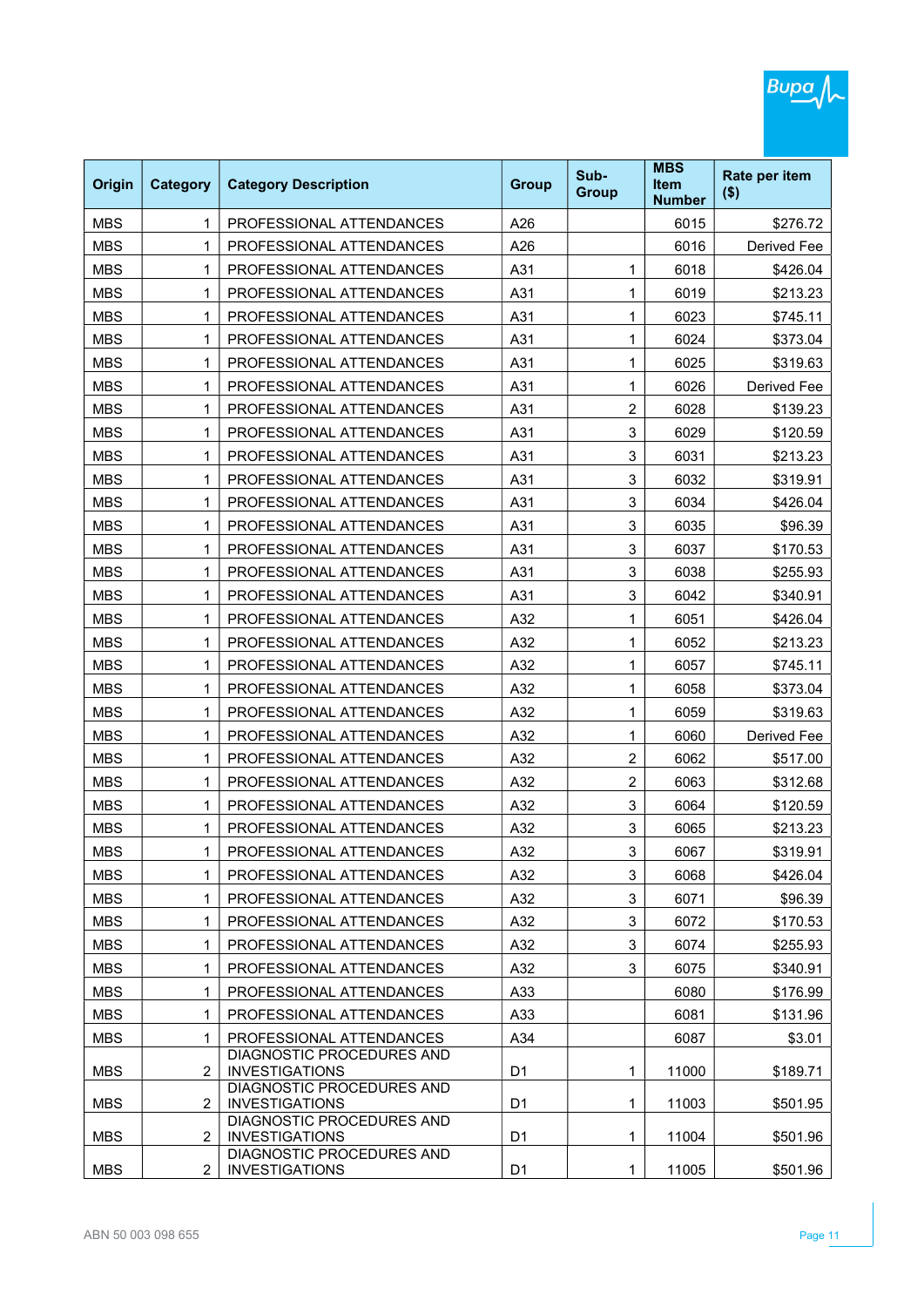| Origin | Category | Category Description | Group | Sub-Group | MBS Item Number | Rate per item ($) |
|---|---|---|---|---|---|---|
| MBS | 1 | PROFESSIONAL ATTENDANCES | A26 | | 6015 | $276.72 |
| MBS | 1 | PROFESSIONAL ATTENDANCES | A26 | | 6016 | Derived Fee |
| MBS | 1 | PROFESSIONAL ATTENDANCES | A31 | 1 | 6018 | $426.04 |
| MBS | 1 | PROFESSIONAL ATTENDANCES | A31 | 1 | 6019 | $213.23 |
| MBS | 1 | PROFESSIONAL ATTENDANCES | A31 | 1 | 6023 | $745.11 |
| MBS | 1 | PROFESSIONAL ATTENDANCES | A31 | 1 | 6024 | $373.04 |
| MBS | 1 | PROFESSIONAL ATTENDANCES | A31 | 1 | 6025 | $319.63 |
| MBS | 1 | PROFESSIONAL ATTENDANCES | A31 | 1 | 6026 | Derived Fee |
| MBS | 1 | PROFESSIONAL ATTENDANCES | A31 | 2 | 6028 | $139.23 |
| MBS | 1 | PROFESSIONAL ATTENDANCES | A31 | 3 | 6029 | $120.59 |
| MBS | 1 | PROFESSIONAL ATTENDANCES | A31 | 3 | 6031 | $213.23 |
| MBS | 1 | PROFESSIONAL ATTENDANCES | A31 | 3 | 6032 | $319.91 |
| MBS | 1 | PROFESSIONAL ATTENDANCES | A31 | 3 | 6034 | $426.04 |
| MBS | 1 | PROFESSIONAL ATTENDANCES | A31 | 3 | 6035 | $96.39 |
| MBS | 1 | PROFESSIONAL ATTENDANCES | A31 | 3 | 6037 | $170.53 |
| MBS | 1 | PROFESSIONAL ATTENDANCES | A31 | 3 | 6038 | $255.93 |
| MBS | 1 | PROFESSIONAL ATTENDANCES | A31 | 3 | 6042 | $340.91 |
| MBS | 1 | PROFESSIONAL ATTENDANCES | A32 | 1 | 6051 | $426.04 |
| MBS | 1 | PROFESSIONAL ATTENDANCES | A32 | 1 | 6052 | $213.23 |
| MBS | 1 | PROFESSIONAL ATTENDANCES | A32 | 1 | 6057 | $745.11 |
| MBS | 1 | PROFESSIONAL ATTENDANCES | A32 | 1 | 6058 | $373.04 |
| MBS | 1 | PROFESSIONAL ATTENDANCES | A32 | 1 | 6059 | $319.63 |
| MBS | 1 | PROFESSIONAL ATTENDANCES | A32 | 1 | 6060 | Derived Fee |
| MBS | 1 | PROFESSIONAL ATTENDANCES | A32 | 2 | 6062 | $517.00 |
| MBS | 1 | PROFESSIONAL ATTENDANCES | A32 | 2 | 6063 | $312.68 |
| MBS | 1 | PROFESSIONAL ATTENDANCES | A32 | 3 | 6064 | $120.59 |
| MBS | 1 | PROFESSIONAL ATTENDANCES | A32 | 3 | 6065 | $213.23 |
| MBS | 1 | PROFESSIONAL ATTENDANCES | A32 | 3 | 6067 | $319.91 |
| MBS | 1 | PROFESSIONAL ATTENDANCES | A32 | 3 | 6068 | $426.04 |
| MBS | 1 | PROFESSIONAL ATTENDANCES | A32 | 3 | 6071 | $96.39 |
| MBS | 1 | PROFESSIONAL ATTENDANCES | A32 | 3 | 6072 | $170.53 |
| MBS | 1 | PROFESSIONAL ATTENDANCES | A32 | 3 | 6074 | $255.93 |
| MBS | 1 | PROFESSIONAL ATTENDANCES | A32 | 3 | 6075 | $340.91 |
| MBS | 1 | PROFESSIONAL ATTENDANCES | A33 | | 6080 | $176.99 |
| MBS | 1 | PROFESSIONAL ATTENDANCES | A33 | | 6081 | $131.96 |
| MBS | 1 | PROFESSIONAL ATTENDANCES | A34 | | 6087 | $3.01 |
| MBS | 2 | DIAGNOSTIC PROCEDURES AND INVESTIGATIONS | D1 | 1 | 11000 | $189.71 |
| MBS | 2 | DIAGNOSTIC PROCEDURES AND INVESTIGATIONS | D1 | 1 | 11003 | $501.95 |
| MBS | 2 | DIAGNOSTIC PROCEDURES AND INVESTIGATIONS | D1 | 1 | 11004 | $501.96 |
| MBS | 2 | DIAGNOSTIC PROCEDURES AND INVESTIGATIONS | D1 | 1 | 11005 | $501.96 |

ABN 50 003 098 655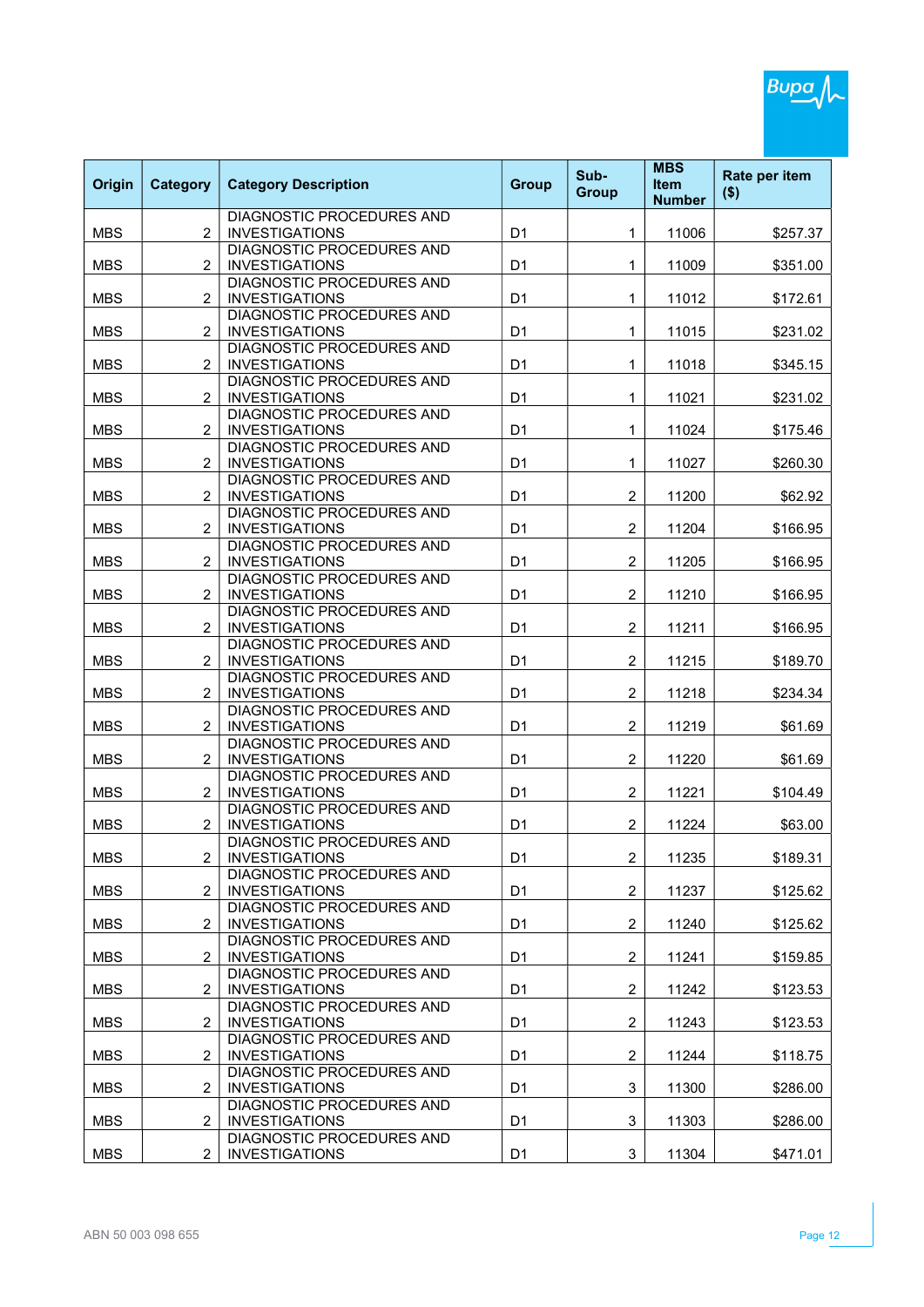| Origin | Category | Category Description | Group | Sub-Group | MBS Item Number | Rate per item ($) |
|---|---|---|---|---|---|---|
| MBS | 2 | DIAGNOSTIC PROCEDURES AND INVESTIGATIONS | D1 | 1 | 11006 | $257.37 |
| MBS | 2 | DIAGNOSTIC PROCEDURES AND INVESTIGATIONS | D1 | 1 | 11009 | $351.00 |
| MBS | 2 | DIAGNOSTIC PROCEDURES AND INVESTIGATIONS | D1 | 1 | 11012 | $172.61 |
| MBS | 2 | DIAGNOSTIC PROCEDURES AND INVESTIGATIONS | D1 | 1 | 11015 | $231.02 |
| MBS | 2 | DIAGNOSTIC PROCEDURES AND INVESTIGATIONS | D1 | 1 | 11018 | $345.15 |
| MBS | 2 | DIAGNOSTIC PROCEDURES AND INVESTIGATIONS | D1 | 1 | 11021 | $231.02 |
| MBS | 2 | DIAGNOSTIC PROCEDURES AND INVESTIGATIONS | D1 | 1 | 11024 | $175.46 |
| MBS | 2 | DIAGNOSTIC PROCEDURES AND INVESTIGATIONS | D1 | 1 | 11027 | $260.30 |
| MBS | 2 | DIAGNOSTIC PROCEDURES AND INVESTIGATIONS | D1 | 2 | 11200 | $62.92 |
| MBS | 2 | DIAGNOSTIC PROCEDURES AND INVESTIGATIONS | D1 | 2 | 11204 | $166.95 |
| MBS | 2 | DIAGNOSTIC PROCEDURES AND INVESTIGATIONS | D1 | 2 | 11205 | $166.95 |
| MBS | 2 | DIAGNOSTIC PROCEDURES AND INVESTIGATIONS | D1 | 2 | 11210 | $166.95 |
| MBS | 2 | DIAGNOSTIC PROCEDURES AND INVESTIGATIONS | D1 | 2 | 11211 | $166.95 |
| MBS | 2 | DIAGNOSTIC PROCEDURES AND INVESTIGATIONS | D1 | 2 | 11215 | $189.70 |
| MBS | 2 | DIAGNOSTIC PROCEDURES AND INVESTIGATIONS | D1 | 2 | 11218 | $234.34 |
| MBS | 2 | DIAGNOSTIC PROCEDURES AND INVESTIGATIONS | D1 | 2 | 11219 | $61.69 |
| MBS | 2 | DIAGNOSTIC PROCEDURES AND INVESTIGATIONS | D1 | 2 | 11220 | $61.69 |
| MBS | 2 | DIAGNOSTIC PROCEDURES AND INVESTIGATIONS | D1 | 2 | 11221 | $104.49 |
| MBS | 2 | DIAGNOSTIC PROCEDURES AND INVESTIGATIONS | D1 | 2 | 11224 | $63.00 |
| MBS | 2 | DIAGNOSTIC PROCEDURES AND INVESTIGATIONS | D1 | 2 | 11235 | $189.31 |
| MBS | 2 | DIAGNOSTIC PROCEDURES AND INVESTIGATIONS | D1 | 2 | 11237 | $125.62 |
| MBS | 2 | DIAGNOSTIC PROCEDURES AND INVESTIGATIONS | D1 | 2 | 11240 | $125.62 |
| MBS | 2 | DIAGNOSTIC PROCEDURES AND INVESTIGATIONS | D1 | 2 | 11241 | $159.85 |
| MBS | 2 | DIAGNOSTIC PROCEDURES AND INVESTIGATIONS | D1 | 2 | 11242 | $123.53 |
| MBS | 2 | DIAGNOSTIC PROCEDURES AND INVESTIGATIONS | D1 | 2 | 11243 | $123.53 |
| MBS | 2 | DIAGNOSTIC PROCEDURES AND INVESTIGATIONS | D1 | 2 | 11244 | $118.75 |
| MBS | 2 | DIAGNOSTIC PROCEDURES AND INVESTIGATIONS | D1 | 3 | 11300 | $286.00 |
| MBS | 2 | DIAGNOSTIC PROCEDURES AND INVESTIGATIONS | D1 | 3 | 11303 | $286.00 |
| MBS | 2 | DIAGNOSTIC PROCEDURES AND INVESTIGATIONS | D1 | 3 | 11304 | $471.01 |

ABN 50 003 098 655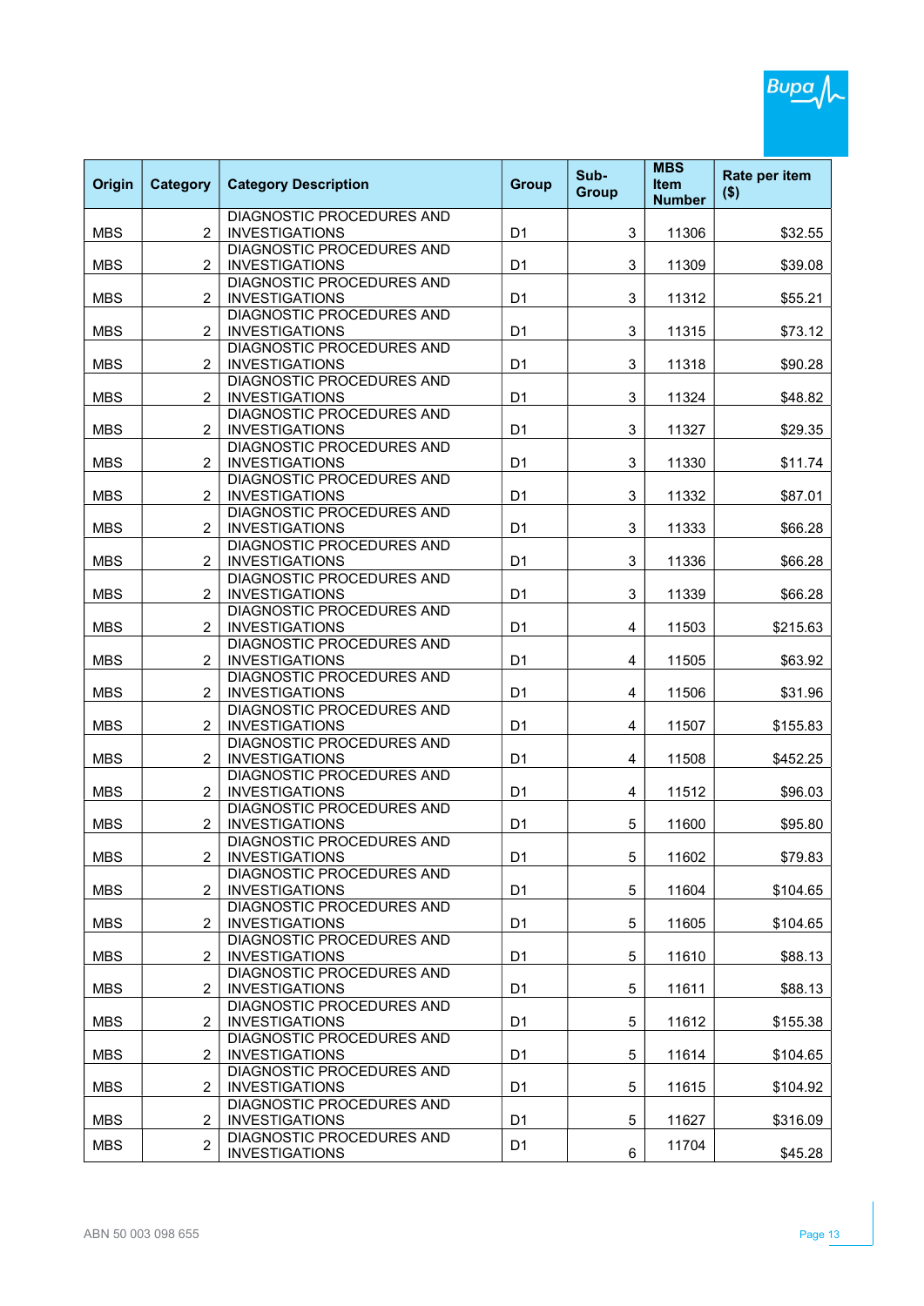| Origin | Category | Category Description | Group | Sub-Group | MBS Item Number | Rate per item ($) |
|---|---|---|---|---|---|---|
| MBS | 2 | DIAGNOSTIC PROCEDURES AND INVESTIGATIONS | D1 | 3 | 11306 | $32.55 |
| MBS | 2 | DIAGNOSTIC PROCEDURES AND INVESTIGATIONS | D1 | 3 | 11309 | $39.08 |
| MBS | 2 | DIAGNOSTIC PROCEDURES AND INVESTIGATIONS | D1 | 3 | 11312 | $55.21 |
| MBS | 2 | DIAGNOSTIC PROCEDURES AND INVESTIGATIONS | D1 | 3 | 11315 | $73.12 |
| MBS | 2 | DIAGNOSTIC PROCEDURES AND INVESTIGATIONS | D1 | 3 | 11318 | $90.28 |
| MBS | 2 | DIAGNOSTIC PROCEDURES AND INVESTIGATIONS | D1 | 3 | 11324 | $48.82 |
| MBS | 2 | DIAGNOSTIC PROCEDURES AND INVESTIGATIONS | D1 | 3 | 11327 | $29.35 |
| MBS | 2 | DIAGNOSTIC PROCEDURES AND INVESTIGATIONS | D1 | 3 | 11330 | $11.74 |
| MBS | 2 | DIAGNOSTIC PROCEDURES AND INVESTIGATIONS | D1 | 3 | 11332 | $87.01 |
| MBS | 2 | DIAGNOSTIC PROCEDURES AND INVESTIGATIONS | D1 | 3 | 11333 | $66.28 |
| MBS | 2 | DIAGNOSTIC PROCEDURES AND INVESTIGATIONS | D1 | 3 | 11336 | $66.28 |
| MBS | 2 | DIAGNOSTIC PROCEDURES AND INVESTIGATIONS | D1 | 3 | 11339 | $66.28 |
| MBS | 2 | DIAGNOSTIC PROCEDURES AND INVESTIGATIONS | D1 | 4 | 11503 | $215.63 |
| MBS | 2 | DIAGNOSTIC PROCEDURES AND INVESTIGATIONS | D1 | 4 | 11505 | $63.92 |
| MBS | 2 | DIAGNOSTIC PROCEDURES AND INVESTIGATIONS | D1 | 4 | 11506 | $31.96 |
| MBS | 2 | DIAGNOSTIC PROCEDURES AND INVESTIGATIONS | D1 | 4 | 11507 | $155.83 |
| MBS | 2 | DIAGNOSTIC PROCEDURES AND INVESTIGATIONS | D1 | 4 | 11508 | $452.25 |
| MBS | 2 | DIAGNOSTIC PROCEDURES AND INVESTIGATIONS | D1 | 4 | 11512 | $96.03 |
| MBS | 2 | DIAGNOSTIC PROCEDURES AND INVESTIGATIONS | D1 | 5 | 11600 | $95.80 |
| MBS | 2 | DIAGNOSTIC PROCEDURES AND INVESTIGATIONS | D1 | 5 | 11602 | $79.83 |
| MBS | 2 | DIAGNOSTIC PROCEDURES AND INVESTIGATIONS | D1 | 5 | 11604 | $104.65 |
| MBS | 2 | DIAGNOSTIC PROCEDURES AND INVESTIGATIONS | D1 | 5 | 11605 | $104.65 |
| MBS | 2 | DIAGNOSTIC PROCEDURES AND INVESTIGATIONS | D1 | 5 | 11610 | $88.13 |
| MBS | 2 | DIAGNOSTIC PROCEDURES AND INVESTIGATIONS | D1 | 5 | 11611 | $88.13 |
| MBS | 2 | DIAGNOSTIC PROCEDURES AND INVESTIGATIONS | D1 | 5 | 11612 | $155.38 |
| MBS | 2 | DIAGNOSTIC PROCEDURES AND INVESTIGATIONS | D1 | 5 | 11614 | $104.65 |
| MBS | 2 | DIAGNOSTIC PROCEDURES AND INVESTIGATIONS | D1 | 5 | 11615 | $104.92 |
| MBS | 2 | DIAGNOSTIC PROCEDURES AND INVESTIGATIONS | D1 | 5 | 11627 | $316.09 |
| MBS | 2 | DIAGNOSTIC PROCEDURES AND INVESTIGATIONS | D1 | 6 | 11704 | $45.28 |

ABN 50 003 098 655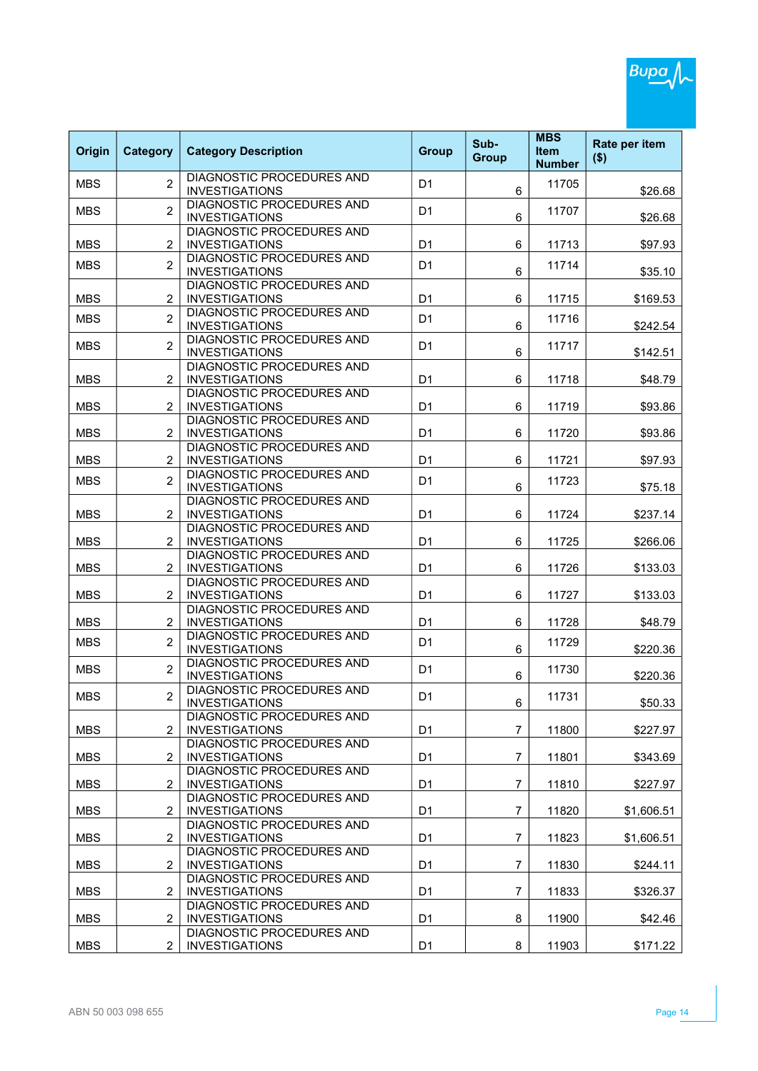| Origin | Category | Category Description | Group | Sub-Group | MBS Item Number | Rate per item ($) |
|---|---|---|---|---|---|---|
| MBS | 2 | DIAGNOSTIC PROCEDURES AND INVESTIGATIONS | D1 | 6 | 11705 | $26.68 |
| MBS | 2 | DIAGNOSTIC PROCEDURES AND INVESTIGATIONS | D1 | 6 | 11707 | $26.68 |
| MBS | 2 | DIAGNOSTIC PROCEDURES AND INVESTIGATIONS | D1 | 6 | 11713 | $97.93 |
| MBS | 2 | DIAGNOSTIC PROCEDURES AND INVESTIGATIONS | D1 | 6 | 11714 | $35.10 |
| MBS | 2 | DIAGNOSTIC PROCEDURES AND INVESTIGATIONS | D1 | 6 | 11715 | $169.53 |
| MBS | 2 | DIAGNOSTIC PROCEDURES AND INVESTIGATIONS | D1 | 6 | 11716 | $242.54 |
| MBS | 2 | DIAGNOSTIC PROCEDURES AND INVESTIGATIONS | D1 | 6 | 11717 | $142.51 |
| MBS | 2 | DIAGNOSTIC PROCEDURES AND INVESTIGATIONS | D1 | 6 | 11718 | $48.79 |
| MBS | 2 | DIAGNOSTIC PROCEDURES AND INVESTIGATIONS | D1 | 6 | 11719 | $93.86 |
| MBS | 2 | DIAGNOSTIC PROCEDURES AND INVESTIGATIONS | D1 | 6 | 11720 | $93.86 |
| MBS | 2 | DIAGNOSTIC PROCEDURES AND INVESTIGATIONS | D1 | 6 | 11721 | $97.93 |
| MBS | 2 | DIAGNOSTIC PROCEDURES AND INVESTIGATIONS | D1 | 6 | 11723 | $75.18 |
| MBS | 2 | DIAGNOSTIC PROCEDURES AND INVESTIGATIONS | D1 | 6 | 11724 | $237.14 |
| MBS | 2 | DIAGNOSTIC PROCEDURES AND INVESTIGATIONS | D1 | 6 | 11725 | $266.06 |
| MBS | 2 | DIAGNOSTIC PROCEDURES AND INVESTIGATIONS | D1 | 6 | 11726 | $133.03 |
| MBS | 2 | DIAGNOSTIC PROCEDURES AND INVESTIGATIONS | D1 | 6 | 11727 | $133.03 |
| MBS | 2 | DIAGNOSTIC PROCEDURES AND INVESTIGATIONS | D1 | 6 | 11728 | $48.79 |
| MBS | 2 | DIAGNOSTIC PROCEDURES AND INVESTIGATIONS | D1 | 6 | 11729 | $220.36 |
| MBS | 2 | DIAGNOSTIC PROCEDURES AND INVESTIGATIONS | D1 | 6 | 11730 | $220.36 |
| MBS | 2 | DIAGNOSTIC PROCEDURES AND INVESTIGATIONS | D1 | 6 | 11731 | $50.33 |
| MBS | 2 | DIAGNOSTIC PROCEDURES AND INVESTIGATIONS | D1 | 7 | 11800 | $227.97 |
| MBS | 2 | DIAGNOSTIC PROCEDURES AND INVESTIGATIONS | D1 | 7 | 11801 | $343.69 |
| MBS | 2 | DIAGNOSTIC PROCEDURES AND INVESTIGATIONS | D1 | 7 | 11810 | $227.97 |
| MBS | 2 | DIAGNOSTIC PROCEDURES AND INVESTIGATIONS | D1 | 7 | 11820 | $1,606.51 |
| MBS | 2 | DIAGNOSTIC PROCEDURES AND INVESTIGATIONS | D1 | 7 | 11823 | $1,606.51 |
| MBS | 2 | DIAGNOSTIC PROCEDURES AND INVESTIGATIONS | D1 | 7 | 11830 | $244.11 |
| MBS | 2 | DIAGNOSTIC PROCEDURES AND INVESTIGATIONS | D1 | 7 | 11833 | $326.37 |
| MBS | 2 | DIAGNOSTIC PROCEDURES AND INVESTIGATIONS | D1 | 8 | 11900 | $42.46 |
| MBS | 2 | DIAGNOSTIC PROCEDURES AND INVESTIGATIONS | D1 | 8 | 11903 | $171.22 |

ABN 50 003 098 655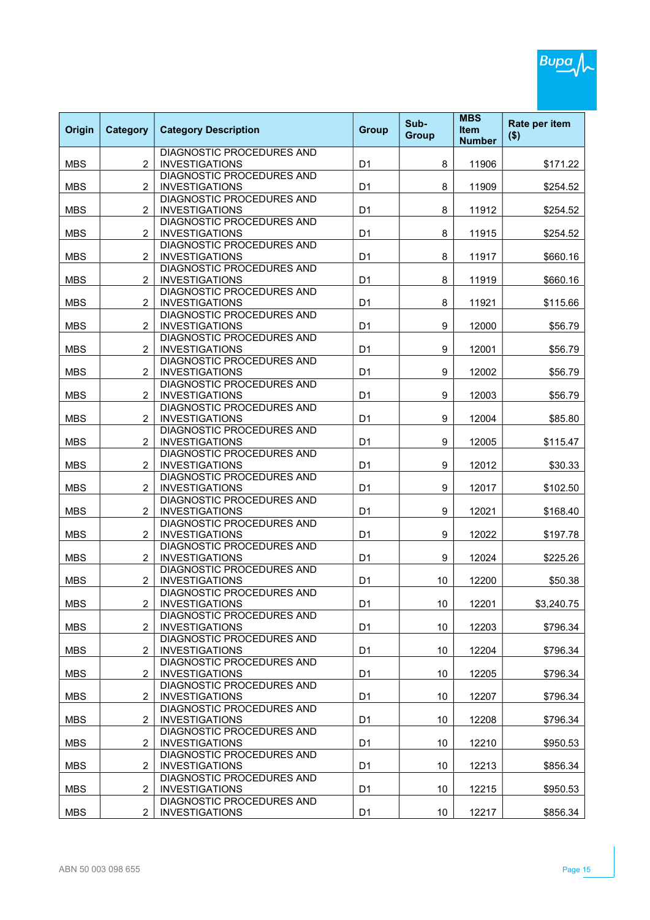| Origin | Category | Category Description | Group | Sub-Group | MBS Item Number | Rate per item ($) |
|---|---|---|---|---|---|---|
| MBS | 2 | DIAGNOSTIC PROCEDURES AND INVESTIGATIONS | D1 | 8 | 11906 | $171.22 |
| MBS | 2 | DIAGNOSTIC PROCEDURES AND INVESTIGATIONS | D1 | 8 | 11909 | $254.52 |
| MBS | 2 | DIAGNOSTIC PROCEDURES AND INVESTIGATIONS | D1 | 8 | 11912 | $254.52 |
| MBS | 2 | DIAGNOSTIC PROCEDURES AND INVESTIGATIONS | D1 | 8 | 11915 | $254.52 |
| MBS | 2 | DIAGNOSTIC PROCEDURES AND INVESTIGATIONS | D1 | 8 | 11917 | $660.16 |
| MBS | 2 | DIAGNOSTIC PROCEDURES AND INVESTIGATIONS | D1 | 8 | 11919 | $660.16 |
| MBS | 2 | DIAGNOSTIC PROCEDURES AND INVESTIGATIONS | D1 | 8 | 11921 | $115.66 |
| MBS | 2 | DIAGNOSTIC PROCEDURES AND INVESTIGATIONS | D1 | 9 | 12000 | $56.79 |
| MBS | 2 | DIAGNOSTIC PROCEDURES AND INVESTIGATIONS | D1 | 9 | 12001 | $56.79 |
| MBS | 2 | DIAGNOSTIC PROCEDURES AND INVESTIGATIONS | D1 | 9 | 12002 | $56.79 |
| MBS | 2 | DIAGNOSTIC PROCEDURES AND INVESTIGATIONS | D1 | 9 | 12003 | $56.79 |
| MBS | 2 | DIAGNOSTIC PROCEDURES AND INVESTIGATIONS | D1 | 9 | 12004 | $85.80 |
| MBS | 2 | DIAGNOSTIC PROCEDURES AND INVESTIGATIONS | D1 | 9 | 12005 | $115.47 |
| MBS | 2 | DIAGNOSTIC PROCEDURES AND INVESTIGATIONS | D1 | 9 | 12012 | $30.33 |
| MBS | 2 | DIAGNOSTIC PROCEDURES AND INVESTIGATIONS | D1 | 9 | 12017 | $102.50 |
| MBS | 2 | DIAGNOSTIC PROCEDURES AND INVESTIGATIONS | D1 | 9 | 12021 | $168.40 |
| MBS | 2 | DIAGNOSTIC PROCEDURES AND INVESTIGATIONS | D1 | 9 | 12022 | $197.78 |
| MBS | 2 | DIAGNOSTIC PROCEDURES AND INVESTIGATIONS | D1 | 9 | 12024 | $225.26 |
| MBS | 2 | DIAGNOSTIC PROCEDURES AND INVESTIGATIONS | D1 | 10 | 12200 | $50.38 |
| MBS | 2 | DIAGNOSTIC PROCEDURES AND INVESTIGATIONS | D1 | 10 | 12201 | $3,240.75 |
| MBS | 2 | DIAGNOSTIC PROCEDURES AND INVESTIGATIONS | D1 | 10 | 12203 | $796.34 |
| MBS | 2 | DIAGNOSTIC PROCEDURES AND INVESTIGATIONS | D1 | 10 | 12204 | $796.34 |
| MBS | 2 | DIAGNOSTIC PROCEDURES AND INVESTIGATIONS | D1 | 10 | 12205 | $796.34 |
| MBS | 2 | DIAGNOSTIC PROCEDURES AND INVESTIGATIONS | D1 | 10 | 12207 | $796.34 |
| MBS | 2 | DIAGNOSTIC PROCEDURES AND INVESTIGATIONS | D1 | 10 | 12208 | $796.34 |
| MBS | 2 | DIAGNOSTIC PROCEDURES AND INVESTIGATIONS | D1 | 10 | 12210 | $950.53 |
| MBS | 2 | DIAGNOSTIC PROCEDURES AND INVESTIGATIONS | D1 | 10 | 12213 | $856.34 |
| MBS | 2 | DIAGNOSTIC PROCEDURES AND INVESTIGATIONS | D1 | 10 | 12215 | $950.53 |
| MBS | 2 | DIAGNOSTIC PROCEDURES AND INVESTIGATIONS | D1 | 10 | 12217 | $856.34 |

ABN 50 003 098 655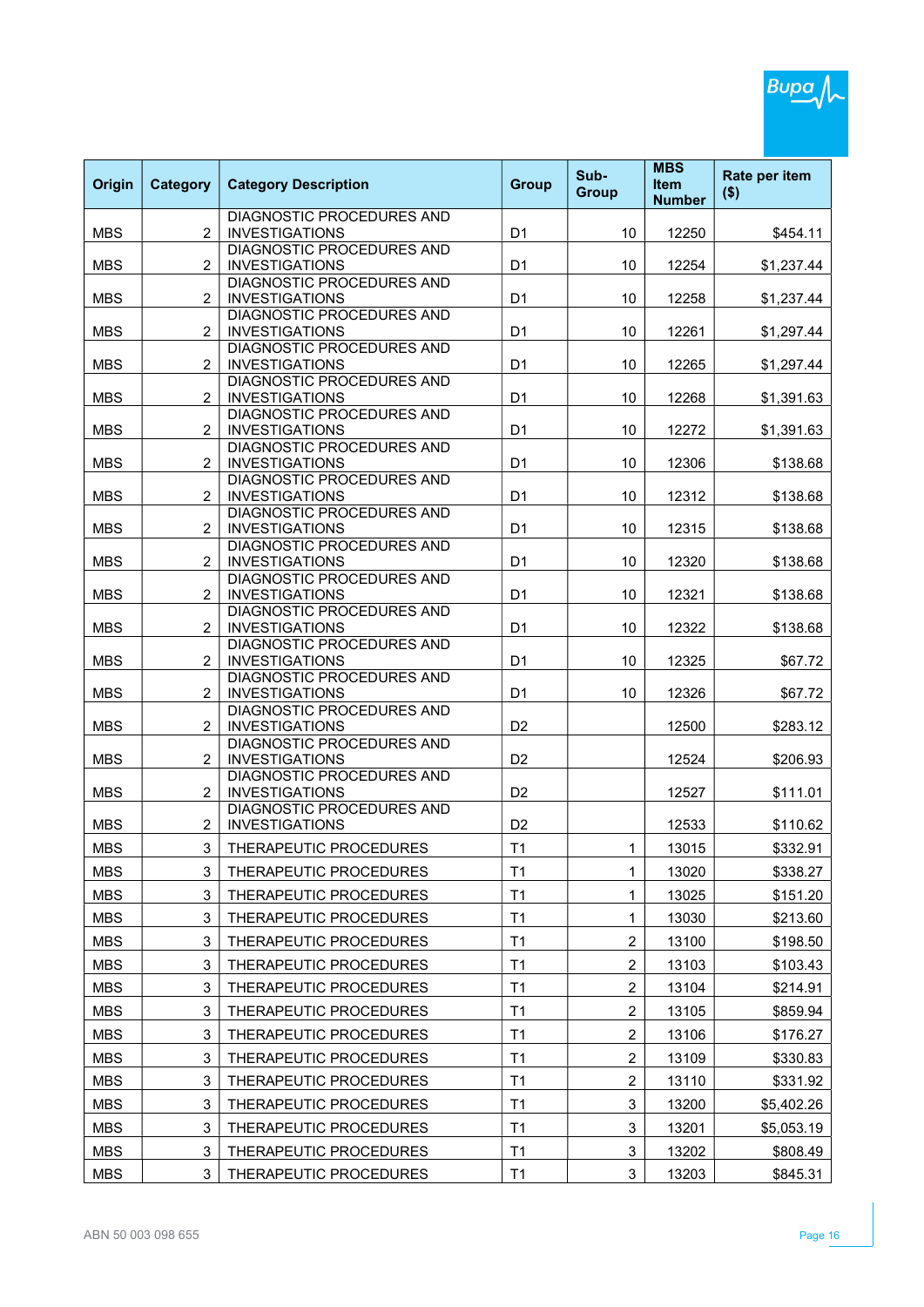| Origin | Category | Category Description | Group | Sub-Group | MBS Item Number | Rate per item ($) |
|---|---|---|---|---|---|---|
| MBS | 2 | DIAGNOSTIC PROCEDURES AND INVESTIGATIONS | D1 | 10 | 12250 | $454.11 |
| MBS | 2 | DIAGNOSTIC PROCEDURES AND INVESTIGATIONS | D1 | 10 | 12254 | $1,237.44 |
| MBS | 2 | DIAGNOSTIC PROCEDURES AND INVESTIGATIONS | D1 | 10 | 12258 | $1,237.44 |
| MBS | 2 | DIAGNOSTIC PROCEDURES AND INVESTIGATIONS | D1 | 10 | 12261 | $1,297.44 |
| MBS | 2 | DIAGNOSTIC PROCEDURES AND INVESTIGATIONS | D1 | 10 | 12265 | $1,297.44 |
| MBS | 2 | DIAGNOSTIC PROCEDURES AND INVESTIGATIONS | D1 | 10 | 12268 | $1,391.63 |
| MBS | 2 | DIAGNOSTIC PROCEDURES AND INVESTIGATIONS | D1 | 10 | 12272 | $1,391.63 |
| MBS | 2 | DIAGNOSTIC PROCEDURES AND INVESTIGATIONS | D1 | 10 | 12306 | $138.68 |
| MBS | 2 | DIAGNOSTIC PROCEDURES AND INVESTIGATIONS | D1 | 10 | 12312 | $138.68 |
| MBS | 2 | DIAGNOSTIC PROCEDURES AND INVESTIGATIONS | D1 | 10 | 12315 | $138.68 |
| MBS | 2 | DIAGNOSTIC PROCEDURES AND INVESTIGATIONS | D1 | 10 | 12320 | $138.68 |
| MBS | 2 | DIAGNOSTIC PROCEDURES AND INVESTIGATIONS | D1 | 10 | 12321 | $138.68 |
| MBS | 2 | DIAGNOSTIC PROCEDURES AND INVESTIGATIONS | D1 | 10 | 12322 | $138.68 |
| MBS | 2 | DIAGNOSTIC PROCEDURES AND INVESTIGATIONS | D1 | 10 | 12325 | $67.72 |
| MBS | 2 | DIAGNOSTIC PROCEDURES AND INVESTIGATIONS | D1 | 10 | 12326 | $67.72 |
| MBS | 2 | DIAGNOSTIC PROCEDURES AND INVESTIGATIONS | D2 | | 12500 | $283.12 |
| MBS | 2 | DIAGNOSTIC PROCEDURES AND INVESTIGATIONS | D2 | | 12524 | $206.93 |
| MBS | 2 | DIAGNOSTIC PROCEDURES AND INVESTIGATIONS | D2 | | 12527 | $111.01 |
| MBS | 2 | DIAGNOSTIC PROCEDURES AND INVESTIGATIONS | D2 | | 12533 | $110.62 |
| MBS | 3 | THERAPEUTIC PROCEDURES | T1 | 1 | 13015 | $332.91 |
| MBS | 3 | THERAPEUTIC PROCEDURES | T1 | 1 | 13020 | $338.27 |
| MBS | 3 | THERAPEUTIC PROCEDURES | T1 | 1 | 13025 | $151.20 |
| MBS | 3 | THERAPEUTIC PROCEDURES | T1 | 1 | 13030 | $213.60 |
| MBS | 3 | THERAPEUTIC PROCEDURES | T1 | 2 | 13100 | $198.50 |
| MBS | 3 | THERAPEUTIC PROCEDURES | T1 | 2 | 13103 | $103.43 |
| MBS | 3 | THERAPEUTIC PROCEDURES | T1 | 2 | 13104 | $214.91 |
| MBS | 3 | THERAPEUTIC PROCEDURES | T1 | 2 | 13105 | $859.94 |
| MBS | 3 | THERAPEUTIC PROCEDURES | T1 | 2 | 13106 | $176.27 |
| MBS | 3 | THERAPEUTIC PROCEDURES | T1 | 2 | 13109 | $330.83 |
| MBS | 3 | THERAPEUTIC PROCEDURES | T1 | 2 | 13110 | $331.92 |
| MBS | 3 | THERAPEUTIC PROCEDURES | T1 | 3 | 13200 | $5,402.26 |
| MBS | 3 | THERAPEUTIC PROCEDURES | T1 | 3 | 13201 | $5,053.19 |
| MBS | 3 | THERAPEUTIC PROCEDURES | T1 | 3 | 13202 | $808.49 |
| MBS | 3 | THERAPEUTIC PROCEDURES | T1 | 3 | 13203 | $845.31 |

ABN 50 003 098 655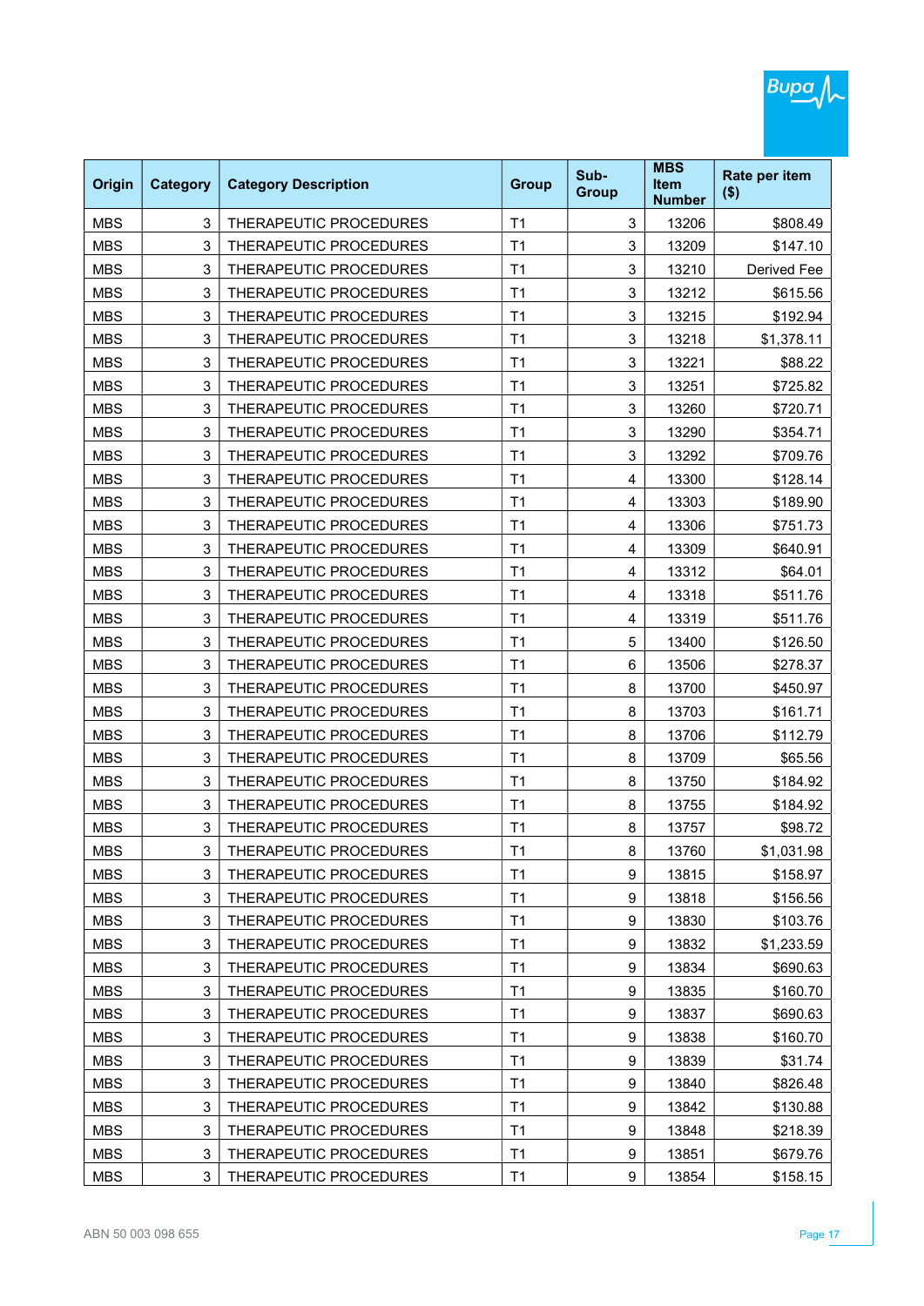| Origin | Category | Category Description | Group | Sub-Group | MBS Item Number | Rate per item ($) |
|---|---|---|---|---|---|---|
| MBS | 3 | THERAPEUTIC PROCEDURES | T1 | 3 | 13206 | $808.49 |
| MBS | 3 | THERAPEUTIC PROCEDURES | T1 | 3 | 13209 | $147.10 |
| MBS | 3 | THERAPEUTIC PROCEDURES | T1 | 3 | 13210 | Derived Fee |
| MBS | 3 | THERAPEUTIC PROCEDURES | T1 | 3 | 13212 | $615.56 |
| MBS | 3 | THERAPEUTIC PROCEDURES | T1 | 3 | 13215 | $192.94 |
| MBS | 3 | THERAPEUTIC PROCEDURES | T1 | 3 | 13218 | $1,378.11 |
| MBS | 3 | THERAPEUTIC PROCEDURES | T1 | 3 | 13221 | $88.22 |
| MBS | 3 | THERAPEUTIC PROCEDURES | T1 | 3 | 13251 | $725.82 |
| MBS | 3 | THERAPEUTIC PROCEDURES | T1 | 3 | 13260 | $720.71 |
| MBS | 3 | THERAPEUTIC PROCEDURES | T1 | 3 | 13290 | $354.71 |
| MBS | 3 | THERAPEUTIC PROCEDURES | T1 | 3 | 13292 | $709.76 |
| MBS | 3 | THERAPEUTIC PROCEDURES | T1 | 4 | 13300 | $128.14 |
| MBS | 3 | THERAPEUTIC PROCEDURES | T1 | 4 | 13303 | $189.90 |
| MBS | 3 | THERAPEUTIC PROCEDURES | T1 | 4 | 13306 | $751.73 |
| MBS | 3 | THERAPEUTIC PROCEDURES | T1 | 4 | 13309 | $640.91 |
| MBS | 3 | THERAPEUTIC PROCEDURES | T1 | 4 | 13312 | $64.01 |
| MBS | 3 | THERAPEUTIC PROCEDURES | T1 | 4 | 13318 | $511.76 |
| MBS | 3 | THERAPEUTIC PROCEDURES | T1 | 4 | 13319 | $511.76 |
| MBS | 3 | THERAPEUTIC PROCEDURES | T1 | 5 | 13400 | $126.50 |
| MBS | 3 | THERAPEUTIC PROCEDURES | T1 | 6 | 13506 | $278.37 |
| MBS | 3 | THERAPEUTIC PROCEDURES | T1 | 8 | 13700 | $450.97 |
| MBS | 3 | THERAPEUTIC PROCEDURES | T1 | 8 | 13703 | $161.71 |
| MBS | 3 | THERAPEUTIC PROCEDURES | T1 | 8 | 13706 | $112.79 |
| MBS | 3 | THERAPEUTIC PROCEDURES | T1 | 8 | 13709 | $65.56 |
| MBS | 3 | THERAPEUTIC PROCEDURES | T1 | 8 | 13750 | $184.92 |
| MBS | 3 | THERAPEUTIC PROCEDURES | T1 | 8 | 13755 | $184.92 |
| MBS | 3 | THERAPEUTIC PROCEDURES | T1 | 8 | 13757 | $98.72 |
| MBS | 3 | THERAPEUTIC PROCEDURES | T1 | 8 | 13760 | $1,031.98 |
| MBS | 3 | THERAPEUTIC PROCEDURES | T1 | 9 | 13815 | $158.97 |
| MBS | 3 | THERAPEUTIC PROCEDURES | T1 | 9 | 13818 | $156.56 |
| MBS | 3 | THERAPEUTIC PROCEDURES | T1 | 9 | 13830 | $103.76 |
| MBS | 3 | THERAPEUTIC PROCEDURES | T1 | 9 | 13832 | $1,233.59 |
| MBS | 3 | THERAPEUTIC PROCEDURES | T1 | 9 | 13834 | $690.63 |
| MBS | 3 | THERAPEUTIC PROCEDURES | T1 | 9 | 13835 | $160.70 |
| MBS | 3 | THERAPEUTIC PROCEDURES | T1 | 9 | 13837 | $690.63 |
| MBS | 3 | THERAPEUTIC PROCEDURES | T1 | 9 | 13838 | $160.70 |
| MBS | 3 | THERAPEUTIC PROCEDURES | T1 | 9 | 13839 | $31.74 |
| MBS | 3 | THERAPEUTIC PROCEDURES | T1 | 9 | 13840 | $826.48 |
| MBS | 3 | THERAPEUTIC PROCEDURES | T1 | 9 | 13842 | $130.88 |
| MBS | 3 | THERAPEUTIC PROCEDURES | T1 | 9 | 13848 | $218.39 |
| MBS | 3 | THERAPEUTIC PROCEDURES | T1 | 9 | 13851 | $679.76 |
| MBS | 3 | THERAPEUTIC PROCEDURES | T1 | 9 | 13854 | $158.15 |

ABN 50 003 098 655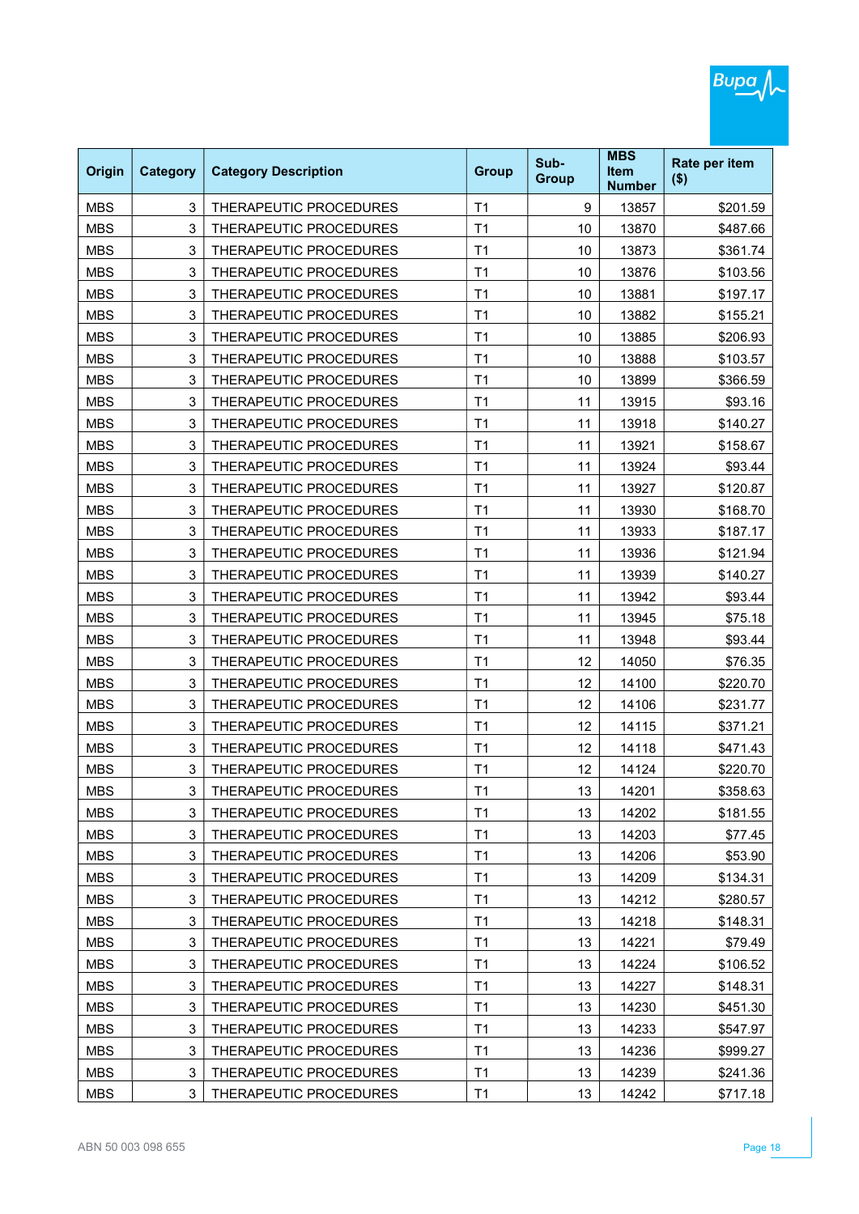| Origin | Category | Category Description | Group | Sub-Group | MBS Item Number | Rate per item ($) |
|---|---|---|---|---|---|---|
| MBS | 3 | THERAPEUTIC PROCEDURES | T1 | 9 | 13857 | $201.59 |
| MBS | 3 | THERAPEUTIC PROCEDURES | T1 | 10 | 13870 | $487.66 |
| MBS | 3 | THERAPEUTIC PROCEDURES | T1 | 10 | 13873 | $361.74 |
| MBS | 3 | THERAPEUTIC PROCEDURES | T1 | 10 | 13876 | $103.56 |
| MBS | 3 | THERAPEUTIC PROCEDURES | T1 | 10 | 13881 | $197.17 |
| MBS | 3 | THERAPEUTIC PROCEDURES | T1 | 10 | 13882 | $155.21 |
| MBS | 3 | THERAPEUTIC PROCEDURES | T1 | 10 | 13885 | $206.93 |
| MBS | 3 | THERAPEUTIC PROCEDURES | T1 | 10 | 13888 | $103.57 |
| MBS | 3 | THERAPEUTIC PROCEDURES | T1 | 10 | 13899 | $366.59 |
| MBS | 3 | THERAPEUTIC PROCEDURES | T1 | 11 | 13915 | $93.16 |
| MBS | 3 | THERAPEUTIC PROCEDURES | T1 | 11 | 13918 | $140.27 |
| MBS | 3 | THERAPEUTIC PROCEDURES | T1 | 11 | 13921 | $158.67 |
| MBS | 3 | THERAPEUTIC PROCEDURES | T1 | 11 | 13924 | $93.44 |
| MBS | 3 | THERAPEUTIC PROCEDURES | T1 | 11 | 13927 | $120.87 |
| MBS | 3 | THERAPEUTIC PROCEDURES | T1 | 11 | 13930 | $168.70 |
| MBS | 3 | THERAPEUTIC PROCEDURES | T1 | 11 | 13933 | $187.17 |
| MBS | 3 | THERAPEUTIC PROCEDURES | T1 | 11 | 13936 | $121.94 |
| MBS | 3 | THERAPEUTIC PROCEDURES | T1 | 11 | 13939 | $140.27 |
| MBS | 3 | THERAPEUTIC PROCEDURES | T1 | 11 | 13942 | $93.44 |
| MBS | 3 | THERAPEUTIC PROCEDURES | T1 | 11 | 13945 | $75.18 |
| MBS | 3 | THERAPEUTIC PROCEDURES | T1 | 11 | 13948 | $93.44 |
| MBS | 3 | THERAPEUTIC PROCEDURES | T1 | 12 | 14050 | $76.35 |
| MBS | 3 | THERAPEUTIC PROCEDURES | T1 | 12 | 14100 | $220.70 |
| MBS | 3 | THERAPEUTIC PROCEDURES | T1 | 12 | 14106 | $231.77 |
| MBS | 3 | THERAPEUTIC PROCEDURES | T1 | 12 | 14115 | $371.21 |
| MBS | 3 | THERAPEUTIC PROCEDURES | T1 | 12 | 14118 | $471.43 |
| MBS | 3 | THERAPEUTIC PROCEDURES | T1 | 12 | 14124 | $220.70 |
| MBS | 3 | THERAPEUTIC PROCEDURES | T1 | 13 | 14201 | $358.63 |
| MBS | 3 | THERAPEUTIC PROCEDURES | T1 | 13 | 14202 | $181.55 |
| MBS | 3 | THERAPEUTIC PROCEDURES | T1 | 13 | 14203 | $77.45 |
| MBS | 3 | THERAPEUTIC PROCEDURES | T1 | 13 | 14206 | $53.90 |
| MBS | 3 | THERAPEUTIC PROCEDURES | T1 | 13 | 14209 | $134.31 |
| MBS | 3 | THERAPEUTIC PROCEDURES | T1 | 13 | 14212 | $280.57 |
| MBS | 3 | THERAPEUTIC PROCEDURES | T1 | 13 | 14218 | $148.31 |
| MBS | 3 | THERAPEUTIC PROCEDURES | T1 | 13 | 14221 | $79.49 |
| MBS | 3 | THERAPEUTIC PROCEDURES | T1 | 13 | 14224 | $106.52 |
| MBS | 3 | THERAPEUTIC PROCEDURES | T1 | 13 | 14227 | $148.31 |
| MBS | 3 | THERAPEUTIC PROCEDURES | T1 | 13 | 14230 | $451.30 |
| MBS | 3 | THERAPEUTIC PROCEDURES | T1 | 13 | 14233 | $547.97 |
| MBS | 3 | THERAPEUTIC PROCEDURES | T1 | 13 | 14236 | $999.27 |
| MBS | 3 | THERAPEUTIC PROCEDURES | T1 | 13 | 14239 | $241.36 |
| MBS | 3 | THERAPEUTIC PROCEDURES | T1 | 13 | 14242 | $717.18 |

ABN 50 003 098 655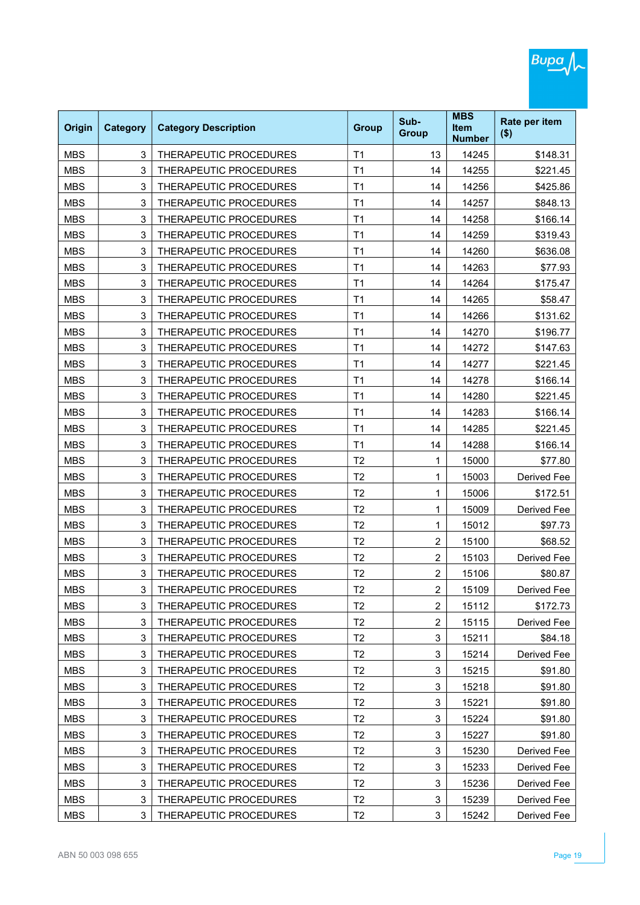| Origin | Category | Category Description | Group | Sub-Group | MBS Item Number | Rate per item ($) |
|---|---|---|---|---|---|---|
| MBS | 3 | THERAPEUTIC PROCEDURES | T1 | 13 | 14245 | $148.31 |
| MBS | 3 | THERAPEUTIC PROCEDURES | T1 | 14 | 14255 | $221.45 |
| MBS | 3 | THERAPEUTIC PROCEDURES | T1 | 14 | 14256 | $425.86 |
| MBS | 3 | THERAPEUTIC PROCEDURES | T1 | 14 | 14257 | $848.13 |
| MBS | 3 | THERAPEUTIC PROCEDURES | T1 | 14 | 14258 | $166.14 |
| MBS | 3 | THERAPEUTIC PROCEDURES | T1 | 14 | 14259 | $319.43 |
| MBS | 3 | THERAPEUTIC PROCEDURES | T1 | 14 | 14260 | $636.08 |
| MBS | 3 | THERAPEUTIC PROCEDURES | T1 | 14 | 14263 | $77.93 |
| MBS | 3 | THERAPEUTIC PROCEDURES | T1 | 14 | 14264 | $175.47 |
| MBS | 3 | THERAPEUTIC PROCEDURES | T1 | 14 | 14265 | $58.47 |
| MBS | 3 | THERAPEUTIC PROCEDURES | T1 | 14 | 14266 | $131.62 |
| MBS | 3 | THERAPEUTIC PROCEDURES | T1 | 14 | 14270 | $196.77 |
| MBS | 3 | THERAPEUTIC PROCEDURES | T1 | 14 | 14272 | $147.63 |
| MBS | 3 | THERAPEUTIC PROCEDURES | T1 | 14 | 14277 | $221.45 |
| MBS | 3 | THERAPEUTIC PROCEDURES | T1 | 14 | 14278 | $166.14 |
| MBS | 3 | THERAPEUTIC PROCEDURES | T1 | 14 | 14280 | $221.45 |
| MBS | 3 | THERAPEUTIC PROCEDURES | T1 | 14 | 14283 | $166.14 |
| MBS | 3 | THERAPEUTIC PROCEDURES | T1 | 14 | 14285 | $221.45 |
| MBS | 3 | THERAPEUTIC PROCEDURES | T1 | 14 | 14288 | $166.14 |
| MBS | 3 | THERAPEUTIC PROCEDURES | T2 | 1 | 15000 | $77.80 |
| MBS | 3 | THERAPEUTIC PROCEDURES | T2 | 1 | 15003 | Derived Fee |
| MBS | 3 | THERAPEUTIC PROCEDURES | T2 | 1 | 15006 | $172.51 |
| MBS | 3 | THERAPEUTIC PROCEDURES | T2 | 1 | 15009 | Derived Fee |
| MBS | 3 | THERAPEUTIC PROCEDURES | T2 | 1 | 15012 | $97.73 |
| MBS | 3 | THERAPEUTIC PROCEDURES | T2 | 2 | 15100 | $68.52 |
| MBS | 3 | THERAPEUTIC PROCEDURES | T2 | 2 | 15103 | Derived Fee |
| MBS | 3 | THERAPEUTIC PROCEDURES | T2 | 2 | 15106 | $80.87 |
| MBS | 3 | THERAPEUTIC PROCEDURES | T2 | 2 | 15109 | Derived Fee |
| MBS | 3 | THERAPEUTIC PROCEDURES | T2 | 2 | 15112 | $172.73 |
| MBS | 3 | THERAPEUTIC PROCEDURES | T2 | 2 | 15115 | Derived Fee |
| MBS | 3 | THERAPEUTIC PROCEDURES | T2 | 3 | 15211 | $84.18 |
| MBS | 3 | THERAPEUTIC PROCEDURES | T2 | 3 | 15214 | Derived Fee |
| MBS | 3 | THERAPEUTIC PROCEDURES | T2 | 3 | 15215 | $91.80 |
| MBS | 3 | THERAPEUTIC PROCEDURES | T2 | 3 | 15218 | $91.80 |
| MBS | 3 | THERAPEUTIC PROCEDURES | T2 | 3 | 15221 | $91.80 |
| MBS | 3 | THERAPEUTIC PROCEDURES | T2 | 3 | 15224 | $91.80 |
| MBS | 3 | THERAPEUTIC PROCEDURES | T2 | 3 | 15227 | $91.80 |
| MBS | 3 | THERAPEUTIC PROCEDURES | T2 | 3 | 15230 | Derived Fee |
| MBS | 3 | THERAPEUTIC PROCEDURES | T2 | 3 | 15233 | Derived Fee |
| MBS | 3 | THERAPEUTIC PROCEDURES | T2 | 3 | 15236 | Derived Fee |
| MBS | 3 | THERAPEUTIC PROCEDURES | T2 | 3 | 15239 | Derived Fee |
| MBS | 3 | THERAPEUTIC PROCEDURES | T2 | 3 | 15242 | Derived Fee |

ABN 50 003 098 655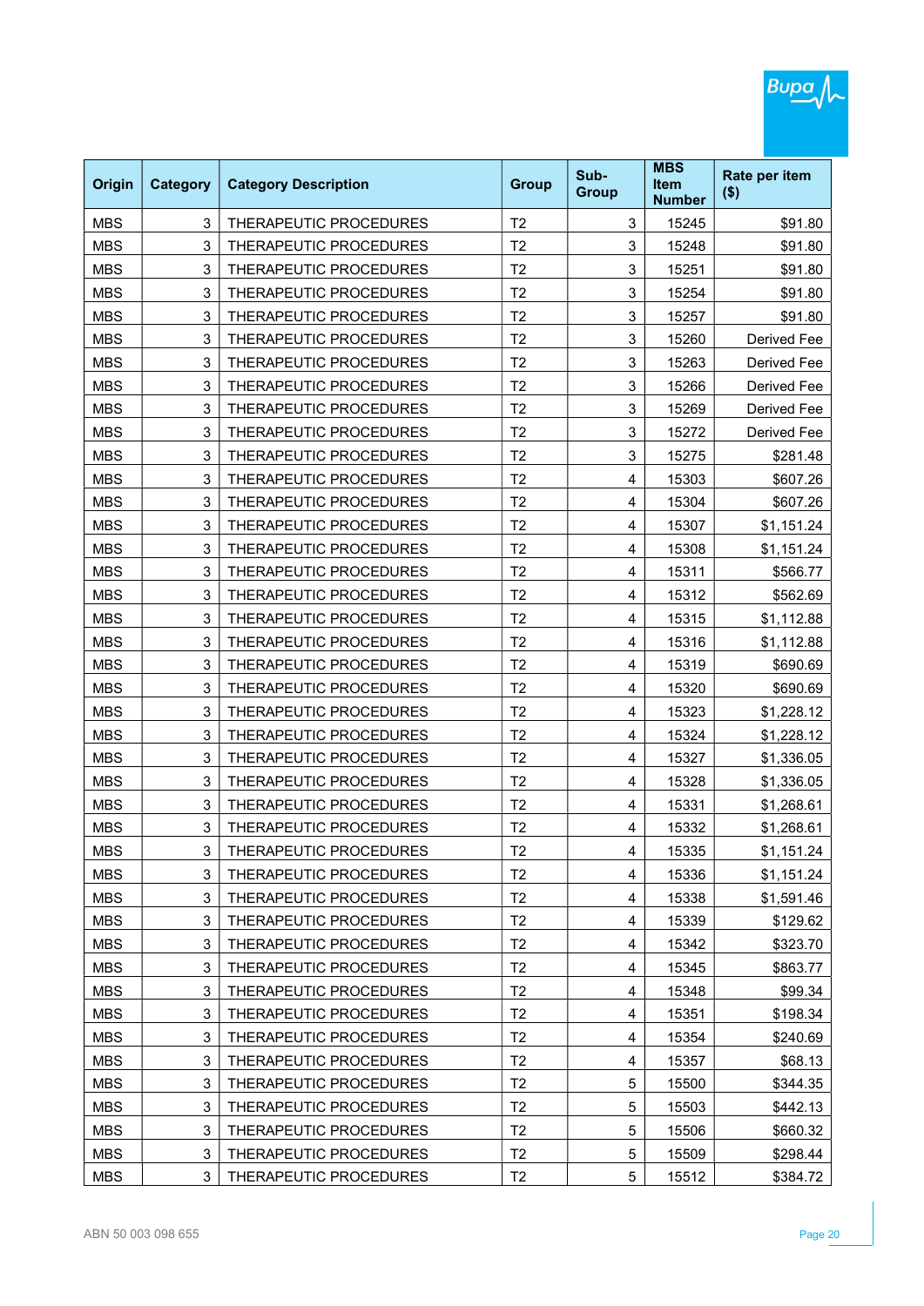| Origin | Category | Category Description | Group | Sub-Group | MBS Item Number | Rate per item ($) |
|---|---|---|---|---|---|---|
| MBS | 3 | THERAPEUTIC PROCEDURES | T2 | 3 | 15245 | $91.80 |
| MBS | 3 | THERAPEUTIC PROCEDURES | T2 | 3 | 15248 | $91.80 |
| MBS | 3 | THERAPEUTIC PROCEDURES | T2 | 3 | 15251 | $91.80 |
| MBS | 3 | THERAPEUTIC PROCEDURES | T2 | 3 | 15254 | $91.80 |
| MBS | 3 | THERAPEUTIC PROCEDURES | T2 | 3 | 15257 | $91.80 |
| MBS | 3 | THERAPEUTIC PROCEDURES | T2 | 3 | 15260 | Derived Fee |
| MBS | 3 | THERAPEUTIC PROCEDURES | T2 | 3 | 15263 | Derived Fee |
| MBS | 3 | THERAPEUTIC PROCEDURES | T2 | 3 | 15266 | Derived Fee |
| MBS | 3 | THERAPEUTIC PROCEDURES | T2 | 3 | 15269 | Derived Fee |
| MBS | 3 | THERAPEUTIC PROCEDURES | T2 | 3 | 15272 | Derived Fee |
| MBS | 3 | THERAPEUTIC PROCEDURES | T2 | 3 | 15275 | $281.48 |
| MBS | 3 | THERAPEUTIC PROCEDURES | T2 | 4 | 15303 | $607.26 |
| MBS | 3 | THERAPEUTIC PROCEDURES | T2 | 4 | 15304 | $607.26 |
| MBS | 3 | THERAPEUTIC PROCEDURES | T2 | 4 | 15307 | $1,151.24 |
| MBS | 3 | THERAPEUTIC PROCEDURES | T2 | 4 | 15308 | $1,151.24 |
| MBS | 3 | THERAPEUTIC PROCEDURES | T2 | 4 | 15311 | $566.77 |
| MBS | 3 | THERAPEUTIC PROCEDURES | T2 | 4 | 15312 | $562.69 |
| MBS | 3 | THERAPEUTIC PROCEDURES | T2 | 4 | 15315 | $1,112.88 |
| MBS | 3 | THERAPEUTIC PROCEDURES | T2 | 4 | 15316 | $1,112.88 |
| MBS | 3 | THERAPEUTIC PROCEDURES | T2 | 4 | 15319 | $690.69 |
| MBS | 3 | THERAPEUTIC PROCEDURES | T2 | 4 | 15320 | $690.69 |
| MBS | 3 | THERAPEUTIC PROCEDURES | T2 | 4 | 15323 | $1,228.12 |
| MBS | 3 | THERAPEUTIC PROCEDURES | T2 | 4 | 15324 | $1,228.12 |
| MBS | 3 | THERAPEUTIC PROCEDURES | T2 | 4 | 15327 | $1,336.05 |
| MBS | 3 | THERAPEUTIC PROCEDURES | T2 | 4 | 15328 | $1,336.05 |
| MBS | 3 | THERAPEUTIC PROCEDURES | T2 | 4 | 15331 | $1,268.61 |
| MBS | 3 | THERAPEUTIC PROCEDURES | T2 | 4 | 15332 | $1,268.61 |
| MBS | 3 | THERAPEUTIC PROCEDURES | T2 | 4 | 15335 | $1,151.24 |
| MBS | 3 | THERAPEUTIC PROCEDURES | T2 | 4 | 15336 | $1,151.24 |
| MBS | 3 | THERAPEUTIC PROCEDURES | T2 | 4 | 15338 | $1,591.46 |
| MBS | 3 | THERAPEUTIC PROCEDURES | T2 | 4 | 15339 | $129.62 |
| MBS | 3 | THERAPEUTIC PROCEDURES | T2 | 4 | 15342 | $323.70 |
| MBS | 3 | THERAPEUTIC PROCEDURES | T2 | 4 | 15345 | $863.77 |
| MBS | 3 | THERAPEUTIC PROCEDURES | T2 | 4 | 15348 | $99.34 |
| MBS | 3 | THERAPEUTIC PROCEDURES | T2 | 4 | 15351 | $198.34 |
| MBS | 3 | THERAPEUTIC PROCEDURES | T2 | 4 | 15354 | $240.69 |
| MBS | 3 | THERAPEUTIC PROCEDURES | T2 | 4 | 15357 | $68.13 |
| MBS | 3 | THERAPEUTIC PROCEDURES | T2 | 5 | 15500 | $344.35 |
| MBS | 3 | THERAPEUTIC PROCEDURES | T2 | 5 | 15503 | $442.13 |
| MBS | 3 | THERAPEUTIC PROCEDURES | T2 | 5 | 15506 | $660.32 |
| MBS | 3 | THERAPEUTIC PROCEDURES | T2 | 5 | 15509 | $298.44 |
| MBS | 3 | THERAPEUTIC PROCEDURES | T2 | 5 | 15512 | $384.72 |

ABN 50 003 098 655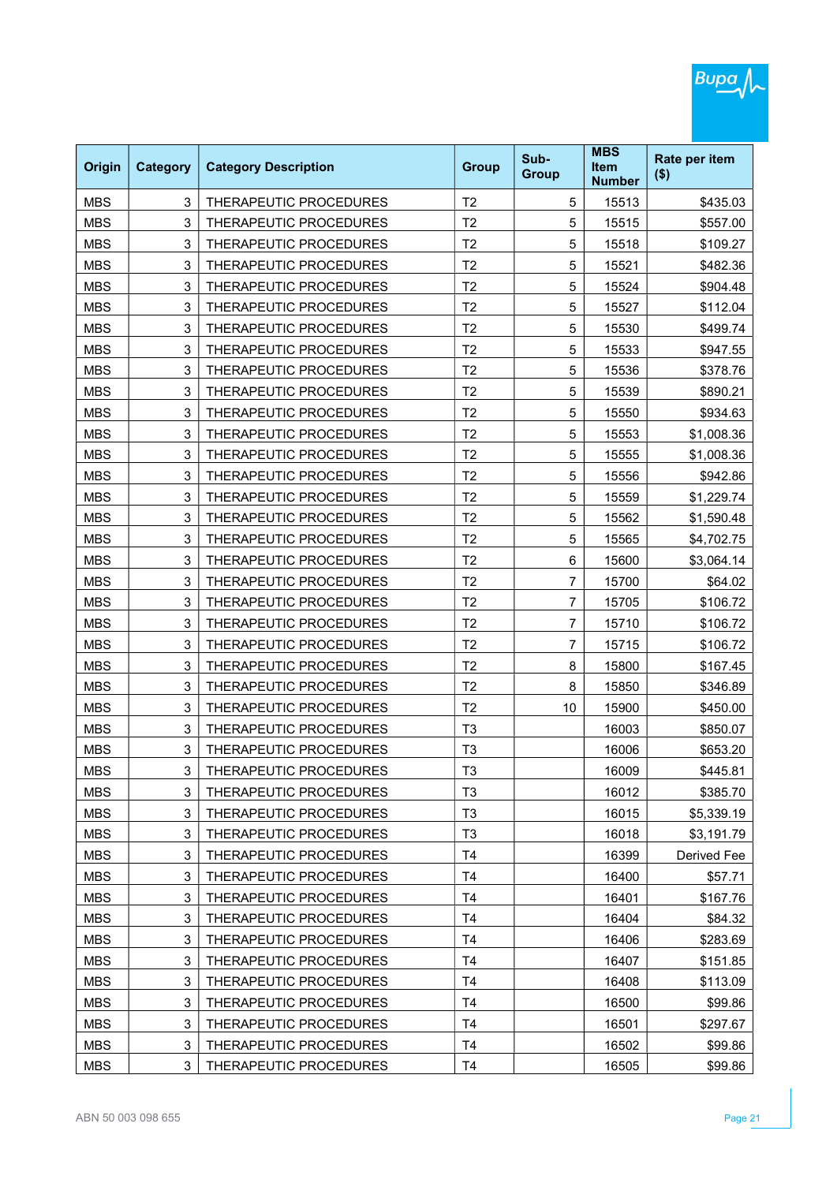| Origin | Category | Category Description | Group | Sub-Group | MBS Item Number | Rate per item ($) |
|---|---|---|---|---|---|---|
| MBS | 3 | THERAPEUTIC PROCEDURES | T2 | 5 | 15513 | $435.03 |
| MBS | 3 | THERAPEUTIC PROCEDURES | T2 | 5 | 15515 | $557.00 |
| MBS | 3 | THERAPEUTIC PROCEDURES | T2 | 5 | 15518 | $109.27 |
| MBS | 3 | THERAPEUTIC PROCEDURES | T2 | 5 | 15521 | $482.36 |
| MBS | 3 | THERAPEUTIC PROCEDURES | T2 | 5 | 15524 | $904.48 |
| MBS | 3 | THERAPEUTIC PROCEDURES | T2 | 5 | 15527 | $112.04 |
| MBS | 3 | THERAPEUTIC PROCEDURES | T2 | 5 | 15530 | $499.74 |
| MBS | 3 | THERAPEUTIC PROCEDURES | T2 | 5 | 15533 | $947.55 |
| MBS | 3 | THERAPEUTIC PROCEDURES | T2 | 5 | 15536 | $378.76 |
| MBS | 3 | THERAPEUTIC PROCEDURES | T2 | 5 | 15539 | $890.21 |
| MBS | 3 | THERAPEUTIC PROCEDURES | T2 | 5 | 15550 | $934.63 |
| MBS | 3 | THERAPEUTIC PROCEDURES | T2 | 5 | 15553 | $1,008.36 |
| MBS | 3 | THERAPEUTIC PROCEDURES | T2 | 5 | 15555 | $1,008.36 |
| MBS | 3 | THERAPEUTIC PROCEDURES | T2 | 5 | 15556 | $942.86 |
| MBS | 3 | THERAPEUTIC PROCEDURES | T2 | 5 | 15559 | $1,229.74 |
| MBS | 3 | THERAPEUTIC PROCEDURES | T2 | 5 | 15562 | $1,590.48 |
| MBS | 3 | THERAPEUTIC PROCEDURES | T2 | 5 | 15565 | $4,702.75 |
| MBS | 3 | THERAPEUTIC PROCEDURES | T2 | 6 | 15600 | $3,064.14 |
| MBS | 3 | THERAPEUTIC PROCEDURES | T2 | 7 | 15700 | $64.02 |
| MBS | 3 | THERAPEUTIC PROCEDURES | T2 | 7 | 15705 | $106.72 |
| MBS | 3 | THERAPEUTIC PROCEDURES | T2 | 7 | 15710 | $106.72 |
| MBS | 3 | THERAPEUTIC PROCEDURES | T2 | 7 | 15715 | $106.72 |
| MBS | 3 | THERAPEUTIC PROCEDURES | T2 | 8 | 15800 | $167.45 |
| MBS | 3 | THERAPEUTIC PROCEDURES | T2 | 8 | 15850 | $346.89 |
| MBS | 3 | THERAPEUTIC PROCEDURES | T2 | 10 | 15900 | $450.00 |
| MBS | 3 | THERAPEUTIC PROCEDURES | T3 | | 16003 | $850.07 |
| MBS | 3 | THERAPEUTIC PROCEDURES | T3 | | 16006 | $653.20 |
| MBS | 3 | THERAPEUTIC PROCEDURES | T3 | | 16009 | $445.81 |
| MBS | 3 | THERAPEUTIC PROCEDURES | T3 | | 16012 | $385.70 |
| MBS | 3 | THERAPEUTIC PROCEDURES | T3 | | 16015 | $5,339.19 |
| MBS | 3 | THERAPEUTIC PROCEDURES | T3 | | 16018 | $3,191.79 |
| MBS | 3 | THERAPEUTIC PROCEDURES | T4 | | 16399 | Derived Fee |
| MBS | 3 | THERAPEUTIC PROCEDURES | T4 | | 16400 | $57.71 |
| MBS | 3 | THERAPEUTIC PROCEDURES | T4 | | 16401 | $167.76 |
| MBS | 3 | THERAPEUTIC PROCEDURES | T4 | | 16404 | $84.32 |
| MBS | 3 | THERAPEUTIC PROCEDURES | T4 | | 16406 | $283.69 |
| MBS | 3 | THERAPEUTIC PROCEDURES | T4 | | 16407 | $151.85 |
| MBS | 3 | THERAPEUTIC PROCEDURES | T4 | | 16408 | $113.09 |
| MBS | 3 | THERAPEUTIC PROCEDURES | T4 | | 16500 | $99.86 |
| MBS | 3 | THERAPEUTIC PROCEDURES | T4 | | 16501 | $297.67 |
| MBS | 3 | THERAPEUTIC PROCEDURES | T4 | | 16502 | $99.86 |
| MBS | 3 | THERAPEUTIC PROCEDURES | T4 | | 16505 | $99.86 |

ABN 50 003 098 655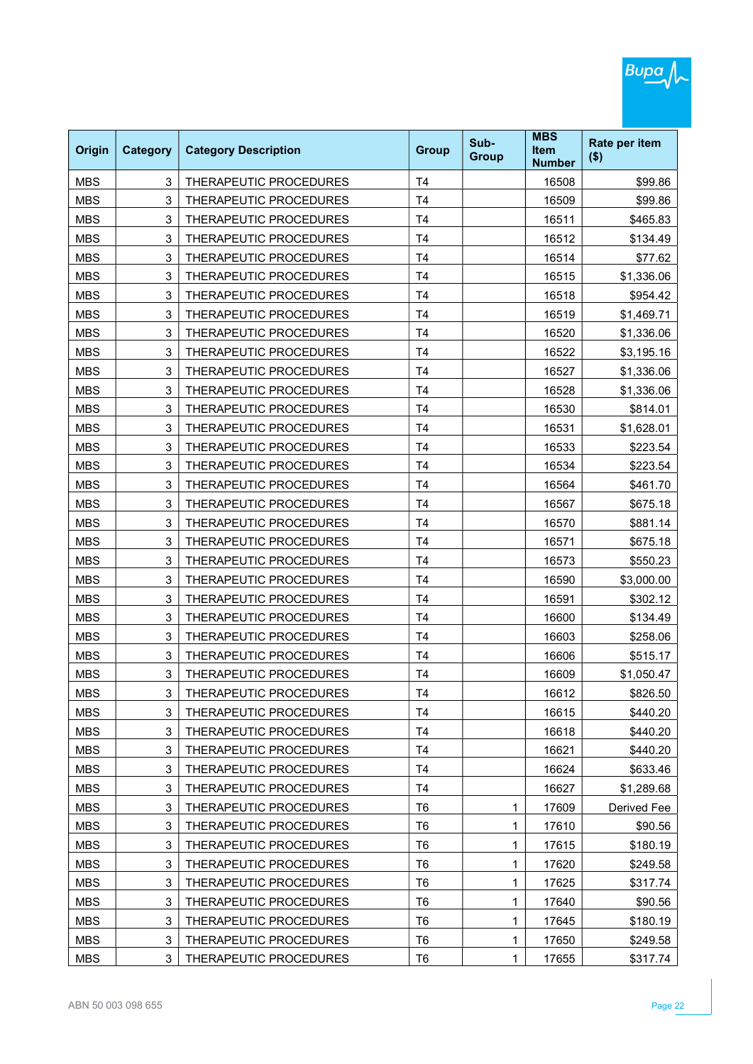| Origin | Category | Category Description | Group | Sub-Group | MBS Item Number | Rate per item ($) |
|---|---|---|---|---|---|---|
| MBS | 3 | THERAPEUTIC PROCEDURES | T4 | | 16508 | $99.86 |
| MBS | 3 | THERAPEUTIC PROCEDURES | T4 | | 16509 | $99.86 |
| MBS | 3 | THERAPEUTIC PROCEDURES | T4 | | 16511 | $465.83 |
| MBS | 3 | THERAPEUTIC PROCEDURES | T4 | | 16512 | $134.49 |
| MBS | 3 | THERAPEUTIC PROCEDURES | T4 | | 16514 | $77.62 |
| MBS | 3 | THERAPEUTIC PROCEDURES | T4 | | 16515 | $1,336.06 |
| MBS | 3 | THERAPEUTIC PROCEDURES | T4 | | 16518 | $954.42 |
| MBS | 3 | THERAPEUTIC PROCEDURES | T4 | | 16519 | $1,469.71 |
| MBS | 3 | THERAPEUTIC PROCEDURES | T4 | | 16520 | $1,336.06 |
| MBS | 3 | THERAPEUTIC PROCEDURES | T4 | | 16522 | $3,195.16 |
| MBS | 3 | THERAPEUTIC PROCEDURES | T4 | | 16527 | $1,336.06 |
| MBS | 3 | THERAPEUTIC PROCEDURES | T4 | | 16528 | $1,336.06 |
| MBS | 3 | THERAPEUTIC PROCEDURES | T4 | | 16530 | $814.01 |
| MBS | 3 | THERAPEUTIC PROCEDURES | T4 | | 16531 | $1,628.01 |
| MBS | 3 | THERAPEUTIC PROCEDURES | T4 | | 16533 | $223.54 |
| MBS | 3 | THERAPEUTIC PROCEDURES | T4 | | 16534 | $223.54 |
| MBS | 3 | THERAPEUTIC PROCEDURES | T4 | | 16564 | $461.70 |
| MBS | 3 | THERAPEUTIC PROCEDURES | T4 | | 16567 | $675.18 |
| MBS | 3 | THERAPEUTIC PROCEDURES | T4 | | 16570 | $881.14 |
| MBS | 3 | THERAPEUTIC PROCEDURES | T4 | | 16571 | $675.18 |
| MBS | 3 | THERAPEUTIC PROCEDURES | T4 | | 16573 | $550.23 |
| MBS | 3 | THERAPEUTIC PROCEDURES | T4 | | 16590 | $3,000.00 |
| MBS | 3 | THERAPEUTIC PROCEDURES | T4 | | 16591 | $302.12 |
| MBS | 3 | THERAPEUTIC PROCEDURES | T4 | | 16600 | $134.49 |
| MBS | 3 | THERAPEUTIC PROCEDURES | T4 | | 16603 | $258.06 |
| MBS | 3 | THERAPEUTIC PROCEDURES | T4 | | 16606 | $515.17 |
| MBS | 3 | THERAPEUTIC PROCEDURES | T4 | | 16609 | $1,050.47 |
| MBS | 3 | THERAPEUTIC PROCEDURES | T4 | | 16612 | $826.50 |
| MBS | 3 | THERAPEUTIC PROCEDURES | T4 | | 16615 | $440.20 |
| MBS | 3 | THERAPEUTIC PROCEDURES | T4 | | 16618 | $440.20 |
| MBS | 3 | THERAPEUTIC PROCEDURES | T4 | | 16621 | $440.20 |
| MBS | 3 | THERAPEUTIC PROCEDURES | T4 | | 16624 | $633.46 |
| MBS | 3 | THERAPEUTIC PROCEDURES | T4 | | 16627 | $1,289.68 |
| MBS | 3 | THERAPEUTIC PROCEDURES | T6 | 1 | 17609 | Derived Fee |
| MBS | 3 | THERAPEUTIC PROCEDURES | T6 | 1 | 17610 | $90.56 |
| MBS | 3 | THERAPEUTIC PROCEDURES | T6 | 1 | 17615 | $180.19 |
| MBS | 3 | THERAPEUTIC PROCEDURES | T6 | 1 | 17620 | $249.58 |
| MBS | 3 | THERAPEUTIC PROCEDURES | T6 | 1 | 17625 | $317.74 |
| MBS | 3 | THERAPEUTIC PROCEDURES | T6 | 1 | 17640 | $90.56 |
| MBS | 3 | THERAPEUTIC PROCEDURES | T6 | 1 | 17645 | $180.19 |
| MBS | 3 | THERAPEUTIC PROCEDURES | T6 | 1 | 17650 | $249.58 |
| MBS | 3 | THERAPEUTIC PROCEDURES | T6 | 1 | 17655 | $317.74 |

ABN 50 003 098 655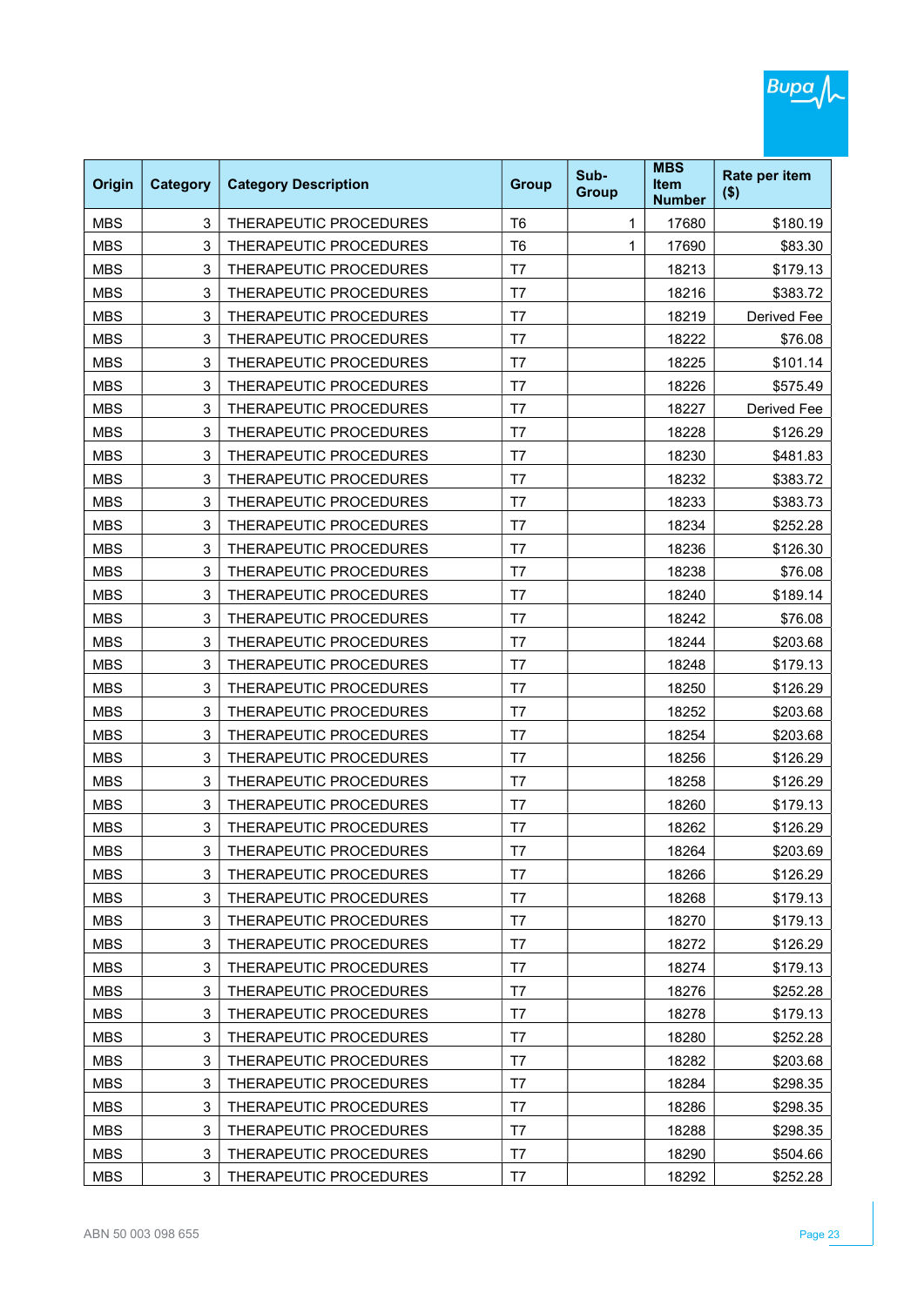| Origin | Category | Category Description | Group | Sub-Group | MBS Item Number | Rate per item ($) |
|---|---|---|---|---|---|---|
| MBS | 3 | THERAPEUTIC PROCEDURES | T6 | 1 | 17680 | $180.19 |
| MBS | 3 | THERAPEUTIC PROCEDURES | T6 | 1 | 17690 | $83.30 |
| MBS | 3 | THERAPEUTIC PROCEDURES | T7 | | 18213 | $179.13 |
| MBS | 3 | THERAPEUTIC PROCEDURES | T7 | | 18216 | $383.72 |
| MBS | 3 | THERAPEUTIC PROCEDURES | T7 | | 18219 | Derived Fee |
| MBS | 3 | THERAPEUTIC PROCEDURES | T7 | | 18222 | $76.08 |
| MBS | 3 | THERAPEUTIC PROCEDURES | T7 | | 18225 | $101.14 |
| MBS | 3 | THERAPEUTIC PROCEDURES | T7 | | 18226 | $575.49 |
| MBS | 3 | THERAPEUTIC PROCEDURES | T7 | | 18227 | Derived Fee |
| MBS | 3 | THERAPEUTIC PROCEDURES | T7 | | 18228 | $126.29 |
| MBS | 3 | THERAPEUTIC PROCEDURES | T7 | | 18230 | $481.83 |
| MBS | 3 | THERAPEUTIC PROCEDURES | T7 | | 18232 | $383.72 |
| MBS | 3 | THERAPEUTIC PROCEDURES | T7 | | 18233 | $383.73 |
| MBS | 3 | THERAPEUTIC PROCEDURES | T7 | | 18234 | $252.28 |
| MBS | 3 | THERAPEUTIC PROCEDURES | T7 | | 18236 | $126.30 |
| MBS | 3 | THERAPEUTIC PROCEDURES | T7 | | 18238 | $76.08 |
| MBS | 3 | THERAPEUTIC PROCEDURES | T7 | | 18240 | $189.14 |
| MBS | 3 | THERAPEUTIC PROCEDURES | T7 | | 18242 | $76.08 |
| MBS | 3 | THERAPEUTIC PROCEDURES | T7 | | 18244 | $203.68 |
| MBS | 3 | THERAPEUTIC PROCEDURES | T7 | | 18248 | $179.13 |
| MBS | 3 | THERAPEUTIC PROCEDURES | T7 | | 18250 | $126.29 |
| MBS | 3 | THERAPEUTIC PROCEDURES | T7 | | 18252 | $203.68 |
| MBS | 3 | THERAPEUTIC PROCEDURES | T7 | | 18254 | $203.68 |
| MBS | 3 | THERAPEUTIC PROCEDURES | T7 | | 18256 | $126.29 |
| MBS | 3 | THERAPEUTIC PROCEDURES | T7 | | 18258 | $126.29 |
| MBS | 3 | THERAPEUTIC PROCEDURES | T7 | | 18260 | $179.13 |
| MBS | 3 | THERAPEUTIC PROCEDURES | T7 | | 18262 | $126.29 |
| MBS | 3 | THERAPEUTIC PROCEDURES | T7 | | 18264 | $203.69 |
| MBS | 3 | THERAPEUTIC PROCEDURES | T7 | | 18266 | $126.29 |
| MBS | 3 | THERAPEUTIC PROCEDURES | T7 | | 18268 | $179.13 |
| MBS | 3 | THERAPEUTIC PROCEDURES | T7 | | 18270 | $179.13 |
| MBS | 3 | THERAPEUTIC PROCEDURES | T7 | | 18272 | $126.29 |
| MBS | 3 | THERAPEUTIC PROCEDURES | T7 | | 18274 | $179.13 |
| MBS | 3 | THERAPEUTIC PROCEDURES | T7 | | 18276 | $252.28 |
| MBS | 3 | THERAPEUTIC PROCEDURES | T7 | | 18278 | $179.13 |
| MBS | 3 | THERAPEUTIC PROCEDURES | T7 | | 18280 | $252.28 |
| MBS | 3 | THERAPEUTIC PROCEDURES | T7 | | 18282 | $203.68 |
| MBS | 3 | THERAPEUTIC PROCEDURES | T7 | | 18284 | $298.35 |
| MBS | 3 | THERAPEUTIC PROCEDURES | T7 | | 18286 | $298.35 |
| MBS | 3 | THERAPEUTIC PROCEDURES | T7 | | 18288 | $298.35 |
| MBS | 3 | THERAPEUTIC PROCEDURES | T7 | | 18290 | $504.66 |
| MBS | 3 | THERAPEUTIC PROCEDURES | T7 | | 18292 | $252.28 |

ABN 50 003 098 655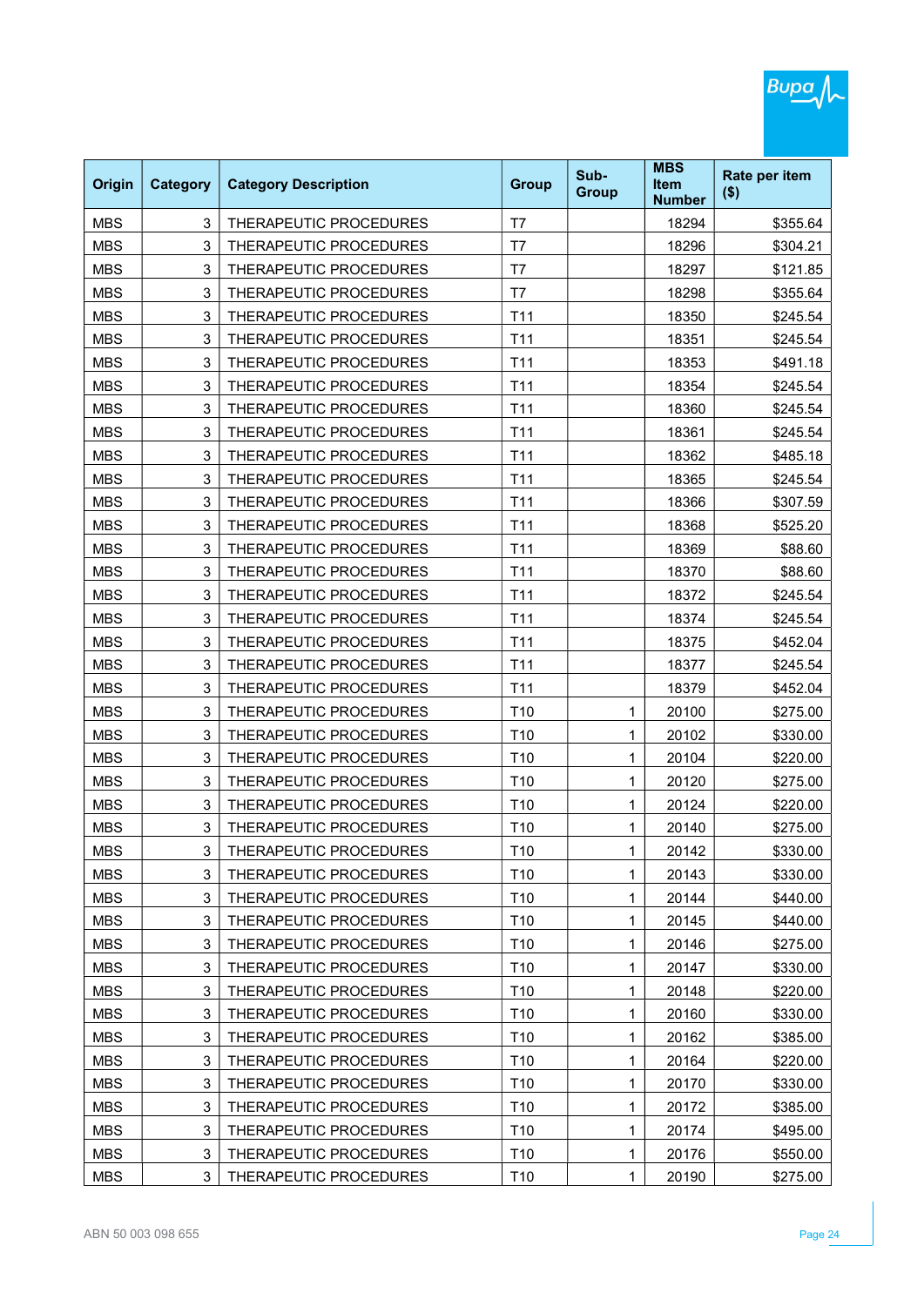| Origin | Category | Category Description | Group | Sub-Group | MBS Item Number | Rate per item ($) |
|---|---|---|---|---|---|---|
| MBS | 3 | THERAPEUTIC PROCEDURES | T7 | | 18294 | $355.64 |
| MBS | 3 | THERAPEUTIC PROCEDURES | T7 | | 18296 | $304.21 |
| MBS | 3 | THERAPEUTIC PROCEDURES | T7 | | 18297 | $121.85 |
| MBS | 3 | THERAPEUTIC PROCEDURES | T7 | | 18298 | $355.64 |
| MBS | 3 | THERAPEUTIC PROCEDURES | T11 | | 18350 | $245.54 |
| MBS | 3 | THERAPEUTIC PROCEDURES | T11 | | 18351 | $245.54 |
| MBS | 3 | THERAPEUTIC PROCEDURES | T11 | | 18353 | $491.18 |
| MBS | 3 | THERAPEUTIC PROCEDURES | T11 | | 18354 | $245.54 |
| MBS | 3 | THERAPEUTIC PROCEDURES | T11 | | 18360 | $245.54 |
| MBS | 3 | THERAPEUTIC PROCEDURES | T11 | | 18361 | $245.54 |
| MBS | 3 | THERAPEUTIC PROCEDURES | T11 | | 18362 | $485.18 |
| MBS | 3 | THERAPEUTIC PROCEDURES | T11 | | 18365 | $245.54 |
| MBS | 3 | THERAPEUTIC PROCEDURES | T11 | | 18366 | $307.59 |
| MBS | 3 | THERAPEUTIC PROCEDURES | T11 | | 18368 | $525.20 |
| MBS | 3 | THERAPEUTIC PROCEDURES | T11 | | 18369 | $88.60 |
| MBS | 3 | THERAPEUTIC PROCEDURES | T11 | | 18370 | $88.60 |
| MBS | 3 | THERAPEUTIC PROCEDURES | T11 | | 18372 | $245.54 |
| MBS | 3 | THERAPEUTIC PROCEDURES | T11 | | 18374 | $245.54 |
| MBS | 3 | THERAPEUTIC PROCEDURES | T11 | | 18375 | $452.04 |
| MBS | 3 | THERAPEUTIC PROCEDURES | T11 | | 18377 | $245.54 |
| MBS | 3 | THERAPEUTIC PROCEDURES | T11 | | 18379 | $452.04 |
| MBS | 3 | THERAPEUTIC PROCEDURES | T10 | 1 | 20100 | $275.00 |
| MBS | 3 | THERAPEUTIC PROCEDURES | T10 | 1 | 20102 | $330.00 |
| MBS | 3 | THERAPEUTIC PROCEDURES | T10 | 1 | 20104 | $220.00 |
| MBS | 3 | THERAPEUTIC PROCEDURES | T10 | 1 | 20120 | $275.00 |
| MBS | 3 | THERAPEUTIC PROCEDURES | T10 | 1 | 20124 | $220.00 |
| MBS | 3 | THERAPEUTIC PROCEDURES | T10 | 1 | 20140 | $275.00 |
| MBS | 3 | THERAPEUTIC PROCEDURES | T10 | 1 | 20142 | $330.00 |
| MBS | 3 | THERAPEUTIC PROCEDURES | T10 | 1 | 20143 | $330.00 |
| MBS | 3 | THERAPEUTIC PROCEDURES | T10 | 1 | 20144 | $440.00 |
| MBS | 3 | THERAPEUTIC PROCEDURES | T10 | 1 | 20145 | $440.00 |
| MBS | 3 | THERAPEUTIC PROCEDURES | T10 | 1 | 20146 | $275.00 |
| MBS | 3 | THERAPEUTIC PROCEDURES | T10 | 1 | 20147 | $330.00 |
| MBS | 3 | THERAPEUTIC PROCEDURES | T10 | 1 | 20148 | $220.00 |
| MBS | 3 | THERAPEUTIC PROCEDURES | T10 | 1 | 20160 | $330.00 |
| MBS | 3 | THERAPEUTIC PROCEDURES | T10 | 1 | 20162 | $385.00 |
| MBS | 3 | THERAPEUTIC PROCEDURES | T10 | 1 | 20164 | $220.00 |
| MBS | 3 | THERAPEUTIC PROCEDURES | T10 | 1 | 20170 | $330.00 |
| MBS | 3 | THERAPEUTIC PROCEDURES | T10 | 1 | 20172 | $385.00 |
| MBS | 3 | THERAPEUTIC PROCEDURES | T10 | 1 | 20174 | $495.00 |
| MBS | 3 | THERAPEUTIC PROCEDURES | T10 | 1 | 20176 | $550.00 |
| MBS | 3 | THERAPEUTIC PROCEDURES | T10 | 1 | 20190 | $275.00 |

ABN 50 003 098 655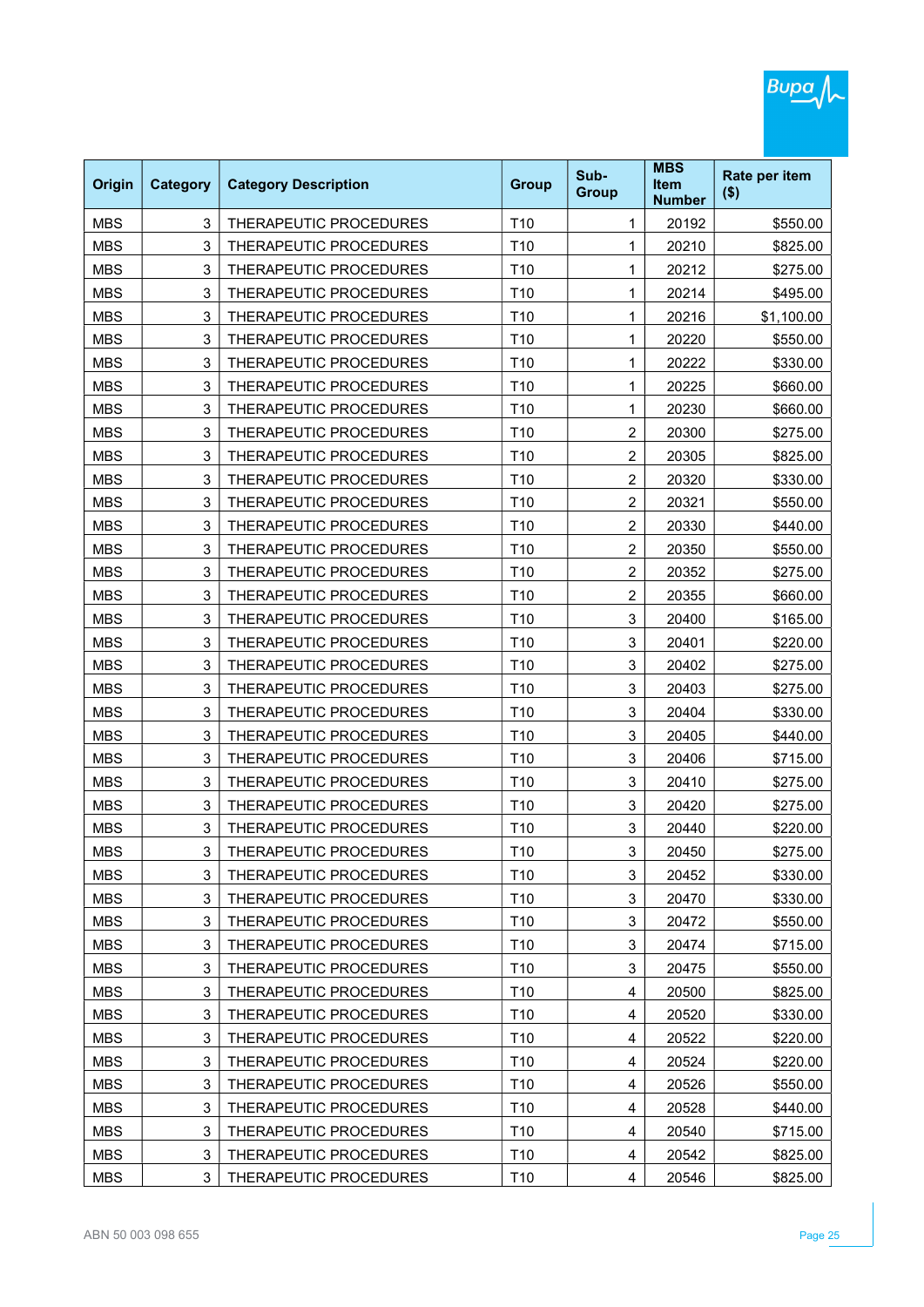| Origin | Category | Category Description | Group | Sub-Group | MBS Item Number | Rate per item ($) |
|---|---|---|---|---|---|---|
| MBS | 3 | THERAPEUTIC PROCEDURES | T10 | 1 | 20192 | $550.00 |
| MBS | 3 | THERAPEUTIC PROCEDURES | T10 | 1 | 20210 | $825.00 |
| MBS | 3 | THERAPEUTIC PROCEDURES | T10 | 1 | 20212 | $275.00 |
| MBS | 3 | THERAPEUTIC PROCEDURES | T10 | 1 | 20214 | $495.00 |
| MBS | 3 | THERAPEUTIC PROCEDURES | T10 | 1 | 20216 | $1,100.00 |
| MBS | 3 | THERAPEUTIC PROCEDURES | T10 | 1 | 20220 | $550.00 |
| MBS | 3 | THERAPEUTIC PROCEDURES | T10 | 1 | 20222 | $330.00 |
| MBS | 3 | THERAPEUTIC PROCEDURES | T10 | 1 | 20225 | $660.00 |
| MBS | 3 | THERAPEUTIC PROCEDURES | T10 | 1 | 20230 | $660.00 |
| MBS | 3 | THERAPEUTIC PROCEDURES | T10 | 2 | 20300 | $275.00 |
| MBS | 3 | THERAPEUTIC PROCEDURES | T10 | 2 | 20305 | $825.00 |
| MBS | 3 | THERAPEUTIC PROCEDURES | T10 | 2 | 20320 | $330.00 |
| MBS | 3 | THERAPEUTIC PROCEDURES | T10 | 2 | 20321 | $550.00 |
| MBS | 3 | THERAPEUTIC PROCEDURES | T10 | 2 | 20330 | $440.00 |
| MBS | 3 | THERAPEUTIC PROCEDURES | T10 | 2 | 20350 | $550.00 |
| MBS | 3 | THERAPEUTIC PROCEDURES | T10 | 2 | 20352 | $275.00 |
| MBS | 3 | THERAPEUTIC PROCEDURES | T10 | 2 | 20355 | $660.00 |
| MBS | 3 | THERAPEUTIC PROCEDURES | T10 | 3 | 20400 | $165.00 |
| MBS | 3 | THERAPEUTIC PROCEDURES | T10 | 3 | 20401 | $220.00 |
| MBS | 3 | THERAPEUTIC PROCEDURES | T10 | 3 | 20402 | $275.00 |
| MBS | 3 | THERAPEUTIC PROCEDURES | T10 | 3 | 20403 | $275.00 |
| MBS | 3 | THERAPEUTIC PROCEDURES | T10 | 3 | 20404 | $330.00 |
| MBS | 3 | THERAPEUTIC PROCEDURES | T10 | 3 | 20405 | $440.00 |
| MBS | 3 | THERAPEUTIC PROCEDURES | T10 | 3 | 20406 | $715.00 |
| MBS | 3 | THERAPEUTIC PROCEDURES | T10 | 3 | 20410 | $275.00 |
| MBS | 3 | THERAPEUTIC PROCEDURES | T10 | 3 | 20420 | $275.00 |
| MBS | 3 | THERAPEUTIC PROCEDURES | T10 | 3 | 20440 | $220.00 |
| MBS | 3 | THERAPEUTIC PROCEDURES | T10 | 3 | 20450 | $275.00 |
| MBS | 3 | THERAPEUTIC PROCEDURES | T10 | 3 | 20452 | $330.00 |
| MBS | 3 | THERAPEUTIC PROCEDURES | T10 | 3 | 20470 | $330.00 |
| MBS | 3 | THERAPEUTIC PROCEDURES | T10 | 3 | 20472 | $550.00 |
| MBS | 3 | THERAPEUTIC PROCEDURES | T10 | 3 | 20474 | $715.00 |
| MBS | 3 | THERAPEUTIC PROCEDURES | T10 | 3 | 20475 | $550.00 |
| MBS | 3 | THERAPEUTIC PROCEDURES | T10 | 4 | 20500 | $825.00 |
| MBS | 3 | THERAPEUTIC PROCEDURES | T10 | 4 | 20520 | $330.00 |
| MBS | 3 | THERAPEUTIC PROCEDURES | T10 | 4 | 20522 | $220.00 |
| MBS | 3 | THERAPEUTIC PROCEDURES | T10 | 4 | 20524 | $220.00 |
| MBS | 3 | THERAPEUTIC PROCEDURES | T10 | 4 | 20526 | $550.00 |
| MBS | 3 | THERAPEUTIC PROCEDURES | T10 | 4 | 20528 | $440.00 |
| MBS | 3 | THERAPEUTIC PROCEDURES | T10 | 4 | 20540 | $715.00 |
| MBS | 3 | THERAPEUTIC PROCEDURES | T10 | 4 | 20542 | $825.00 |
| MBS | 3 | THERAPEUTIC PROCEDURES | T10 | 4 | 20546 | $825.00 |

ABN 50 003 098 655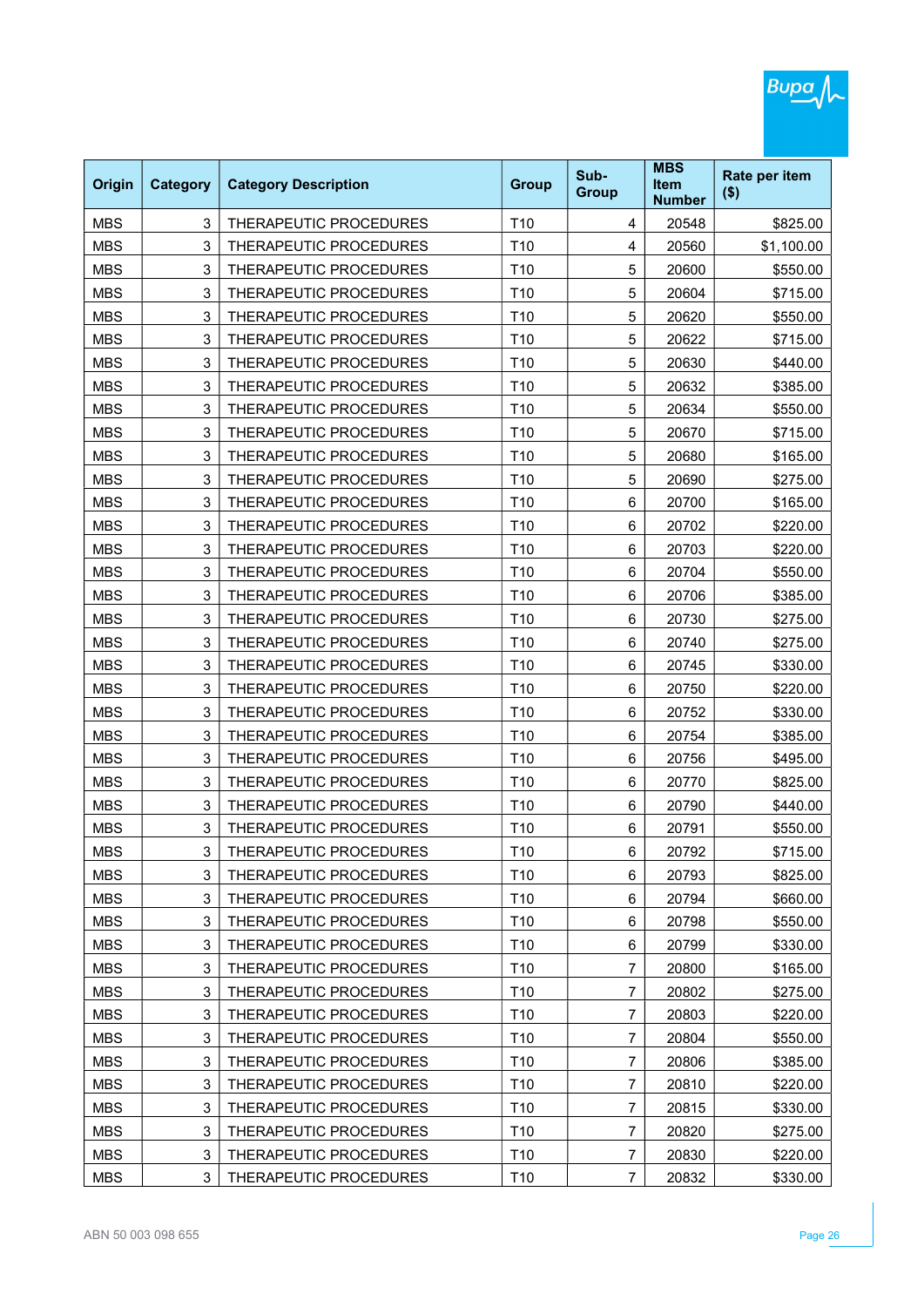| Origin | Category | Category Description | Group | Sub-Group | MBS Item Number | Rate per item ($) |
|---|---|---|---|---|---|---|
| MBS | 3 | THERAPEUTIC PROCEDURES | T10 | 4 | 20548 | $825.00 |
| MBS | 3 | THERAPEUTIC PROCEDURES | T10 | 4 | 20560 | $1,100.00 |
| MBS | 3 | THERAPEUTIC PROCEDURES | T10 | 5 | 20600 | $550.00 |
| MBS | 3 | THERAPEUTIC PROCEDURES | T10 | 5 | 20604 | $715.00 |
| MBS | 3 | THERAPEUTIC PROCEDURES | T10 | 5 | 20620 | $550.00 |
| MBS | 3 | THERAPEUTIC PROCEDURES | T10 | 5 | 20622 | $715.00 |
| MBS | 3 | THERAPEUTIC PROCEDURES | T10 | 5 | 20630 | $440.00 |
| MBS | 3 | THERAPEUTIC PROCEDURES | T10 | 5 | 20632 | $385.00 |
| MBS | 3 | THERAPEUTIC PROCEDURES | T10 | 5 | 20634 | $550.00 |
| MBS | 3 | THERAPEUTIC PROCEDURES | T10 | 5 | 20670 | $715.00 |
| MBS | 3 | THERAPEUTIC PROCEDURES | T10 | 5 | 20680 | $165.00 |
| MBS | 3 | THERAPEUTIC PROCEDURES | T10 | 5 | 20690 | $275.00 |
| MBS | 3 | THERAPEUTIC PROCEDURES | T10 | 6 | 20700 | $165.00 |
| MBS | 3 | THERAPEUTIC PROCEDURES | T10 | 6 | 20702 | $220.00 |
| MBS | 3 | THERAPEUTIC PROCEDURES | T10 | 6 | 20703 | $220.00 |
| MBS | 3 | THERAPEUTIC PROCEDURES | T10 | 6 | 20704 | $550.00 |
| MBS | 3 | THERAPEUTIC PROCEDURES | T10 | 6 | 20706 | $385.00 |
| MBS | 3 | THERAPEUTIC PROCEDURES | T10 | 6 | 20730 | $275.00 |
| MBS | 3 | THERAPEUTIC PROCEDURES | T10 | 6 | 20740 | $275.00 |
| MBS | 3 | THERAPEUTIC PROCEDURES | T10 | 6 | 20745 | $330.00 |
| MBS | 3 | THERAPEUTIC PROCEDURES | T10 | 6 | 20750 | $220.00 |
| MBS | 3 | THERAPEUTIC PROCEDURES | T10 | 6 | 20752 | $330.00 |
| MBS | 3 | THERAPEUTIC PROCEDURES | T10 | 6 | 20754 | $385.00 |
| MBS | 3 | THERAPEUTIC PROCEDURES | T10 | 6 | 20756 | $495.00 |
| MBS | 3 | THERAPEUTIC PROCEDURES | T10 | 6 | 20770 | $825.00 |
| MBS | 3 | THERAPEUTIC PROCEDURES | T10 | 6 | 20790 | $440.00 |
| MBS | 3 | THERAPEUTIC PROCEDURES | T10 | 6 | 20791 | $550.00 |
| MBS | 3 | THERAPEUTIC PROCEDURES | T10 | 6 | 20792 | $715.00 |
| MBS | 3 | THERAPEUTIC PROCEDURES | T10 | 6 | 20793 | $825.00 |
| MBS | 3 | THERAPEUTIC PROCEDURES | T10 | 6 | 20794 | $660.00 |
| MBS | 3 | THERAPEUTIC PROCEDURES | T10 | 6 | 20798 | $550.00 |
| MBS | 3 | THERAPEUTIC PROCEDURES | T10 | 6 | 20799 | $330.00 |
| MBS | 3 | THERAPEUTIC PROCEDURES | T10 | 7 | 20800 | $165.00 |
| MBS | 3 | THERAPEUTIC PROCEDURES | T10 | 7 | 20802 | $275.00 |
| MBS | 3 | THERAPEUTIC PROCEDURES | T10 | 7 | 20803 | $220.00 |
| MBS | 3 | THERAPEUTIC PROCEDURES | T10 | 7 | 20804 | $550.00 |
| MBS | 3 | THERAPEUTIC PROCEDURES | T10 | 7 | 20806 | $385.00 |
| MBS | 3 | THERAPEUTIC PROCEDURES | T10 | 7 | 20810 | $220.00 |
| MBS | 3 | THERAPEUTIC PROCEDURES | T10 | 7 | 20815 | $330.00 |
| MBS | 3 | THERAPEUTIC PROCEDURES | T10 | 7 | 20820 | $275.00 |
| MBS | 3 | THERAPEUTIC PROCEDURES | T10 | 7 | 20830 | $220.00 |
| MBS | 3 | THERAPEUTIC PROCEDURES | T10 | 7 | 20832 | $330.00 |

ABN 50 003 098 655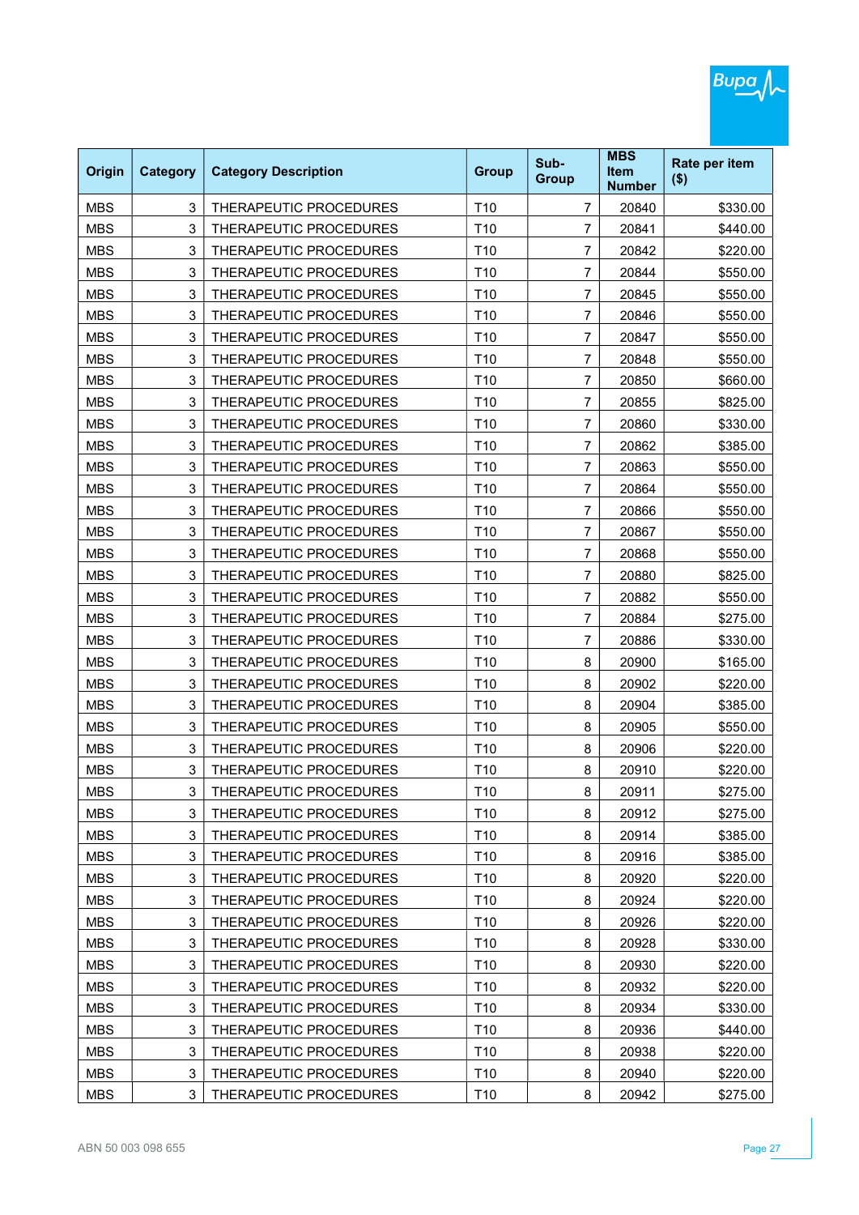| Origin | Category | Category Description | Group | Sub-Group | MBS Item Number | Rate per item ($) |
|---|---|---|---|---|---|---|
| MBS | 3 | THERAPEUTIC PROCEDURES | T10 | 7 | 20840 | $330.00 |
| MBS | 3 | THERAPEUTIC PROCEDURES | T10 | 7 | 20841 | $440.00 |
| MBS | 3 | THERAPEUTIC PROCEDURES | T10 | 7 | 20842 | $220.00 |
| MBS | 3 | THERAPEUTIC PROCEDURES | T10 | 7 | 20844 | $550.00 |
| MBS | 3 | THERAPEUTIC PROCEDURES | T10 | 7 | 20845 | $550.00 |
| MBS | 3 | THERAPEUTIC PROCEDURES | T10 | 7 | 20846 | $550.00 |
| MBS | 3 | THERAPEUTIC PROCEDURES | T10 | 7 | 20847 | $550.00 |
| MBS | 3 | THERAPEUTIC PROCEDURES | T10 | 7 | 20848 | $550.00 |
| MBS | 3 | THERAPEUTIC PROCEDURES | T10 | 7 | 20850 | $660.00 |
| MBS | 3 | THERAPEUTIC PROCEDURES | T10 | 7 | 20855 | $825.00 |
| MBS | 3 | THERAPEUTIC PROCEDURES | T10 | 7 | 20860 | $330.00 |
| MBS | 3 | THERAPEUTIC PROCEDURES | T10 | 7 | 20862 | $385.00 |
| MBS | 3 | THERAPEUTIC PROCEDURES | T10 | 7 | 20863 | $550.00 |
| MBS | 3 | THERAPEUTIC PROCEDURES | T10 | 7 | 20864 | $550.00 |
| MBS | 3 | THERAPEUTIC PROCEDURES | T10 | 7 | 20866 | $550.00 |
| MBS | 3 | THERAPEUTIC PROCEDURES | T10 | 7 | 20867 | $550.00 |
| MBS | 3 | THERAPEUTIC PROCEDURES | T10 | 7 | 20868 | $550.00 |
| MBS | 3 | THERAPEUTIC PROCEDURES | T10 | 7 | 20880 | $825.00 |
| MBS | 3 | THERAPEUTIC PROCEDURES | T10 | 7 | 20882 | $550.00 |
| MBS | 3 | THERAPEUTIC PROCEDURES | T10 | 7 | 20884 | $275.00 |
| MBS | 3 | THERAPEUTIC PROCEDURES | T10 | 7 | 20886 | $330.00 |
| MBS | 3 | THERAPEUTIC PROCEDURES | T10 | 8 | 20900 | $165.00 |
| MBS | 3 | THERAPEUTIC PROCEDURES | T10 | 8 | 20902 | $220.00 |
| MBS | 3 | THERAPEUTIC PROCEDURES | T10 | 8 | 20904 | $385.00 |
| MBS | 3 | THERAPEUTIC PROCEDURES | T10 | 8 | 20905 | $550.00 |
| MBS | 3 | THERAPEUTIC PROCEDURES | T10 | 8 | 20906 | $220.00 |
| MBS | 3 | THERAPEUTIC PROCEDURES | T10 | 8 | 20910 | $220.00 |
| MBS | 3 | THERAPEUTIC PROCEDURES | T10 | 8 | 20911 | $275.00 |
| MBS | 3 | THERAPEUTIC PROCEDURES | T10 | 8 | 20912 | $275.00 |
| MBS | 3 | THERAPEUTIC PROCEDURES | T10 | 8 | 20914 | $385.00 |
| MBS | 3 | THERAPEUTIC PROCEDURES | T10 | 8 | 20916 | $385.00 |
| MBS | 3 | THERAPEUTIC PROCEDURES | T10 | 8 | 20920 | $220.00 |
| MBS | 3 | THERAPEUTIC PROCEDURES | T10 | 8 | 20924 | $220.00 |
| MBS | 3 | THERAPEUTIC PROCEDURES | T10 | 8 | 20926 | $220.00 |
| MBS | 3 | THERAPEUTIC PROCEDURES | T10 | 8 | 20928 | $330.00 |
| MBS | 3 | THERAPEUTIC PROCEDURES | T10 | 8 | 20930 | $220.00 |
| MBS | 3 | THERAPEUTIC PROCEDURES | T10 | 8 | 20932 | $220.00 |
| MBS | 3 | THERAPEUTIC PROCEDURES | T10 | 8 | 20934 | $330.00 |
| MBS | 3 | THERAPEUTIC PROCEDURES | T10 | 8 | 20936 | $440.00 |
| MBS | 3 | THERAPEUTIC PROCEDURES | T10 | 8 | 20938 | $220.00 |
| MBS | 3 | THERAPEUTIC PROCEDURES | T10 | 8 | 20940 | $220.00 |
| MBS | 3 | THERAPEUTIC PROCEDURES | T10 | 8 | 20942 | $275.00 |

ABN 50 003 098 655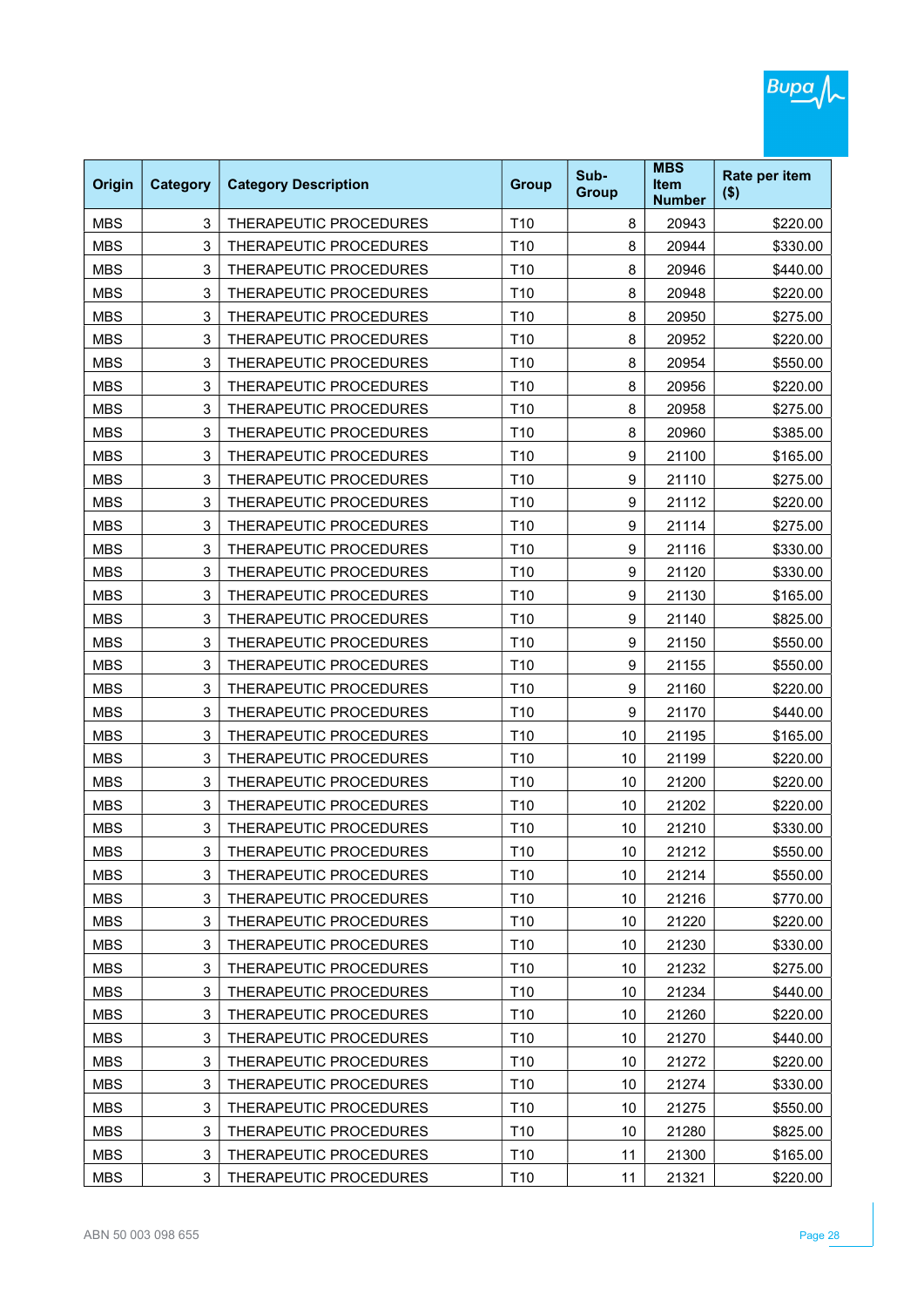| Origin | Category | Category Description | Group | Sub-Group | MBS Item Number | Rate per item ($) |
|---|---|---|---|---|---|---|
| MBS | 3 | THERAPEUTIC PROCEDURES | T10 | 8 | 20943 | $220.00 |
| MBS | 3 | THERAPEUTIC PROCEDURES | T10 | 8 | 20944 | $330.00 |
| MBS | 3 | THERAPEUTIC PROCEDURES | T10 | 8 | 20946 | $440.00 |
| MBS | 3 | THERAPEUTIC PROCEDURES | T10 | 8 | 20948 | $220.00 |
| MBS | 3 | THERAPEUTIC PROCEDURES | T10 | 8 | 20950 | $275.00 |
| MBS | 3 | THERAPEUTIC PROCEDURES | T10 | 8 | 20952 | $220.00 |
| MBS | 3 | THERAPEUTIC PROCEDURES | T10 | 8 | 20954 | $550.00 |
| MBS | 3 | THERAPEUTIC PROCEDURES | T10 | 8 | 20956 | $220.00 |
| MBS | 3 | THERAPEUTIC PROCEDURES | T10 | 8 | 20958 | $275.00 |
| MBS | 3 | THERAPEUTIC PROCEDURES | T10 | 8 | 20960 | $385.00 |
| MBS | 3 | THERAPEUTIC PROCEDURES | T10 | 9 | 21100 | $165.00 |
| MBS | 3 | THERAPEUTIC PROCEDURES | T10 | 9 | 21110 | $275.00 |
| MBS | 3 | THERAPEUTIC PROCEDURES | T10 | 9 | 21112 | $220.00 |
| MBS | 3 | THERAPEUTIC PROCEDURES | T10 | 9 | 21114 | $275.00 |
| MBS | 3 | THERAPEUTIC PROCEDURES | T10 | 9 | 21116 | $330.00 |
| MBS | 3 | THERAPEUTIC PROCEDURES | T10 | 9 | 21120 | $330.00 |
| MBS | 3 | THERAPEUTIC PROCEDURES | T10 | 9 | 21130 | $165.00 |
| MBS | 3 | THERAPEUTIC PROCEDURES | T10 | 9 | 21140 | $825.00 |
| MBS | 3 | THERAPEUTIC PROCEDURES | T10 | 9 | 21150 | $550.00 |
| MBS | 3 | THERAPEUTIC PROCEDURES | T10 | 9 | 21155 | $550.00 |
| MBS | 3 | THERAPEUTIC PROCEDURES | T10 | 9 | 21160 | $220.00 |
| MBS | 3 | THERAPEUTIC PROCEDURES | T10 | 9 | 21170 | $440.00 |
| MBS | 3 | THERAPEUTIC PROCEDURES | T10 | 10 | 21195 | $165.00 |
| MBS | 3 | THERAPEUTIC PROCEDURES | T10 | 10 | 21199 | $220.00 |
| MBS | 3 | THERAPEUTIC PROCEDURES | T10 | 10 | 21200 | $220.00 |
| MBS | 3 | THERAPEUTIC PROCEDURES | T10 | 10 | 21202 | $220.00 |
| MBS | 3 | THERAPEUTIC PROCEDURES | T10 | 10 | 21210 | $330.00 |
| MBS | 3 | THERAPEUTIC PROCEDURES | T10 | 10 | 21212 | $550.00 |
| MBS | 3 | THERAPEUTIC PROCEDURES | T10 | 10 | 21214 | $550.00 |
| MBS | 3 | THERAPEUTIC PROCEDURES | T10 | 10 | 21216 | $770.00 |
| MBS | 3 | THERAPEUTIC PROCEDURES | T10 | 10 | 21220 | $220.00 |
| MBS | 3 | THERAPEUTIC PROCEDURES | T10 | 10 | 21230 | $330.00 |
| MBS | 3 | THERAPEUTIC PROCEDURES | T10 | 10 | 21232 | $275.00 |
| MBS | 3 | THERAPEUTIC PROCEDURES | T10 | 10 | 21234 | $440.00 |
| MBS | 3 | THERAPEUTIC PROCEDURES | T10 | 10 | 21260 | $220.00 |
| MBS | 3 | THERAPEUTIC PROCEDURES | T10 | 10 | 21270 | $440.00 |
| MBS | 3 | THERAPEUTIC PROCEDURES | T10 | 10 | 21272 | $220.00 |
| MBS | 3 | THERAPEUTIC PROCEDURES | T10 | 10 | 21274 | $330.00 |
| MBS | 3 | THERAPEUTIC PROCEDURES | T10 | 10 | 21275 | $550.00 |
| MBS | 3 | THERAPEUTIC PROCEDURES | T10 | 10 | 21280 | $825.00 |
| MBS | 3 | THERAPEUTIC PROCEDURES | T10 | 11 | 21300 | $165.00 |
| MBS | 3 | THERAPEUTIC PROCEDURES | T10 | 11 | 21321 | $220.00 |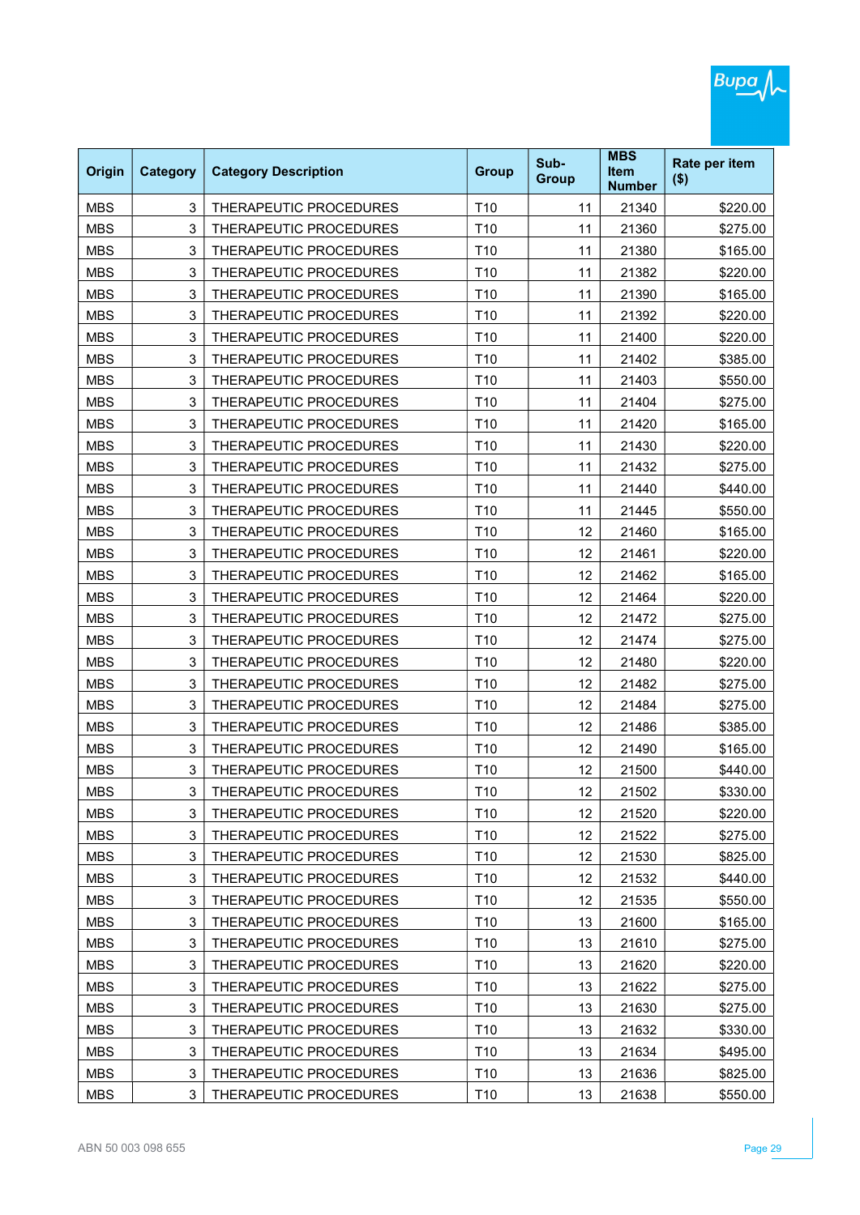| Origin | Category | Category Description | Group | Sub-Group | MBS Item Number | Rate per item ($) |
|---|---|---|---|---|---|---|
| MBS | 3 | THERAPEUTIC PROCEDURES | T10 | 11 | 21340 | $220.00 |
| MBS | 3 | THERAPEUTIC PROCEDURES | T10 | 11 | 21360 | $275.00 |
| MBS | 3 | THERAPEUTIC PROCEDURES | T10 | 11 | 21380 | $165.00 |
| MBS | 3 | THERAPEUTIC PROCEDURES | T10 | 11 | 21382 | $220.00 |
| MBS | 3 | THERAPEUTIC PROCEDURES | T10 | 11 | 21390 | $165.00 |
| MBS | 3 | THERAPEUTIC PROCEDURES | T10 | 11 | 21392 | $220.00 |
| MBS | 3 | THERAPEUTIC PROCEDURES | T10 | 11 | 21400 | $220.00 |
| MBS | 3 | THERAPEUTIC PROCEDURES | T10 | 11 | 21402 | $385.00 |
| MBS | 3 | THERAPEUTIC PROCEDURES | T10 | 11 | 21403 | $550.00 |
| MBS | 3 | THERAPEUTIC PROCEDURES | T10 | 11 | 21404 | $275.00 |
| MBS | 3 | THERAPEUTIC PROCEDURES | T10 | 11 | 21420 | $165.00 |
| MBS | 3 | THERAPEUTIC PROCEDURES | T10 | 11 | 21430 | $220.00 |
| MBS | 3 | THERAPEUTIC PROCEDURES | T10 | 11 | 21432 | $275.00 |
| MBS | 3 | THERAPEUTIC PROCEDURES | T10 | 11 | 21440 | $440.00 |
| MBS | 3 | THERAPEUTIC PROCEDURES | T10 | 11 | 21445 | $550.00 |
| MBS | 3 | THERAPEUTIC PROCEDURES | T10 | 12 | 21460 | $165.00 |
| MBS | 3 | THERAPEUTIC PROCEDURES | T10 | 12 | 21461 | $220.00 |
| MBS | 3 | THERAPEUTIC PROCEDURES | T10 | 12 | 21462 | $165.00 |
| MBS | 3 | THERAPEUTIC PROCEDURES | T10 | 12 | 21464 | $220.00 |
| MBS | 3 | THERAPEUTIC PROCEDURES | T10 | 12 | 21472 | $275.00 |
| MBS | 3 | THERAPEUTIC PROCEDURES | T10 | 12 | 21474 | $275.00 |
| MBS | 3 | THERAPEUTIC PROCEDURES | T10 | 12 | 21480 | $220.00 |
| MBS | 3 | THERAPEUTIC PROCEDURES | T10 | 12 | 21482 | $275.00 |
| MBS | 3 | THERAPEUTIC PROCEDURES | T10 | 12 | 21484 | $275.00 |
| MBS | 3 | THERAPEUTIC PROCEDURES | T10 | 12 | 21486 | $385.00 |
| MBS | 3 | THERAPEUTIC PROCEDURES | T10 | 12 | 21490 | $165.00 |
| MBS | 3 | THERAPEUTIC PROCEDURES | T10 | 12 | 21500 | $440.00 |
| MBS | 3 | THERAPEUTIC PROCEDURES | T10 | 12 | 21502 | $330.00 |
| MBS | 3 | THERAPEUTIC PROCEDURES | T10 | 12 | 21520 | $220.00 |
| MBS | 3 | THERAPEUTIC PROCEDURES | T10 | 12 | 21522 | $275.00 |
| MBS | 3 | THERAPEUTIC PROCEDURES | T10 | 12 | 21530 | $825.00 |
| MBS | 3 | THERAPEUTIC PROCEDURES | T10 | 12 | 21532 | $440.00 |
| MBS | 3 | THERAPEUTIC PROCEDURES | T10 | 12 | 21535 | $550.00 |
| MBS | 3 | THERAPEUTIC PROCEDURES | T10 | 13 | 21600 | $165.00 |
| MBS | 3 | THERAPEUTIC PROCEDURES | T10 | 13 | 21610 | $275.00 |
| MBS | 3 | THERAPEUTIC PROCEDURES | T10 | 13 | 21620 | $220.00 |
| MBS | 3 | THERAPEUTIC PROCEDURES | T10 | 13 | 21622 | $275.00 |
| MBS | 3 | THERAPEUTIC PROCEDURES | T10 | 13 | 21630 | $275.00 |
| MBS | 3 | THERAPEUTIC PROCEDURES | T10 | 13 | 21632 | $330.00 |
| MBS | 3 | THERAPEUTIC PROCEDURES | T10 | 13 | 21634 | $495.00 |
| MBS | 3 | THERAPEUTIC PROCEDURES | T10 | 13 | 21636 | $825.00 |
| MBS | 3 | THERAPEUTIC PROCEDURES | T10 | 13 | 21638 | $550.00 |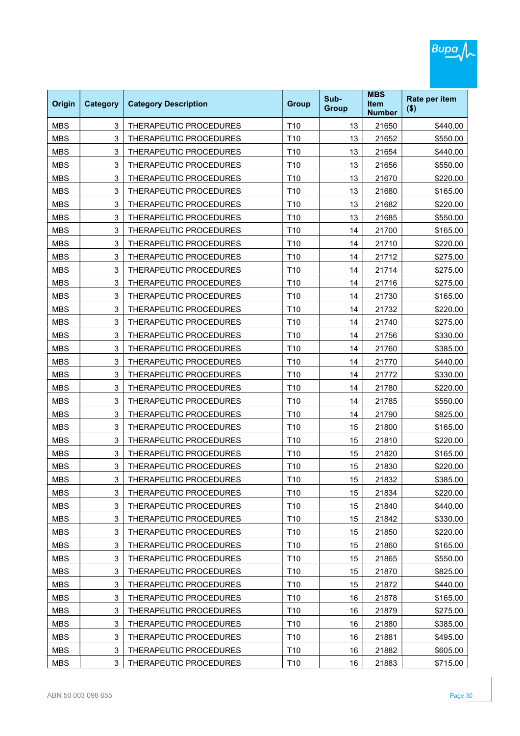| Origin | Category | Category Description | Group | Sub-Group | MBS Item Number | Rate per item ($) |
|---|---|---|---|---|---|---|
| MBS | 3 | THERAPEUTIC PROCEDURES | T10 | 13 | 21650 | $440.00 |
| MBS | 3 | THERAPEUTIC PROCEDURES | T10 | 13 | 21652 | $550.00 |
| MBS | 3 | THERAPEUTIC PROCEDURES | T10 | 13 | 21654 | $440.00 |
| MBS | 3 | THERAPEUTIC PROCEDURES | T10 | 13 | 21656 | $550.00 |
| MBS | 3 | THERAPEUTIC PROCEDURES | T10 | 13 | 21670 | $220.00 |
| MBS | 3 | THERAPEUTIC PROCEDURES | T10 | 13 | 21680 | $165.00 |
| MBS | 3 | THERAPEUTIC PROCEDURES | T10 | 13 | 21682 | $220.00 |
| MBS | 3 | THERAPEUTIC PROCEDURES | T10 | 13 | 21685 | $550.00 |
| MBS | 3 | THERAPEUTIC PROCEDURES | T10 | 14 | 21700 | $165.00 |
| MBS | 3 | THERAPEUTIC PROCEDURES | T10 | 14 | 21710 | $220.00 |
| MBS | 3 | THERAPEUTIC PROCEDURES | T10 | 14 | 21712 | $275.00 |
| MBS | 3 | THERAPEUTIC PROCEDURES | T10 | 14 | 21714 | $275.00 |
| MBS | 3 | THERAPEUTIC PROCEDURES | T10 | 14 | 21716 | $275.00 |
| MBS | 3 | THERAPEUTIC PROCEDURES | T10 | 14 | 21730 | $165.00 |
| MBS | 3 | THERAPEUTIC PROCEDURES | T10 | 14 | 21732 | $220.00 |
| MBS | 3 | THERAPEUTIC PROCEDURES | T10 | 14 | 21740 | $275.00 |
| MBS | 3 | THERAPEUTIC PROCEDURES | T10 | 14 | 21756 | $330.00 |
| MBS | 3 | THERAPEUTIC PROCEDURES | T10 | 14 | 21760 | $385.00 |
| MBS | 3 | THERAPEUTIC PROCEDURES | T10 | 14 | 21770 | $440.00 |
| MBS | 3 | THERAPEUTIC PROCEDURES | T10 | 14 | 21772 | $330.00 |
| MBS | 3 | THERAPEUTIC PROCEDURES | T10 | 14 | 21780 | $220.00 |
| MBS | 3 | THERAPEUTIC PROCEDURES | T10 | 14 | 21785 | $550.00 |
| MBS | 3 | THERAPEUTIC PROCEDURES | T10 | 14 | 21790 | $825.00 |
| MBS | 3 | THERAPEUTIC PROCEDURES | T10 | 15 | 21800 | $165.00 |
| MBS | 3 | THERAPEUTIC PROCEDURES | T10 | 15 | 21810 | $220.00 |
| MBS | 3 | THERAPEUTIC PROCEDURES | T10 | 15 | 21820 | $165.00 |
| MBS | 3 | THERAPEUTIC PROCEDURES | T10 | 15 | 21830 | $220.00 |
| MBS | 3 | THERAPEUTIC PROCEDURES | T10 | 15 | 21832 | $385.00 |
| MBS | 3 | THERAPEUTIC PROCEDURES | T10 | 15 | 21834 | $220.00 |
| MBS | 3 | THERAPEUTIC PROCEDURES | T10 | 15 | 21840 | $440.00 |
| MBS | 3 | THERAPEUTIC PROCEDURES | T10 | 15 | 21842 | $330.00 |
| MBS | 3 | THERAPEUTIC PROCEDURES | T10 | 15 | 21850 | $220.00 |
| MBS | 3 | THERAPEUTIC PROCEDURES | T10 | 15 | 21860 | $165.00 |
| MBS | 3 | THERAPEUTIC PROCEDURES | T10 | 15 | 21865 | $550.00 |
| MBS | 3 | THERAPEUTIC PROCEDURES | T10 | 15 | 21870 | $825.00 |
| MBS | 3 | THERAPEUTIC PROCEDURES | T10 | 15 | 21872 | $440.00 |
| MBS | 3 | THERAPEUTIC PROCEDURES | T10 | 16 | 21878 | $165.00 |
| MBS | 3 | THERAPEUTIC PROCEDURES | T10 | 16 | 21879 | $275.00 |
| MBS | 3 | THERAPEUTIC PROCEDURES | T10 | 16 | 21880 | $385.00 |
| MBS | 3 | THERAPEUTIC PROCEDURES | T10 | 16 | 21881 | $495.00 |
| MBS | 3 | THERAPEUTIC PROCEDURES | T10 | 16 | 21882 | $605.00 |
| MBS | 3 | THERAPEUTIC PROCEDURES | T10 | 16 | 21883 | $715.00 |

ABN 50 003 098 655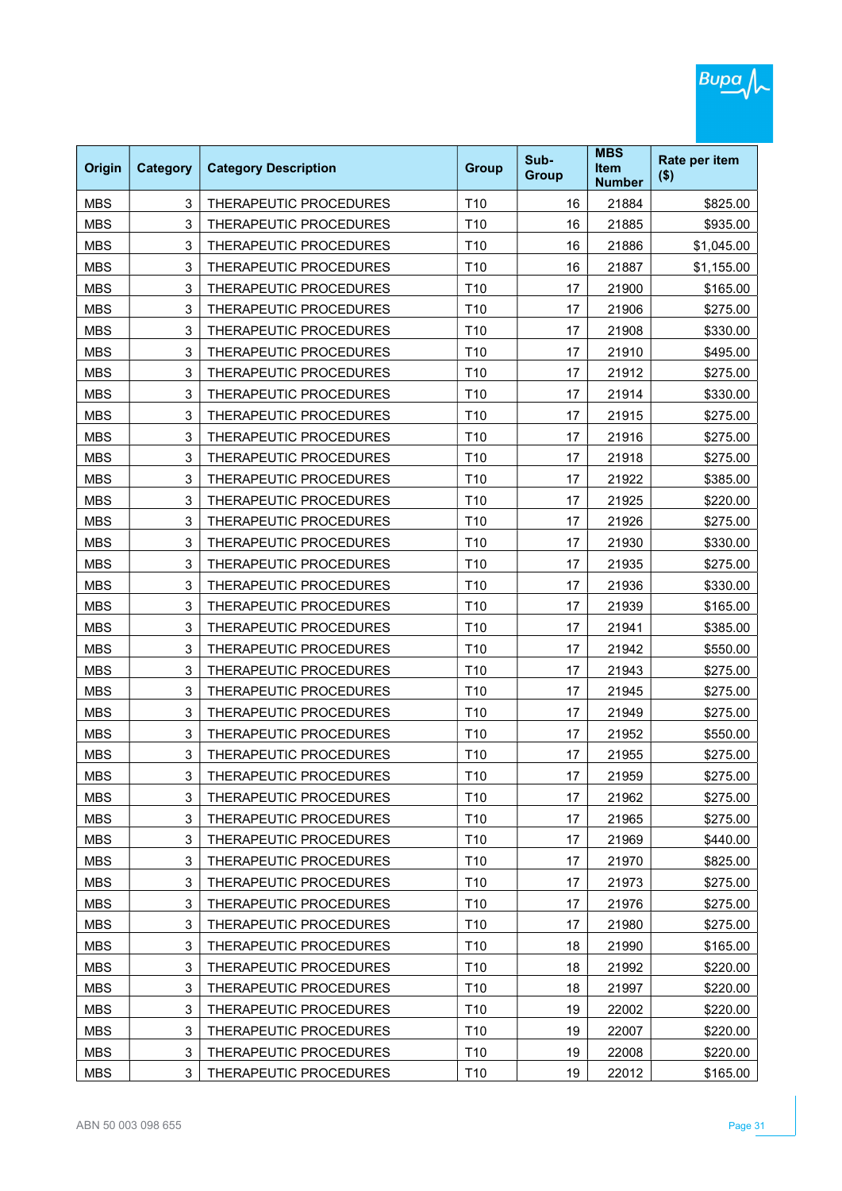| Origin | Category | Category Description | Group | Sub-Group | MBS Item Number | Rate per item ($) |
|---|---|---|---|---|---|---|
| MBS | 3 | THERAPEUTIC PROCEDURES | T10 | 16 | 21884 | $825.00 |
| MBS | 3 | THERAPEUTIC PROCEDURES | T10 | 16 | 21885 | $935.00 |
| MBS | 3 | THERAPEUTIC PROCEDURES | T10 | 16 | 21886 | $1,045.00 |
| MBS | 3 | THERAPEUTIC PROCEDURES | T10 | 16 | 21887 | $1,155.00 |
| MBS | 3 | THERAPEUTIC PROCEDURES | T10 | 17 | 21900 | $165.00 |
| MBS | 3 | THERAPEUTIC PROCEDURES | T10 | 17 | 21906 | $275.00 |
| MBS | 3 | THERAPEUTIC PROCEDURES | T10 | 17 | 21908 | $330.00 |
| MBS | 3 | THERAPEUTIC PROCEDURES | T10 | 17 | 21910 | $495.00 |
| MBS | 3 | THERAPEUTIC PROCEDURES | T10 | 17 | 21912 | $275.00 |
| MBS | 3 | THERAPEUTIC PROCEDURES | T10 | 17 | 21914 | $330.00 |
| MBS | 3 | THERAPEUTIC PROCEDURES | T10 | 17 | 21915 | $275.00 |
| MBS | 3 | THERAPEUTIC PROCEDURES | T10 | 17 | 21916 | $275.00 |
| MBS | 3 | THERAPEUTIC PROCEDURES | T10 | 17 | 21918 | $275.00 |
| MBS | 3 | THERAPEUTIC PROCEDURES | T10 | 17 | 21922 | $385.00 |
| MBS | 3 | THERAPEUTIC PROCEDURES | T10 | 17 | 21925 | $220.00 |
| MBS | 3 | THERAPEUTIC PROCEDURES | T10 | 17 | 21926 | $275.00 |
| MBS | 3 | THERAPEUTIC PROCEDURES | T10 | 17 | 21930 | $330.00 |
| MBS | 3 | THERAPEUTIC PROCEDURES | T10 | 17 | 21935 | $275.00 |
| MBS | 3 | THERAPEUTIC PROCEDURES | T10 | 17 | 21936 | $330.00 |
| MBS | 3 | THERAPEUTIC PROCEDURES | T10 | 17 | 21939 | $165.00 |
| MBS | 3 | THERAPEUTIC PROCEDURES | T10 | 17 | 21941 | $385.00 |
| MBS | 3 | THERAPEUTIC PROCEDURES | T10 | 17 | 21942 | $550.00 |
| MBS | 3 | THERAPEUTIC PROCEDURES | T10 | 17 | 21943 | $275.00 |
| MBS | 3 | THERAPEUTIC PROCEDURES | T10 | 17 | 21945 | $275.00 |
| MBS | 3 | THERAPEUTIC PROCEDURES | T10 | 17 | 21949 | $275.00 |
| MBS | 3 | THERAPEUTIC PROCEDURES | T10 | 17 | 21952 | $550.00 |
| MBS | 3 | THERAPEUTIC PROCEDURES | T10 | 17 | 21955 | $275.00 |
| MBS | 3 | THERAPEUTIC PROCEDURES | T10 | 17 | 21959 | $275.00 |
| MBS | 3 | THERAPEUTIC PROCEDURES | T10 | 17 | 21962 | $275.00 |
| MBS | 3 | THERAPEUTIC PROCEDURES | T10 | 17 | 21965 | $275.00 |
| MBS | 3 | THERAPEUTIC PROCEDURES | T10 | 17 | 21969 | $440.00 |
| MBS | 3 | THERAPEUTIC PROCEDURES | T10 | 17 | 21970 | $825.00 |
| MBS | 3 | THERAPEUTIC PROCEDURES | T10 | 17 | 21973 | $275.00 |
| MBS | 3 | THERAPEUTIC PROCEDURES | T10 | 17 | 21976 | $275.00 |
| MBS | 3 | THERAPEUTIC PROCEDURES | T10 | 17 | 21980 | $275.00 |
| MBS | 3 | THERAPEUTIC PROCEDURES | T10 | 18 | 21990 | $165.00 |
| MBS | 3 | THERAPEUTIC PROCEDURES | T10 | 18 | 21992 | $220.00 |
| MBS | 3 | THERAPEUTIC PROCEDURES | T10 | 18 | 21997 | $220.00 |
| MBS | 3 | THERAPEUTIC PROCEDURES | T10 | 19 | 22002 | $220.00 |
| MBS | 3 | THERAPEUTIC PROCEDURES | T10 | 19 | 22007 | $220.00 |
| MBS | 3 | THERAPEUTIC PROCEDURES | T10 | 19 | 22008 | $220.00 |
| MBS | 3 | THERAPEUTIC PROCEDURES | T10 | 19 | 22012 | $165.00 |

ABN 50 003 098 655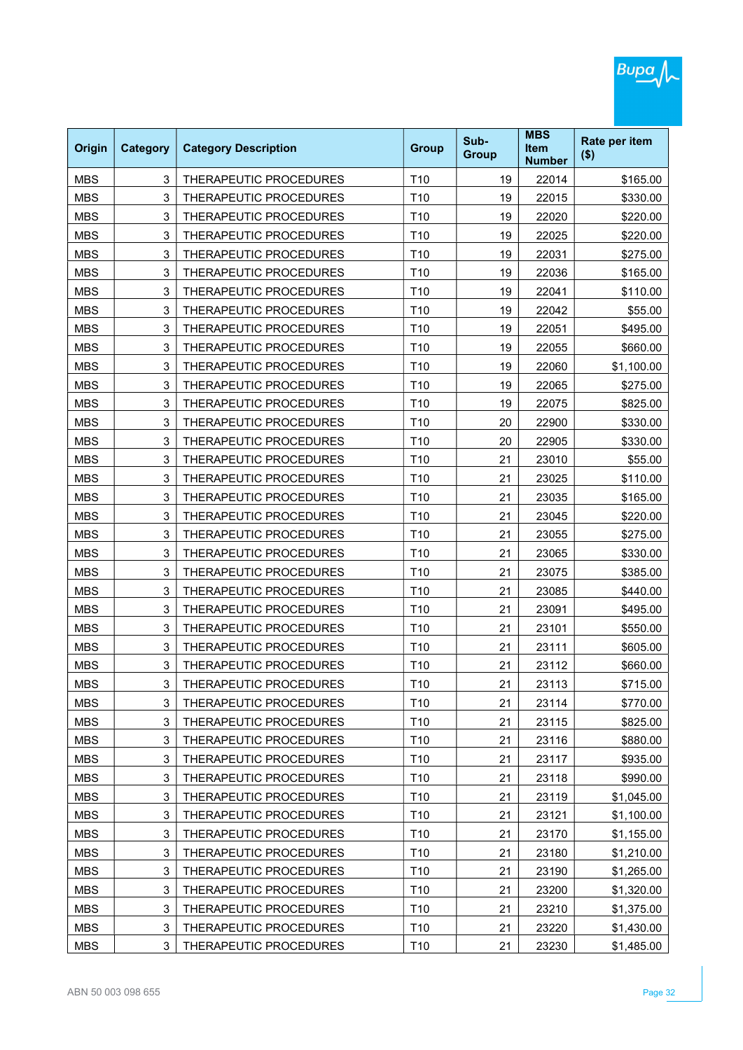| Origin | Category | Category Description | Group | Sub-Group | MBS Item Number | Rate per item ($) |
|---|---|---|---|---|---|---|
| MBS | 3 | THERAPEUTIC PROCEDURES | T10 | 19 | 22014 | $165.00 |
| MBS | 3 | THERAPEUTIC PROCEDURES | T10 | 19 | 22015 | $330.00 |
| MBS | 3 | THERAPEUTIC PROCEDURES | T10 | 19 | 22020 | $220.00 |
| MBS | 3 | THERAPEUTIC PROCEDURES | T10 | 19 | 22025 | $220.00 |
| MBS | 3 | THERAPEUTIC PROCEDURES | T10 | 19 | 22031 | $275.00 |
| MBS | 3 | THERAPEUTIC PROCEDURES | T10 | 19 | 22036 | $165.00 |
| MBS | 3 | THERAPEUTIC PROCEDURES | T10 | 19 | 22041 | $110.00 |
| MBS | 3 | THERAPEUTIC PROCEDURES | T10 | 19 | 22042 | $55.00 |
| MBS | 3 | THERAPEUTIC PROCEDURES | T10 | 19 | 22051 | $495.00 |
| MBS | 3 | THERAPEUTIC PROCEDURES | T10 | 19 | 22055 | $660.00 |
| MBS | 3 | THERAPEUTIC PROCEDURES | T10 | 19 | 22060 | $1,100.00 |
| MBS | 3 | THERAPEUTIC PROCEDURES | T10 | 19 | 22065 | $275.00 |
| MBS | 3 | THERAPEUTIC PROCEDURES | T10 | 19 | 22075 | $825.00 |
| MBS | 3 | THERAPEUTIC PROCEDURES | T10 | 20 | 22900 | $330.00 |
| MBS | 3 | THERAPEUTIC PROCEDURES | T10 | 20 | 22905 | $330.00 |
| MBS | 3 | THERAPEUTIC PROCEDURES | T10 | 21 | 23010 | $55.00 |
| MBS | 3 | THERAPEUTIC PROCEDURES | T10 | 21 | 23025 | $110.00 |
| MBS | 3 | THERAPEUTIC PROCEDURES | T10 | 21 | 23035 | $165.00 |
| MBS | 3 | THERAPEUTIC PROCEDURES | T10 | 21 | 23045 | $220.00 |
| MBS | 3 | THERAPEUTIC PROCEDURES | T10 | 21 | 23055 | $275.00 |
| MBS | 3 | THERAPEUTIC PROCEDURES | T10 | 21 | 23065 | $330.00 |
| MBS | 3 | THERAPEUTIC PROCEDURES | T10 | 21 | 23075 | $385.00 |
| MBS | 3 | THERAPEUTIC PROCEDURES | T10 | 21 | 23085 | $440.00 |
| MBS | 3 | THERAPEUTIC PROCEDURES | T10 | 21 | 23091 | $495.00 |
| MBS | 3 | THERAPEUTIC PROCEDURES | T10 | 21 | 23101 | $550.00 |
| MBS | 3 | THERAPEUTIC PROCEDURES | T10 | 21 | 23111 | $605.00 |
| MBS | 3 | THERAPEUTIC PROCEDURES | T10 | 21 | 23112 | $660.00 |
| MBS | 3 | THERAPEUTIC PROCEDURES | T10 | 21 | 23113 | $715.00 |
| MBS | 3 | THERAPEUTIC PROCEDURES | T10 | 21 | 23114 | $770.00 |
| MBS | 3 | THERAPEUTIC PROCEDURES | T10 | 21 | 23115 | $825.00 |
| MBS | 3 | THERAPEUTIC PROCEDURES | T10 | 21 | 23116 | $880.00 |
| MBS | 3 | THERAPEUTIC PROCEDURES | T10 | 21 | 23117 | $935.00 |
| MBS | 3 | THERAPEUTIC PROCEDURES | T10 | 21 | 23118 | $990.00 |
| MBS | 3 | THERAPEUTIC PROCEDURES | T10 | 21 | 23119 | $1,045.00 |
| MBS | 3 | THERAPEUTIC PROCEDURES | T10 | 21 | 23121 | $1,100.00 |
| MBS | 3 | THERAPEUTIC PROCEDURES | T10 | 21 | 23170 | $1,155.00 |
| MBS | 3 | THERAPEUTIC PROCEDURES | T10 | 21 | 23180 | $1,210.00 |
| MBS | 3 | THERAPEUTIC PROCEDURES | T10 | 21 | 23190 | $1,265.00 |
| MBS | 3 | THERAPEUTIC PROCEDURES | T10 | 21 | 23200 | $1,320.00 |
| MBS | 3 | THERAPEUTIC PROCEDURES | T10 | 21 | 23210 | $1,375.00 |
| MBS | 3 | THERAPEUTIC PROCEDURES | T10 | 21 | 23220 | $1,430.00 |
| MBS | 3 | THERAPEUTIC PROCEDURES | T10 | 21 | 23230 | $1,485.00 |

ABN 50 003 098 655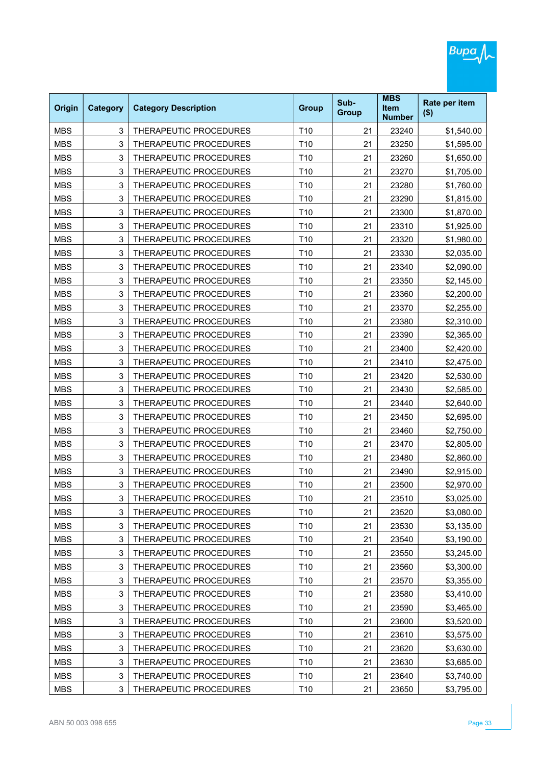| Origin | Category | Category Description | Group | Sub-Group | MBS Item Number | Rate per item ($) |
|---|---|---|---|---|---|---|
| MBS | 3 | THERAPEUTIC PROCEDURES | T10 | 21 | 23240 | $1,540.00 |
| MBS | 3 | THERAPEUTIC PROCEDURES | T10 | 21 | 23250 | $1,595.00 |
| MBS | 3 | THERAPEUTIC PROCEDURES | T10 | 21 | 23260 | $1,650.00 |
| MBS | 3 | THERAPEUTIC PROCEDURES | T10 | 21 | 23270 | $1,705.00 |
| MBS | 3 | THERAPEUTIC PROCEDURES | T10 | 21 | 23280 | $1,760.00 |
| MBS | 3 | THERAPEUTIC PROCEDURES | T10 | 21 | 23290 | $1,815.00 |
| MBS | 3 | THERAPEUTIC PROCEDURES | T10 | 21 | 23300 | $1,870.00 |
| MBS | 3 | THERAPEUTIC PROCEDURES | T10 | 21 | 23310 | $1,925.00 |
| MBS | 3 | THERAPEUTIC PROCEDURES | T10 | 21 | 23320 | $1,980.00 |
| MBS | 3 | THERAPEUTIC PROCEDURES | T10 | 21 | 23330 | $2,035.00 |
| MBS | 3 | THERAPEUTIC PROCEDURES | T10 | 21 | 23340 | $2,090.00 |
| MBS | 3 | THERAPEUTIC PROCEDURES | T10 | 21 | 23350 | $2,145.00 |
| MBS | 3 | THERAPEUTIC PROCEDURES | T10 | 21 | 23360 | $2,200.00 |
| MBS | 3 | THERAPEUTIC PROCEDURES | T10 | 21 | 23370 | $2,255.00 |
| MBS | 3 | THERAPEUTIC PROCEDURES | T10 | 21 | 23380 | $2,310.00 |
| MBS | 3 | THERAPEUTIC PROCEDURES | T10 | 21 | 23390 | $2,365.00 |
| MBS | 3 | THERAPEUTIC PROCEDURES | T10 | 21 | 23400 | $2,420.00 |
| MBS | 3 | THERAPEUTIC PROCEDURES | T10 | 21 | 23410 | $2,475.00 |
| MBS | 3 | THERAPEUTIC PROCEDURES | T10 | 21 | 23420 | $2,530.00 |
| MBS | 3 | THERAPEUTIC PROCEDURES | T10 | 21 | 23430 | $2,585.00 |
| MBS | 3 | THERAPEUTIC PROCEDURES | T10 | 21 | 23440 | $2,640.00 |
| MBS | 3 | THERAPEUTIC PROCEDURES | T10 | 21 | 23450 | $2,695.00 |
| MBS | 3 | THERAPEUTIC PROCEDURES | T10 | 21 | 23460 | $2,750.00 |
| MBS | 3 | THERAPEUTIC PROCEDURES | T10 | 21 | 23470 | $2,805.00 |
| MBS | 3 | THERAPEUTIC PROCEDURES | T10 | 21 | 23480 | $2,860.00 |
| MBS | 3 | THERAPEUTIC PROCEDURES | T10 | 21 | 23490 | $2,915.00 |
| MBS | 3 | THERAPEUTIC PROCEDURES | T10 | 21 | 23500 | $2,970.00 |
| MBS | 3 | THERAPEUTIC PROCEDURES | T10 | 21 | 23510 | $3,025.00 |
| MBS | 3 | THERAPEUTIC PROCEDURES | T10 | 21 | 23520 | $3,080.00 |
| MBS | 3 | THERAPEUTIC PROCEDURES | T10 | 21 | 23530 | $3,135.00 |
| MBS | 3 | THERAPEUTIC PROCEDURES | T10 | 21 | 23540 | $3,190.00 |
| MBS | 3 | THERAPEUTIC PROCEDURES | T10 | 21 | 23550 | $3,245.00 |
| MBS | 3 | THERAPEUTIC PROCEDURES | T10 | 21 | 23560 | $3,300.00 |
| MBS | 3 | THERAPEUTIC PROCEDURES | T10 | 21 | 23570 | $3,355.00 |
| MBS | 3 | THERAPEUTIC PROCEDURES | T10 | 21 | 23580 | $3,410.00 |
| MBS | 3 | THERAPEUTIC PROCEDURES | T10 | 21 | 23590 | $3,465.00 |
| MBS | 3 | THERAPEUTIC PROCEDURES | T10 | 21 | 23600 | $3,520.00 |
| MBS | 3 | THERAPEUTIC PROCEDURES | T10 | 21 | 23610 | $3,575.00 |
| MBS | 3 | THERAPEUTIC PROCEDURES | T10 | 21 | 23620 | $3,630.00 |
| MBS | 3 | THERAPEUTIC PROCEDURES | T10 | 21 | 23630 | $3,685.00 |
| MBS | 3 | THERAPEUTIC PROCEDURES | T10 | 21 | 23640 | $3,740.00 |
| MBS | 3 | THERAPEUTIC PROCEDURES | T10 | 21 | 23650 | $3,795.00 |

ABN 50 003 098 655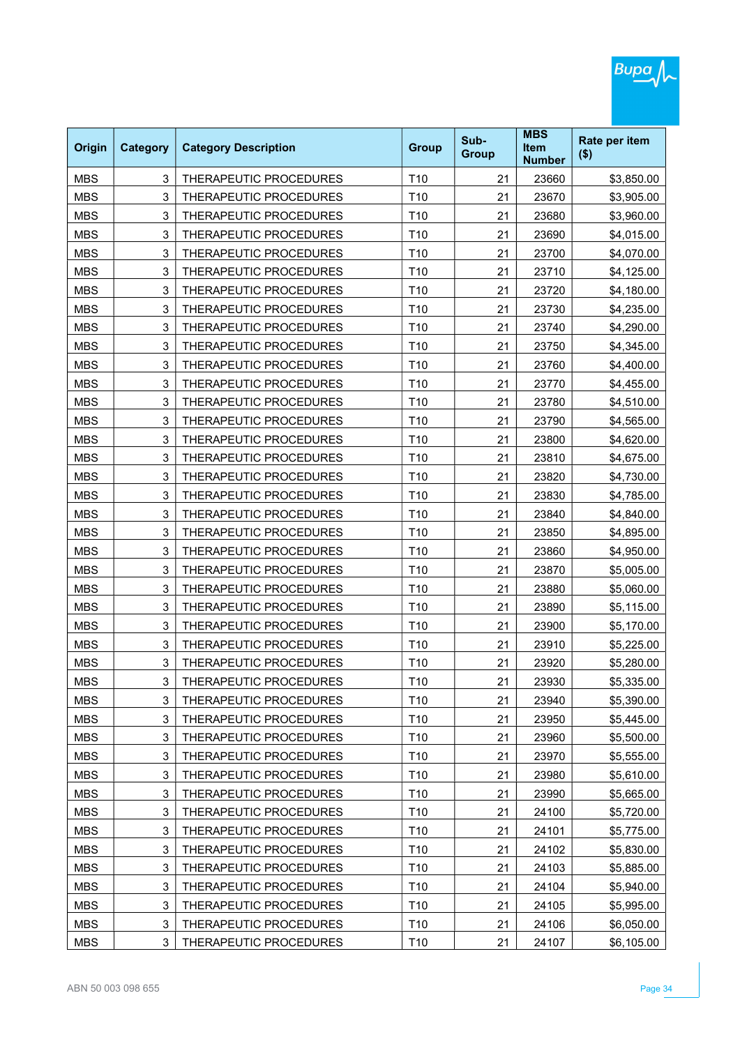| Origin | Category | Category Description | Group | Sub-Group | MBS Item Number | Rate per item ($) |
|---|---|---|---|---|---|---|
| MBS | 3 | THERAPEUTIC PROCEDURES | T10 | 21 | 23660 | $3,850.00 |
| MBS | 3 | THERAPEUTIC PROCEDURES | T10 | 21 | 23670 | $3,905.00 |
| MBS | 3 | THERAPEUTIC PROCEDURES | T10 | 21 | 23680 | $3,960.00 |
| MBS | 3 | THERAPEUTIC PROCEDURES | T10 | 21 | 23690 | $4,015.00 |
| MBS | 3 | THERAPEUTIC PROCEDURES | T10 | 21 | 23700 | $4,070.00 |
| MBS | 3 | THERAPEUTIC PROCEDURES | T10 | 21 | 23710 | $4,125.00 |
| MBS | 3 | THERAPEUTIC PROCEDURES | T10 | 21 | 23720 | $4,180.00 |
| MBS | 3 | THERAPEUTIC PROCEDURES | T10 | 21 | 23730 | $4,235.00 |
| MBS | 3 | THERAPEUTIC PROCEDURES | T10 | 21 | 23740 | $4,290.00 |
| MBS | 3 | THERAPEUTIC PROCEDURES | T10 | 21 | 23750 | $4,345.00 |
| MBS | 3 | THERAPEUTIC PROCEDURES | T10 | 21 | 23760 | $4,400.00 |
| MBS | 3 | THERAPEUTIC PROCEDURES | T10 | 21 | 23770 | $4,455.00 |
| MBS | 3 | THERAPEUTIC PROCEDURES | T10 | 21 | 23780 | $4,510.00 |
| MBS | 3 | THERAPEUTIC PROCEDURES | T10 | 21 | 23790 | $4,565.00 |
| MBS | 3 | THERAPEUTIC PROCEDURES | T10 | 21 | 23800 | $4,620.00 |
| MBS | 3 | THERAPEUTIC PROCEDURES | T10 | 21 | 23810 | $4,675.00 |
| MBS | 3 | THERAPEUTIC PROCEDURES | T10 | 21 | 23820 | $4,730.00 |
| MBS | 3 | THERAPEUTIC PROCEDURES | T10 | 21 | 23830 | $4,785.00 |
| MBS | 3 | THERAPEUTIC PROCEDURES | T10 | 21 | 23840 | $4,840.00 |
| MBS | 3 | THERAPEUTIC PROCEDURES | T10 | 21 | 23850 | $4,895.00 |
| MBS | 3 | THERAPEUTIC PROCEDURES | T10 | 21 | 23860 | $4,950.00 |
| MBS | 3 | THERAPEUTIC PROCEDURES | T10 | 21 | 23870 | $5,005.00 |
| MBS | 3 | THERAPEUTIC PROCEDURES | T10 | 21 | 23880 | $5,060.00 |
| MBS | 3 | THERAPEUTIC PROCEDURES | T10 | 21 | 23890 | $5,115.00 |
| MBS | 3 | THERAPEUTIC PROCEDURES | T10 | 21 | 23900 | $5,170.00 |
| MBS | 3 | THERAPEUTIC PROCEDURES | T10 | 21 | 23910 | $5,225.00 |
| MBS | 3 | THERAPEUTIC PROCEDURES | T10 | 21 | 23920 | $5,280.00 |
| MBS | 3 | THERAPEUTIC PROCEDURES | T10 | 21 | 23930 | $5,335.00 |
| MBS | 3 | THERAPEUTIC PROCEDURES | T10 | 21 | 23940 | $5,390.00 |
| MBS | 3 | THERAPEUTIC PROCEDURES | T10 | 21 | 23950 | $5,445.00 |
| MBS | 3 | THERAPEUTIC PROCEDURES | T10 | 21 | 23960 | $5,500.00 |
| MBS | 3 | THERAPEUTIC PROCEDURES | T10 | 21 | 23970 | $5,555.00 |
| MBS | 3 | THERAPEUTIC PROCEDURES | T10 | 21 | 23980 | $5,610.00 |
| MBS | 3 | THERAPEUTIC PROCEDURES | T10 | 21 | 23990 | $5,665.00 |
| MBS | 3 | THERAPEUTIC PROCEDURES | T10 | 21 | 24100 | $5,720.00 |
| MBS | 3 | THERAPEUTIC PROCEDURES | T10 | 21 | 24101 | $5,775.00 |
| MBS | 3 | THERAPEUTIC PROCEDURES | T10 | 21 | 24102 | $5,830.00 |
| MBS | 3 | THERAPEUTIC PROCEDURES | T10 | 21 | 24103 | $5,885.00 |
| MBS | 3 | THERAPEUTIC PROCEDURES | T10 | 21 | 24104 | $5,940.00 |
| MBS | 3 | THERAPEUTIC PROCEDURES | T10 | 21 | 24105 | $5,995.00 |
| MBS | 3 | THERAPEUTIC PROCEDURES | T10 | 21 | 24106 | $6,050.00 |
| MBS | 3 | THERAPEUTIC PROCEDURES | T10 | 21 | 24107 | $6,105.00 |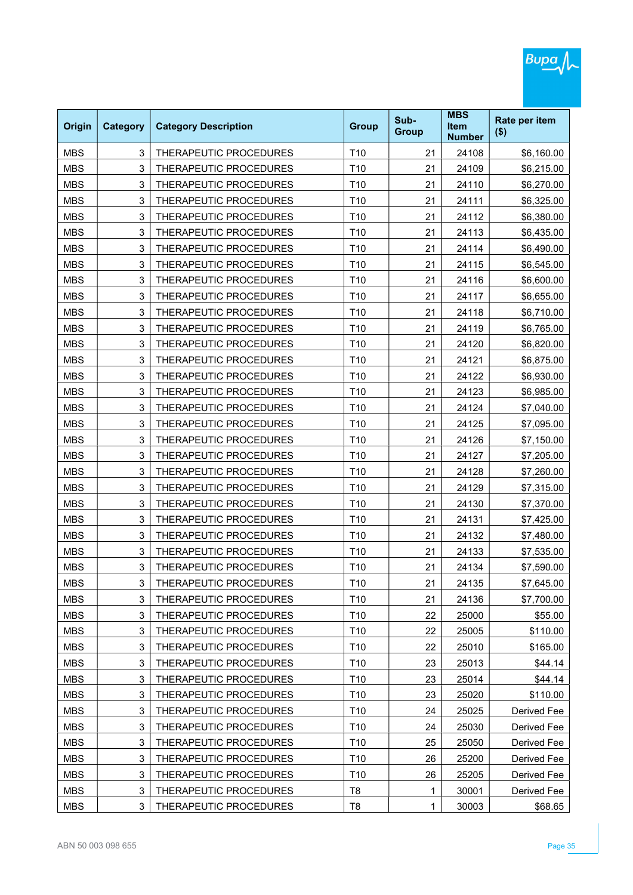| Origin | Category | Category Description | Group | Sub-Group | MBS Item Number | Rate per item ($) |
|---|---|---|---|---|---|---|
| MBS | 3 | THERAPEUTIC PROCEDURES | T10 | 21 | 24108 | $6,160.00 |
| MBS | 3 | THERAPEUTIC PROCEDURES | T10 | 21 | 24109 | $6,215.00 |
| MBS | 3 | THERAPEUTIC PROCEDURES | T10 | 21 | 24110 | $6,270.00 |
| MBS | 3 | THERAPEUTIC PROCEDURES | T10 | 21 | 24111 | $6,325.00 |
| MBS | 3 | THERAPEUTIC PROCEDURES | T10 | 21 | 24112 | $6,380.00 |
| MBS | 3 | THERAPEUTIC PROCEDURES | T10 | 21 | 24113 | $6,435.00 |
| MBS | 3 | THERAPEUTIC PROCEDURES | T10 | 21 | 24114 | $6,490.00 |
| MBS | 3 | THERAPEUTIC PROCEDURES | T10 | 21 | 24115 | $6,545.00 |
| MBS | 3 | THERAPEUTIC PROCEDURES | T10 | 21 | 24116 | $6,600.00 |
| MBS | 3 | THERAPEUTIC PROCEDURES | T10 | 21 | 24117 | $6,655.00 |
| MBS | 3 | THERAPEUTIC PROCEDURES | T10 | 21 | 24118 | $6,710.00 |
| MBS | 3 | THERAPEUTIC PROCEDURES | T10 | 21 | 24119 | $6,765.00 |
| MBS | 3 | THERAPEUTIC PROCEDURES | T10 | 21 | 24120 | $6,820.00 |
| MBS | 3 | THERAPEUTIC PROCEDURES | T10 | 21 | 24121 | $6,875.00 |
| MBS | 3 | THERAPEUTIC PROCEDURES | T10 | 21 | 24122 | $6,930.00 |
| MBS | 3 | THERAPEUTIC PROCEDURES | T10 | 21 | 24123 | $6,985.00 |
| MBS | 3 | THERAPEUTIC PROCEDURES | T10 | 21 | 24124 | $7,040.00 |
| MBS | 3 | THERAPEUTIC PROCEDURES | T10 | 21 | 24125 | $7,095.00 |
| MBS | 3 | THERAPEUTIC PROCEDURES | T10 | 21 | 24126 | $7,150.00 |
| MBS | 3 | THERAPEUTIC PROCEDURES | T10 | 21 | 24127 | $7,205.00 |
| MBS | 3 | THERAPEUTIC PROCEDURES | T10 | 21 | 24128 | $7,260.00 |
| MBS | 3 | THERAPEUTIC PROCEDURES | T10 | 21 | 24129 | $7,315.00 |
| MBS | 3 | THERAPEUTIC PROCEDURES | T10 | 21 | 24130 | $7,370.00 |
| MBS | 3 | THERAPEUTIC PROCEDURES | T10 | 21 | 24131 | $7,425.00 |
| MBS | 3 | THERAPEUTIC PROCEDURES | T10 | 21 | 24132 | $7,480.00 |
| MBS | 3 | THERAPEUTIC PROCEDURES | T10 | 21 | 24133 | $7,535.00 |
| MBS | 3 | THERAPEUTIC PROCEDURES | T10 | 21 | 24134 | $7,590.00 |
| MBS | 3 | THERAPEUTIC PROCEDURES | T10 | 21 | 24135 | $7,645.00 |
| MBS | 3 | THERAPEUTIC PROCEDURES | T10 | 21 | 24136 | $7,700.00 |
| MBS | 3 | THERAPEUTIC PROCEDURES | T10 | 22 | 25000 | $55.00 |
| MBS | 3 | THERAPEUTIC PROCEDURES | T10 | 22 | 25005 | $110.00 |
| MBS | 3 | THERAPEUTIC PROCEDURES | T10 | 22 | 25010 | $165.00 |
| MBS | 3 | THERAPEUTIC PROCEDURES | T10 | 23 | 25013 | $44.14 |
| MBS | 3 | THERAPEUTIC PROCEDURES | T10 | 23 | 25014 | $44.14 |
| MBS | 3 | THERAPEUTIC PROCEDURES | T10 | 23 | 25020 | $110.00 |
| MBS | 3 | THERAPEUTIC PROCEDURES | T10 | 24 | 25025 | Derived Fee |
| MBS | 3 | THERAPEUTIC PROCEDURES | T10 | 24 | 25030 | Derived Fee |
| MBS | 3 | THERAPEUTIC PROCEDURES | T10 | 25 | 25050 | Derived Fee |
| MBS | 3 | THERAPEUTIC PROCEDURES | T10 | 26 | 25200 | Derived Fee |
| MBS | 3 | THERAPEUTIC PROCEDURES | T10 | 26 | 25205 | Derived Fee |
| MBS | 3 | THERAPEUTIC PROCEDURES | T8 | 1 | 30001 | Derived Fee |
| MBS | 3 | THERAPEUTIC PROCEDURES | T8 | 1 | 30003 | $68.65 |

ABN 50 003 098 655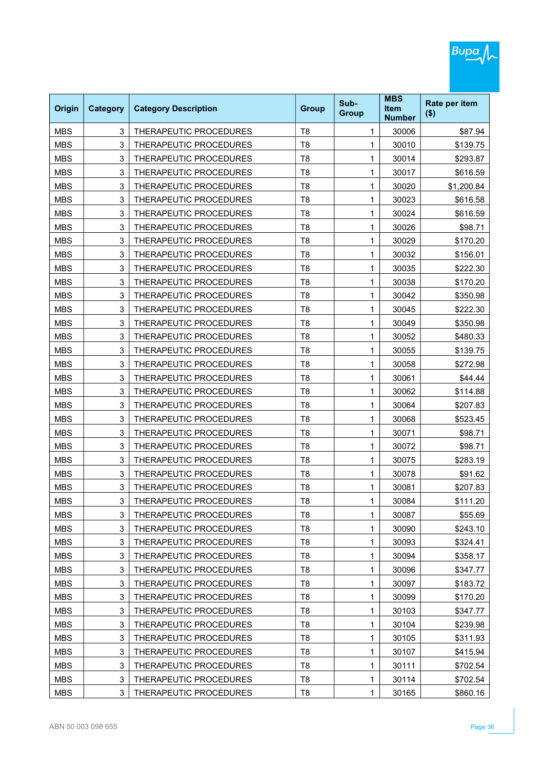| Origin | Category | Category Description | Group | Sub-Group | MBS Item Number | Rate per item ($) |
|---|---|---|---|---|---|---|
| MBS | 3 | THERAPEUTIC PROCEDURES | T8 | 1 | 30006 | $87.94 |
| MBS | 3 | THERAPEUTIC PROCEDURES | T8 | 1 | 30010 | $139.75 |
| MBS | 3 | THERAPEUTIC PROCEDURES | T8 | 1 | 30014 | $293.87 |
| MBS | 3 | THERAPEUTIC PROCEDURES | T8 | 1 | 30017 | $616.59 |
| MBS | 3 | THERAPEUTIC PROCEDURES | T8 | 1 | 30020 | $1,200.84 |
| MBS | 3 | THERAPEUTIC PROCEDURES | T8 | 1 | 30023 | $616.58 |
| MBS | 3 | THERAPEUTIC PROCEDURES | T8 | 1 | 30024 | $616.59 |
| MBS | 3 | THERAPEUTIC PROCEDURES | T8 | 1 | 30026 | $98.71 |
| MBS | 3 | THERAPEUTIC PROCEDURES | T8 | 1 | 30029 | $170.20 |
| MBS | 3 | THERAPEUTIC PROCEDURES | T8 | 1 | 30032 | $156.01 |
| MBS | 3 | THERAPEUTIC PROCEDURES | T8 | 1 | 30035 | $222.30 |
| MBS | 3 | THERAPEUTIC PROCEDURES | T8 | 1 | 30038 | $170.20 |
| MBS | 3 | THERAPEUTIC PROCEDURES | T8 | 1 | 30042 | $350.98 |
| MBS | 3 | THERAPEUTIC PROCEDURES | T8 | 1 | 30045 | $222.30 |
| MBS | 3 | THERAPEUTIC PROCEDURES | T8 | 1 | 30049 | $350.98 |
| MBS | 3 | THERAPEUTIC PROCEDURES | T8 | 1 | 30052 | $480.33 |
| MBS | 3 | THERAPEUTIC PROCEDURES | T8 | 1 | 30055 | $139.75 |
| MBS | 3 | THERAPEUTIC PROCEDURES | T8 | 1 | 30058 | $272.98 |
| MBS | 3 | THERAPEUTIC PROCEDURES | T8 | 1 | 30061 | $44.44 |
| MBS | 3 | THERAPEUTIC PROCEDURES | T8 | 1 | 30062 | $114.88 |
| MBS | 3 | THERAPEUTIC PROCEDURES | T8 | 1 | 30064 | $207.83 |
| MBS | 3 | THERAPEUTIC PROCEDURES | T8 | 1 | 30068 | $523.45 |
| MBS | 3 | THERAPEUTIC PROCEDURES | T8 | 1 | 30071 | $98.71 |
| MBS | 3 | THERAPEUTIC PROCEDURES | T8 | 1 | 30072 | $98.71 |
| MBS | 3 | THERAPEUTIC PROCEDURES | T8 | 1 | 30075 | $283.19 |
| MBS | 3 | THERAPEUTIC PROCEDURES | T8 | 1 | 30078 | $91.62 |
| MBS | 3 | THERAPEUTIC PROCEDURES | T8 | 1 | 30081 | $207.83 |
| MBS | 3 | THERAPEUTIC PROCEDURES | T8 | 1 | 30084 | $111.20 |
| MBS | 3 | THERAPEUTIC PROCEDURES | T8 | 1 | 30087 | $55.69 |
| MBS | 3 | THERAPEUTIC PROCEDURES | T8 | 1 | 30090 | $243.10 |
| MBS | 3 | THERAPEUTIC PROCEDURES | T8 | 1 | 30093 | $324.41 |
| MBS | 3 | THERAPEUTIC PROCEDURES | T8 | 1 | 30094 | $358.17 |
| MBS | 3 | THERAPEUTIC PROCEDURES | T8 | 1 | 30096 | $347.77 |
| MBS | 3 | THERAPEUTIC PROCEDURES | T8 | 1 | 30097 | $183.72 |
| MBS | 3 | THERAPEUTIC PROCEDURES | T8 | 1 | 30099 | $170.20 |
| MBS | 3 | THERAPEUTIC PROCEDURES | T8 | 1 | 30103 | $347.77 |
| MBS | 3 | THERAPEUTIC PROCEDURES | T8 | 1 | 30104 | $239.98 |
| MBS | 3 | THERAPEUTIC PROCEDURES | T8 | 1 | 30105 | $311.93 |
| MBS | 3 | THERAPEUTIC PROCEDURES | T8 | 1 | 30107 | $415.94 |
| MBS | 3 | THERAPEUTIC PROCEDURES | T8 | 1 | 30111 | $702.54 |
| MBS | 3 | THERAPEUTIC PROCEDURES | T8 | 1 | 30114 | $702.54 |
| MBS | 3 | THERAPEUTIC PROCEDURES | T8 | 1 | 30165 | $860.16 |

ABN 50 003 098 655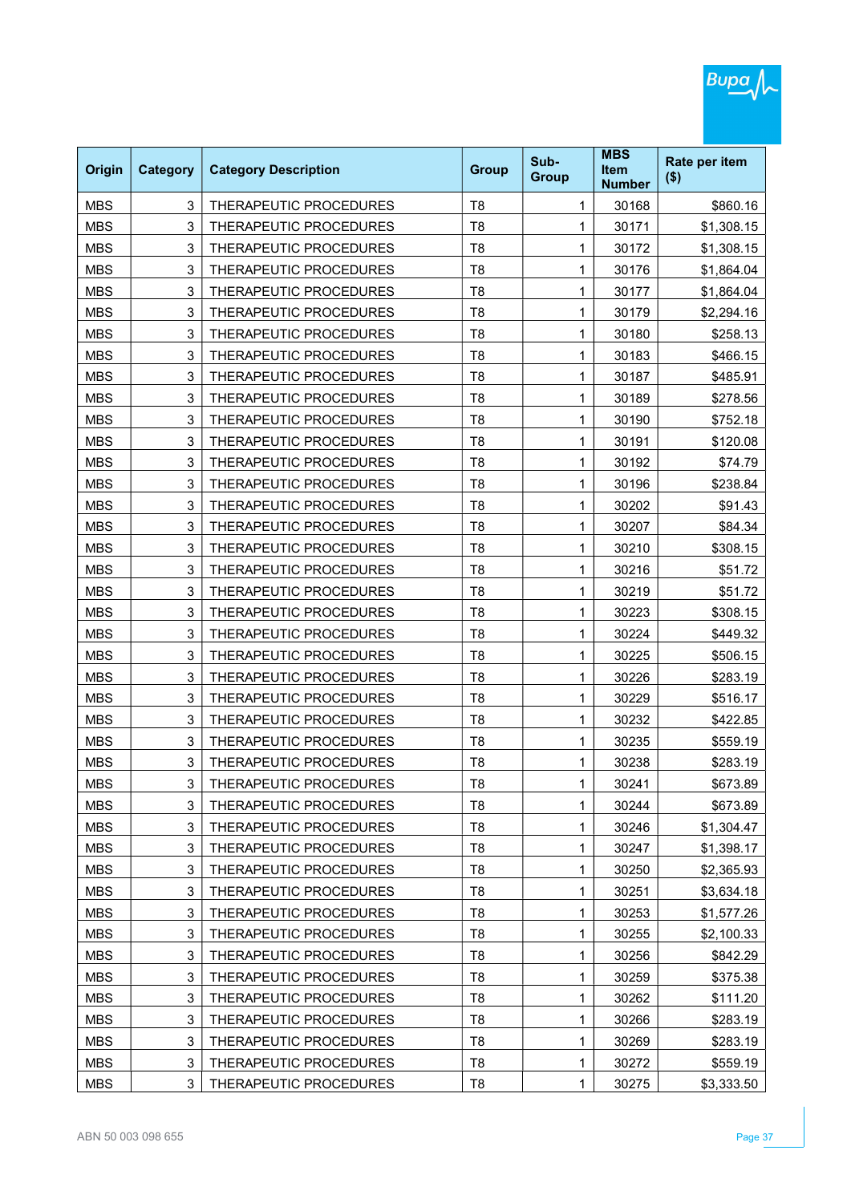| Origin | Category | Category Description | Group | Sub-Group | MBS Item Number | Rate per item ($) |
|---|---|---|---|---|---|---|
| MBS | 3 | THERAPEUTIC PROCEDURES | T8 | 1 | 30168 | $860.16 |
| MBS | 3 | THERAPEUTIC PROCEDURES | T8 | 1 | 30171 | $1,308.15 |
| MBS | 3 | THERAPEUTIC PROCEDURES | T8 | 1 | 30172 | $1,308.15 |
| MBS | 3 | THERAPEUTIC PROCEDURES | T8 | 1 | 30176 | $1,864.04 |
| MBS | 3 | THERAPEUTIC PROCEDURES | T8 | 1 | 30177 | $1,864.04 |
| MBS | 3 | THERAPEUTIC PROCEDURES | T8 | 1 | 30179 | $2,294.16 |
| MBS | 3 | THERAPEUTIC PROCEDURES | T8 | 1 | 30180 | $258.13 |
| MBS | 3 | THERAPEUTIC PROCEDURES | T8 | 1 | 30183 | $466.15 |
| MBS | 3 | THERAPEUTIC PROCEDURES | T8 | 1 | 30187 | $485.91 |
| MBS | 3 | THERAPEUTIC PROCEDURES | T8 | 1 | 30189 | $278.56 |
| MBS | 3 | THERAPEUTIC PROCEDURES | T8 | 1 | 30190 | $752.18 |
| MBS | 3 | THERAPEUTIC PROCEDURES | T8 | 1 | 30191 | $120.08 |
| MBS | 3 | THERAPEUTIC PROCEDURES | T8 | 1 | 30192 | $74.79 |
| MBS | 3 | THERAPEUTIC PROCEDURES | T8 | 1 | 30196 | $238.84 |
| MBS | 3 | THERAPEUTIC PROCEDURES | T8 | 1 | 30202 | $91.43 |
| MBS | 3 | THERAPEUTIC PROCEDURES | T8 | 1 | 30207 | $84.34 |
| MBS | 3 | THERAPEUTIC PROCEDURES | T8 | 1 | 30210 | $308.15 |
| MBS | 3 | THERAPEUTIC PROCEDURES | T8 | 1 | 30216 | $51.72 |
| MBS | 3 | THERAPEUTIC PROCEDURES | T8 | 1 | 30219 | $51.72 |
| MBS | 3 | THERAPEUTIC PROCEDURES | T8 | 1 | 30223 | $308.15 |
| MBS | 3 | THERAPEUTIC PROCEDURES | T8 | 1 | 30224 | $449.32 |
| MBS | 3 | THERAPEUTIC PROCEDURES | T8 | 1 | 30225 | $506.15 |
| MBS | 3 | THERAPEUTIC PROCEDURES | T8 | 1 | 30226 | $283.19 |
| MBS | 3 | THERAPEUTIC PROCEDURES | T8 | 1 | 30229 | $516.17 |
| MBS | 3 | THERAPEUTIC PROCEDURES | T8 | 1 | 30232 | $422.85 |
| MBS | 3 | THERAPEUTIC PROCEDURES | T8 | 1 | 30235 | $559.19 |
| MBS | 3 | THERAPEUTIC PROCEDURES | T8 | 1 | 30238 | $283.19 |
| MBS | 3 | THERAPEUTIC PROCEDURES | T8 | 1 | 30241 | $673.89 |
| MBS | 3 | THERAPEUTIC PROCEDURES | T8 | 1 | 30244 | $673.89 |
| MBS | 3 | THERAPEUTIC PROCEDURES | T8 | 1 | 30246 | $1,304.47 |
| MBS | 3 | THERAPEUTIC PROCEDURES | T8 | 1 | 30247 | $1,398.17 |
| MBS | 3 | THERAPEUTIC PROCEDURES | T8 | 1 | 30250 | $2,365.93 |
| MBS | 3 | THERAPEUTIC PROCEDURES | T8 | 1 | 30251 | $3,634.18 |
| MBS | 3 | THERAPEUTIC PROCEDURES | T8 | 1 | 30253 | $1,577.26 |
| MBS | 3 | THERAPEUTIC PROCEDURES | T8 | 1 | 30255 | $2,100.33 |
| MBS | 3 | THERAPEUTIC PROCEDURES | T8 | 1 | 30256 | $842.29 |
| MBS | 3 | THERAPEUTIC PROCEDURES | T8 | 1 | 30259 | $375.38 |
| MBS | 3 | THERAPEUTIC PROCEDURES | T8 | 1 | 30262 | $111.20 |
| MBS | 3 | THERAPEUTIC PROCEDURES | T8 | 1 | 30266 | $283.19 |
| MBS | 3 | THERAPEUTIC PROCEDURES | T8 | 1 | 30269 | $283.19 |
| MBS | 3 | THERAPEUTIC PROCEDURES | T8 | 1 | 30272 | $559.19 |
| MBS | 3 | THERAPEUTIC PROCEDURES | T8 | 1 | 30275 | $3,333.50 |

ABN 50 003 098 655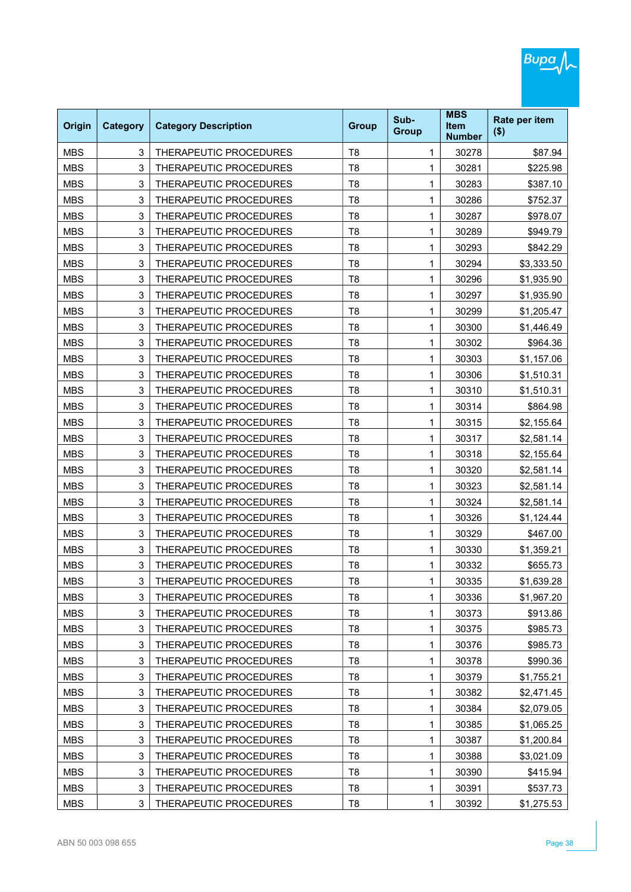| Origin | Category | Category Description | Group | Sub-Group | MBS Item Number | Rate per item ($) |
|---|---|---|---|---|---|---|
| MBS | 3 | THERAPEUTIC PROCEDURES | T8 | 1 | 30278 | $87.94 |
| MBS | 3 | THERAPEUTIC PROCEDURES | T8 | 1 | 30281 | $225.98 |
| MBS | 3 | THERAPEUTIC PROCEDURES | T8 | 1 | 30283 | $387.10 |
| MBS | 3 | THERAPEUTIC PROCEDURES | T8 | 1 | 30286 | $752.37 |
| MBS | 3 | THERAPEUTIC PROCEDURES | T8 | 1 | 30287 | $978.07 |
| MBS | 3 | THERAPEUTIC PROCEDURES | T8 | 1 | 30289 | $949.79 |
| MBS | 3 | THERAPEUTIC PROCEDURES | T8 | 1 | 30293 | $842.29 |
| MBS | 3 | THERAPEUTIC PROCEDURES | T8 | 1 | 30294 | $3,333.50 |
| MBS | 3 | THERAPEUTIC PROCEDURES | T8 | 1 | 30296 | $1,935.90 |
| MBS | 3 | THERAPEUTIC PROCEDURES | T8 | 1 | 30297 | $1,935.90 |
| MBS | 3 | THERAPEUTIC PROCEDURES | T8 | 1 | 30299 | $1,205.47 |
| MBS | 3 | THERAPEUTIC PROCEDURES | T8 | 1 | 30300 | $1,446.49 |
| MBS | 3 | THERAPEUTIC PROCEDURES | T8 | 1 | 30302 | $964.36 |
| MBS | 3 | THERAPEUTIC PROCEDURES | T8 | 1 | 30303 | $1,157.06 |
| MBS | 3 | THERAPEUTIC PROCEDURES | T8 | 1 | 30306 | $1,510.31 |
| MBS | 3 | THERAPEUTIC PROCEDURES | T8 | 1 | 30310 | $1,510.31 |
| MBS | 3 | THERAPEUTIC PROCEDURES | T8 | 1 | 30314 | $864.98 |
| MBS | 3 | THERAPEUTIC PROCEDURES | T8 | 1 | 30315 | $2,155.64 |
| MBS | 3 | THERAPEUTIC PROCEDURES | T8 | 1 | 30317 | $2,581.14 |
| MBS | 3 | THERAPEUTIC PROCEDURES | T8 | 1 | 30318 | $2,155.64 |
| MBS | 3 | THERAPEUTIC PROCEDURES | T8 | 1 | 30320 | $2,581.14 |
| MBS | 3 | THERAPEUTIC PROCEDURES | T8 | 1 | 30323 | $2,581.14 |
| MBS | 3 | THERAPEUTIC PROCEDURES | T8 | 1 | 30324 | $2,581.14 |
| MBS | 3 | THERAPEUTIC PROCEDURES | T8 | 1 | 30326 | $1,124.44 |
| MBS | 3 | THERAPEUTIC PROCEDURES | T8 | 1 | 30329 | $467.00 |
| MBS | 3 | THERAPEUTIC PROCEDURES | T8 | 1 | 30330 | $1,359.21 |
| MBS | 3 | THERAPEUTIC PROCEDURES | T8 | 1 | 30332 | $655.73 |
| MBS | 3 | THERAPEUTIC PROCEDURES | T8 | 1 | 30335 | $1,639.28 |
| MBS | 3 | THERAPEUTIC PROCEDURES | T8 | 1 | 30336 | $1,967.20 |
| MBS | 3 | THERAPEUTIC PROCEDURES | T8 | 1 | 30373 | $913.86 |
| MBS | 3 | THERAPEUTIC PROCEDURES | T8 | 1 | 30375 | $985.73 |
| MBS | 3 | THERAPEUTIC PROCEDURES | T8 | 1 | 30376 | $985.73 |
| MBS | 3 | THERAPEUTIC PROCEDURES | T8 | 1 | 30378 | $990.36 |
| MBS | 3 | THERAPEUTIC PROCEDURES | T8 | 1 | 30379 | $1,755.21 |
| MBS | 3 | THERAPEUTIC PROCEDURES | T8 | 1 | 30382 | $2,471.45 |
| MBS | 3 | THERAPEUTIC PROCEDURES | T8 | 1 | 30384 | $2,079.05 |
| MBS | 3 | THERAPEUTIC PROCEDURES | T8 | 1 | 30385 | $1,065.25 |
| MBS | 3 | THERAPEUTIC PROCEDURES | T8 | 1 | 30387 | $1,200.84 |
| MBS | 3 | THERAPEUTIC PROCEDURES | T8 | 1 | 30388 | $3,021.09 |
| MBS | 3 | THERAPEUTIC PROCEDURES | T8 | 1 | 30390 | $415.94 |
| MBS | 3 | THERAPEUTIC PROCEDURES | T8 | 1 | 30391 | $537.73 |
| MBS | 3 | THERAPEUTIC PROCEDURES | T8 | 1 | 30392 | $1,275.53 |

ABN 50 003 098 655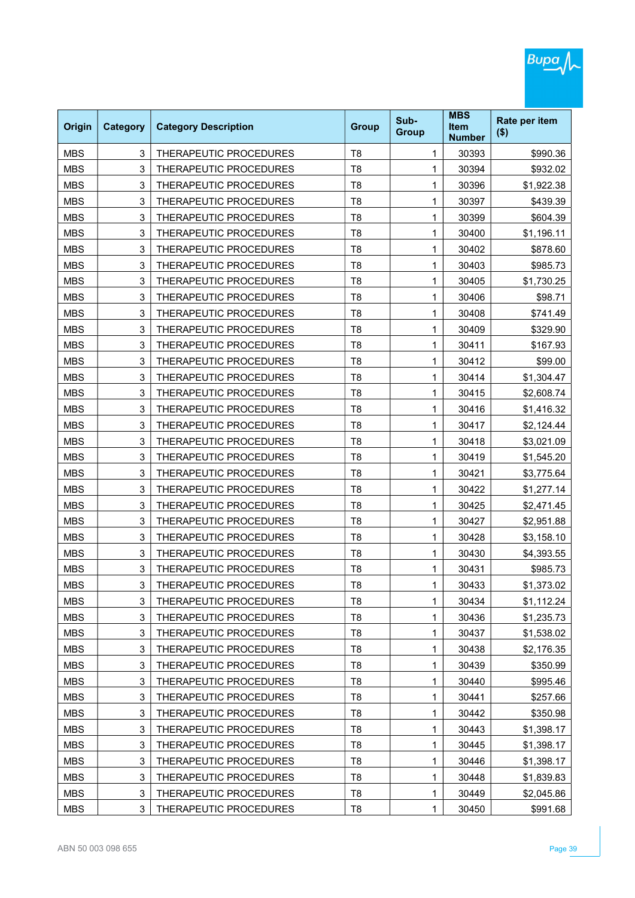| Origin | Category | Category Description | Group | Sub-Group | MBS Item Number | Rate per item ($) |
|---|---|---|---|---|---|---|
| MBS | 3 | THERAPEUTIC PROCEDURES | T8 | 1 | 30393 | $990.36 |
| MBS | 3 | THERAPEUTIC PROCEDURES | T8 | 1 | 30394 | $932.02 |
| MBS | 3 | THERAPEUTIC PROCEDURES | T8 | 1 | 30396 | $1,922.38 |
| MBS | 3 | THERAPEUTIC PROCEDURES | T8 | 1 | 30397 | $439.39 |
| MBS | 3 | THERAPEUTIC PROCEDURES | T8 | 1 | 30399 | $604.39 |
| MBS | 3 | THERAPEUTIC PROCEDURES | T8 | 1 | 30400 | $1,196.11 |
| MBS | 3 | THERAPEUTIC PROCEDURES | T8 | 1 | 30402 | $878.60 |
| MBS | 3 | THERAPEUTIC PROCEDURES | T8 | 1 | 30403 | $985.73 |
| MBS | 3 | THERAPEUTIC PROCEDURES | T8 | 1 | 30405 | $1,730.25 |
| MBS | 3 | THERAPEUTIC PROCEDURES | T8 | 1 | 30406 | $98.71 |
| MBS | 3 | THERAPEUTIC PROCEDURES | T8 | 1 | 30408 | $741.49 |
| MBS | 3 | THERAPEUTIC PROCEDURES | T8 | 1 | 30409 | $329.90 |
| MBS | 3 | THERAPEUTIC PROCEDURES | T8 | 1 | 30411 | $167.93 |
| MBS | 3 | THERAPEUTIC PROCEDURES | T8 | 1 | 30412 | $99.00 |
| MBS | 3 | THERAPEUTIC PROCEDURES | T8 | 1 | 30414 | $1,304.47 |
| MBS | 3 | THERAPEUTIC PROCEDURES | T8 | 1 | 30415 | $2,608.74 |
| MBS | 3 | THERAPEUTIC PROCEDURES | T8 | 1 | 30416 | $1,416.32 |
| MBS | 3 | THERAPEUTIC PROCEDURES | T8 | 1 | 30417 | $2,124.44 |
| MBS | 3 | THERAPEUTIC PROCEDURES | T8 | 1 | 30418 | $3,021.09 |
| MBS | 3 | THERAPEUTIC PROCEDURES | T8 | 1 | 30419 | $1,545.20 |
| MBS | 3 | THERAPEUTIC PROCEDURES | T8 | 1 | 30421 | $3,775.64 |
| MBS | 3 | THERAPEUTIC PROCEDURES | T8 | 1 | 30422 | $1,277.14 |
| MBS | 3 | THERAPEUTIC PROCEDURES | T8 | 1 | 30425 | $2,471.45 |
| MBS | 3 | THERAPEUTIC PROCEDURES | T8 | 1 | 30427 | $2,951.88 |
| MBS | 3 | THERAPEUTIC PROCEDURES | T8 | 1 | 30428 | $3,158.10 |
| MBS | 3 | THERAPEUTIC PROCEDURES | T8 | 1 | 30430 | $4,393.55 |
| MBS | 3 | THERAPEUTIC PROCEDURES | T8 | 1 | 30431 | $985.73 |
| MBS | 3 | THERAPEUTIC PROCEDURES | T8 | 1 | 30433 | $1,373.02 |
| MBS | 3 | THERAPEUTIC PROCEDURES | T8 | 1 | 30434 | $1,112.24 |
| MBS | 3 | THERAPEUTIC PROCEDURES | T8 | 1 | 30436 | $1,235.73 |
| MBS | 3 | THERAPEUTIC PROCEDURES | T8 | 1 | 30437 | $1,538.02 |
| MBS | 3 | THERAPEUTIC PROCEDURES | T8 | 1 | 30438 | $2,176.35 |
| MBS | 3 | THERAPEUTIC PROCEDURES | T8 | 1 | 30439 | $350.99 |
| MBS | 3 | THERAPEUTIC PROCEDURES | T8 | 1 | 30440 | $995.46 |
| MBS | 3 | THERAPEUTIC PROCEDURES | T8 | 1 | 30441 | $257.66 |
| MBS | 3 | THERAPEUTIC PROCEDURES | T8 | 1 | 30442 | $350.98 |
| MBS | 3 | THERAPEUTIC PROCEDURES | T8 | 1 | 30443 | $1,398.17 |
| MBS | 3 | THERAPEUTIC PROCEDURES | T8 | 1 | 30445 | $1,398.17 |
| MBS | 3 | THERAPEUTIC PROCEDURES | T8 | 1 | 30446 | $1,398.17 |
| MBS | 3 | THERAPEUTIC PROCEDURES | T8 | 1 | 30448 | $1,839.83 |
| MBS | 3 | THERAPEUTIC PROCEDURES | T8 | 1 | 30449 | $2,045.86 |
| MBS | 3 | THERAPEUTIC PROCEDURES | T8 | 1 | 30450 | $991.68 |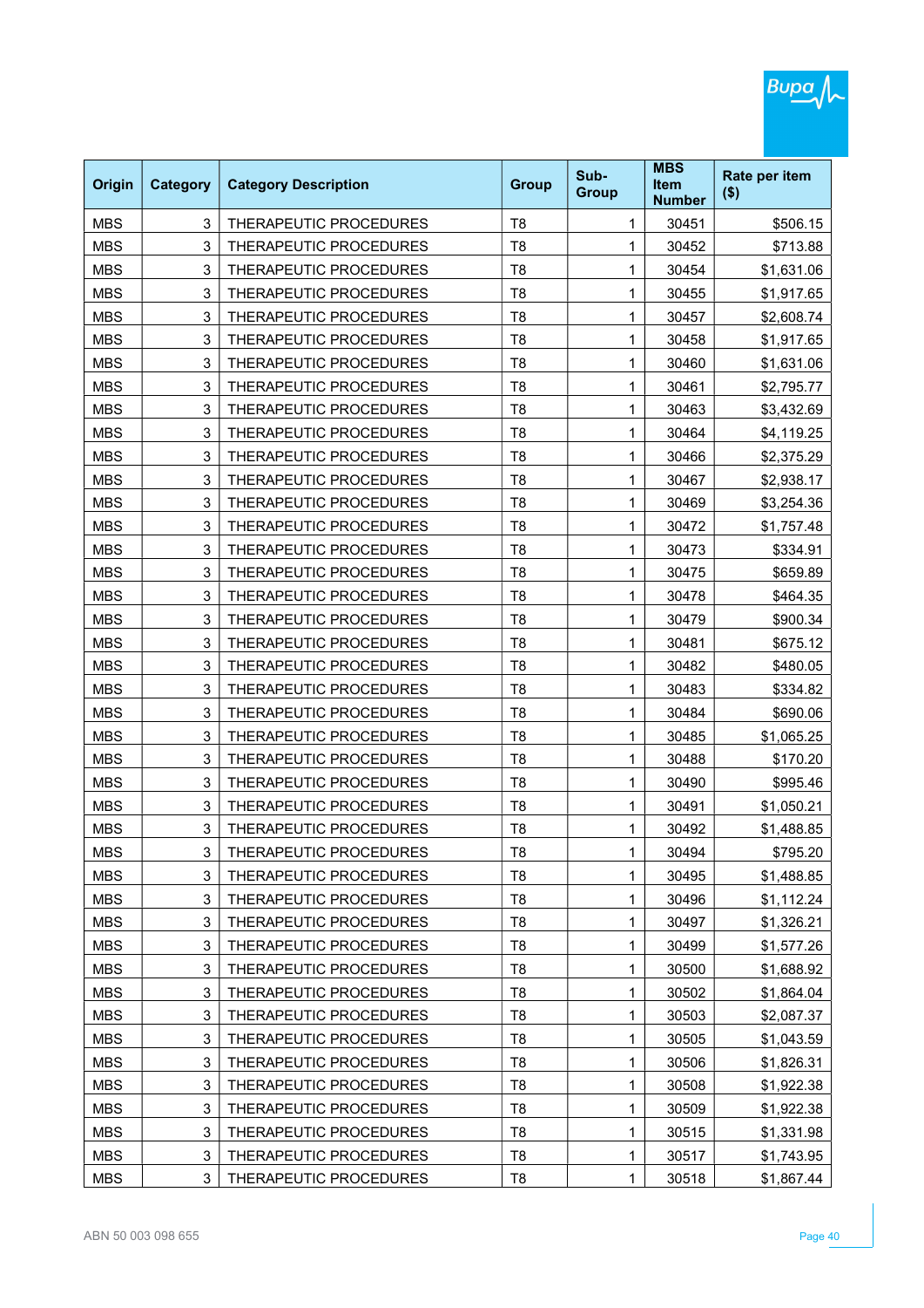| Origin | Category | Category Description | Group | Sub-Group | MBS Item Number | Rate per item ($) |
|---|---|---|---|---|---|---|
| MBS | 3 | THERAPEUTIC PROCEDURES | T8 | 1 | 30451 | $506.15 |
| MBS | 3 | THERAPEUTIC PROCEDURES | T8 | 1 | 30452 | $713.88 |
| MBS | 3 | THERAPEUTIC PROCEDURES | T8 | 1 | 30454 | $1,631.06 |
| MBS | 3 | THERAPEUTIC PROCEDURES | T8 | 1 | 30455 | $1,917.65 |
| MBS | 3 | THERAPEUTIC PROCEDURES | T8 | 1 | 30457 | $2,608.74 |
| MBS | 3 | THERAPEUTIC PROCEDURES | T8 | 1 | 30458 | $1,917.65 |
| MBS | 3 | THERAPEUTIC PROCEDURES | T8 | 1 | 30460 | $1,631.06 |
| MBS | 3 | THERAPEUTIC PROCEDURES | T8 | 1 | 30461 | $2,795.77 |
| MBS | 3 | THERAPEUTIC PROCEDURES | T8 | 1 | 30463 | $3,432.69 |
| MBS | 3 | THERAPEUTIC PROCEDURES | T8 | 1 | 30464 | $4,119.25 |
| MBS | 3 | THERAPEUTIC PROCEDURES | T8 | 1 | 30466 | $2,375.29 |
| MBS | 3 | THERAPEUTIC PROCEDURES | T8 | 1 | 30467 | $2,938.17 |
| MBS | 3 | THERAPEUTIC PROCEDURES | T8 | 1 | 30469 | $3,254.36 |
| MBS | 3 | THERAPEUTIC PROCEDURES | T8 | 1 | 30472 | $1,757.48 |
| MBS | 3 | THERAPEUTIC PROCEDURES | T8 | 1 | 30473 | $334.91 |
| MBS | 3 | THERAPEUTIC PROCEDURES | T8 | 1 | 30475 | $659.89 |
| MBS | 3 | THERAPEUTIC PROCEDURES | T8 | 1 | 30478 | $464.35 |
| MBS | 3 | THERAPEUTIC PROCEDURES | T8 | 1 | 30479 | $900.34 |
| MBS | 3 | THERAPEUTIC PROCEDURES | T8 | 1 | 30481 | $675.12 |
| MBS | 3 | THERAPEUTIC PROCEDURES | T8 | 1 | 30482 | $480.05 |
| MBS | 3 | THERAPEUTIC PROCEDURES | T8 | 1 | 30483 | $334.82 |
| MBS | 3 | THERAPEUTIC PROCEDURES | T8 | 1 | 30484 | $690.06 |
| MBS | 3 | THERAPEUTIC PROCEDURES | T8 | 1 | 30485 | $1,065.25 |
| MBS | 3 | THERAPEUTIC PROCEDURES | T8 | 1 | 30488 | $170.20 |
| MBS | 3 | THERAPEUTIC PROCEDURES | T8 | 1 | 30490 | $995.46 |
| MBS | 3 | THERAPEUTIC PROCEDURES | T8 | 1 | 30491 | $1,050.21 |
| MBS | 3 | THERAPEUTIC PROCEDURES | T8 | 1 | 30492 | $1,488.85 |
| MBS | 3 | THERAPEUTIC PROCEDURES | T8 | 1 | 30494 | $795.20 |
| MBS | 3 | THERAPEUTIC PROCEDURES | T8 | 1 | 30495 | $1,488.85 |
| MBS | 3 | THERAPEUTIC PROCEDURES | T8 | 1 | 30496 | $1,112.24 |
| MBS | 3 | THERAPEUTIC PROCEDURES | T8 | 1 | 30497 | $1,326.21 |
| MBS | 3 | THERAPEUTIC PROCEDURES | T8 | 1 | 30499 | $1,577.26 |
| MBS | 3 | THERAPEUTIC PROCEDURES | T8 | 1 | 30500 | $1,688.92 |
| MBS | 3 | THERAPEUTIC PROCEDURES | T8 | 1 | 30502 | $1,864.04 |
| MBS | 3 | THERAPEUTIC PROCEDURES | T8 | 1 | 30503 | $2,087.37 |
| MBS | 3 | THERAPEUTIC PROCEDURES | T8 | 1 | 30505 | $1,043.59 |
| MBS | 3 | THERAPEUTIC PROCEDURES | T8 | 1 | 30506 | $1,826.31 |
| MBS | 3 | THERAPEUTIC PROCEDURES | T8 | 1 | 30508 | $1,922.38 |
| MBS | 3 | THERAPEUTIC PROCEDURES | T8 | 1 | 30509 | $1,922.38 |
| MBS | 3 | THERAPEUTIC PROCEDURES | T8 | 1 | 30515 | $1,331.98 |
| MBS | 3 | THERAPEUTIC PROCEDURES | T8 | 1 | 30517 | $1,743.95 |
| MBS | 3 | THERAPEUTIC PROCEDURES | T8 | 1 | 30518 | $1,867.44 |

ABN 50 003 098 655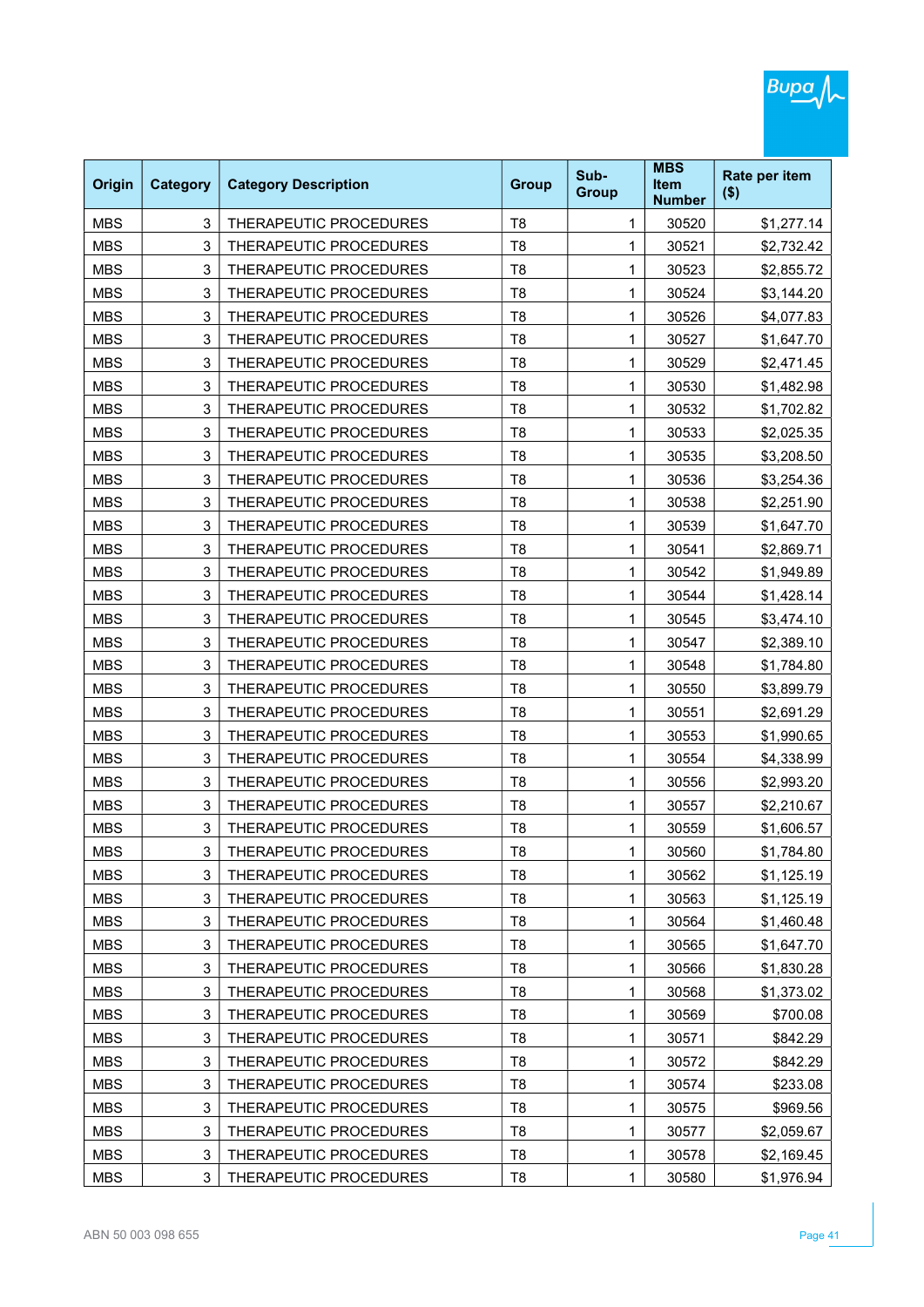| Origin | Category | Category Description | Group | Sub-Group | MBS Item Number | Rate per item ($) |
|---|---|---|---|---|---|---|
| MBS | 3 | THERAPEUTIC PROCEDURES | T8 | 1 | 30520 | $1,277.14 |
| MBS | 3 | THERAPEUTIC PROCEDURES | T8 | 1 | 30521 | $2,732.42 |
| MBS | 3 | THERAPEUTIC PROCEDURES | T8 | 1 | 30523 | $2,855.72 |
| MBS | 3 | THERAPEUTIC PROCEDURES | T8 | 1 | 30524 | $3,144.20 |
| MBS | 3 | THERAPEUTIC PROCEDURES | T8 | 1 | 30526 | $4,077.83 |
| MBS | 3 | THERAPEUTIC PROCEDURES | T8 | 1 | 30527 | $1,647.70 |
| MBS | 3 | THERAPEUTIC PROCEDURES | T8 | 1 | 30529 | $2,471.45 |
| MBS | 3 | THERAPEUTIC PROCEDURES | T8 | 1 | 30530 | $1,482.98 |
| MBS | 3 | THERAPEUTIC PROCEDURES | T8 | 1 | 30532 | $1,702.82 |
| MBS | 3 | THERAPEUTIC PROCEDURES | T8 | 1 | 30533 | $2,025.35 |
| MBS | 3 | THERAPEUTIC PROCEDURES | T8 | 1 | 30535 | $3,208.50 |
| MBS | 3 | THERAPEUTIC PROCEDURES | T8 | 1 | 30536 | $3,254.36 |
| MBS | 3 | THERAPEUTIC PROCEDURES | T8 | 1 | 30538 | $2,251.90 |
| MBS | 3 | THERAPEUTIC PROCEDURES | T8 | 1 | 30539 | $1,647.70 |
| MBS | 3 | THERAPEUTIC PROCEDURES | T8 | 1 | 30541 | $2,869.71 |
| MBS | 3 | THERAPEUTIC PROCEDURES | T8 | 1 | 30542 | $1,949.89 |
| MBS | 3 | THERAPEUTIC PROCEDURES | T8 | 1 | 30544 | $1,428.14 |
| MBS | 3 | THERAPEUTIC PROCEDURES | T8 | 1 | 30545 | $3,474.10 |
| MBS | 3 | THERAPEUTIC PROCEDURES | T8 | 1 | 30547 | $2,389.10 |
| MBS | 3 | THERAPEUTIC PROCEDURES | T8 | 1 | 30548 | $1,784.80 |
| MBS | 3 | THERAPEUTIC PROCEDURES | T8 | 1 | 30550 | $3,899.79 |
| MBS | 3 | THERAPEUTIC PROCEDURES | T8 | 1 | 30551 | $2,691.29 |
| MBS | 3 | THERAPEUTIC PROCEDURES | T8 | 1 | 30553 | $1,990.65 |
| MBS | 3 | THERAPEUTIC PROCEDURES | T8 | 1 | 30554 | $4,338.99 |
| MBS | 3 | THERAPEUTIC PROCEDURES | T8 | 1 | 30556 | $2,993.20 |
| MBS | 3 | THERAPEUTIC PROCEDURES | T8 | 1 | 30557 | $2,210.67 |
| MBS | 3 | THERAPEUTIC PROCEDURES | T8 | 1 | 30559 | $1,606.57 |
| MBS | 3 | THERAPEUTIC PROCEDURES | T8 | 1 | 30560 | $1,784.80 |
| MBS | 3 | THERAPEUTIC PROCEDURES | T8 | 1 | 30562 | $1,125.19 |
| MBS | 3 | THERAPEUTIC PROCEDURES | T8 | 1 | 30563 | $1,125.19 |
| MBS | 3 | THERAPEUTIC PROCEDURES | T8 | 1 | 30564 | $1,460.48 |
| MBS | 3 | THERAPEUTIC PROCEDURES | T8 | 1 | 30565 | $1,647.70 |
| MBS | 3 | THERAPEUTIC PROCEDURES | T8 | 1 | 30566 | $1,830.28 |
| MBS | 3 | THERAPEUTIC PROCEDURES | T8 | 1 | 30568 | $1,373.02 |
| MBS | 3 | THERAPEUTIC PROCEDURES | T8 | 1 | 30569 | $700.08 |
| MBS | 3 | THERAPEUTIC PROCEDURES | T8 | 1 | 30571 | $842.29 |
| MBS | 3 | THERAPEUTIC PROCEDURES | T8 | 1 | 30572 | $842.29 |
| MBS | 3 | THERAPEUTIC PROCEDURES | T8 | 1 | 30574 | $233.08 |
| MBS | 3 | THERAPEUTIC PROCEDURES | T8 | 1 | 30575 | $969.56 |
| MBS | 3 | THERAPEUTIC PROCEDURES | T8 | 1 | 30577 | $2,059.67 |
| MBS | 3 | THERAPEUTIC PROCEDURES | T8 | 1 | 30578 | $2,169.45 |
| MBS | 3 | THERAPEUTIC PROCEDURES | T8 | 1 | 30580 | $1,976.94 |

ABN 50 003 098 655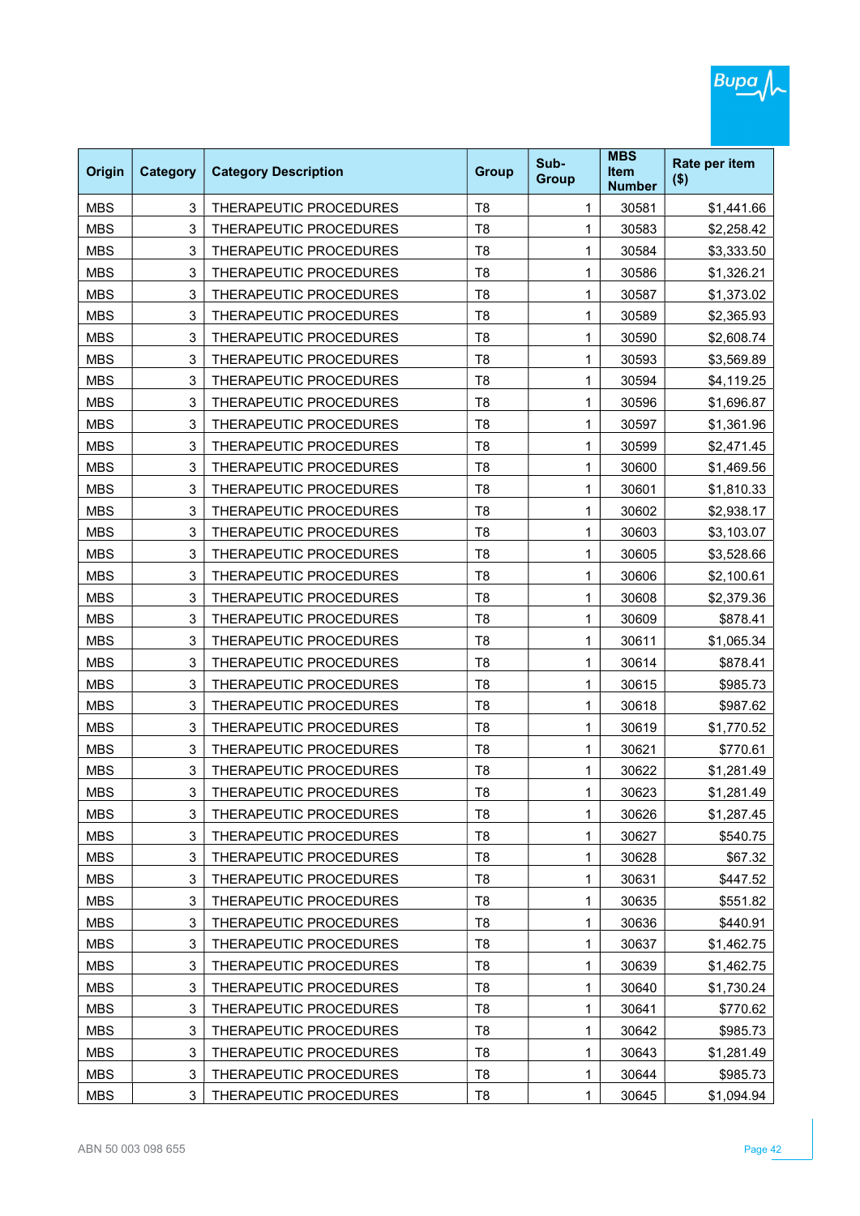| Origin | Category | Category Description | Group | Sub-Group | MBS Item Number | Rate per item ($) |
|---|---|---|---|---|---|---|
| MBS | 3 | THERAPEUTIC PROCEDURES | T8 | 1 | 30581 | $1,441.66 |
| MBS | 3 | THERAPEUTIC PROCEDURES | T8 | 1 | 30583 | $2,258.42 |
| MBS | 3 | THERAPEUTIC PROCEDURES | T8 | 1 | 30584 | $3,333.50 |
| MBS | 3 | THERAPEUTIC PROCEDURES | T8 | 1 | 30586 | $1,326.21 |
| MBS | 3 | THERAPEUTIC PROCEDURES | T8 | 1 | 30587 | $1,373.02 |
| MBS | 3 | THERAPEUTIC PROCEDURES | T8 | 1 | 30589 | $2,365.93 |
| MBS | 3 | THERAPEUTIC PROCEDURES | T8 | 1 | 30590 | $2,608.74 |
| MBS | 3 | THERAPEUTIC PROCEDURES | T8 | 1 | 30593 | $3,569.89 |
| MBS | 3 | THERAPEUTIC PROCEDURES | T8 | 1 | 30594 | $4,119.25 |
| MBS | 3 | THERAPEUTIC PROCEDURES | T8 | 1 | 30596 | $1,696.87 |
| MBS | 3 | THERAPEUTIC PROCEDURES | T8 | 1 | 30597 | $1,361.96 |
| MBS | 3 | THERAPEUTIC PROCEDURES | T8 | 1 | 30599 | $2,471.45 |
| MBS | 3 | THERAPEUTIC PROCEDURES | T8 | 1 | 30600 | $1,469.56 |
| MBS | 3 | THERAPEUTIC PROCEDURES | T8 | 1 | 30601 | $1,810.33 |
| MBS | 3 | THERAPEUTIC PROCEDURES | T8 | 1 | 30602 | $2,938.17 |
| MBS | 3 | THERAPEUTIC PROCEDURES | T8 | 1 | 30603 | $3,103.07 |
| MBS | 3 | THERAPEUTIC PROCEDURES | T8 | 1 | 30605 | $3,528.66 |
| MBS | 3 | THERAPEUTIC PROCEDURES | T8 | 1 | 30606 | $2,100.61 |
| MBS | 3 | THERAPEUTIC PROCEDURES | T8 | 1 | 30608 | $2,379.36 |
| MBS | 3 | THERAPEUTIC PROCEDURES | T8 | 1 | 30609 | $878.41 |
| MBS | 3 | THERAPEUTIC PROCEDURES | T8 | 1 | 30611 | $1,065.34 |
| MBS | 3 | THERAPEUTIC PROCEDURES | T8 | 1 | 30614 | $878.41 |
| MBS | 3 | THERAPEUTIC PROCEDURES | T8 | 1 | 30615 | $985.73 |
| MBS | 3 | THERAPEUTIC PROCEDURES | T8 | 1 | 30618 | $987.62 |
| MBS | 3 | THERAPEUTIC PROCEDURES | T8 | 1 | 30619 | $1,770.52 |
| MBS | 3 | THERAPEUTIC PROCEDURES | T8 | 1 | 30621 | $770.61 |
| MBS | 3 | THERAPEUTIC PROCEDURES | T8 | 1 | 30622 | $1,281.49 |
| MBS | 3 | THERAPEUTIC PROCEDURES | T8 | 1 | 30623 | $1,281.49 |
| MBS | 3 | THERAPEUTIC PROCEDURES | T8 | 1 | 30626 | $1,287.45 |
| MBS | 3 | THERAPEUTIC PROCEDURES | T8 | 1 | 30627 | $540.75 |
| MBS | 3 | THERAPEUTIC PROCEDURES | T8 | 1 | 30628 | $67.32 |
| MBS | 3 | THERAPEUTIC PROCEDURES | T8 | 1 | 30631 | $447.52 |
| MBS | 3 | THERAPEUTIC PROCEDURES | T8 | 1 | 30635 | $551.82 |
| MBS | 3 | THERAPEUTIC PROCEDURES | T8 | 1 | 30636 | $440.91 |
| MBS | 3 | THERAPEUTIC PROCEDURES | T8 | 1 | 30637 | $1,462.75 |
| MBS | 3 | THERAPEUTIC PROCEDURES | T8 | 1 | 30639 | $1,462.75 |
| MBS | 3 | THERAPEUTIC PROCEDURES | T8 | 1 | 30640 | $1,730.24 |
| MBS | 3 | THERAPEUTIC PROCEDURES | T8 | 1 | 30641 | $770.62 |
| MBS | 3 | THERAPEUTIC PROCEDURES | T8 | 1 | 30642 | $985.73 |
| MBS | 3 | THERAPEUTIC PROCEDURES | T8 | 1 | 30643 | $1,281.49 |
| MBS | 3 | THERAPEUTIC PROCEDURES | T8 | 1 | 30644 | $985.73 |
| MBS | 3 | THERAPEUTIC PROCEDURES | T8 | 1 | 30645 | $1,094.94 |

ABN 50 003 098 655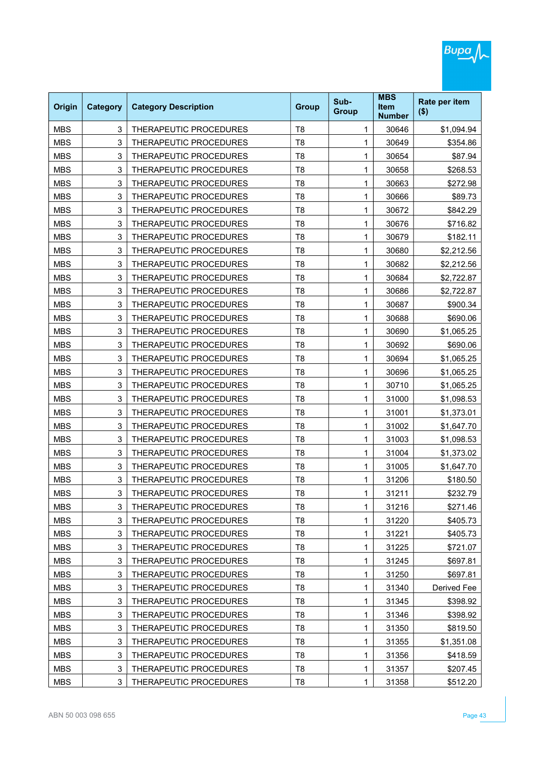| Origin | Category | Category Description | Group | Sub-Group | MBS Item Number | Rate per item ($) |
|---|---|---|---|---|---|---|
| MBS | 3 | THERAPEUTIC PROCEDURES | T8 | 1 | 30646 | $1,094.94 |
| MBS | 3 | THERAPEUTIC PROCEDURES | T8 | 1 | 30649 | $354.86 |
| MBS | 3 | THERAPEUTIC PROCEDURES | T8 | 1 | 30654 | $87.94 |
| MBS | 3 | THERAPEUTIC PROCEDURES | T8 | 1 | 30658 | $268.53 |
| MBS | 3 | THERAPEUTIC PROCEDURES | T8 | 1 | 30663 | $272.98 |
| MBS | 3 | THERAPEUTIC PROCEDURES | T8 | 1 | 30666 | $89.73 |
| MBS | 3 | THERAPEUTIC PROCEDURES | T8 | 1 | 30672 | $842.29 |
| MBS | 3 | THERAPEUTIC PROCEDURES | T8 | 1 | 30676 | $716.82 |
| MBS | 3 | THERAPEUTIC PROCEDURES | T8 | 1 | 30679 | $182.11 |
| MBS | 3 | THERAPEUTIC PROCEDURES | T8 | 1 | 30680 | $2,212.56 |
| MBS | 3 | THERAPEUTIC PROCEDURES | T8 | 1 | 30682 | $2,212.56 |
| MBS | 3 | THERAPEUTIC PROCEDURES | T8 | 1 | 30684 | $2,722.87 |
| MBS | 3 | THERAPEUTIC PROCEDURES | T8 | 1 | 30686 | $2,722.87 |
| MBS | 3 | THERAPEUTIC PROCEDURES | T8 | 1 | 30687 | $900.34 |
| MBS | 3 | THERAPEUTIC PROCEDURES | T8 | 1 | 30688 | $690.06 |
| MBS | 3 | THERAPEUTIC PROCEDURES | T8 | 1 | 30690 | $1,065.25 |
| MBS | 3 | THERAPEUTIC PROCEDURES | T8 | 1 | 30692 | $690.06 |
| MBS | 3 | THERAPEUTIC PROCEDURES | T8 | 1 | 30694 | $1,065.25 |
| MBS | 3 | THERAPEUTIC PROCEDURES | T8 | 1 | 30696 | $1,065.25 |
| MBS | 3 | THERAPEUTIC PROCEDURES | T8 | 1 | 30710 | $1,065.25 |
| MBS | 3 | THERAPEUTIC PROCEDURES | T8 | 1 | 31000 | $1,098.53 |
| MBS | 3 | THERAPEUTIC PROCEDURES | T8 | 1 | 31001 | $1,373.01 |
| MBS | 3 | THERAPEUTIC PROCEDURES | T8 | 1 | 31002 | $1,647.70 |
| MBS | 3 | THERAPEUTIC PROCEDURES | T8 | 1 | 31003 | $1,098.53 |
| MBS | 3 | THERAPEUTIC PROCEDURES | T8 | 1 | 31004 | $1,373.02 |
| MBS | 3 | THERAPEUTIC PROCEDURES | T8 | 1 | 31005 | $1,647.70 |
| MBS | 3 | THERAPEUTIC PROCEDURES | T8 | 1 | 31206 | $180.50 |
| MBS | 3 | THERAPEUTIC PROCEDURES | T8 | 1 | 31211 | $232.79 |
| MBS | 3 | THERAPEUTIC PROCEDURES | T8 | 1 | 31216 | $271.46 |
| MBS | 3 | THERAPEUTIC PROCEDURES | T8 | 1 | 31220 | $405.73 |
| MBS | 3 | THERAPEUTIC PROCEDURES | T8 | 1 | 31221 | $405.73 |
| MBS | 3 | THERAPEUTIC PROCEDURES | T8 | 1 | 31225 | $721.07 |
| MBS | 3 | THERAPEUTIC PROCEDURES | T8 | 1 | 31245 | $697.81 |
| MBS | 3 | THERAPEUTIC PROCEDURES | T8 | 1 | 31250 | $697.81 |
| MBS | 3 | THERAPEUTIC PROCEDURES | T8 | 1 | 31340 | Derived Fee |
| MBS | 3 | THERAPEUTIC PROCEDURES | T8 | 1 | 31345 | $398.92 |
| MBS | 3 | THERAPEUTIC PROCEDURES | T8 | 1 | 31346 | $398.92 |
| MBS | 3 | THERAPEUTIC PROCEDURES | T8 | 1 | 31350 | $819.50 |
| MBS | 3 | THERAPEUTIC PROCEDURES | T8 | 1 | 31355 | $1,351.08 |
| MBS | 3 | THERAPEUTIC PROCEDURES | T8 | 1 | 31356 | $418.59 |
| MBS | 3 | THERAPEUTIC PROCEDURES | T8 | 1 | 31357 | $207.45 |
| MBS | 3 | THERAPEUTIC PROCEDURES | T8 | 1 | 31358 | $512.20 |

ABN 50 003 098 655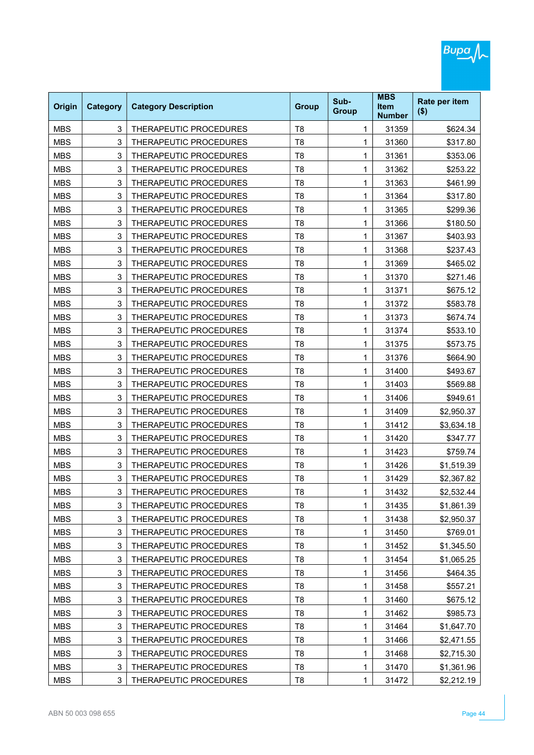| Origin | Category | Category Description | Group | Sub-Group | MBS Item Number | Rate per item ($) |
|---|---|---|---|---|---|---|
| MBS | 3 | THERAPEUTIC PROCEDURES | T8 | 1 | 31359 | $624.34 |
| MBS | 3 | THERAPEUTIC PROCEDURES | T8 | 1 | 31360 | $317.80 |
| MBS | 3 | THERAPEUTIC PROCEDURES | T8 | 1 | 31361 | $353.06 |
| MBS | 3 | THERAPEUTIC PROCEDURES | T8 | 1 | 31362 | $253.22 |
| MBS | 3 | THERAPEUTIC PROCEDURES | T8 | 1 | 31363 | $461.99 |
| MBS | 3 | THERAPEUTIC PROCEDURES | T8 | 1 | 31364 | $317.80 |
| MBS | 3 | THERAPEUTIC PROCEDURES | T8 | 1 | 31365 | $299.36 |
| MBS | 3 | THERAPEUTIC PROCEDURES | T8 | 1 | 31366 | $180.50 |
| MBS | 3 | THERAPEUTIC PROCEDURES | T8 | 1 | 31367 | $403.93 |
| MBS | 3 | THERAPEUTIC PROCEDURES | T8 | 1 | 31368 | $237.43 |
| MBS | 3 | THERAPEUTIC PROCEDURES | T8 | 1 | 31369 | $465.02 |
| MBS | 3 | THERAPEUTIC PROCEDURES | T8 | 1 | 31370 | $271.46 |
| MBS | 3 | THERAPEUTIC PROCEDURES | T8 | 1 | 31371 | $675.12 |
| MBS | 3 | THERAPEUTIC PROCEDURES | T8 | 1 | 31372 | $583.78 |
| MBS | 3 | THERAPEUTIC PROCEDURES | T8 | 1 | 31373 | $674.74 |
| MBS | 3 | THERAPEUTIC PROCEDURES | T8 | 1 | 31374 | $533.10 |
| MBS | 3 | THERAPEUTIC PROCEDURES | T8 | 1 | 31375 | $573.75 |
| MBS | 3 | THERAPEUTIC PROCEDURES | T8 | 1 | 31376 | $664.90 |
| MBS | 3 | THERAPEUTIC PROCEDURES | T8 | 1 | 31400 | $493.67 |
| MBS | 3 | THERAPEUTIC PROCEDURES | T8 | 1 | 31403 | $569.88 |
| MBS | 3 | THERAPEUTIC PROCEDURES | T8 | 1 | 31406 | $949.61 |
| MBS | 3 | THERAPEUTIC PROCEDURES | T8 | 1 | 31409 | $2,950.37 |
| MBS | 3 | THERAPEUTIC PROCEDURES | T8 | 1 | 31412 | $3,634.18 |
| MBS | 3 | THERAPEUTIC PROCEDURES | T8 | 1 | 31420 | $347.77 |
| MBS | 3 | THERAPEUTIC PROCEDURES | T8 | 1 | 31423 | $759.74 |
| MBS | 3 | THERAPEUTIC PROCEDURES | T8 | 1 | 31426 | $1,519.39 |
| MBS | 3 | THERAPEUTIC PROCEDURES | T8 | 1 | 31429 | $2,367.82 |
| MBS | 3 | THERAPEUTIC PROCEDURES | T8 | 1 | 31432 | $2,532.44 |
| MBS | 3 | THERAPEUTIC PROCEDURES | T8 | 1 | 31435 | $1,861.39 |
| MBS | 3 | THERAPEUTIC PROCEDURES | T8 | 1 | 31438 | $2,950.37 |
| MBS | 3 | THERAPEUTIC PROCEDURES | T8 | 1 | 31450 | $769.01 |
| MBS | 3 | THERAPEUTIC PROCEDURES | T8 | 1 | 31452 | $1,345.50 |
| MBS | 3 | THERAPEUTIC PROCEDURES | T8 | 1 | 31454 | $1,065.25 |
| MBS | 3 | THERAPEUTIC PROCEDURES | T8 | 1 | 31456 | $464.35 |
| MBS | 3 | THERAPEUTIC PROCEDURES | T8 | 1 | 31458 | $557.21 |
| MBS | 3 | THERAPEUTIC PROCEDURES | T8 | 1 | 31460 | $675.12 |
| MBS | 3 | THERAPEUTIC PROCEDURES | T8 | 1 | 31462 | $985.73 |
| MBS | 3 | THERAPEUTIC PROCEDURES | T8 | 1 | 31464 | $1,647.70 |
| MBS | 3 | THERAPEUTIC PROCEDURES | T8 | 1 | 31466 | $2,471.55 |
| MBS | 3 | THERAPEUTIC PROCEDURES | T8 | 1 | 31468 | $2,715.30 |
| MBS | 3 | THERAPEUTIC PROCEDURES | T8 | 1 | 31470 | $1,361.96 |
| MBS | 3 | THERAPEUTIC PROCEDURES | T8 | 1 | 31472 | $2,212.19 |

ABN 50 003 098 655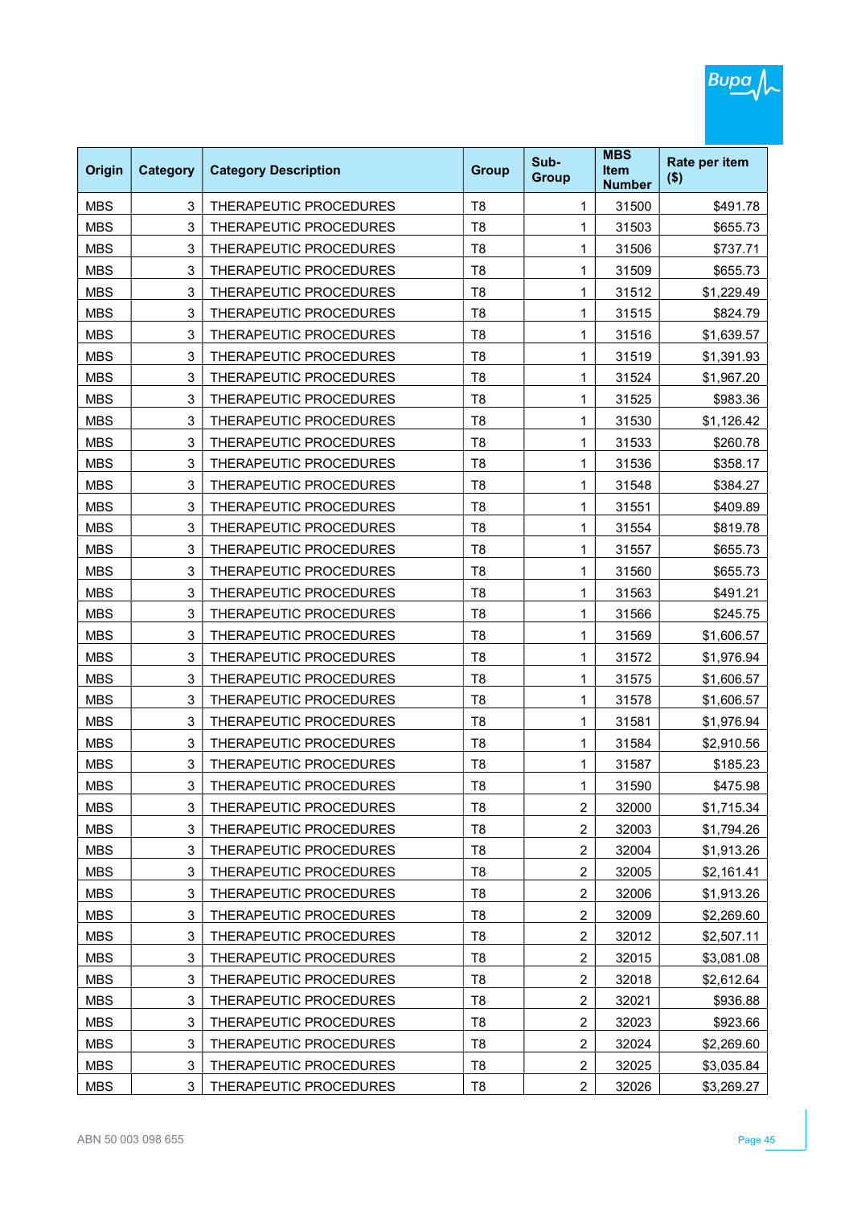| Origin | Category | Category Description | Group | Sub-Group | MBS Item Number | Rate per item ($) |
|---|---|---|---|---|---|---|
| MBS | 3 | THERAPEUTIC PROCEDURES | T8 | 1 | 31500 | $491.78 |
| MBS | 3 | THERAPEUTIC PROCEDURES | T8 | 1 | 31503 | $655.73 |
| MBS | 3 | THERAPEUTIC PROCEDURES | T8 | 1 | 31506 | $737.71 |
| MBS | 3 | THERAPEUTIC PROCEDURES | T8 | 1 | 31509 | $655.73 |
| MBS | 3 | THERAPEUTIC PROCEDURES | T8 | 1 | 31512 | $1,229.49 |
| MBS | 3 | THERAPEUTIC PROCEDURES | T8 | 1 | 31515 | $824.79 |
| MBS | 3 | THERAPEUTIC PROCEDURES | T8 | 1 | 31516 | $1,639.57 |
| MBS | 3 | THERAPEUTIC PROCEDURES | T8 | 1 | 31519 | $1,391.93 |
| MBS | 3 | THERAPEUTIC PROCEDURES | T8 | 1 | 31524 | $1,967.20 |
| MBS | 3 | THERAPEUTIC PROCEDURES | T8 | 1 | 31525 | $983.36 |
| MBS | 3 | THERAPEUTIC PROCEDURES | T8 | 1 | 31530 | $1,126.42 |
| MBS | 3 | THERAPEUTIC PROCEDURES | T8 | 1 | 31533 | $260.78 |
| MBS | 3 | THERAPEUTIC PROCEDURES | T8 | 1 | 31536 | $358.17 |
| MBS | 3 | THERAPEUTIC PROCEDURES | T8 | 1 | 31548 | $384.27 |
| MBS | 3 | THERAPEUTIC PROCEDURES | T8 | 1 | 31551 | $409.89 |
| MBS | 3 | THERAPEUTIC PROCEDURES | T8 | 1 | 31554 | $819.78 |
| MBS | 3 | THERAPEUTIC PROCEDURES | T8 | 1 | 31557 | $655.73 |
| MBS | 3 | THERAPEUTIC PROCEDURES | T8 | 1 | 31560 | $655.73 |
| MBS | 3 | THERAPEUTIC PROCEDURES | T8 | 1 | 31563 | $491.21 |
| MBS | 3 | THERAPEUTIC PROCEDURES | T8 | 1 | 31566 | $245.75 |
| MBS | 3 | THERAPEUTIC PROCEDURES | T8 | 1 | 31569 | $1,606.57 |
| MBS | 3 | THERAPEUTIC PROCEDURES | T8 | 1 | 31572 | $1,976.94 |
| MBS | 3 | THERAPEUTIC PROCEDURES | T8 | 1 | 31575 | $1,606.57 |
| MBS | 3 | THERAPEUTIC PROCEDURES | T8 | 1 | 31578 | $1,606.57 |
| MBS | 3 | THERAPEUTIC PROCEDURES | T8 | 1 | 31581 | $1,976.94 |
| MBS | 3 | THERAPEUTIC PROCEDURES | T8 | 1 | 31584 | $2,910.56 |
| MBS | 3 | THERAPEUTIC PROCEDURES | T8 | 1 | 31587 | $185.23 |
| MBS | 3 | THERAPEUTIC PROCEDURES | T8 | 1 | 31590 | $475.98 |
| MBS | 3 | THERAPEUTIC PROCEDURES | T8 | 2 | 32000 | $1,715.34 |
| MBS | 3 | THERAPEUTIC PROCEDURES | T8 | 2 | 32003 | $1,794.26 |
| MBS | 3 | THERAPEUTIC PROCEDURES | T8 | 2 | 32004 | $1,913.26 |
| MBS | 3 | THERAPEUTIC PROCEDURES | T8 | 2 | 32005 | $2,161.41 |
| MBS | 3 | THERAPEUTIC PROCEDURES | T8 | 2 | 32006 | $1,913.26 |
| MBS | 3 | THERAPEUTIC PROCEDURES | T8 | 2 | 32009 | $2,269.60 |
| MBS | 3 | THERAPEUTIC PROCEDURES | T8 | 2 | 32012 | $2,507.11 |
| MBS | 3 | THERAPEUTIC PROCEDURES | T8 | 2 | 32015 | $3,081.08 |
| MBS | 3 | THERAPEUTIC PROCEDURES | T8 | 2 | 32018 | $2,612.64 |
| MBS | 3 | THERAPEUTIC PROCEDURES | T8 | 2 | 32021 | $936.88 |
| MBS | 3 | THERAPEUTIC PROCEDURES | T8 | 2 | 32023 | $923.66 |
| MBS | 3 | THERAPEUTIC PROCEDURES | T8 | 2 | 32024 | $2,269.60 |
| MBS | 3 | THERAPEUTIC PROCEDURES | T8 | 2 | 32025 | $3,035.84 |
| MBS | 3 | THERAPEUTIC PROCEDURES | T8 | 2 | 32026 | $3,269.27 |

ABN 50 003 098 655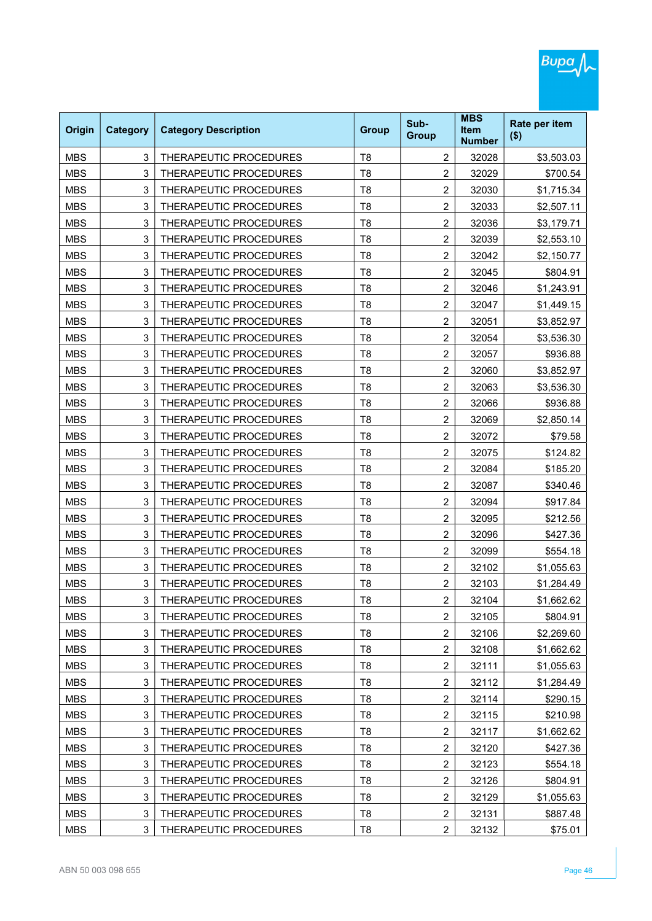| Origin | Category | Category Description | Group | Sub-Group | MBS Item Number | Rate per item ($) |
|---|---|---|---|---|---|---|
| MBS | 3 | THERAPEUTIC PROCEDURES | T8 | 2 | 32028 | $3,503.03 |
| MBS | 3 | THERAPEUTIC PROCEDURES | T8 | 2 | 32029 | $700.54 |
| MBS | 3 | THERAPEUTIC PROCEDURES | T8 | 2 | 32030 | $1,715.34 |
| MBS | 3 | THERAPEUTIC PROCEDURES | T8 | 2 | 32033 | $2,507.11 |
| MBS | 3 | THERAPEUTIC PROCEDURES | T8 | 2 | 32036 | $3,179.71 |
| MBS | 3 | THERAPEUTIC PROCEDURES | T8 | 2 | 32039 | $2,553.10 |
| MBS | 3 | THERAPEUTIC PROCEDURES | T8 | 2 | 32042 | $2,150.77 |
| MBS | 3 | THERAPEUTIC PROCEDURES | T8 | 2 | 32045 | $804.91 |
| MBS | 3 | THERAPEUTIC PROCEDURES | T8 | 2 | 32046 | $1,243.91 |
| MBS | 3 | THERAPEUTIC PROCEDURES | T8 | 2 | 32047 | $1,449.15 |
| MBS | 3 | THERAPEUTIC PROCEDURES | T8 | 2 | 32051 | $3,852.97 |
| MBS | 3 | THERAPEUTIC PROCEDURES | T8 | 2 | 32054 | $3,536.30 |
| MBS | 3 | THERAPEUTIC PROCEDURES | T8 | 2 | 32057 | $936.88 |
| MBS | 3 | THERAPEUTIC PROCEDURES | T8 | 2 | 32060 | $3,852.97 |
| MBS | 3 | THERAPEUTIC PROCEDURES | T8 | 2 | 32063 | $3,536.30 |
| MBS | 3 | THERAPEUTIC PROCEDURES | T8 | 2 | 32066 | $936.88 |
| MBS | 3 | THERAPEUTIC PROCEDURES | T8 | 2 | 32069 | $2,850.14 |
| MBS | 3 | THERAPEUTIC PROCEDURES | T8 | 2 | 32072 | $79.58 |
| MBS | 3 | THERAPEUTIC PROCEDURES | T8 | 2 | 32075 | $124.82 |
| MBS | 3 | THERAPEUTIC PROCEDURES | T8 | 2 | 32084 | $185.20 |
| MBS | 3 | THERAPEUTIC PROCEDURES | T8 | 2 | 32087 | $340.46 |
| MBS | 3 | THERAPEUTIC PROCEDURES | T8 | 2 | 32094 | $917.84 |
| MBS | 3 | THERAPEUTIC PROCEDURES | T8 | 2 | 32095 | $212.56 |
| MBS | 3 | THERAPEUTIC PROCEDURES | T8 | 2 | 32096 | $427.36 |
| MBS | 3 | THERAPEUTIC PROCEDURES | T8 | 2 | 32099 | $554.18 |
| MBS | 3 | THERAPEUTIC PROCEDURES | T8 | 2 | 32102 | $1,055.63 |
| MBS | 3 | THERAPEUTIC PROCEDURES | T8 | 2 | 32103 | $1,284.49 |
| MBS | 3 | THERAPEUTIC PROCEDURES | T8 | 2 | 32104 | $1,662.62 |
| MBS | 3 | THERAPEUTIC PROCEDURES | T8 | 2 | 32105 | $804.91 |
| MBS | 3 | THERAPEUTIC PROCEDURES | T8 | 2 | 32106 | $2,269.60 |
| MBS | 3 | THERAPEUTIC PROCEDURES | T8 | 2 | 32108 | $1,662.62 |
| MBS | 3 | THERAPEUTIC PROCEDURES | T8 | 2 | 32111 | $1,055.63 |
| MBS | 3 | THERAPEUTIC PROCEDURES | T8 | 2 | 32112 | $1,284.49 |
| MBS | 3 | THERAPEUTIC PROCEDURES | T8 | 2 | 32114 | $290.15 |
| MBS | 3 | THERAPEUTIC PROCEDURES | T8 | 2 | 32115 | $210.98 |
| MBS | 3 | THERAPEUTIC PROCEDURES | T8 | 2 | 32117 | $1,662.62 |
| MBS | 3 | THERAPEUTIC PROCEDURES | T8 | 2 | 32120 | $427.36 |
| MBS | 3 | THERAPEUTIC PROCEDURES | T8 | 2 | 32123 | $554.18 |
| MBS | 3 | THERAPEUTIC PROCEDURES | T8 | 2 | 32126 | $804.91 |
| MBS | 3 | THERAPEUTIC PROCEDURES | T8 | 2 | 32129 | $1,055.63 |
| MBS | 3 | THERAPEUTIC PROCEDURES | T8 | 2 | 32131 | $887.48 |
| MBS | 3 | THERAPEUTIC PROCEDURES | T8 | 2 | 32132 | $75.01 |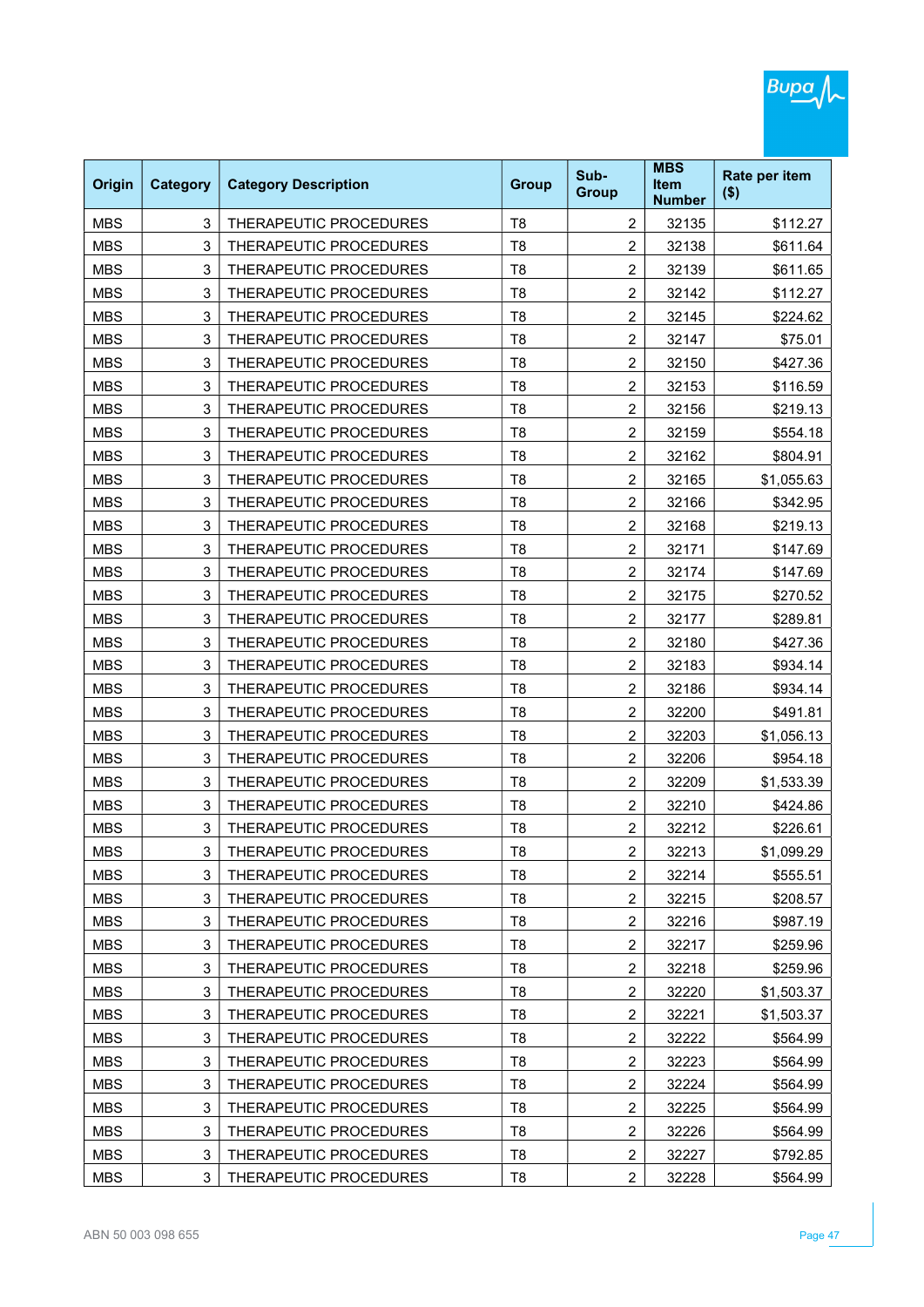| Origin | Category | Category Description | Group | Sub-Group | MBS Item Number | Rate per item ($) |
|---|---|---|---|---|---|---|
| MBS | 3 | THERAPEUTIC PROCEDURES | T8 | 2 | 32135 | $112.27 |
| MBS | 3 | THERAPEUTIC PROCEDURES | T8 | 2 | 32138 | $611.64 |
| MBS | 3 | THERAPEUTIC PROCEDURES | T8 | 2 | 32139 | $611.65 |
| MBS | 3 | THERAPEUTIC PROCEDURES | T8 | 2 | 32142 | $112.27 |
| MBS | 3 | THERAPEUTIC PROCEDURES | T8 | 2 | 32145 | $224.62 |
| MBS | 3 | THERAPEUTIC PROCEDURES | T8 | 2 | 32147 | $75.01 |
| MBS | 3 | THERAPEUTIC PROCEDURES | T8 | 2 | 32150 | $427.36 |
| MBS | 3 | THERAPEUTIC PROCEDURES | T8 | 2 | 32153 | $116.59 |
| MBS | 3 | THERAPEUTIC PROCEDURES | T8 | 2 | 32156 | $219.13 |
| MBS | 3 | THERAPEUTIC PROCEDURES | T8 | 2 | 32159 | $554.18 |
| MBS | 3 | THERAPEUTIC PROCEDURES | T8 | 2 | 32162 | $804.91 |
| MBS | 3 | THERAPEUTIC PROCEDURES | T8 | 2 | 32165 | $1,055.63 |
| MBS | 3 | THERAPEUTIC PROCEDURES | T8 | 2 | 32166 | $342.95 |
| MBS | 3 | THERAPEUTIC PROCEDURES | T8 | 2 | 32168 | $219.13 |
| MBS | 3 | THERAPEUTIC PROCEDURES | T8 | 2 | 32171 | $147.69 |
| MBS | 3 | THERAPEUTIC PROCEDURES | T8 | 2 | 32174 | $147.69 |
| MBS | 3 | THERAPEUTIC PROCEDURES | T8 | 2 | 32175 | $270.52 |
| MBS | 3 | THERAPEUTIC PROCEDURES | T8 | 2 | 32177 | $289.81 |
| MBS | 3 | THERAPEUTIC PROCEDURES | T8 | 2 | 32180 | $427.36 |
| MBS | 3 | THERAPEUTIC PROCEDURES | T8 | 2 | 32183 | $934.14 |
| MBS | 3 | THERAPEUTIC PROCEDURES | T8 | 2 | 32186 | $934.14 |
| MBS | 3 | THERAPEUTIC PROCEDURES | T8 | 2 | 32200 | $491.81 |
| MBS | 3 | THERAPEUTIC PROCEDURES | T8 | 2 | 32203 | $1,056.13 |
| MBS | 3 | THERAPEUTIC PROCEDURES | T8 | 2 | 32206 | $954.18 |
| MBS | 3 | THERAPEUTIC PROCEDURES | T8 | 2 | 32209 | $1,533.39 |
| MBS | 3 | THERAPEUTIC PROCEDURES | T8 | 2 | 32210 | $424.86 |
| MBS | 3 | THERAPEUTIC PROCEDURES | T8 | 2 | 32212 | $226.61 |
| MBS | 3 | THERAPEUTIC PROCEDURES | T8 | 2 | 32213 | $1,099.29 |
| MBS | 3 | THERAPEUTIC PROCEDURES | T8 | 2 | 32214 | $555.51 |
| MBS | 3 | THERAPEUTIC PROCEDURES | T8 | 2 | 32215 | $208.57 |
| MBS | 3 | THERAPEUTIC PROCEDURES | T8 | 2 | 32216 | $987.19 |
| MBS | 3 | THERAPEUTIC PROCEDURES | T8 | 2 | 32217 | $259.96 |
| MBS | 3 | THERAPEUTIC PROCEDURES | T8 | 2 | 32218 | $259.96 |
| MBS | 3 | THERAPEUTIC PROCEDURES | T8 | 2 | 32220 | $1,503.37 |
| MBS | 3 | THERAPEUTIC PROCEDURES | T8 | 2 | 32221 | $1,503.37 |
| MBS | 3 | THERAPEUTIC PROCEDURES | T8 | 2 | 32222 | $564.99 |
| MBS | 3 | THERAPEUTIC PROCEDURES | T8 | 2 | 32223 | $564.99 |
| MBS | 3 | THERAPEUTIC PROCEDURES | T8 | 2 | 32224 | $564.99 |
| MBS | 3 | THERAPEUTIC PROCEDURES | T8 | 2 | 32225 | $564.99 |
| MBS | 3 | THERAPEUTIC PROCEDURES | T8 | 2 | 32226 | $564.99 |
| MBS | 3 | THERAPEUTIC PROCEDURES | T8 | 2 | 32227 | $792.85 |
| MBS | 3 | THERAPEUTIC PROCEDURES | T8 | 2 | 32228 | $564.99 |

ABN 50 003 098 655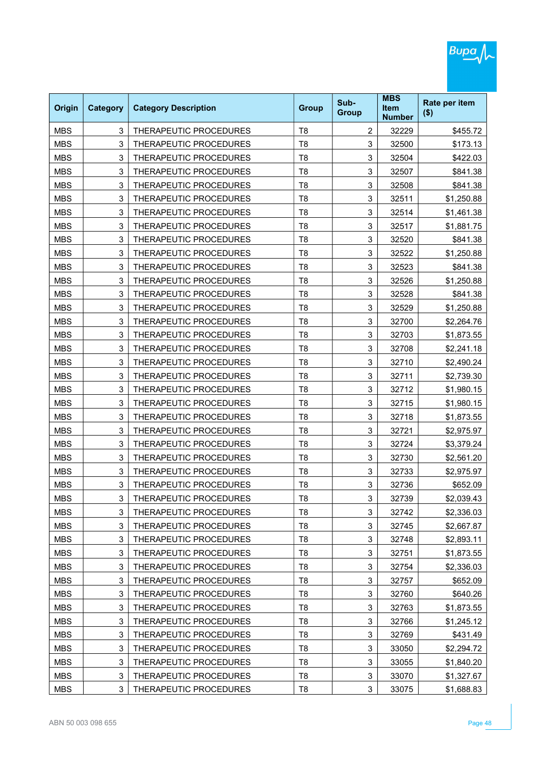| Origin | Category | Category Description | Group | Sub-Group | MBS Item Number | Rate per item ($) |
|---|---|---|---|---|---|---|
| MBS | 3 | THERAPEUTIC PROCEDURES | T8 | 2 | 32229 | $455.72 |
| MBS | 3 | THERAPEUTIC PROCEDURES | T8 | 3 | 32500 | $173.13 |
| MBS | 3 | THERAPEUTIC PROCEDURES | T8 | 3 | 32504 | $422.03 |
| MBS | 3 | THERAPEUTIC PROCEDURES | T8 | 3 | 32507 | $841.38 |
| MBS | 3 | THERAPEUTIC PROCEDURES | T8 | 3 | 32508 | $841.38 |
| MBS | 3 | THERAPEUTIC PROCEDURES | T8 | 3 | 32511 | $1,250.88 |
| MBS | 3 | THERAPEUTIC PROCEDURES | T8 | 3 | 32514 | $1,461.38 |
| MBS | 3 | THERAPEUTIC PROCEDURES | T8 | 3 | 32517 | $1,881.75 |
| MBS | 3 | THERAPEUTIC PROCEDURES | T8 | 3 | 32520 | $841.38 |
| MBS | 3 | THERAPEUTIC PROCEDURES | T8 | 3 | 32522 | $1,250.88 |
| MBS | 3 | THERAPEUTIC PROCEDURES | T8 | 3 | 32523 | $841.38 |
| MBS | 3 | THERAPEUTIC PROCEDURES | T8 | 3 | 32526 | $1,250.88 |
| MBS | 3 | THERAPEUTIC PROCEDURES | T8 | 3 | 32528 | $841.38 |
| MBS | 3 | THERAPEUTIC PROCEDURES | T8 | 3 | 32529 | $1,250.88 |
| MBS | 3 | THERAPEUTIC PROCEDURES | T8 | 3 | 32700 | $2,264.76 |
| MBS | 3 | THERAPEUTIC PROCEDURES | T8 | 3 | 32703 | $1,873.55 |
| MBS | 3 | THERAPEUTIC PROCEDURES | T8 | 3 | 32708 | $2,241.18 |
| MBS | 3 | THERAPEUTIC PROCEDURES | T8 | 3 | 32710 | $2,490.24 |
| MBS | 3 | THERAPEUTIC PROCEDURES | T8 | 3 | 32711 | $2,739.30 |
| MBS | 3 | THERAPEUTIC PROCEDURES | T8 | 3 | 32712 | $1,980.15 |
| MBS | 3 | THERAPEUTIC PROCEDURES | T8 | 3 | 32715 | $1,980.15 |
| MBS | 3 | THERAPEUTIC PROCEDURES | T8 | 3 | 32718 | $1,873.55 |
| MBS | 3 | THERAPEUTIC PROCEDURES | T8 | 3 | 32721 | $2,975.97 |
| MBS | 3 | THERAPEUTIC PROCEDURES | T8 | 3 | 32724 | $3,379.24 |
| MBS | 3 | THERAPEUTIC PROCEDURES | T8 | 3 | 32730 | $2,561.20 |
| MBS | 3 | THERAPEUTIC PROCEDURES | T8 | 3 | 32733 | $2,975.97 |
| MBS | 3 | THERAPEUTIC PROCEDURES | T8 | 3 | 32736 | $652.09 |
| MBS | 3 | THERAPEUTIC PROCEDURES | T8 | 3 | 32739 | $2,039.43 |
| MBS | 3 | THERAPEUTIC PROCEDURES | T8 | 3 | 32742 | $2,336.03 |
| MBS | 3 | THERAPEUTIC PROCEDURES | T8 | 3 | 32745 | $2,667.87 |
| MBS | 3 | THERAPEUTIC PROCEDURES | T8 | 3 | 32748 | $2,893.11 |
| MBS | 3 | THERAPEUTIC PROCEDURES | T8 | 3 | 32751 | $1,873.55 |
| MBS | 3 | THERAPEUTIC PROCEDURES | T8 | 3 | 32754 | $2,336.03 |
| MBS | 3 | THERAPEUTIC PROCEDURES | T8 | 3 | 32757 | $652.09 |
| MBS | 3 | THERAPEUTIC PROCEDURES | T8 | 3 | 32760 | $640.26 |
| MBS | 3 | THERAPEUTIC PROCEDURES | T8 | 3 | 32763 | $1,873.55 |
| MBS | 3 | THERAPEUTIC PROCEDURES | T8 | 3 | 32766 | $1,245.12 |
| MBS | 3 | THERAPEUTIC PROCEDURES | T8 | 3 | 32769 | $431.49 |
| MBS | 3 | THERAPEUTIC PROCEDURES | T8 | 3 | 33050 | $2,294.72 |
| MBS | 3 | THERAPEUTIC PROCEDURES | T8 | 3 | 33055 | $1,840.20 |
| MBS | 3 | THERAPEUTIC PROCEDURES | T8 | 3 | 33070 | $1,327.67 |
| MBS | 3 | THERAPEUTIC PROCEDURES | T8 | 3 | 33075 | $1,688.83 |

ABN 50 003 098 655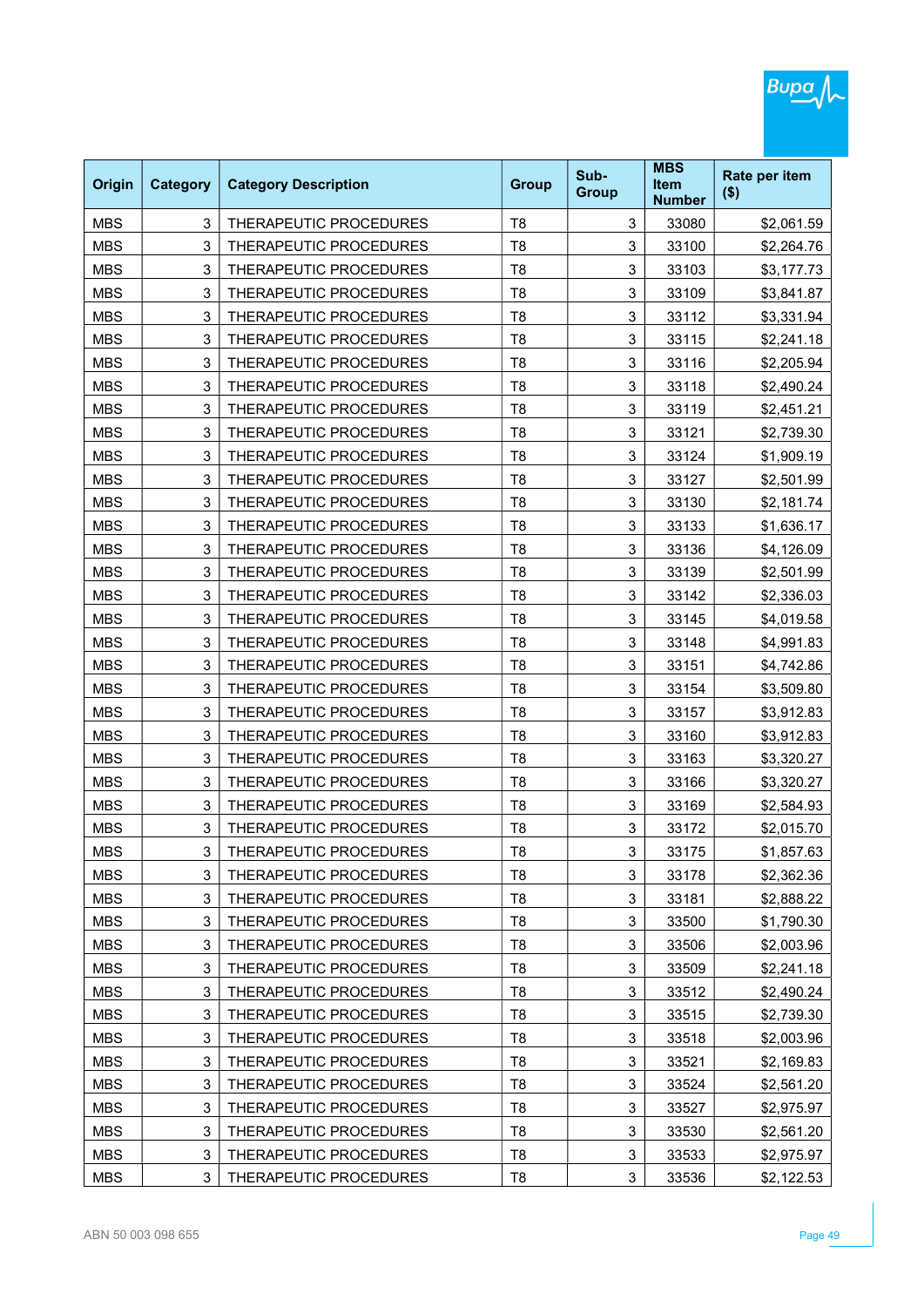| Origin | Category | Category Description | Group | Sub-Group | MBS Item Number | Rate per item ($) |
|---|---|---|---|---|---|---|
| MBS | 3 | THERAPEUTIC PROCEDURES | T8 | 3 | 33080 | $2,061.59 |
| MBS | 3 | THERAPEUTIC PROCEDURES | T8 | 3 | 33100 | $2,264.76 |
| MBS | 3 | THERAPEUTIC PROCEDURES | T8 | 3 | 33103 | $3,177.73 |
| MBS | 3 | THERAPEUTIC PROCEDURES | T8 | 3 | 33109 | $3,841.87 |
| MBS | 3 | THERAPEUTIC PROCEDURES | T8 | 3 | 33112 | $3,331.94 |
| MBS | 3 | THERAPEUTIC PROCEDURES | T8 | 3 | 33115 | $2,241.18 |
| MBS | 3 | THERAPEUTIC PROCEDURES | T8 | 3 | 33116 | $2,205.94 |
| MBS | 3 | THERAPEUTIC PROCEDURES | T8 | 3 | 33118 | $2,490.24 |
| MBS | 3 | THERAPEUTIC PROCEDURES | T8 | 3 | 33119 | $2,451.21 |
| MBS | 3 | THERAPEUTIC PROCEDURES | T8 | 3 | 33121 | $2,739.30 |
| MBS | 3 | THERAPEUTIC PROCEDURES | T8 | 3 | 33124 | $1,909.19 |
| MBS | 3 | THERAPEUTIC PROCEDURES | T8 | 3 | 33127 | $2,501.99 |
| MBS | 3 | THERAPEUTIC PROCEDURES | T8 | 3 | 33130 | $2,181.74 |
| MBS | 3 | THERAPEUTIC PROCEDURES | T8 | 3 | 33133 | $1,636.17 |
| MBS | 3 | THERAPEUTIC PROCEDURES | T8 | 3 | 33136 | $4,126.09 |
| MBS | 3 | THERAPEUTIC PROCEDURES | T8 | 3 | 33139 | $2,501.99 |
| MBS | 3 | THERAPEUTIC PROCEDURES | T8 | 3 | 33142 | $2,336.03 |
| MBS | 3 | THERAPEUTIC PROCEDURES | T8 | 3 | 33145 | $4,019.58 |
| MBS | 3 | THERAPEUTIC PROCEDURES | T8 | 3 | 33148 | $4,991.83 |
| MBS | 3 | THERAPEUTIC PROCEDURES | T8 | 3 | 33151 | $4,742.86 |
| MBS | 3 | THERAPEUTIC PROCEDURES | T8 | 3 | 33154 | $3,509.80 |
| MBS | 3 | THERAPEUTIC PROCEDURES | T8 | 3 | 33157 | $3,912.83 |
| MBS | 3 | THERAPEUTIC PROCEDURES | T8 | 3 | 33160 | $3,912.83 |
| MBS | 3 | THERAPEUTIC PROCEDURES | T8 | 3 | 33163 | $3,320.27 |
| MBS | 3 | THERAPEUTIC PROCEDURES | T8 | 3 | 33166 | $3,320.27 |
| MBS | 3 | THERAPEUTIC PROCEDURES | T8 | 3 | 33169 | $2,584.93 |
| MBS | 3 | THERAPEUTIC PROCEDURES | T8 | 3 | 33172 | $2,015.70 |
| MBS | 3 | THERAPEUTIC PROCEDURES | T8 | 3 | 33175 | $1,857.63 |
| MBS | 3 | THERAPEUTIC PROCEDURES | T8 | 3 | 33178 | $2,362.36 |
| MBS | 3 | THERAPEUTIC PROCEDURES | T8 | 3 | 33181 | $2,888.22 |
| MBS | 3 | THERAPEUTIC PROCEDURES | T8 | 3 | 33500 | $1,790.30 |
| MBS | 3 | THERAPEUTIC PROCEDURES | T8 | 3 | 33506 | $2,003.96 |
| MBS | 3 | THERAPEUTIC PROCEDURES | T8 | 3 | 33509 | $2,241.18 |
| MBS | 3 | THERAPEUTIC PROCEDURES | T8 | 3 | 33512 | $2,490.24 |
| MBS | 3 | THERAPEUTIC PROCEDURES | T8 | 3 | 33515 | $2,739.30 |
| MBS | 3 | THERAPEUTIC PROCEDURES | T8 | 3 | 33518 | $2,003.96 |
| MBS | 3 | THERAPEUTIC PROCEDURES | T8 | 3 | 33521 | $2,169.83 |
| MBS | 3 | THERAPEUTIC PROCEDURES | T8 | 3 | 33524 | $2,561.20 |
| MBS | 3 | THERAPEUTIC PROCEDURES | T8 | 3 | 33527 | $2,975.97 |
| MBS | 3 | THERAPEUTIC PROCEDURES | T8 | 3 | 33530 | $2,561.20 |
| MBS | 3 | THERAPEUTIC PROCEDURES | T8 | 3 | 33533 | $2,975.97 |
| MBS | 3 | THERAPEUTIC PROCEDURES | T8 | 3 | 33536 | $2,122.53 |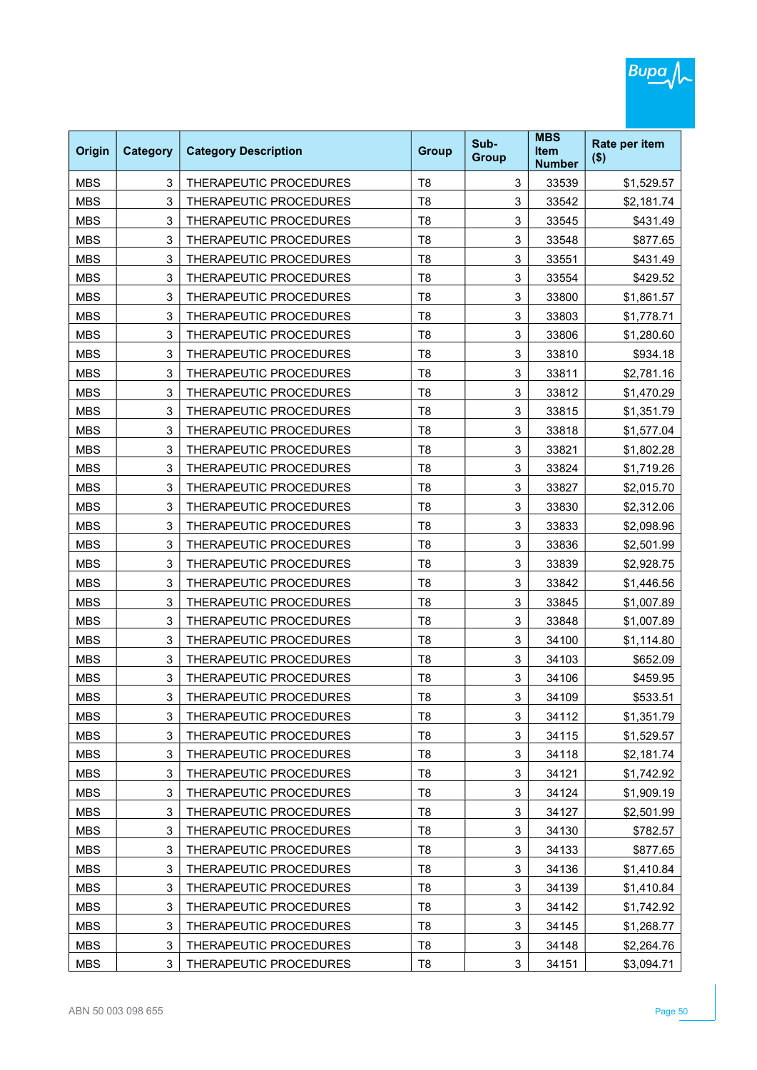| Origin | Category | Category Description | Group | Sub-Group | MBS Item Number | Rate per item ($) |
|---|---|---|---|---|---|---|
| MBS | 3 | THERAPEUTIC PROCEDURES | T8 | 3 | 33539 | $1,529.57 |
| MBS | 3 | THERAPEUTIC PROCEDURES | T8 | 3 | 33542 | $2,181.74 |
| MBS | 3 | THERAPEUTIC PROCEDURES | T8 | 3 | 33545 | $431.49 |
| MBS | 3 | THERAPEUTIC PROCEDURES | T8 | 3 | 33548 | $877.65 |
| MBS | 3 | THERAPEUTIC PROCEDURES | T8 | 3 | 33551 | $431.49 |
| MBS | 3 | THERAPEUTIC PROCEDURES | T8 | 3 | 33554 | $429.52 |
| MBS | 3 | THERAPEUTIC PROCEDURES | T8 | 3 | 33800 | $1,861.57 |
| MBS | 3 | THERAPEUTIC PROCEDURES | T8 | 3 | 33803 | $1,778.71 |
| MBS | 3 | THERAPEUTIC PROCEDURES | T8 | 3 | 33806 | $1,280.60 |
| MBS | 3 | THERAPEUTIC PROCEDURES | T8 | 3 | 33810 | $934.18 |
| MBS | 3 | THERAPEUTIC PROCEDURES | T8 | 3 | 33811 | $2,781.16 |
| MBS | 3 | THERAPEUTIC PROCEDURES | T8 | 3 | 33812 | $1,470.29 |
| MBS | 3 | THERAPEUTIC PROCEDURES | T8 | 3 | 33815 | $1,351.79 |
| MBS | 3 | THERAPEUTIC PROCEDURES | T8 | 3 | 33818 | $1,577.04 |
| MBS | 3 | THERAPEUTIC PROCEDURES | T8 | 3 | 33821 | $1,802.28 |
| MBS | 3 | THERAPEUTIC PROCEDURES | T8 | 3 | 33824 | $1,719.26 |
| MBS | 3 | THERAPEUTIC PROCEDURES | T8 | 3 | 33827 | $2,015.70 |
| MBS | 3 | THERAPEUTIC PROCEDURES | T8 | 3 | 33830 | $2,312.06 |
| MBS | 3 | THERAPEUTIC PROCEDURES | T8 | 3 | 33833 | $2,098.96 |
| MBS | 3 | THERAPEUTIC PROCEDURES | T8 | 3 | 33836 | $2,501.99 |
| MBS | 3 | THERAPEUTIC PROCEDURES | T8 | 3 | 33839 | $2,928.75 |
| MBS | 3 | THERAPEUTIC PROCEDURES | T8 | 3 | 33842 | $1,446.56 |
| MBS | 3 | THERAPEUTIC PROCEDURES | T8 | 3 | 33845 | $1,007.89 |
| MBS | 3 | THERAPEUTIC PROCEDURES | T8 | 3 | 33848 | $1,007.89 |
| MBS | 3 | THERAPEUTIC PROCEDURES | T8 | 3 | 34100 | $1,114.80 |
| MBS | 3 | THERAPEUTIC PROCEDURES | T8 | 3 | 34103 | $652.09 |
| MBS | 3 | THERAPEUTIC PROCEDURES | T8 | 3 | 34106 | $459.95 |
| MBS | 3 | THERAPEUTIC PROCEDURES | T8 | 3 | 34109 | $533.51 |
| MBS | 3 | THERAPEUTIC PROCEDURES | T8 | 3 | 34112 | $1,351.79 |
| MBS | 3 | THERAPEUTIC PROCEDURES | T8 | 3 | 34115 | $1,529.57 |
| MBS | 3 | THERAPEUTIC PROCEDURES | T8 | 3 | 34118 | $2,181.74 |
| MBS | 3 | THERAPEUTIC PROCEDURES | T8 | 3 | 34121 | $1,742.92 |
| MBS | 3 | THERAPEUTIC PROCEDURES | T8 | 3 | 34124 | $1,909.19 |
| MBS | 3 | THERAPEUTIC PROCEDURES | T8 | 3 | 34127 | $2,501.99 |
| MBS | 3 | THERAPEUTIC PROCEDURES | T8 | 3 | 34130 | $782.57 |
| MBS | 3 | THERAPEUTIC PROCEDURES | T8 | 3 | 34133 | $877.65 |
| MBS | 3 | THERAPEUTIC PROCEDURES | T8 | 3 | 34136 | $1,410.84 |
| MBS | 3 | THERAPEUTIC PROCEDURES | T8 | 3 | 34139 | $1,410.84 |
| MBS | 3 | THERAPEUTIC PROCEDURES | T8 | 3 | 34142 | $1,742.92 |
| MBS | 3 | THERAPEUTIC PROCEDURES | T8 | 3 | 34145 | $1,268.77 |
| MBS | 3 | THERAPEUTIC PROCEDURES | T8 | 3 | 34148 | $2,264.76 |
| MBS | 3 | THERAPEUTIC PROCEDURES | T8 | 3 | 34151 | $3,094.71 |

ABN 50 003 098 655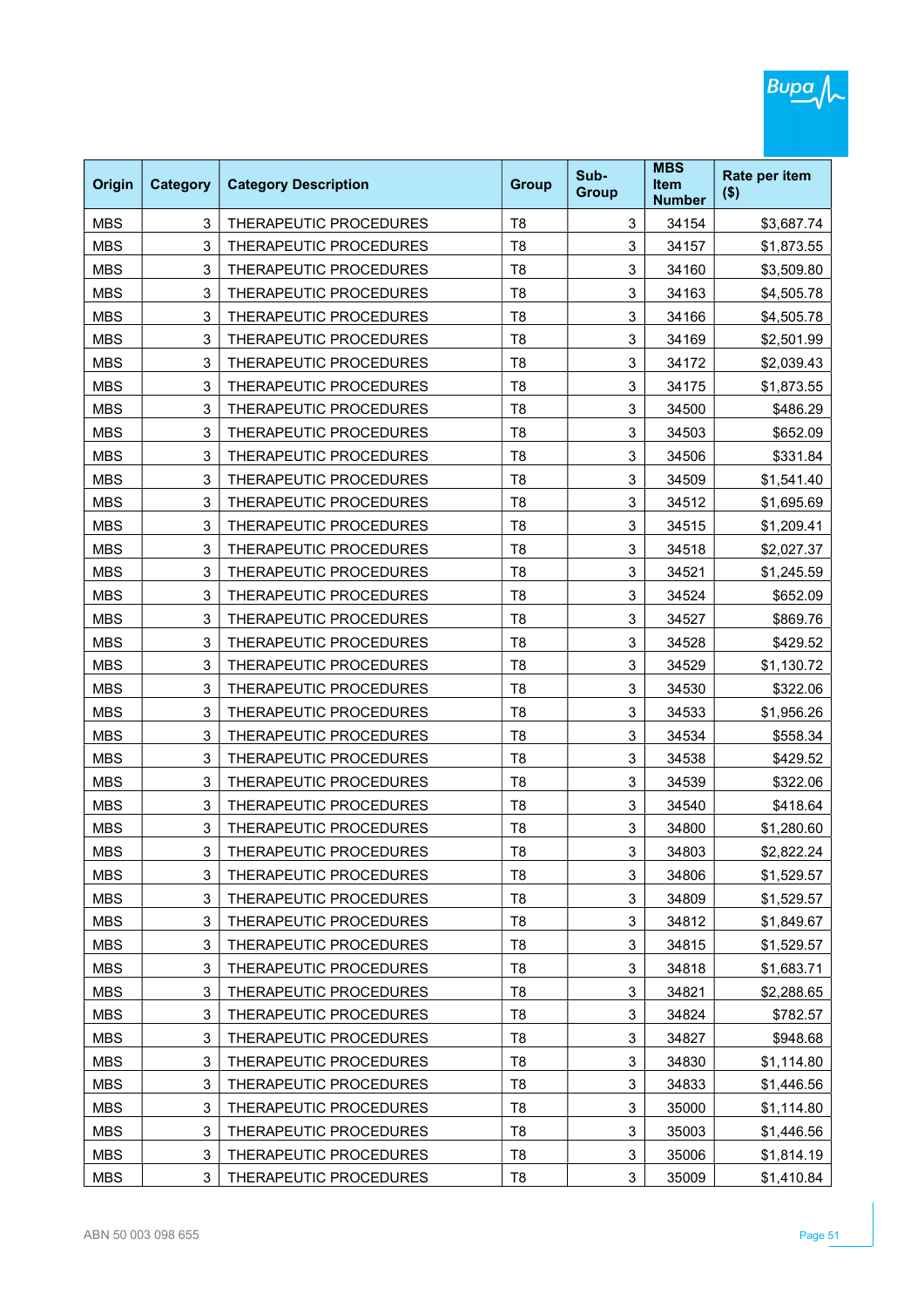| Origin | Category | Category Description | Group | Sub-Group | MBS Item Number | Rate per item ($) |
|---|---|---|---|---|---|---|
| MBS | 3 | THERAPEUTIC PROCEDURES | T8 | 3 | 34154 | $3,687.74 |
| MBS | 3 | THERAPEUTIC PROCEDURES | T8 | 3 | 34157 | $1,873.55 |
| MBS | 3 | THERAPEUTIC PROCEDURES | T8 | 3 | 34160 | $3,509.80 |
| MBS | 3 | THERAPEUTIC PROCEDURES | T8 | 3 | 34163 | $4,505.78 |
| MBS | 3 | THERAPEUTIC PROCEDURES | T8 | 3 | 34166 | $4,505.78 |
| MBS | 3 | THERAPEUTIC PROCEDURES | T8 | 3 | 34169 | $2,501.99 |
| MBS | 3 | THERAPEUTIC PROCEDURES | T8 | 3 | 34172 | $2,039.43 |
| MBS | 3 | THERAPEUTIC PROCEDURES | T8 | 3 | 34175 | $1,873.55 |
| MBS | 3 | THERAPEUTIC PROCEDURES | T8 | 3 | 34500 | $486.29 |
| MBS | 3 | THERAPEUTIC PROCEDURES | T8 | 3 | 34503 | $652.09 |
| MBS | 3 | THERAPEUTIC PROCEDURES | T8 | 3 | 34506 | $331.84 |
| MBS | 3 | THERAPEUTIC PROCEDURES | T8 | 3 | 34509 | $1,541.40 |
| MBS | 3 | THERAPEUTIC PROCEDURES | T8 | 3 | 34512 | $1,695.69 |
| MBS | 3 | THERAPEUTIC PROCEDURES | T8 | 3 | 34515 | $1,209.41 |
| MBS | 3 | THERAPEUTIC PROCEDURES | T8 | 3 | 34518 | $2,027.37 |
| MBS | 3 | THERAPEUTIC PROCEDURES | T8 | 3 | 34521 | $1,245.59 |
| MBS | 3 | THERAPEUTIC PROCEDURES | T8 | 3 | 34524 | $652.09 |
| MBS | 3 | THERAPEUTIC PROCEDURES | T8 | 3 | 34527 | $869.76 |
| MBS | 3 | THERAPEUTIC PROCEDURES | T8 | 3 | 34528 | $429.52 |
| MBS | 3 | THERAPEUTIC PROCEDURES | T8 | 3 | 34529 | $1,130.72 |
| MBS | 3 | THERAPEUTIC PROCEDURES | T8 | 3 | 34530 | $322.06 |
| MBS | 3 | THERAPEUTIC PROCEDURES | T8 | 3 | 34533 | $1,956.26 |
| MBS | 3 | THERAPEUTIC PROCEDURES | T8 | 3 | 34534 | $558.34 |
| MBS | 3 | THERAPEUTIC PROCEDURES | T8 | 3 | 34538 | $429.52 |
| MBS | 3 | THERAPEUTIC PROCEDURES | T8 | 3 | 34539 | $322.06 |
| MBS | 3 | THERAPEUTIC PROCEDURES | T8 | 3 | 34540 | $418.64 |
| MBS | 3 | THERAPEUTIC PROCEDURES | T8 | 3 | 34800 | $1,280.60 |
| MBS | 3 | THERAPEUTIC PROCEDURES | T8 | 3 | 34803 | $2,822.24 |
| MBS | 3 | THERAPEUTIC PROCEDURES | T8 | 3 | 34806 | $1,529.57 |
| MBS | 3 | THERAPEUTIC PROCEDURES | T8 | 3 | 34809 | $1,529.57 |
| MBS | 3 | THERAPEUTIC PROCEDURES | T8 | 3 | 34812 | $1,849.67 |
| MBS | 3 | THERAPEUTIC PROCEDURES | T8 | 3 | 34815 | $1,529.57 |
| MBS | 3 | THERAPEUTIC PROCEDURES | T8 | 3 | 34818 | $1,683.71 |
| MBS | 3 | THERAPEUTIC PROCEDURES | T8 | 3 | 34821 | $2,288.65 |
| MBS | 3 | THERAPEUTIC PROCEDURES | T8 | 3 | 34824 | $782.57 |
| MBS | 3 | THERAPEUTIC PROCEDURES | T8 | 3 | 34827 | $948.68 |
| MBS | 3 | THERAPEUTIC PROCEDURES | T8 | 3 | 34830 | $1,114.80 |
| MBS | 3 | THERAPEUTIC PROCEDURES | T8 | 3 | 34833 | $1,446.56 |
| MBS | 3 | THERAPEUTIC PROCEDURES | T8 | 3 | 35000 | $1,114.80 |
| MBS | 3 | THERAPEUTIC PROCEDURES | T8 | 3 | 35003 | $1,446.56 |
| MBS | 3 | THERAPEUTIC PROCEDURES | T8 | 3 | 35006 | $1,814.19 |
| MBS | 3 | THERAPEUTIC PROCEDURES | T8 | 3 | 35009 | $1,410.84 |

ABN 50 003 098 655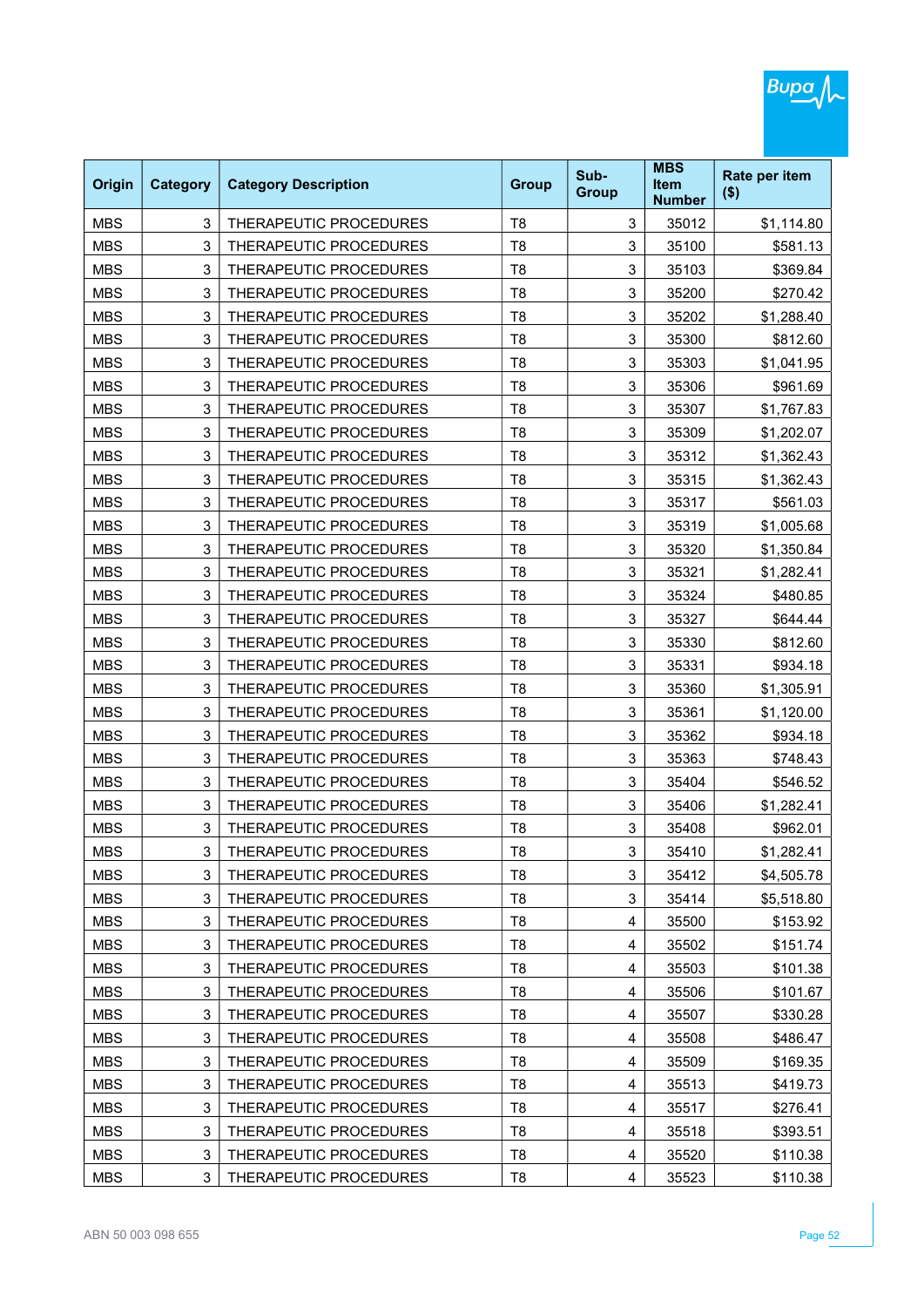| Origin | Category | Category Description | Group | Sub-Group | MBS Item Number | Rate per item ($) |
|---|---|---|---|---|---|---|
| MBS | 3 | THERAPEUTIC PROCEDURES | T8 | 3 | 35012 | $1,114.80 |
| MBS | 3 | THERAPEUTIC PROCEDURES | T8 | 3 | 35100 | $581.13 |
| MBS | 3 | THERAPEUTIC PROCEDURES | T8 | 3 | 35103 | $369.84 |
| MBS | 3 | THERAPEUTIC PROCEDURES | T8 | 3 | 35200 | $270.42 |
| MBS | 3 | THERAPEUTIC PROCEDURES | T8 | 3 | 35202 | $1,288.40 |
| MBS | 3 | THERAPEUTIC PROCEDURES | T8 | 3 | 35300 | $812.60 |
| MBS | 3 | THERAPEUTIC PROCEDURES | T8 | 3 | 35303 | $1,041.95 |
| MBS | 3 | THERAPEUTIC PROCEDURES | T8 | 3 | 35306 | $961.69 |
| MBS | 3 | THERAPEUTIC PROCEDURES | T8 | 3 | 35307 | $1,767.83 |
| MBS | 3 | THERAPEUTIC PROCEDURES | T8 | 3 | 35309 | $1,202.07 |
| MBS | 3 | THERAPEUTIC PROCEDURES | T8 | 3 | 35312 | $1,362.43 |
| MBS | 3 | THERAPEUTIC PROCEDURES | T8 | 3 | 35315 | $1,362.43 |
| MBS | 3 | THERAPEUTIC PROCEDURES | T8 | 3 | 35317 | $561.03 |
| MBS | 3 | THERAPEUTIC PROCEDURES | T8 | 3 | 35319 | $1,005.68 |
| MBS | 3 | THERAPEUTIC PROCEDURES | T8 | 3 | 35320 | $1,350.84 |
| MBS | 3 | THERAPEUTIC PROCEDURES | T8 | 3 | 35321 | $1,282.41 |
| MBS | 3 | THERAPEUTIC PROCEDURES | T8 | 3 | 35324 | $480.85 |
| MBS | 3 | THERAPEUTIC PROCEDURES | T8 | 3 | 35327 | $644.44 |
| MBS | 3 | THERAPEUTIC PROCEDURES | T8 | 3 | 35330 | $812.60 |
| MBS | 3 | THERAPEUTIC PROCEDURES | T8 | 3 | 35331 | $934.18 |
| MBS | 3 | THERAPEUTIC PROCEDURES | T8 | 3 | 35360 | $1,305.91 |
| MBS | 3 | THERAPEUTIC PROCEDURES | T8 | 3 | 35361 | $1,120.00 |
| MBS | 3 | THERAPEUTIC PROCEDURES | T8 | 3 | 35362 | $934.18 |
| MBS | 3 | THERAPEUTIC PROCEDURES | T8 | 3 | 35363 | $748.43 |
| MBS | 3 | THERAPEUTIC PROCEDURES | T8 | 3 | 35404 | $546.52 |
| MBS | 3 | THERAPEUTIC PROCEDURES | T8 | 3 | 35406 | $1,282.41 |
| MBS | 3 | THERAPEUTIC PROCEDURES | T8 | 3 | 35408 | $962.01 |
| MBS | 3 | THERAPEUTIC PROCEDURES | T8 | 3 | 35410 | $1,282.41 |
| MBS | 3 | THERAPEUTIC PROCEDURES | T8 | 3 | 35412 | $4,505.78 |
| MBS | 3 | THERAPEUTIC PROCEDURES | T8 | 3 | 35414 | $5,518.80 |
| MBS | 3 | THERAPEUTIC PROCEDURES | T8 | 4 | 35500 | $153.92 |
| MBS | 3 | THERAPEUTIC PROCEDURES | T8 | 4 | 35502 | $151.74 |
| MBS | 3 | THERAPEUTIC PROCEDURES | T8 | 4 | 35503 | $101.38 |
| MBS | 3 | THERAPEUTIC PROCEDURES | T8 | 4 | 35506 | $101.67 |
| MBS | 3 | THERAPEUTIC PROCEDURES | T8 | 4 | 35507 | $330.28 |
| MBS | 3 | THERAPEUTIC PROCEDURES | T8 | 4 | 35508 | $486.47 |
| MBS | 3 | THERAPEUTIC PROCEDURES | T8 | 4 | 35509 | $169.35 |
| MBS | 3 | THERAPEUTIC PROCEDURES | T8 | 4 | 35513 | $419.73 |
| MBS | 3 | THERAPEUTIC PROCEDURES | T8 | 4 | 35517 | $276.41 |
| MBS | 3 | THERAPEUTIC PROCEDURES | T8 | 4 | 35518 | $393.51 |
| MBS | 3 | THERAPEUTIC PROCEDURES | T8 | 4 | 35520 | $110.38 |
| MBS | 3 | THERAPEUTIC PROCEDURES | T8 | 4 | 35523 | $110.38 |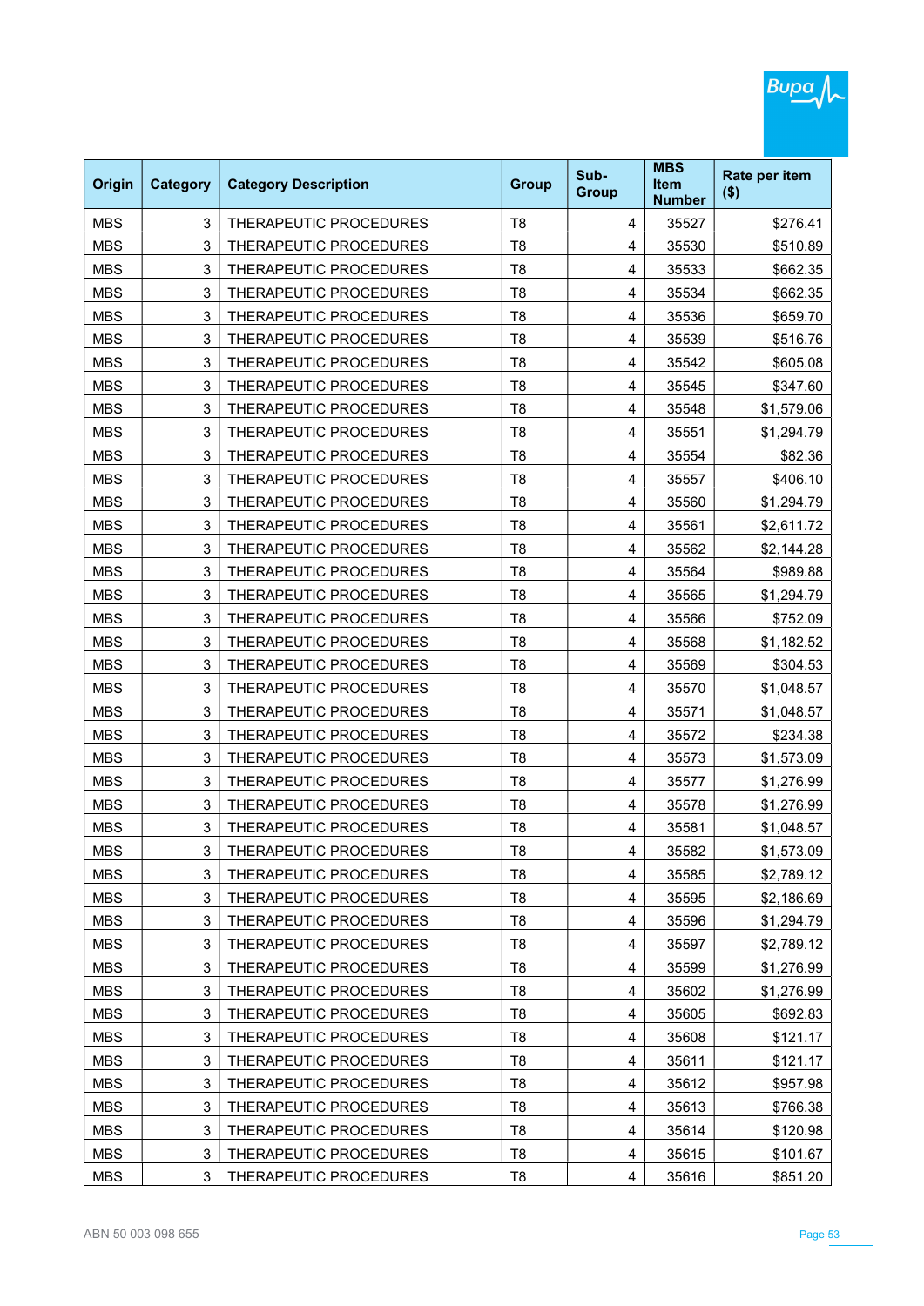| Origin | Category | Category Description | Group | Sub-Group | MBS Item Number | Rate per item ($) |
|---|---|---|---|---|---|---|
| MBS | 3 | THERAPEUTIC PROCEDURES | T8 | 4 | 35527 | $276.41 |
| MBS | 3 | THERAPEUTIC PROCEDURES | T8 | 4 | 35530 | $510.89 |
| MBS | 3 | THERAPEUTIC PROCEDURES | T8 | 4 | 35533 | $662.35 |
| MBS | 3 | THERAPEUTIC PROCEDURES | T8 | 4 | 35534 | $662.35 |
| MBS | 3 | THERAPEUTIC PROCEDURES | T8 | 4 | 35536 | $659.70 |
| MBS | 3 | THERAPEUTIC PROCEDURES | T8 | 4 | 35539 | $516.76 |
| MBS | 3 | THERAPEUTIC PROCEDURES | T8 | 4 | 35542 | $605.08 |
| MBS | 3 | THERAPEUTIC PROCEDURES | T8 | 4 | 35545 | $347.60 |
| MBS | 3 | THERAPEUTIC PROCEDURES | T8 | 4 | 35548 | $1,579.06 |
| MBS | 3 | THERAPEUTIC PROCEDURES | T8 | 4 | 35551 | $1,294.79 |
| MBS | 3 | THERAPEUTIC PROCEDURES | T8 | 4 | 35554 | $82.36 |
| MBS | 3 | THERAPEUTIC PROCEDURES | T8 | 4 | 35557 | $406.10 |
| MBS | 3 | THERAPEUTIC PROCEDURES | T8 | 4 | 35560 | $1,294.79 |
| MBS | 3 | THERAPEUTIC PROCEDURES | T8 | 4 | 35561 | $2,611.72 |
| MBS | 3 | THERAPEUTIC PROCEDURES | T8 | 4 | 35562 | $2,144.28 |
| MBS | 3 | THERAPEUTIC PROCEDURES | T8 | 4 | 35564 | $989.88 |
| MBS | 3 | THERAPEUTIC PROCEDURES | T8 | 4 | 35565 | $1,294.79 |
| MBS | 3 | THERAPEUTIC PROCEDURES | T8 | 4 | 35566 | $752.09 |
| MBS | 3 | THERAPEUTIC PROCEDURES | T8 | 4 | 35568 | $1,182.52 |
| MBS | 3 | THERAPEUTIC PROCEDURES | T8 | 4 | 35569 | $304.53 |
| MBS | 3 | THERAPEUTIC PROCEDURES | T8 | 4 | 35570 | $1,048.57 |
| MBS | 3 | THERAPEUTIC PROCEDURES | T8 | 4 | 35571 | $1,048.57 |
| MBS | 3 | THERAPEUTIC PROCEDURES | T8 | 4 | 35572 | $234.38 |
| MBS | 3 | THERAPEUTIC PROCEDURES | T8 | 4 | 35573 | $1,573.09 |
| MBS | 3 | THERAPEUTIC PROCEDURES | T8 | 4 | 35577 | $1,276.99 |
| MBS | 3 | THERAPEUTIC PROCEDURES | T8 | 4 | 35578 | $1,276.99 |
| MBS | 3 | THERAPEUTIC PROCEDURES | T8 | 4 | 35581 | $1,048.57 |
| MBS | 3 | THERAPEUTIC PROCEDURES | T8 | 4 | 35582 | $1,573.09 |
| MBS | 3 | THERAPEUTIC PROCEDURES | T8 | 4 | 35585 | $2,789.12 |
| MBS | 3 | THERAPEUTIC PROCEDURES | T8 | 4 | 35595 | $2,186.69 |
| MBS | 3 | THERAPEUTIC PROCEDURES | T8 | 4 | 35596 | $1,294.79 |
| MBS | 3 | THERAPEUTIC PROCEDURES | T8 | 4 | 35597 | $2,789.12 |
| MBS | 3 | THERAPEUTIC PROCEDURES | T8 | 4 | 35599 | $1,276.99 |
| MBS | 3 | THERAPEUTIC PROCEDURES | T8 | 4 | 35602 | $1,276.99 |
| MBS | 3 | THERAPEUTIC PROCEDURES | T8 | 4 | 35605 | $692.83 |
| MBS | 3 | THERAPEUTIC PROCEDURES | T8 | 4 | 35608 | $121.17 |
| MBS | 3 | THERAPEUTIC PROCEDURES | T8 | 4 | 35611 | $121.17 |
| MBS | 3 | THERAPEUTIC PROCEDURES | T8 | 4 | 35612 | $957.98 |
| MBS | 3 | THERAPEUTIC PROCEDURES | T8 | 4 | 35613 | $766.38 |
| MBS | 3 | THERAPEUTIC PROCEDURES | T8 | 4 | 35614 | $120.98 |
| MBS | 3 | THERAPEUTIC PROCEDURES | T8 | 4 | 35615 | $101.67 |
| MBS | 3 | THERAPEUTIC PROCEDURES | T8 | 4 | 35616 | $851.20 |

ABN 50 003 098 655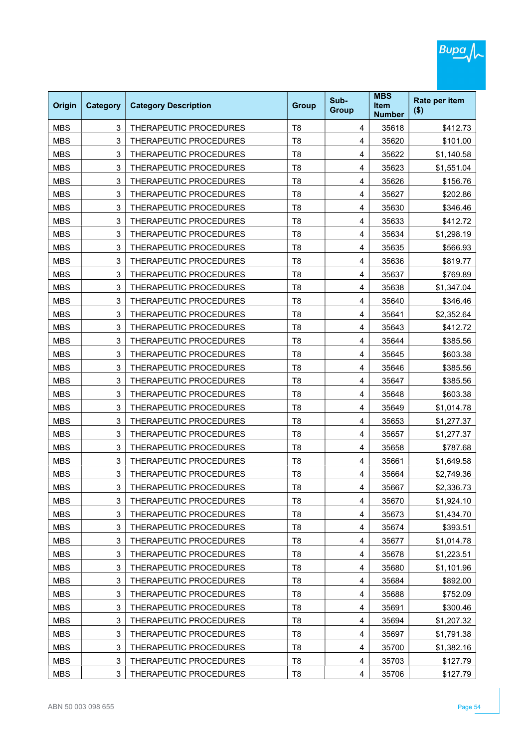| Origin | Category | Category Description | Group | Sub-Group | MBS Item Number | Rate per item ($) |
|---|---|---|---|---|---|---|
| MBS | 3 | THERAPEUTIC PROCEDURES | T8 | 4 | 35618 | $412.73 |
| MBS | 3 | THERAPEUTIC PROCEDURES | T8 | 4 | 35620 | $101.00 |
| MBS | 3 | THERAPEUTIC PROCEDURES | T8 | 4 | 35622 | $1,140.58 |
| MBS | 3 | THERAPEUTIC PROCEDURES | T8 | 4 | 35623 | $1,551.04 |
| MBS | 3 | THERAPEUTIC PROCEDURES | T8 | 4 | 35626 | $156.76 |
| MBS | 3 | THERAPEUTIC PROCEDURES | T8 | 4 | 35627 | $202.86 |
| MBS | 3 | THERAPEUTIC PROCEDURES | T8 | 4 | 35630 | $346.46 |
| MBS | 3 | THERAPEUTIC PROCEDURES | T8 | 4 | 35633 | $412.72 |
| MBS | 3 | THERAPEUTIC PROCEDURES | T8 | 4 | 35634 | $1,298.19 |
| MBS | 3 | THERAPEUTIC PROCEDURES | T8 | 4 | 35635 | $566.93 |
| MBS | 3 | THERAPEUTIC PROCEDURES | T8 | 4 | 35636 | $819.77 |
| MBS | 3 | THERAPEUTIC PROCEDURES | T8 | 4 | 35637 | $769.89 |
| MBS | 3 | THERAPEUTIC PROCEDURES | T8 | 4 | 35638 | $1,347.04 |
| MBS | 3 | THERAPEUTIC PROCEDURES | T8 | 4 | 35640 | $346.46 |
| MBS | 3 | THERAPEUTIC PROCEDURES | T8 | 4 | 35641 | $2,352.64 |
| MBS | 3 | THERAPEUTIC PROCEDURES | T8 | 4 | 35643 | $412.72 |
| MBS | 3 | THERAPEUTIC PROCEDURES | T8 | 4 | 35644 | $385.56 |
| MBS | 3 | THERAPEUTIC PROCEDURES | T8 | 4 | 35645 | $603.38 |
| MBS | 3 | THERAPEUTIC PROCEDURES | T8 | 4 | 35646 | $385.56 |
| MBS | 3 | THERAPEUTIC PROCEDURES | T8 | 4 | 35647 | $385.56 |
| MBS | 3 | THERAPEUTIC PROCEDURES | T8 | 4 | 35648 | $603.38 |
| MBS | 3 | THERAPEUTIC PROCEDURES | T8 | 4 | 35649 | $1,014.78 |
| MBS | 3 | THERAPEUTIC PROCEDURES | T8 | 4 | 35653 | $1,277.37 |
| MBS | 3 | THERAPEUTIC PROCEDURES | T8 | 4 | 35657 | $1,277.37 |
| MBS | 3 | THERAPEUTIC PROCEDURES | T8 | 4 | 35658 | $787.68 |
| MBS | 3 | THERAPEUTIC PROCEDURES | T8 | 4 | 35661 | $1,649.58 |
| MBS | 3 | THERAPEUTIC PROCEDURES | T8 | 4 | 35664 | $2,749.36 |
| MBS | 3 | THERAPEUTIC PROCEDURES | T8 | 4 | 35667 | $2,336.73 |
| MBS | 3 | THERAPEUTIC PROCEDURES | T8 | 4 | 35670 | $1,924.10 |
| MBS | 3 | THERAPEUTIC PROCEDURES | T8 | 4 | 35673 | $1,434.70 |
| MBS | 3 | THERAPEUTIC PROCEDURES | T8 | 4 | 35674 | $393.51 |
| MBS | 3 | THERAPEUTIC PROCEDURES | T8 | 4 | 35677 | $1,014.78 |
| MBS | 3 | THERAPEUTIC PROCEDURES | T8 | 4 | 35678 | $1,223.51 |
| MBS | 3 | THERAPEUTIC PROCEDURES | T8 | 4 | 35680 | $1,101.96 |
| MBS | 3 | THERAPEUTIC PROCEDURES | T8 | 4 | 35684 | $892.00 |
| MBS | 3 | THERAPEUTIC PROCEDURES | T8 | 4 | 35688 | $752.09 |
| MBS | 3 | THERAPEUTIC PROCEDURES | T8 | 4 | 35691 | $300.46 |
| MBS | 3 | THERAPEUTIC PROCEDURES | T8 | 4 | 35694 | $1,207.32 |
| MBS | 3 | THERAPEUTIC PROCEDURES | T8 | 4 | 35697 | $1,791.38 |
| MBS | 3 | THERAPEUTIC PROCEDURES | T8 | 4 | 35700 | $1,382.16 |
| MBS | 3 | THERAPEUTIC PROCEDURES | T8 | 4 | 35703 | $127.79 |
| MBS | 3 | THERAPEUTIC PROCEDURES | T8 | 4 | 35706 | $127.79 |

ABN 50 003 098 655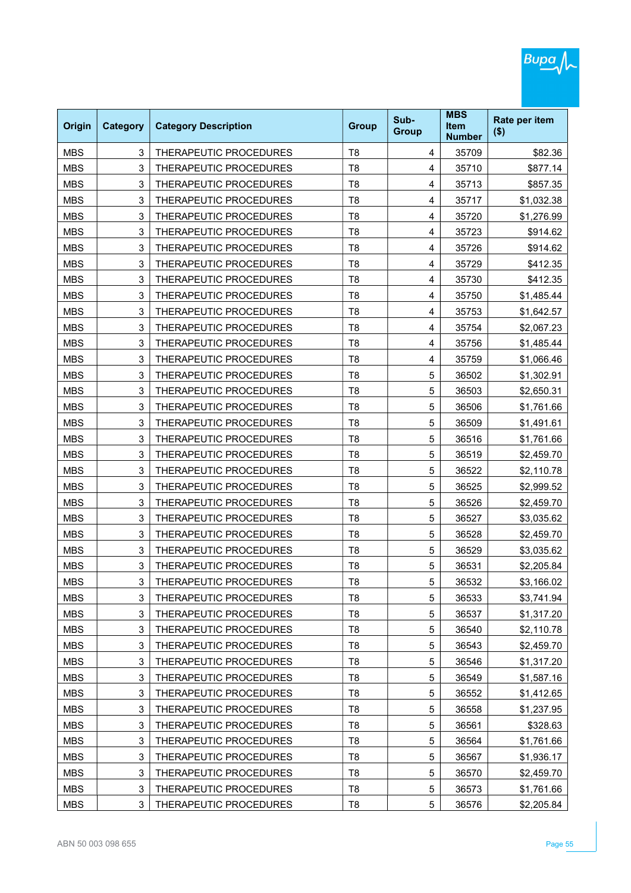| Origin | Category | Category Description | Group | Sub-Group | MBS Item Number | Rate per item ($) |
|---|---|---|---|---|---|---|
| MBS | 3 | THERAPEUTIC PROCEDURES | T8 | 4 | 35709 | $82.36 |
| MBS | 3 | THERAPEUTIC PROCEDURES | T8 | 4 | 35710 | $877.14 |
| MBS | 3 | THERAPEUTIC PROCEDURES | T8 | 4 | 35713 | $857.35 |
| MBS | 3 | THERAPEUTIC PROCEDURES | T8 | 4 | 35717 | $1,032.38 |
| MBS | 3 | THERAPEUTIC PROCEDURES | T8 | 4 | 35720 | $1,276.99 |
| MBS | 3 | THERAPEUTIC PROCEDURES | T8 | 4 | 35723 | $914.62 |
| MBS | 3 | THERAPEUTIC PROCEDURES | T8 | 4 | 35726 | $914.62 |
| MBS | 3 | THERAPEUTIC PROCEDURES | T8 | 4 | 35729 | $412.35 |
| MBS | 3 | THERAPEUTIC PROCEDURES | T8 | 4 | 35730 | $412.35 |
| MBS | 3 | THERAPEUTIC PROCEDURES | T8 | 4 | 35750 | $1,485.44 |
| MBS | 3 | THERAPEUTIC PROCEDURES | T8 | 4 | 35753 | $1,642.57 |
| MBS | 3 | THERAPEUTIC PROCEDURES | T8 | 4 | 35754 | $2,067.23 |
| MBS | 3 | THERAPEUTIC PROCEDURES | T8 | 4 | 35756 | $1,485.44 |
| MBS | 3 | THERAPEUTIC PROCEDURES | T8 | 4 | 35759 | $1,066.46 |
| MBS | 3 | THERAPEUTIC PROCEDURES | T8 | 5 | 36502 | $1,302.91 |
| MBS | 3 | THERAPEUTIC PROCEDURES | T8 | 5 | 36503 | $2,650.31 |
| MBS | 3 | THERAPEUTIC PROCEDURES | T8 | 5 | 36506 | $1,761.66 |
| MBS | 3 | THERAPEUTIC PROCEDURES | T8 | 5 | 36509 | $1,491.61 |
| MBS | 3 | THERAPEUTIC PROCEDURES | T8 | 5 | 36516 | $1,761.66 |
| MBS | 3 | THERAPEUTIC PROCEDURES | T8 | 5 | 36519 | $2,459.70 |
| MBS | 3 | THERAPEUTIC PROCEDURES | T8 | 5 | 36522 | $2,110.78 |
| MBS | 3 | THERAPEUTIC PROCEDURES | T8 | 5 | 36525 | $2,999.52 |
| MBS | 3 | THERAPEUTIC PROCEDURES | T8 | 5 | 36526 | $2,459.70 |
| MBS | 3 | THERAPEUTIC PROCEDURES | T8 | 5 | 36527 | $3,035.62 |
| MBS | 3 | THERAPEUTIC PROCEDURES | T8 | 5 | 36528 | $2,459.70 |
| MBS | 3 | THERAPEUTIC PROCEDURES | T8 | 5 | 36529 | $3,035.62 |
| MBS | 3 | THERAPEUTIC PROCEDURES | T8 | 5 | 36531 | $2,205.84 |
| MBS | 3 | THERAPEUTIC PROCEDURES | T8 | 5 | 36532 | $3,166.02 |
| MBS | 3 | THERAPEUTIC PROCEDURES | T8 | 5 | 36533 | $3,741.94 |
| MBS | 3 | THERAPEUTIC PROCEDURES | T8 | 5 | 36537 | $1,317.20 |
| MBS | 3 | THERAPEUTIC PROCEDURES | T8 | 5 | 36540 | $2,110.78 |
| MBS | 3 | THERAPEUTIC PROCEDURES | T8 | 5 | 36543 | $2,459.70 |
| MBS | 3 | THERAPEUTIC PROCEDURES | T8 | 5 | 36546 | $1,317.20 |
| MBS | 3 | THERAPEUTIC PROCEDURES | T8 | 5 | 36549 | $1,587.16 |
| MBS | 3 | THERAPEUTIC PROCEDURES | T8 | 5 | 36552 | $1,412.65 |
| MBS | 3 | THERAPEUTIC PROCEDURES | T8 | 5 | 36558 | $1,237.95 |
| MBS | 3 | THERAPEUTIC PROCEDURES | T8 | 5 | 36561 | $328.63 |
| MBS | 3 | THERAPEUTIC PROCEDURES | T8 | 5 | 36564 | $1,761.66 |
| MBS | 3 | THERAPEUTIC PROCEDURES | T8 | 5 | 36567 | $1,936.17 |
| MBS | 3 | THERAPEUTIC PROCEDURES | T8 | 5 | 36570 | $2,459.70 |
| MBS | 3 | THERAPEUTIC PROCEDURES | T8 | 5 | 36573 | $1,761.66 |
| MBS | 3 | THERAPEUTIC PROCEDURES | T8 | 5 | 36576 | $2,205.84 |

ABN 50 003 098 655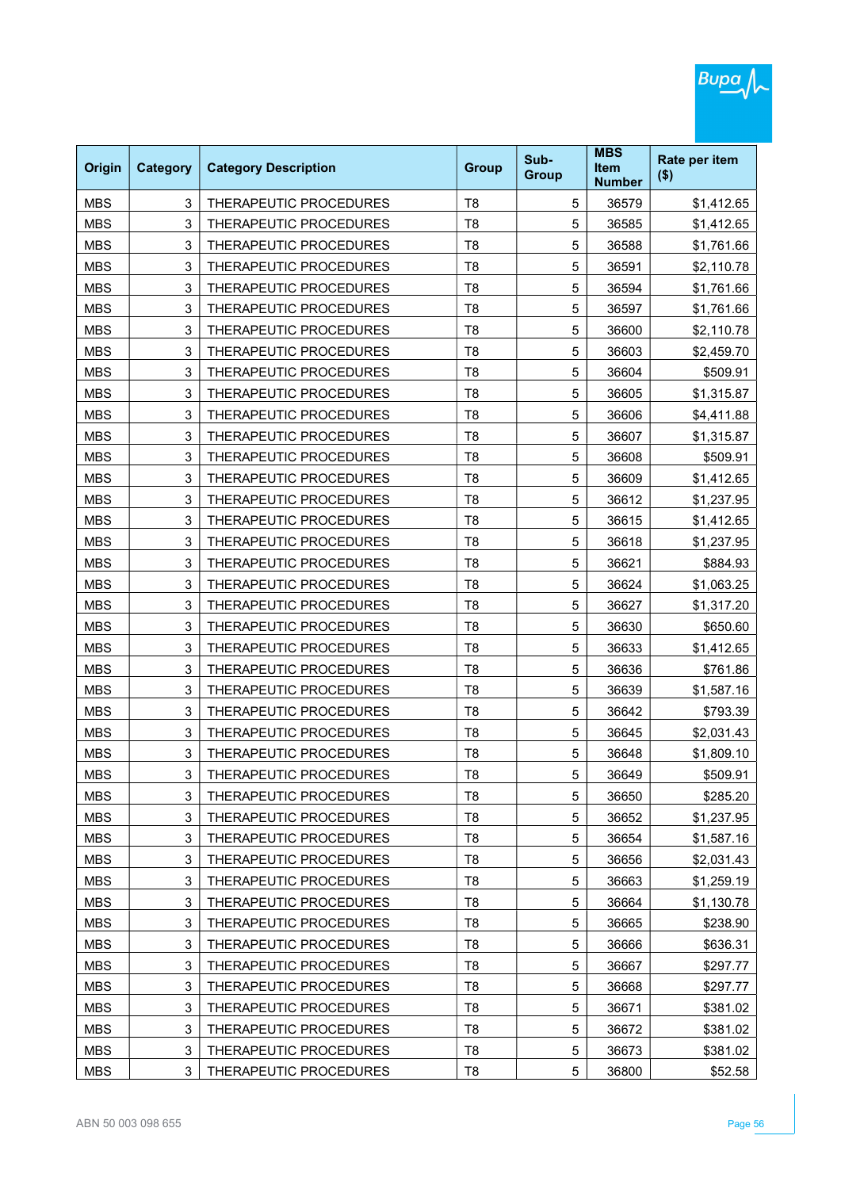| Origin | Category | Category Description | Group | Sub-Group | MBS Item Number | Rate per item ($) |
|---|---|---|---|---|---|---|
| MBS | 3 | THERAPEUTIC PROCEDURES | T8 | 5 | 36579 | $1,412.65 |
| MBS | 3 | THERAPEUTIC PROCEDURES | T8 | 5 | 36585 | $1,412.65 |
| MBS | 3 | THERAPEUTIC PROCEDURES | T8 | 5 | 36588 | $1,761.66 |
| MBS | 3 | THERAPEUTIC PROCEDURES | T8 | 5 | 36591 | $2,110.78 |
| MBS | 3 | THERAPEUTIC PROCEDURES | T8 | 5 | 36594 | $1,761.66 |
| MBS | 3 | THERAPEUTIC PROCEDURES | T8 | 5 | 36597 | $1,761.66 |
| MBS | 3 | THERAPEUTIC PROCEDURES | T8 | 5 | 36600 | $2,110.78 |
| MBS | 3 | THERAPEUTIC PROCEDURES | T8 | 5 | 36603 | $2,459.70 |
| MBS | 3 | THERAPEUTIC PROCEDURES | T8 | 5 | 36604 | $509.91 |
| MBS | 3 | THERAPEUTIC PROCEDURES | T8 | 5 | 36605 | $1,315.87 |
| MBS | 3 | THERAPEUTIC PROCEDURES | T8 | 5 | 36606 | $4,411.88 |
| MBS | 3 | THERAPEUTIC PROCEDURES | T8 | 5 | 36607 | $1,315.87 |
| MBS | 3 | THERAPEUTIC PROCEDURES | T8 | 5 | 36608 | $509.91 |
| MBS | 3 | THERAPEUTIC PROCEDURES | T8 | 5 | 36609 | $1,412.65 |
| MBS | 3 | THERAPEUTIC PROCEDURES | T8 | 5 | 36612 | $1,237.95 |
| MBS | 3 | THERAPEUTIC PROCEDURES | T8 | 5 | 36615 | $1,412.65 |
| MBS | 3 | THERAPEUTIC PROCEDURES | T8 | 5 | 36618 | $1,237.95 |
| MBS | 3 | THERAPEUTIC PROCEDURES | T8 | 5 | 36621 | $884.93 |
| MBS | 3 | THERAPEUTIC PROCEDURES | T8 | 5 | 36624 | $1,063.25 |
| MBS | 3 | THERAPEUTIC PROCEDURES | T8 | 5 | 36627 | $1,317.20 |
| MBS | 3 | THERAPEUTIC PROCEDURES | T8 | 5 | 36630 | $650.60 |
| MBS | 3 | THERAPEUTIC PROCEDURES | T8 | 5 | 36633 | $1,412.65 |
| MBS | 3 | THERAPEUTIC PROCEDURES | T8 | 5 | 36636 | $761.86 |
| MBS | 3 | THERAPEUTIC PROCEDURES | T8 | 5 | 36639 | $1,587.16 |
| MBS | 3 | THERAPEUTIC PROCEDURES | T8 | 5 | 36642 | $793.39 |
| MBS | 3 | THERAPEUTIC PROCEDURES | T8 | 5 | 36645 | $2,031.43 |
| MBS | 3 | THERAPEUTIC PROCEDURES | T8 | 5 | 36648 | $1,809.10 |
| MBS | 3 | THERAPEUTIC PROCEDURES | T8 | 5 | 36649 | $509.91 |
| MBS | 3 | THERAPEUTIC PROCEDURES | T8 | 5 | 36650 | $285.20 |
| MBS | 3 | THERAPEUTIC PROCEDURES | T8 | 5 | 36652 | $1,237.95 |
| MBS | 3 | THERAPEUTIC PROCEDURES | T8 | 5 | 36654 | $1,587.16 |
| MBS | 3 | THERAPEUTIC PROCEDURES | T8 | 5 | 36656 | $2,031.43 |
| MBS | 3 | THERAPEUTIC PROCEDURES | T8 | 5 | 36663 | $1,259.19 |
| MBS | 3 | THERAPEUTIC PROCEDURES | T8 | 5 | 36664 | $1,130.78 |
| MBS | 3 | THERAPEUTIC PROCEDURES | T8 | 5 | 36665 | $238.90 |
| MBS | 3 | THERAPEUTIC PROCEDURES | T8 | 5 | 36666 | $636.31 |
| MBS | 3 | THERAPEUTIC PROCEDURES | T8 | 5 | 36667 | $297.77 |
| MBS | 3 | THERAPEUTIC PROCEDURES | T8 | 5 | 36668 | $297.77 |
| MBS | 3 | THERAPEUTIC PROCEDURES | T8 | 5 | 36671 | $381.02 |
| MBS | 3 | THERAPEUTIC PROCEDURES | T8 | 5 | 36672 | $381.02 |
| MBS | 3 | THERAPEUTIC PROCEDURES | T8 | 5 | 36673 | $381.02 |
| MBS | 3 | THERAPEUTIC PROCEDURES | T8 | 5 | 36800 | $52.58 |

ABN 50 003 098 655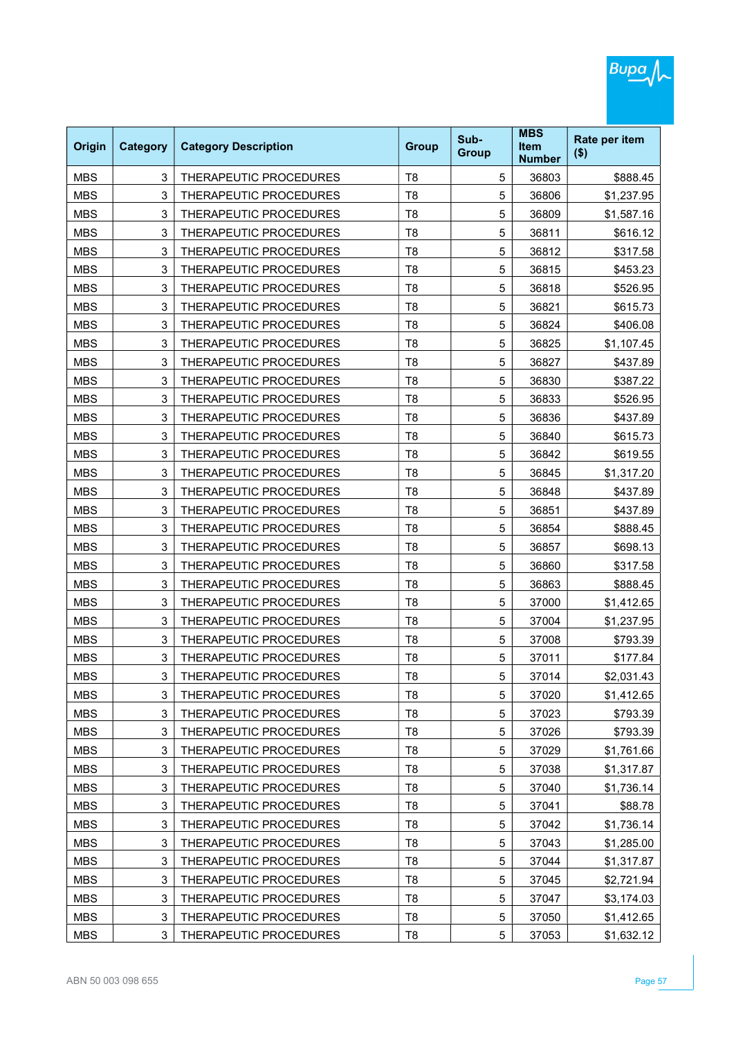| Origin | Category | Category Description | Group | Sub-Group | MBS Item Number | Rate per item ($) |
|---|---|---|---|---|---|---|
| MBS | 3 | THERAPEUTIC PROCEDURES | T8 | 5 | 36803 | $888.45 |
| MBS | 3 | THERAPEUTIC PROCEDURES | T8 | 5 | 36806 | $1,237.95 |
| MBS | 3 | THERAPEUTIC PROCEDURES | T8 | 5 | 36809 | $1,587.16 |
| MBS | 3 | THERAPEUTIC PROCEDURES | T8 | 5 | 36811 | $616.12 |
| MBS | 3 | THERAPEUTIC PROCEDURES | T8 | 5 | 36812 | $317.58 |
| MBS | 3 | THERAPEUTIC PROCEDURES | T8 | 5 | 36815 | $453.23 |
| MBS | 3 | THERAPEUTIC PROCEDURES | T8 | 5 | 36818 | $526.95 |
| MBS | 3 | THERAPEUTIC PROCEDURES | T8 | 5 | 36821 | $615.73 |
| MBS | 3 | THERAPEUTIC PROCEDURES | T8 | 5 | 36824 | $406.08 |
| MBS | 3 | THERAPEUTIC PROCEDURES | T8 | 5 | 36825 | $1,107.45 |
| MBS | 3 | THERAPEUTIC PROCEDURES | T8 | 5 | 36827 | $437.89 |
| MBS | 3 | THERAPEUTIC PROCEDURES | T8 | 5 | 36830 | $387.22 |
| MBS | 3 | THERAPEUTIC PROCEDURES | T8 | 5 | 36833 | $526.95 |
| MBS | 3 | THERAPEUTIC PROCEDURES | T8 | 5 | 36836 | $437.89 |
| MBS | 3 | THERAPEUTIC PROCEDURES | T8 | 5 | 36840 | $615.73 |
| MBS | 3 | THERAPEUTIC PROCEDURES | T8 | 5 | 36842 | $619.55 |
| MBS | 3 | THERAPEUTIC PROCEDURES | T8 | 5 | 36845 | $1,317.20 |
| MBS | 3 | THERAPEUTIC PROCEDURES | T8 | 5 | 36848 | $437.89 |
| MBS | 3 | THERAPEUTIC PROCEDURES | T8 | 5 | 36851 | $437.89 |
| MBS | 3 | THERAPEUTIC PROCEDURES | T8 | 5 | 36854 | $888.45 |
| MBS | 3 | THERAPEUTIC PROCEDURES | T8 | 5 | 36857 | $698.13 |
| MBS | 3 | THERAPEUTIC PROCEDURES | T8 | 5 | 36860 | $317.58 |
| MBS | 3 | THERAPEUTIC PROCEDURES | T8 | 5 | 36863 | $888.45 |
| MBS | 3 | THERAPEUTIC PROCEDURES | T8 | 5 | 37000 | $1,412.65 |
| MBS | 3 | THERAPEUTIC PROCEDURES | T8 | 5 | 37004 | $1,237.95 |
| MBS | 3 | THERAPEUTIC PROCEDURES | T8 | 5 | 37008 | $793.39 |
| MBS | 3 | THERAPEUTIC PROCEDURES | T8 | 5 | 37011 | $177.84 |
| MBS | 3 | THERAPEUTIC PROCEDURES | T8 | 5 | 37014 | $2,031.43 |
| MBS | 3 | THERAPEUTIC PROCEDURES | T8 | 5 | 37020 | $1,412.65 |
| MBS | 3 | THERAPEUTIC PROCEDURES | T8 | 5 | 37023 | $793.39 |
| MBS | 3 | THERAPEUTIC PROCEDURES | T8 | 5 | 37026 | $793.39 |
| MBS | 3 | THERAPEUTIC PROCEDURES | T8 | 5 | 37029 | $1,761.66 |
| MBS | 3 | THERAPEUTIC PROCEDURES | T8 | 5 | 37038 | $1,317.87 |
| MBS | 3 | THERAPEUTIC PROCEDURES | T8 | 5 | 37040 | $1,736.14 |
| MBS | 3 | THERAPEUTIC PROCEDURES | T8 | 5 | 37041 | $88.78 |
| MBS | 3 | THERAPEUTIC PROCEDURES | T8 | 5 | 37042 | $1,736.14 |
| MBS | 3 | THERAPEUTIC PROCEDURES | T8 | 5 | 37043 | $1,285.00 |
| MBS | 3 | THERAPEUTIC PROCEDURES | T8 | 5 | 37044 | $1,317.87 |
| MBS | 3 | THERAPEUTIC PROCEDURES | T8 | 5 | 37045 | $2,721.94 |
| MBS | 3 | THERAPEUTIC PROCEDURES | T8 | 5 | 37047 | $3,174.03 |
| MBS | 3 | THERAPEUTIC PROCEDURES | T8 | 5 | 37050 | $1,412.65 |
| MBS | 3 | THERAPEUTIC PROCEDURES | T8 | 5 | 37053 | $1,632.12 |

ABN 50 003 098 655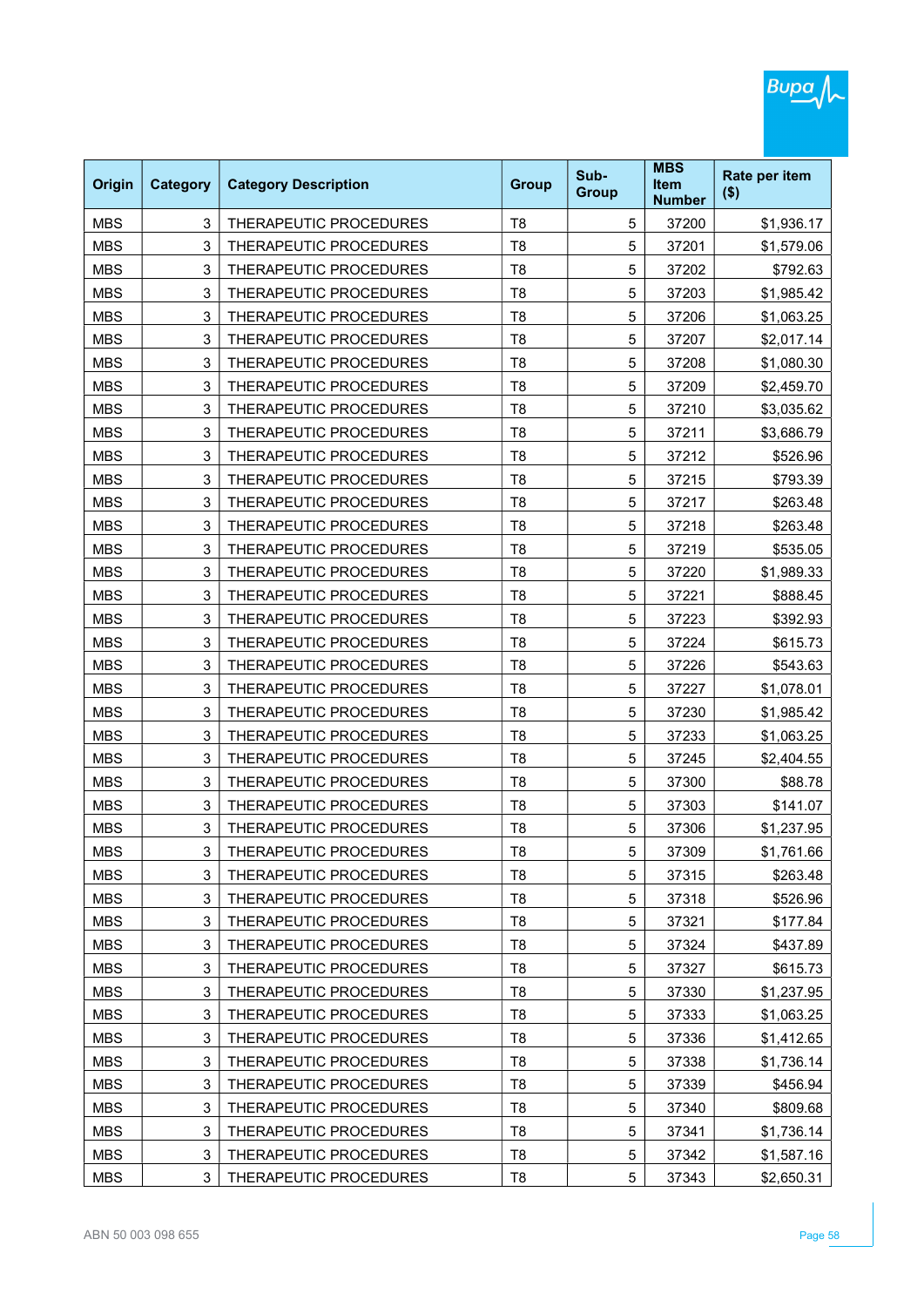| Origin | Category | Category Description | Group | Sub-Group | MBS Item Number | Rate per item ($) |
|---|---|---|---|---|---|---|
| MBS | 3 | THERAPEUTIC PROCEDURES | T8 | 5 | 37200 | $1,936.17 |
| MBS | 3 | THERAPEUTIC PROCEDURES | T8 | 5 | 37201 | $1,579.06 |
| MBS | 3 | THERAPEUTIC PROCEDURES | T8 | 5 | 37202 | $792.63 |
| MBS | 3 | THERAPEUTIC PROCEDURES | T8 | 5 | 37203 | $1,985.42 |
| MBS | 3 | THERAPEUTIC PROCEDURES | T8 | 5 | 37206 | $1,063.25 |
| MBS | 3 | THERAPEUTIC PROCEDURES | T8 | 5 | 37207 | $2,017.14 |
| MBS | 3 | THERAPEUTIC PROCEDURES | T8 | 5 | 37208 | $1,080.30 |
| MBS | 3 | THERAPEUTIC PROCEDURES | T8 | 5 | 37209 | $2,459.70 |
| MBS | 3 | THERAPEUTIC PROCEDURES | T8 | 5 | 37210 | $3,035.62 |
| MBS | 3 | THERAPEUTIC PROCEDURES | T8 | 5 | 37211 | $3,686.79 |
| MBS | 3 | THERAPEUTIC PROCEDURES | T8 | 5 | 37212 | $526.96 |
| MBS | 3 | THERAPEUTIC PROCEDURES | T8 | 5 | 37215 | $793.39 |
| MBS | 3 | THERAPEUTIC PROCEDURES | T8 | 5 | 37217 | $263.48 |
| MBS | 3 | THERAPEUTIC PROCEDURES | T8 | 5 | 37218 | $263.48 |
| MBS | 3 | THERAPEUTIC PROCEDURES | T8 | 5 | 37219 | $535.05 |
| MBS | 3 | THERAPEUTIC PROCEDURES | T8 | 5 | 37220 | $1,989.33 |
| MBS | 3 | THERAPEUTIC PROCEDURES | T8 | 5 | 37221 | $888.45 |
| MBS | 3 | THERAPEUTIC PROCEDURES | T8 | 5 | 37223 | $392.93 |
| MBS | 3 | THERAPEUTIC PROCEDURES | T8 | 5 | 37224 | $615.73 |
| MBS | 3 | THERAPEUTIC PROCEDURES | T8 | 5 | 37226 | $543.63 |
| MBS | 3 | THERAPEUTIC PROCEDURES | T8 | 5 | 37227 | $1,078.01 |
| MBS | 3 | THERAPEUTIC PROCEDURES | T8 | 5 | 37230 | $1,985.42 |
| MBS | 3 | THERAPEUTIC PROCEDURES | T8 | 5 | 37233 | $1,063.25 |
| MBS | 3 | THERAPEUTIC PROCEDURES | T8 | 5 | 37245 | $2,404.55 |
| MBS | 3 | THERAPEUTIC PROCEDURES | T8 | 5 | 37300 | $88.78 |
| MBS | 3 | THERAPEUTIC PROCEDURES | T8 | 5 | 37303 | $141.07 |
| MBS | 3 | THERAPEUTIC PROCEDURES | T8 | 5 | 37306 | $1,237.95 |
| MBS | 3 | THERAPEUTIC PROCEDURES | T8 | 5 | 37309 | $1,761.66 |
| MBS | 3 | THERAPEUTIC PROCEDURES | T8 | 5 | 37315 | $263.48 |
| MBS | 3 | THERAPEUTIC PROCEDURES | T8 | 5 | 37318 | $526.96 |
| MBS | 3 | THERAPEUTIC PROCEDURES | T8 | 5 | 37321 | $177.84 |
| MBS | 3 | THERAPEUTIC PROCEDURES | T8 | 5 | 37324 | $437.89 |
| MBS | 3 | THERAPEUTIC PROCEDURES | T8 | 5 | 37327 | $615.73 |
| MBS | 3 | THERAPEUTIC PROCEDURES | T8 | 5 | 37330 | $1,237.95 |
| MBS | 3 | THERAPEUTIC PROCEDURES | T8 | 5 | 37333 | $1,063.25 |
| MBS | 3 | THERAPEUTIC PROCEDURES | T8 | 5 | 37336 | $1,412.65 |
| MBS | 3 | THERAPEUTIC PROCEDURES | T8 | 5 | 37338 | $1,736.14 |
| MBS | 3 | THERAPEUTIC PROCEDURES | T8 | 5 | 37339 | $456.94 |
| MBS | 3 | THERAPEUTIC PROCEDURES | T8 | 5 | 37340 | $809.68 |
| MBS | 3 | THERAPEUTIC PROCEDURES | T8 | 5 | 37341 | $1,736.14 |
| MBS | 3 | THERAPEUTIC PROCEDURES | T8 | 5 | 37342 | $1,587.16 |
| MBS | 3 | THERAPEUTIC PROCEDURES | T8 | 5 | 37343 | $2,650.31 |

ABN 50 003 098 655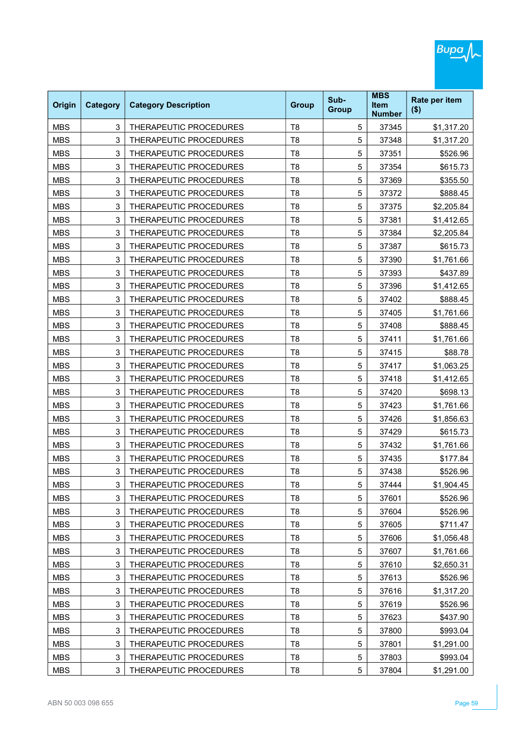| Origin | Category | Category Description | Group | Sub-Group | MBS Item Number | Rate per item ($) |
|---|---|---|---|---|---|---|
| MBS | 3 | THERAPEUTIC PROCEDURES | T8 | 5 | 37345 | $1,317.20 |
| MBS | 3 | THERAPEUTIC PROCEDURES | T8 | 5 | 37348 | $1,317.20 |
| MBS | 3 | THERAPEUTIC PROCEDURES | T8 | 5 | 37351 | $526.96 |
| MBS | 3 | THERAPEUTIC PROCEDURES | T8 | 5 | 37354 | $615.73 |
| MBS | 3 | THERAPEUTIC PROCEDURES | T8 | 5 | 37369 | $355.50 |
| MBS | 3 | THERAPEUTIC PROCEDURES | T8 | 5 | 37372 | $888.45 |
| MBS | 3 | THERAPEUTIC PROCEDURES | T8 | 5 | 37375 | $2,205.84 |
| MBS | 3 | THERAPEUTIC PROCEDURES | T8 | 5 | 37381 | $1,412.65 |
| MBS | 3 | THERAPEUTIC PROCEDURES | T8 | 5 | 37384 | $2,205.84 |
| MBS | 3 | THERAPEUTIC PROCEDURES | T8 | 5 | 37387 | $615.73 |
| MBS | 3 | THERAPEUTIC PROCEDURES | T8 | 5 | 37390 | $1,761.66 |
| MBS | 3 | THERAPEUTIC PROCEDURES | T8 | 5 | 37393 | $437.89 |
| MBS | 3 | THERAPEUTIC PROCEDURES | T8 | 5 | 37396 | $1,412.65 |
| MBS | 3 | THERAPEUTIC PROCEDURES | T8 | 5 | 37402 | $888.45 |
| MBS | 3 | THERAPEUTIC PROCEDURES | T8 | 5 | 37405 | $1,761.66 |
| MBS | 3 | THERAPEUTIC PROCEDURES | T8 | 5 | 37408 | $888.45 |
| MBS | 3 | THERAPEUTIC PROCEDURES | T8 | 5 | 37411 | $1,761.66 |
| MBS | 3 | THERAPEUTIC PROCEDURES | T8 | 5 | 37415 | $88.78 |
| MBS | 3 | THERAPEUTIC PROCEDURES | T8 | 5 | 37417 | $1,063.25 |
| MBS | 3 | THERAPEUTIC PROCEDURES | T8 | 5 | 37418 | $1,412.65 |
| MBS | 3 | THERAPEUTIC PROCEDURES | T8 | 5 | 37420 | $698.13 |
| MBS | 3 | THERAPEUTIC PROCEDURES | T8 | 5 | 37423 | $1,761.66 |
| MBS | 3 | THERAPEUTIC PROCEDURES | T8 | 5 | 37426 | $1,856.63 |
| MBS | 3 | THERAPEUTIC PROCEDURES | T8 | 5 | 37429 | $615.73 |
| MBS | 3 | THERAPEUTIC PROCEDURES | T8 | 5 | 37432 | $1,761.66 |
| MBS | 3 | THERAPEUTIC PROCEDURES | T8 | 5 | 37435 | $177.84 |
| MBS | 3 | THERAPEUTIC PROCEDURES | T8 | 5 | 37438 | $526.96 |
| MBS | 3 | THERAPEUTIC PROCEDURES | T8 | 5 | 37444 | $1,904.45 |
| MBS | 3 | THERAPEUTIC PROCEDURES | T8 | 5 | 37601 | $526.96 |
| MBS | 3 | THERAPEUTIC PROCEDURES | T8 | 5 | 37604 | $526.96 |
| MBS | 3 | THERAPEUTIC PROCEDURES | T8 | 5 | 37605 | $711.47 |
| MBS | 3 | THERAPEUTIC PROCEDURES | T8 | 5 | 37606 | $1,056.48 |
| MBS | 3 | THERAPEUTIC PROCEDURES | T8 | 5 | 37607 | $1,761.66 |
| MBS | 3 | THERAPEUTIC PROCEDURES | T8 | 5 | 37610 | $2,650.31 |
| MBS | 3 | THERAPEUTIC PROCEDURES | T8 | 5 | 37613 | $526.96 |
| MBS | 3 | THERAPEUTIC PROCEDURES | T8 | 5 | 37616 | $1,317.20 |
| MBS | 3 | THERAPEUTIC PROCEDURES | T8 | 5 | 37619 | $526.96 |
| MBS | 3 | THERAPEUTIC PROCEDURES | T8 | 5 | 37623 | $437.90 |
| MBS | 3 | THERAPEUTIC PROCEDURES | T8 | 5 | 37800 | $993.04 |
| MBS | 3 | THERAPEUTIC PROCEDURES | T8 | 5 | 37801 | $1,291.00 |
| MBS | 3 | THERAPEUTIC PROCEDURES | T8 | 5 | 37803 | $993.04 |
| MBS | 3 | THERAPEUTIC PROCEDURES | T8 | 5 | 37804 | $1,291.00 |

ABN 50 003 098 655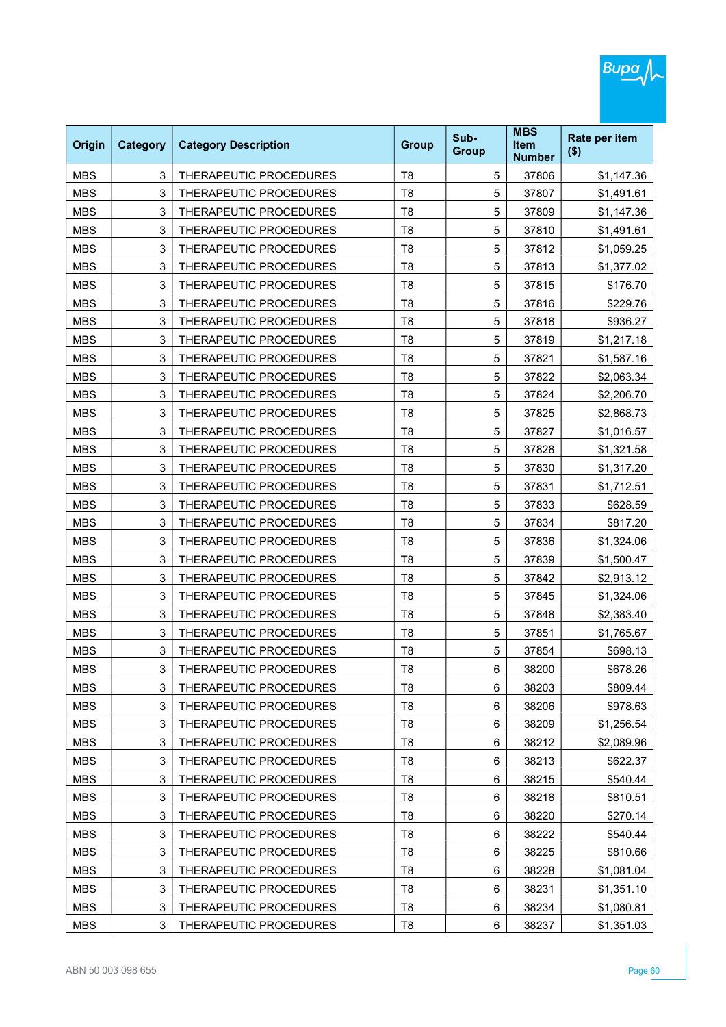| Origin | Category | Category Description | Group | Sub-Group | MBS Item Number | Rate per item ($) |
|---|---|---|---|---|---|---|
| MBS | 3 | THERAPEUTIC PROCEDURES | T8 | 5 | 37806 | $1,147.36 |
| MBS | 3 | THERAPEUTIC PROCEDURES | T8 | 5 | 37807 | $1,491.61 |
| MBS | 3 | THERAPEUTIC PROCEDURES | T8 | 5 | 37809 | $1,147.36 |
| MBS | 3 | THERAPEUTIC PROCEDURES | T8 | 5 | 37810 | $1,491.61 |
| MBS | 3 | THERAPEUTIC PROCEDURES | T8 | 5 | 37812 | $1,059.25 |
| MBS | 3 | THERAPEUTIC PROCEDURES | T8 | 5 | 37813 | $1,377.02 |
| MBS | 3 | THERAPEUTIC PROCEDURES | T8 | 5 | 37815 | $176.70 |
| MBS | 3 | THERAPEUTIC PROCEDURES | T8 | 5 | 37816 | $229.76 |
| MBS | 3 | THERAPEUTIC PROCEDURES | T8 | 5 | 37818 | $936.27 |
| MBS | 3 | THERAPEUTIC PROCEDURES | T8 | 5 | 37819 | $1,217.18 |
| MBS | 3 | THERAPEUTIC PROCEDURES | T8 | 5 | 37821 | $1,587.16 |
| MBS | 3 | THERAPEUTIC PROCEDURES | T8 | 5 | 37822 | $2,063.34 |
| MBS | 3 | THERAPEUTIC PROCEDURES | T8 | 5 | 37824 | $2,206.70 |
| MBS | 3 | THERAPEUTIC PROCEDURES | T8 | 5 | 37825 | $2,868.73 |
| MBS | 3 | THERAPEUTIC PROCEDURES | T8 | 5 | 37827 | $1,016.57 |
| MBS | 3 | THERAPEUTIC PROCEDURES | T8 | 5 | 37828 | $1,321.58 |
| MBS | 3 | THERAPEUTIC PROCEDURES | T8 | 5 | 37830 | $1,317.20 |
| MBS | 3 | THERAPEUTIC PROCEDURES | T8 | 5 | 37831 | $1,712.51 |
| MBS | 3 | THERAPEUTIC PROCEDURES | T8 | 5 | 37833 | $628.59 |
| MBS | 3 | THERAPEUTIC PROCEDURES | T8 | 5 | 37834 | $817.20 |
| MBS | 3 | THERAPEUTIC PROCEDURES | T8 | 5 | 37836 | $1,324.06 |
| MBS | 3 | THERAPEUTIC PROCEDURES | T8 | 5 | 37839 | $1,500.47 |
| MBS | 3 | THERAPEUTIC PROCEDURES | T8 | 5 | 37842 | $2,913.12 |
| MBS | 3 | THERAPEUTIC PROCEDURES | T8 | 5 | 37845 | $1,324.06 |
| MBS | 3 | THERAPEUTIC PROCEDURES | T8 | 5 | 37848 | $2,383.40 |
| MBS | 3 | THERAPEUTIC PROCEDURES | T8 | 5 | 37851 | $1,765.67 |
| MBS | 3 | THERAPEUTIC PROCEDURES | T8 | 5 | 37854 | $698.13 |
| MBS | 3 | THERAPEUTIC PROCEDURES | T8 | 6 | 38200 | $678.26 |
| MBS | 3 | THERAPEUTIC PROCEDURES | T8 | 6 | 38203 | $809.44 |
| MBS | 3 | THERAPEUTIC PROCEDURES | T8 | 6 | 38206 | $978.63 |
| MBS | 3 | THERAPEUTIC PROCEDURES | T8 | 6 | 38209 | $1,256.54 |
| MBS | 3 | THERAPEUTIC PROCEDURES | T8 | 6 | 38212 | $2,089.96 |
| MBS | 3 | THERAPEUTIC PROCEDURES | T8 | 6 | 38213 | $622.37 |
| MBS | 3 | THERAPEUTIC PROCEDURES | T8 | 6 | 38215 | $540.44 |
| MBS | 3 | THERAPEUTIC PROCEDURES | T8 | 6 | 38218 | $810.51 |
| MBS | 3 | THERAPEUTIC PROCEDURES | T8 | 6 | 38220 | $270.14 |
| MBS | 3 | THERAPEUTIC PROCEDURES | T8 | 6 | 38222 | $540.44 |
| MBS | 3 | THERAPEUTIC PROCEDURES | T8 | 6 | 38225 | $810.66 |
| MBS | 3 | THERAPEUTIC PROCEDURES | T8 | 6 | 38228 | $1,081.04 |
| MBS | 3 | THERAPEUTIC PROCEDURES | T8 | 6 | 38231 | $1,351.10 |
| MBS | 3 | THERAPEUTIC PROCEDURES | T8 | 6 | 38234 | $1,080.81 |
| MBS | 3 | THERAPEUTIC PROCEDURES | T8 | 6 | 38237 | $1,351.03 |

ABN 50 003 098 655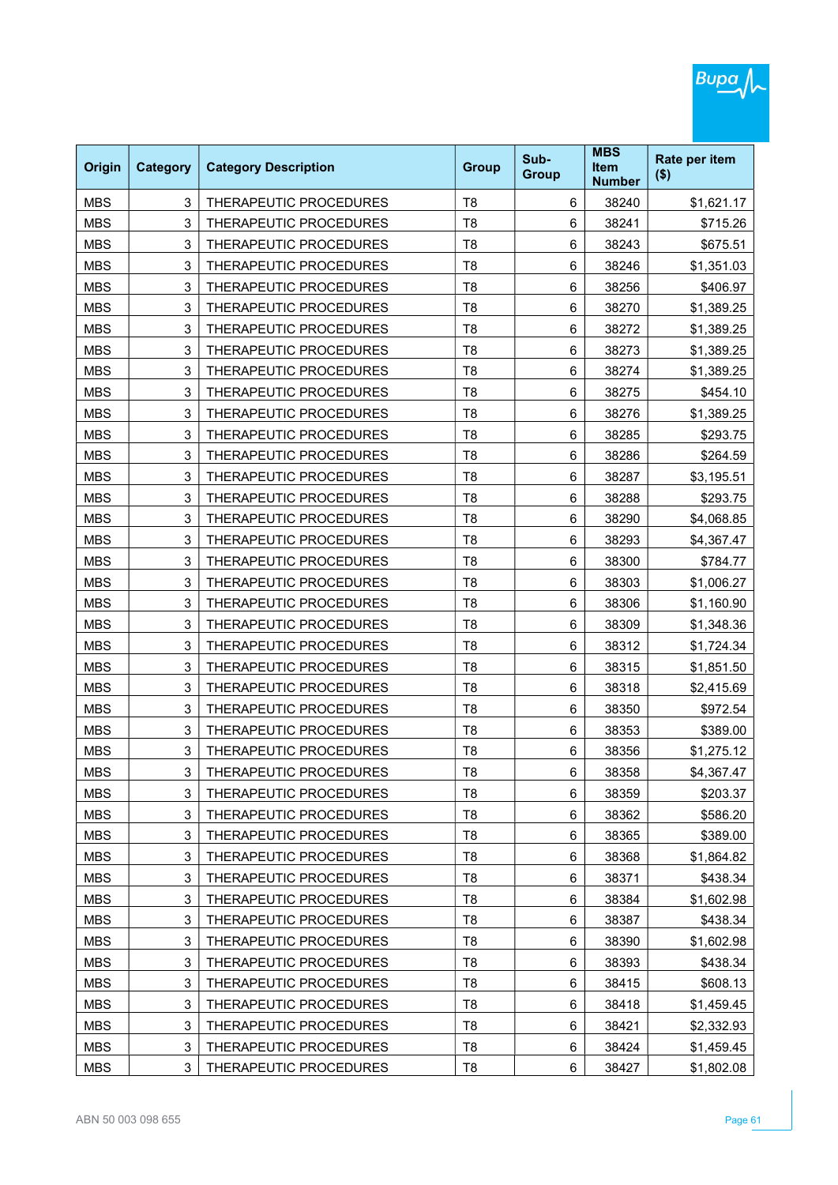| Origin | Category | Category Description | Group | Sub-Group | MBS Item Number | Rate per item ($) |
|---|---|---|---|---|---|---|
| MBS | 3 | THERAPEUTIC PROCEDURES | T8 | 6 | 38240 | $1,621.17 |
| MBS | 3 | THERAPEUTIC PROCEDURES | T8 | 6 | 38241 | $715.26 |
| MBS | 3 | THERAPEUTIC PROCEDURES | T8 | 6 | 38243 | $675.51 |
| MBS | 3 | THERAPEUTIC PROCEDURES | T8 | 6 | 38246 | $1,351.03 |
| MBS | 3 | THERAPEUTIC PROCEDURES | T8 | 6 | 38256 | $406.97 |
| MBS | 3 | THERAPEUTIC PROCEDURES | T8 | 6 | 38270 | $1,389.25 |
| MBS | 3 | THERAPEUTIC PROCEDURES | T8 | 6 | 38272 | $1,389.25 |
| MBS | 3 | THERAPEUTIC PROCEDURES | T8 | 6 | 38273 | $1,389.25 |
| MBS | 3 | THERAPEUTIC PROCEDURES | T8 | 6 | 38274 | $1,389.25 |
| MBS | 3 | THERAPEUTIC PROCEDURES | T8 | 6 | 38275 | $454.10 |
| MBS | 3 | THERAPEUTIC PROCEDURES | T8 | 6 | 38276 | $1,389.25 |
| MBS | 3 | THERAPEUTIC PROCEDURES | T8 | 6 | 38285 | $293.75 |
| MBS | 3 | THERAPEUTIC PROCEDURES | T8 | 6 | 38286 | $264.59 |
| MBS | 3 | THERAPEUTIC PROCEDURES | T8 | 6 | 38287 | $3,195.51 |
| MBS | 3 | THERAPEUTIC PROCEDURES | T8 | 6 | 38288 | $293.75 |
| MBS | 3 | THERAPEUTIC PROCEDURES | T8 | 6 | 38290 | $4,068.85 |
| MBS | 3 | THERAPEUTIC PROCEDURES | T8 | 6 | 38293 | $4,367.47 |
| MBS | 3 | THERAPEUTIC PROCEDURES | T8 | 6 | 38300 | $784.77 |
| MBS | 3 | THERAPEUTIC PROCEDURES | T8 | 6 | 38303 | $1,006.27 |
| MBS | 3 | THERAPEUTIC PROCEDURES | T8 | 6 | 38306 | $1,160.90 |
| MBS | 3 | THERAPEUTIC PROCEDURES | T8 | 6 | 38309 | $1,348.36 |
| MBS | 3 | THERAPEUTIC PROCEDURES | T8 | 6 | 38312 | $1,724.34 |
| MBS | 3 | THERAPEUTIC PROCEDURES | T8 | 6 | 38315 | $1,851.50 |
| MBS | 3 | THERAPEUTIC PROCEDURES | T8 | 6 | 38318 | $2,415.69 |
| MBS | 3 | THERAPEUTIC PROCEDURES | T8 | 6 | 38350 | $972.54 |
| MBS | 3 | THERAPEUTIC PROCEDURES | T8 | 6 | 38353 | $389.00 |
| MBS | 3 | THERAPEUTIC PROCEDURES | T8 | 6 | 38356 | $1,275.12 |
| MBS | 3 | THERAPEUTIC PROCEDURES | T8 | 6 | 38358 | $4,367.47 |
| MBS | 3 | THERAPEUTIC PROCEDURES | T8 | 6 | 38359 | $203.37 |
| MBS | 3 | THERAPEUTIC PROCEDURES | T8 | 6 | 38362 | $586.20 |
| MBS | 3 | THERAPEUTIC PROCEDURES | T8 | 6 | 38365 | $389.00 |
| MBS | 3 | THERAPEUTIC PROCEDURES | T8 | 6 | 38368 | $1,864.82 |
| MBS | 3 | THERAPEUTIC PROCEDURES | T8 | 6 | 38371 | $438.34 |
| MBS | 3 | THERAPEUTIC PROCEDURES | T8 | 6 | 38384 | $1,602.98 |
| MBS | 3 | THERAPEUTIC PROCEDURES | T8 | 6 | 38387 | $438.34 |
| MBS | 3 | THERAPEUTIC PROCEDURES | T8 | 6 | 38390 | $1,602.98 |
| MBS | 3 | THERAPEUTIC PROCEDURES | T8 | 6 | 38393 | $438.34 |
| MBS | 3 | THERAPEUTIC PROCEDURES | T8 | 6 | 38415 | $608.13 |
| MBS | 3 | THERAPEUTIC PROCEDURES | T8 | 6 | 38418 | $1,459.45 |
| MBS | 3 | THERAPEUTIC PROCEDURES | T8 | 6 | 38421 | $2,332.93 |
| MBS | 3 | THERAPEUTIC PROCEDURES | T8 | 6 | 38424 | $1,459.45 |
| MBS | 3 | THERAPEUTIC PROCEDURES | T8 | 6 | 38427 | $1,802.08 |

ABN 50 003 098 655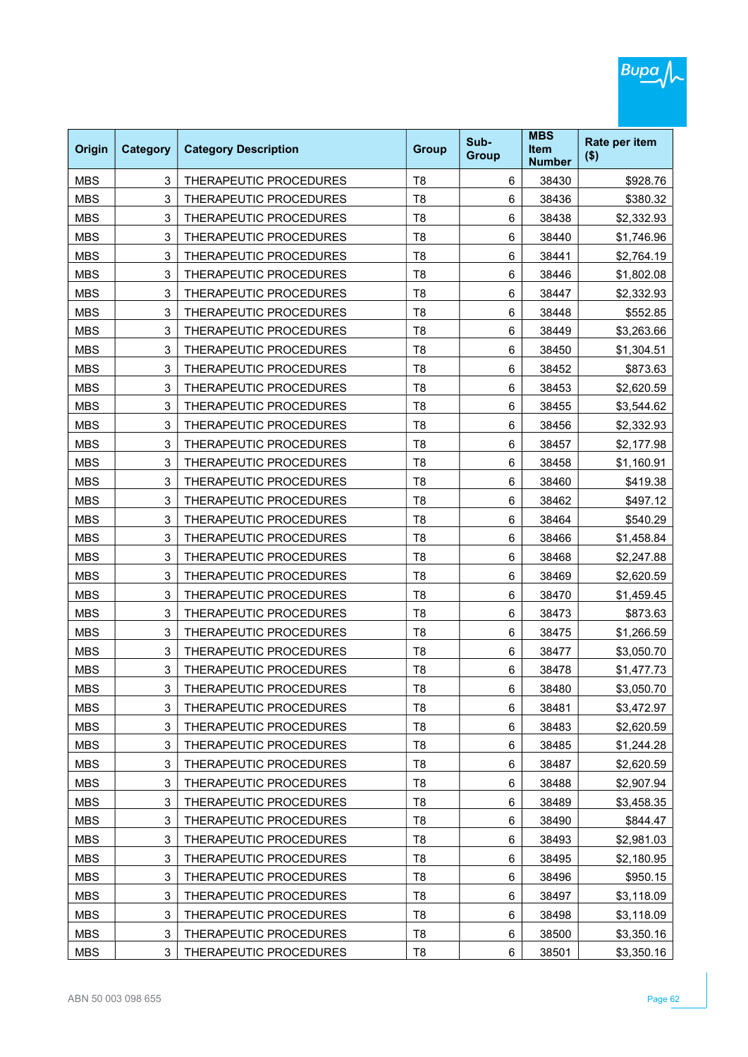| Origin | Category | Category Description | Group | Sub-Group | MBS Item Number | Rate per item ($) |
|---|---|---|---|---|---|---|
| MBS | 3 | THERAPEUTIC PROCEDURES | T8 | 6 | 38430 | $928.76 |
| MBS | 3 | THERAPEUTIC PROCEDURES | T8 | 6 | 38436 | $380.32 |
| MBS | 3 | THERAPEUTIC PROCEDURES | T8 | 6 | 38438 | $2,332.93 |
| MBS | 3 | THERAPEUTIC PROCEDURES | T8 | 6 | 38440 | $1,746.96 |
| MBS | 3 | THERAPEUTIC PROCEDURES | T8 | 6 | 38441 | $2,764.19 |
| MBS | 3 | THERAPEUTIC PROCEDURES | T8 | 6 | 38446 | $1,802.08 |
| MBS | 3 | THERAPEUTIC PROCEDURES | T8 | 6 | 38447 | $2,332.93 |
| MBS | 3 | THERAPEUTIC PROCEDURES | T8 | 6 | 38448 | $552.85 |
| MBS | 3 | THERAPEUTIC PROCEDURES | T8 | 6 | 38449 | $3,263.66 |
| MBS | 3 | THERAPEUTIC PROCEDURES | T8 | 6 | 38450 | $1,304.51 |
| MBS | 3 | THERAPEUTIC PROCEDURES | T8 | 6 | 38452 | $873.63 |
| MBS | 3 | THERAPEUTIC PROCEDURES | T8 | 6 | 38453 | $2,620.59 |
| MBS | 3 | THERAPEUTIC PROCEDURES | T8 | 6 | 38455 | $3,544.62 |
| MBS | 3 | THERAPEUTIC PROCEDURES | T8 | 6 | 38456 | $2,332.93 |
| MBS | 3 | THERAPEUTIC PROCEDURES | T8 | 6 | 38457 | $2,177.98 |
| MBS | 3 | THERAPEUTIC PROCEDURES | T8 | 6 | 38458 | $1,160.91 |
| MBS | 3 | THERAPEUTIC PROCEDURES | T8 | 6 | 38460 | $419.38 |
| MBS | 3 | THERAPEUTIC PROCEDURES | T8 | 6 | 38462 | $497.12 |
| MBS | 3 | THERAPEUTIC PROCEDURES | T8 | 6 | 38464 | $540.29 |
| MBS | 3 | THERAPEUTIC PROCEDURES | T8 | 6 | 38466 | $1,458.84 |
| MBS | 3 | THERAPEUTIC PROCEDURES | T8 | 6 | 38468 | $2,247.88 |
| MBS | 3 | THERAPEUTIC PROCEDURES | T8 | 6 | 38469 | $2,620.59 |
| MBS | 3 | THERAPEUTIC PROCEDURES | T8 | 6 | 38470 | $1,459.45 |
| MBS | 3 | THERAPEUTIC PROCEDURES | T8 | 6 | 38473 | $873.63 |
| MBS | 3 | THERAPEUTIC PROCEDURES | T8 | 6 | 38475 | $1,266.59 |
| MBS | 3 | THERAPEUTIC PROCEDURES | T8 | 6 | 38477 | $3,050.70 |
| MBS | 3 | THERAPEUTIC PROCEDURES | T8 | 6 | 38478 | $1,477.73 |
| MBS | 3 | THERAPEUTIC PROCEDURES | T8 | 6 | 38480 | $3,050.70 |
| MBS | 3 | THERAPEUTIC PROCEDURES | T8 | 6 | 38481 | $3,472.97 |
| MBS | 3 | THERAPEUTIC PROCEDURES | T8 | 6 | 38483 | $2,620.59 |
| MBS | 3 | THERAPEUTIC PROCEDURES | T8 | 6 | 38485 | $1,244.28 |
| MBS | 3 | THERAPEUTIC PROCEDURES | T8 | 6 | 38487 | $2,620.59 |
| MBS | 3 | THERAPEUTIC PROCEDURES | T8 | 6 | 38488 | $2,907.94 |
| MBS | 3 | THERAPEUTIC PROCEDURES | T8 | 6 | 38489 | $3,458.35 |
| MBS | 3 | THERAPEUTIC PROCEDURES | T8 | 6 | 38490 | $844.47 |
| MBS | 3 | THERAPEUTIC PROCEDURES | T8 | 6 | 38493 | $2,981.03 |
| MBS | 3 | THERAPEUTIC PROCEDURES | T8 | 6 | 38495 | $2,180.95 |
| MBS | 3 | THERAPEUTIC PROCEDURES | T8 | 6 | 38496 | $950.15 |
| MBS | 3 | THERAPEUTIC PROCEDURES | T8 | 6 | 38497 | $3,118.09 |
| MBS | 3 | THERAPEUTIC PROCEDURES | T8 | 6 | 38498 | $3,118.09 |
| MBS | 3 | THERAPEUTIC PROCEDURES | T8 | 6 | 38500 | $3,350.16 |
| MBS | 3 | THERAPEUTIC PROCEDURES | T8 | 6 | 38501 | $3,350.16 |

ABN 50 003 098 655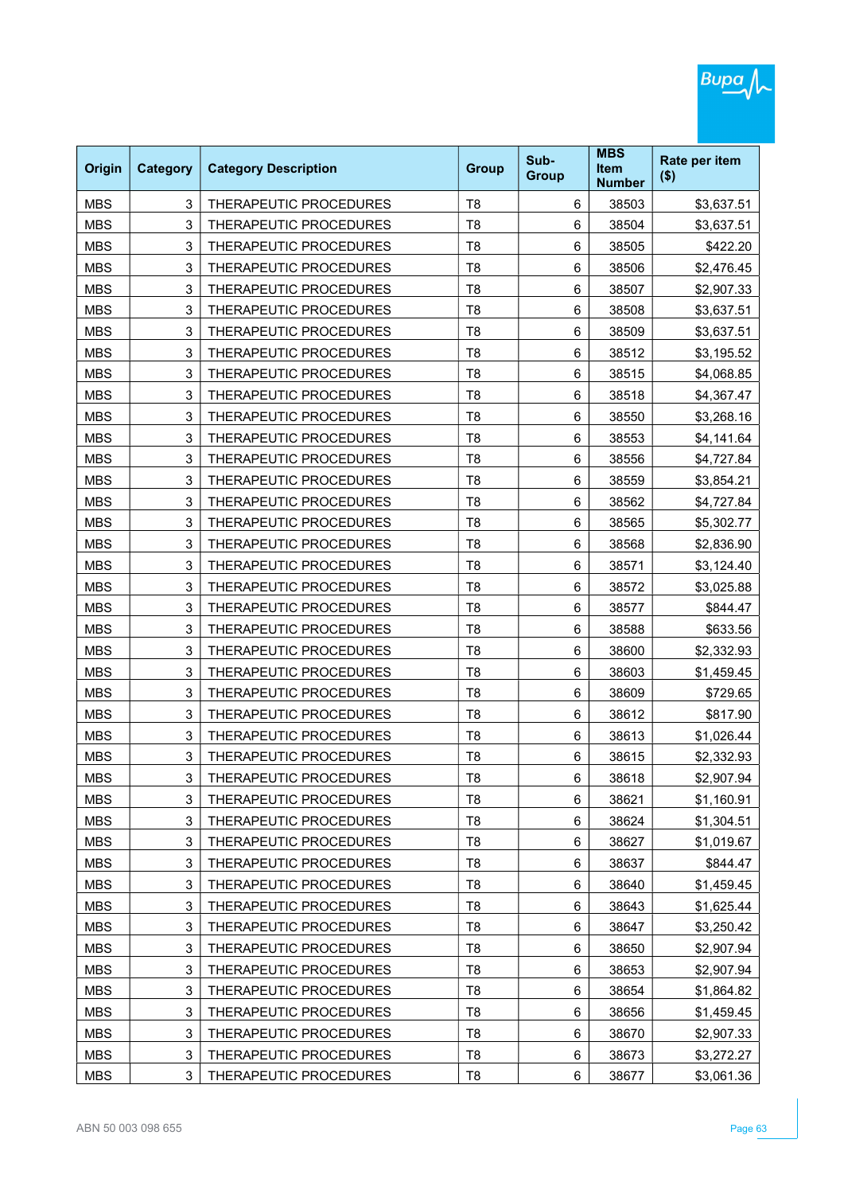| Origin | Category | Category Description | Group | Sub-Group | MBS Item Number | Rate per item ($) |
|---|---|---|---|---|---|---|
| MBS | 3 | THERAPEUTIC PROCEDURES | T8 | 6 | 38503 | $3,637.51 |
| MBS | 3 | THERAPEUTIC PROCEDURES | T8 | 6 | 38504 | $3,637.51 |
| MBS | 3 | THERAPEUTIC PROCEDURES | T8 | 6 | 38505 | $422.20 |
| MBS | 3 | THERAPEUTIC PROCEDURES | T8 | 6 | 38506 | $2,476.45 |
| MBS | 3 | THERAPEUTIC PROCEDURES | T8 | 6 | 38507 | $2,907.33 |
| MBS | 3 | THERAPEUTIC PROCEDURES | T8 | 6 | 38508 | $3,637.51 |
| MBS | 3 | THERAPEUTIC PROCEDURES | T8 | 6 | 38509 | $3,637.51 |
| MBS | 3 | THERAPEUTIC PROCEDURES | T8 | 6 | 38512 | $3,195.52 |
| MBS | 3 | THERAPEUTIC PROCEDURES | T8 | 6 | 38515 | $4,068.85 |
| MBS | 3 | THERAPEUTIC PROCEDURES | T8 | 6 | 38518 | $4,367.47 |
| MBS | 3 | THERAPEUTIC PROCEDURES | T8 | 6 | 38550 | $3,268.16 |
| MBS | 3 | THERAPEUTIC PROCEDURES | T8 | 6 | 38553 | $4,141.64 |
| MBS | 3 | THERAPEUTIC PROCEDURES | T8 | 6 | 38556 | $4,727.84 |
| MBS | 3 | THERAPEUTIC PROCEDURES | T8 | 6 | 38559 | $3,854.21 |
| MBS | 3 | THERAPEUTIC PROCEDURES | T8 | 6 | 38562 | $4,727.84 |
| MBS | 3 | THERAPEUTIC PROCEDURES | T8 | 6 | 38565 | $5,302.77 |
| MBS | 3 | THERAPEUTIC PROCEDURES | T8 | 6 | 38568 | $2,836.90 |
| MBS | 3 | THERAPEUTIC PROCEDURES | T8 | 6 | 38571 | $3,124.40 |
| MBS | 3 | THERAPEUTIC PROCEDURES | T8 | 6 | 38572 | $3,025.88 |
| MBS | 3 | THERAPEUTIC PROCEDURES | T8 | 6 | 38577 | $844.47 |
| MBS | 3 | THERAPEUTIC PROCEDURES | T8 | 6 | 38588 | $633.56 |
| MBS | 3 | THERAPEUTIC PROCEDURES | T8 | 6 | 38600 | $2,332.93 |
| MBS | 3 | THERAPEUTIC PROCEDURES | T8 | 6 | 38603 | $1,459.45 |
| MBS | 3 | THERAPEUTIC PROCEDURES | T8 | 6 | 38609 | $729.65 |
| MBS | 3 | THERAPEUTIC PROCEDURES | T8 | 6 | 38612 | $817.90 |
| MBS | 3 | THERAPEUTIC PROCEDURES | T8 | 6 | 38613 | $1,026.44 |
| MBS | 3 | THERAPEUTIC PROCEDURES | T8 | 6 | 38615 | $2,332.93 |
| MBS | 3 | THERAPEUTIC PROCEDURES | T8 | 6 | 38618 | $2,907.94 |
| MBS | 3 | THERAPEUTIC PROCEDURES | T8 | 6 | 38621 | $1,160.91 |
| MBS | 3 | THERAPEUTIC PROCEDURES | T8 | 6 | 38624 | $1,304.51 |
| MBS | 3 | THERAPEUTIC PROCEDURES | T8 | 6 | 38627 | $1,019.67 |
| MBS | 3 | THERAPEUTIC PROCEDURES | T8 | 6 | 38637 | $844.47 |
| MBS | 3 | THERAPEUTIC PROCEDURES | T8 | 6 | 38640 | $1,459.45 |
| MBS | 3 | THERAPEUTIC PROCEDURES | T8 | 6 | 38643 | $1,625.44 |
| MBS | 3 | THERAPEUTIC PROCEDURES | T8 | 6 | 38647 | $3,250.42 |
| MBS | 3 | THERAPEUTIC PROCEDURES | T8 | 6 | 38650 | $2,907.94 |
| MBS | 3 | THERAPEUTIC PROCEDURES | T8 | 6 | 38653 | $2,907.94 |
| MBS | 3 | THERAPEUTIC PROCEDURES | T8 | 6 | 38654 | $1,864.82 |
| MBS | 3 | THERAPEUTIC PROCEDURES | T8 | 6 | 38656 | $1,459.45 |
| MBS | 3 | THERAPEUTIC PROCEDURES | T8 | 6 | 38670 | $2,907.33 |
| MBS | 3 | THERAPEUTIC PROCEDURES | T8 | 6 | 38673 | $3,272.27 |
| MBS | 3 | THERAPEUTIC PROCEDURES | T8 | 6 | 38677 | $3,061.36 |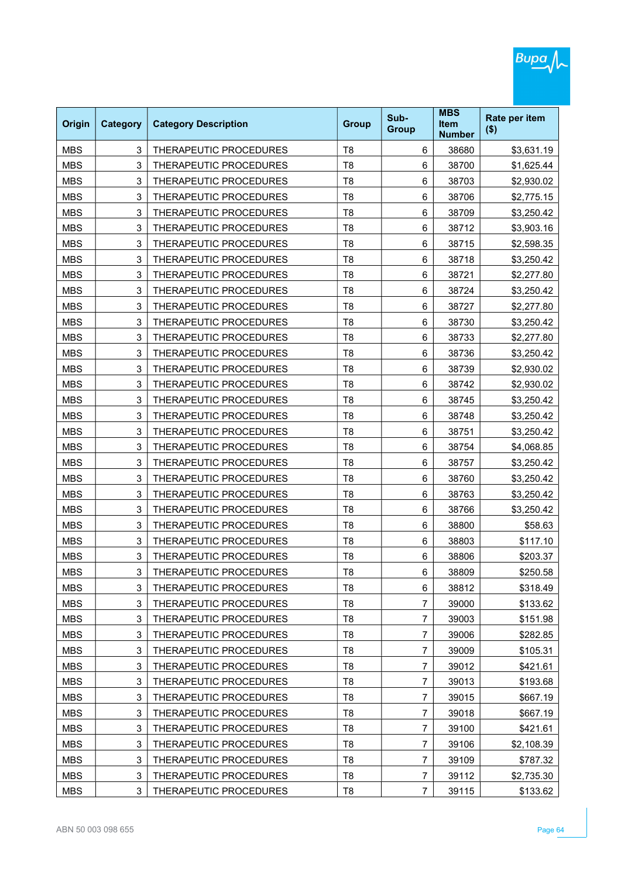| Origin | Category | Category Description | Group | Sub-Group | MBS Item Number | Rate per item ($) |
|---|---|---|---|---|---|---|
| MBS | 3 | THERAPEUTIC PROCEDURES | T8 | 6 | 38680 | $3,631.19 |
| MBS | 3 | THERAPEUTIC PROCEDURES | T8 | 6 | 38700 | $1,625.44 |
| MBS | 3 | THERAPEUTIC PROCEDURES | T8 | 6 | 38703 | $2,930.02 |
| MBS | 3 | THERAPEUTIC PROCEDURES | T8 | 6 | 38706 | $2,775.15 |
| MBS | 3 | THERAPEUTIC PROCEDURES | T8 | 6 | 38709 | $3,250.42 |
| MBS | 3 | THERAPEUTIC PROCEDURES | T8 | 6 | 38712 | $3,903.16 |
| MBS | 3 | THERAPEUTIC PROCEDURES | T8 | 6 | 38715 | $2,598.35 |
| MBS | 3 | THERAPEUTIC PROCEDURES | T8 | 6 | 38718 | $3,250.42 |
| MBS | 3 | THERAPEUTIC PROCEDURES | T8 | 6 | 38721 | $2,277.80 |
| MBS | 3 | THERAPEUTIC PROCEDURES | T8 | 6 | 38724 | $3,250.42 |
| MBS | 3 | THERAPEUTIC PROCEDURES | T8 | 6 | 38727 | $2,277.80 |
| MBS | 3 | THERAPEUTIC PROCEDURES | T8 | 6 | 38730 | $3,250.42 |
| MBS | 3 | THERAPEUTIC PROCEDURES | T8 | 6 | 38733 | $2,277.80 |
| MBS | 3 | THERAPEUTIC PROCEDURES | T8 | 6 | 38736 | $3,250.42 |
| MBS | 3 | THERAPEUTIC PROCEDURES | T8 | 6 | 38739 | $2,930.02 |
| MBS | 3 | THERAPEUTIC PROCEDURES | T8 | 6 | 38742 | $2,930.02 |
| MBS | 3 | THERAPEUTIC PROCEDURES | T8 | 6 | 38745 | $3,250.42 |
| MBS | 3 | THERAPEUTIC PROCEDURES | T8 | 6 | 38748 | $3,250.42 |
| MBS | 3 | THERAPEUTIC PROCEDURES | T8 | 6 | 38751 | $3,250.42 |
| MBS | 3 | THERAPEUTIC PROCEDURES | T8 | 6 | 38754 | $4,068.85 |
| MBS | 3 | THERAPEUTIC PROCEDURES | T8 | 6 | 38757 | $3,250.42 |
| MBS | 3 | THERAPEUTIC PROCEDURES | T8 | 6 | 38760 | $3,250.42 |
| MBS | 3 | THERAPEUTIC PROCEDURES | T8 | 6 | 38763 | $3,250.42 |
| MBS | 3 | THERAPEUTIC PROCEDURES | T8 | 6 | 38766 | $3,250.42 |
| MBS | 3 | THERAPEUTIC PROCEDURES | T8 | 6 | 38800 | $58.63 |
| MBS | 3 | THERAPEUTIC PROCEDURES | T8 | 6 | 38803 | $117.10 |
| MBS | 3 | THERAPEUTIC PROCEDURES | T8 | 6 | 38806 | $203.37 |
| MBS | 3 | THERAPEUTIC PROCEDURES | T8 | 6 | 38809 | $250.58 |
| MBS | 3 | THERAPEUTIC PROCEDURES | T8 | 6 | 38812 | $318.49 |
| MBS | 3 | THERAPEUTIC PROCEDURES | T8 | 7 | 39000 | $133.62 |
| MBS | 3 | THERAPEUTIC PROCEDURES | T8 | 7 | 39003 | $151.98 |
| MBS | 3 | THERAPEUTIC PROCEDURES | T8 | 7 | 39006 | $282.85 |
| MBS | 3 | THERAPEUTIC PROCEDURES | T8 | 7 | 39009 | $105.31 |
| MBS | 3 | THERAPEUTIC PROCEDURES | T8 | 7 | 39012 | $421.61 |
| MBS | 3 | THERAPEUTIC PROCEDURES | T8 | 7 | 39013 | $193.68 |
| MBS | 3 | THERAPEUTIC PROCEDURES | T8 | 7 | 39015 | $667.19 |
| MBS | 3 | THERAPEUTIC PROCEDURES | T8 | 7 | 39018 | $667.19 |
| MBS | 3 | THERAPEUTIC PROCEDURES | T8 | 7 | 39100 | $421.61 |
| MBS | 3 | THERAPEUTIC PROCEDURES | T8 | 7 | 39106 | $2,108.39 |
| MBS | 3 | THERAPEUTIC PROCEDURES | T8 | 7 | 39109 | $787.32 |
| MBS | 3 | THERAPEUTIC PROCEDURES | T8 | 7 | 39112 | $2,735.30 |
| MBS | 3 | THERAPEUTIC PROCEDURES | T8 | 7 | 39115 | $133.62 |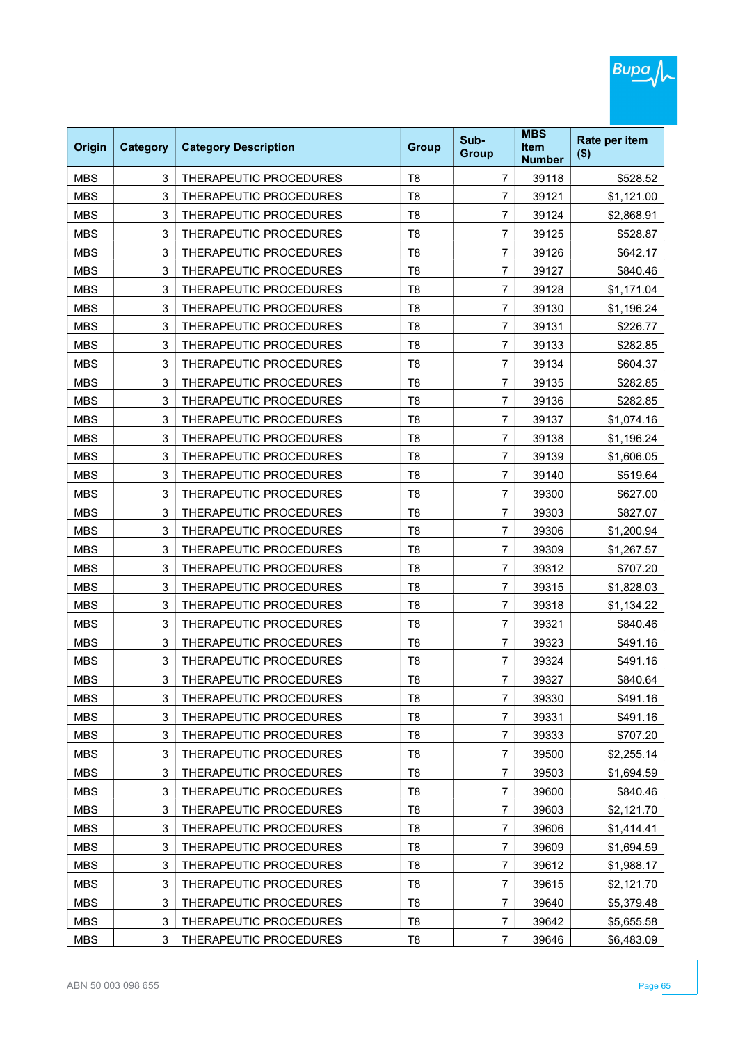| Origin | Category | Category Description | Group | Sub-Group | MBS Item Number | Rate per item ($) |
|---|---|---|---|---|---|---|
| MBS | 3 | THERAPEUTIC PROCEDURES | T8 | 7 | 39118 | $528.52 |
| MBS | 3 | THERAPEUTIC PROCEDURES | T8 | 7 | 39121 | $1,121.00 |
| MBS | 3 | THERAPEUTIC PROCEDURES | T8 | 7 | 39124 | $2,868.91 |
| MBS | 3 | THERAPEUTIC PROCEDURES | T8 | 7 | 39125 | $528.87 |
| MBS | 3 | THERAPEUTIC PROCEDURES | T8 | 7 | 39126 | $642.17 |
| MBS | 3 | THERAPEUTIC PROCEDURES | T8 | 7 | 39127 | $840.46 |
| MBS | 3 | THERAPEUTIC PROCEDURES | T8 | 7 | 39128 | $1,171.04 |
| MBS | 3 | THERAPEUTIC PROCEDURES | T8 | 7 | 39130 | $1,196.24 |
| MBS | 3 | THERAPEUTIC PROCEDURES | T8 | 7 | 39131 | $226.77 |
| MBS | 3 | THERAPEUTIC PROCEDURES | T8 | 7 | 39133 | $282.85 |
| MBS | 3 | THERAPEUTIC PROCEDURES | T8 | 7 | 39134 | $604.37 |
| MBS | 3 | THERAPEUTIC PROCEDURES | T8 | 7 | 39135 | $282.85 |
| MBS | 3 | THERAPEUTIC PROCEDURES | T8 | 7 | 39136 | $282.85 |
| MBS | 3 | THERAPEUTIC PROCEDURES | T8 | 7 | 39137 | $1,074.16 |
| MBS | 3 | THERAPEUTIC PROCEDURES | T8 | 7 | 39138 | $1,196.24 |
| MBS | 3 | THERAPEUTIC PROCEDURES | T8 | 7 | 39139 | $1,606.05 |
| MBS | 3 | THERAPEUTIC PROCEDURES | T8 | 7 | 39140 | $519.64 |
| MBS | 3 | THERAPEUTIC PROCEDURES | T8 | 7 | 39300 | $627.00 |
| MBS | 3 | THERAPEUTIC PROCEDURES | T8 | 7 | 39303 | $827.07 |
| MBS | 3 | THERAPEUTIC PROCEDURES | T8 | 7 | 39306 | $1,200.94 |
| MBS | 3 | THERAPEUTIC PROCEDURES | T8 | 7 | 39309 | $1,267.57 |
| MBS | 3 | THERAPEUTIC PROCEDURES | T8 | 7 | 39312 | $707.20 |
| MBS | 3 | THERAPEUTIC PROCEDURES | T8 | 7 | 39315 | $1,828.03 |
| MBS | 3 | THERAPEUTIC PROCEDURES | T8 | 7 | 39318 | $1,134.22 |
| MBS | 3 | THERAPEUTIC PROCEDURES | T8 | 7 | 39321 | $840.46 |
| MBS | 3 | THERAPEUTIC PROCEDURES | T8 | 7 | 39323 | $491.16 |
| MBS | 3 | THERAPEUTIC PROCEDURES | T8 | 7 | 39324 | $491.16 |
| MBS | 3 | THERAPEUTIC PROCEDURES | T8 | 7 | 39327 | $840.64 |
| MBS | 3 | THERAPEUTIC PROCEDURES | T8 | 7 | 39330 | $491.16 |
| MBS | 3 | THERAPEUTIC PROCEDURES | T8 | 7 | 39331 | $491.16 |
| MBS | 3 | THERAPEUTIC PROCEDURES | T8 | 7 | 39333 | $707.20 |
| MBS | 3 | THERAPEUTIC PROCEDURES | T8 | 7 | 39500 | $2,255.14 |
| MBS | 3 | THERAPEUTIC PROCEDURES | T8 | 7 | 39503 | $1,694.59 |
| MBS | 3 | THERAPEUTIC PROCEDURES | T8 | 7 | 39600 | $840.46 |
| MBS | 3 | THERAPEUTIC PROCEDURES | T8 | 7 | 39603 | $2,121.70 |
| MBS | 3 | THERAPEUTIC PROCEDURES | T8 | 7 | 39606 | $1,414.41 |
| MBS | 3 | THERAPEUTIC PROCEDURES | T8 | 7 | 39609 | $1,694.59 |
| MBS | 3 | THERAPEUTIC PROCEDURES | T8 | 7 | 39612 | $1,988.17 |
| MBS | 3 | THERAPEUTIC PROCEDURES | T8 | 7 | 39615 | $2,121.70 |
| MBS | 3 | THERAPEUTIC PROCEDURES | T8 | 7 | 39640 | $5,379.48 |
| MBS | 3 | THERAPEUTIC PROCEDURES | T8 | 7 | 39642 | $5,655.58 |
| MBS | 3 | THERAPEUTIC PROCEDURES | T8 | 7 | 39646 | $6,483.09 |

ABN 50 003 098 655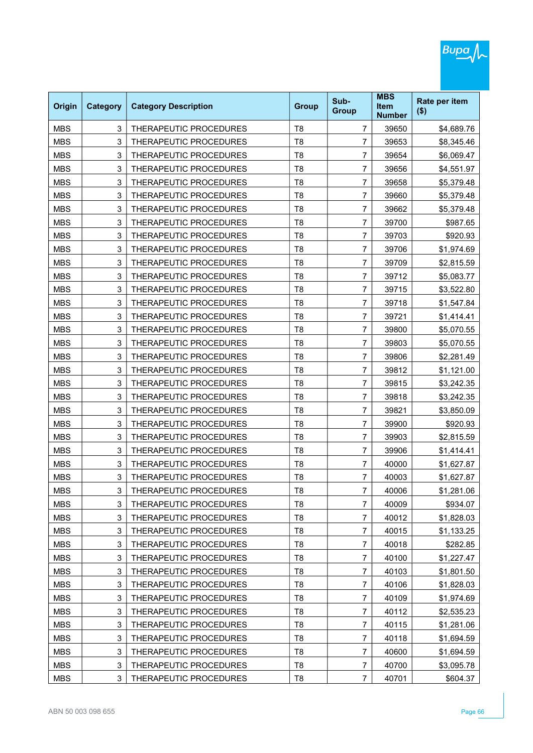| Origin | Category | Category Description | Group | Sub-Group | MBS Item Number | Rate per item ($) |
|---|---|---|---|---|---|---|
| MBS | 3 | THERAPEUTIC PROCEDURES | T8 | 7 | 39650 | $4,689.76 |
| MBS | 3 | THERAPEUTIC PROCEDURES | T8 | 7 | 39653 | $8,345.46 |
| MBS | 3 | THERAPEUTIC PROCEDURES | T8 | 7 | 39654 | $6,069.47 |
| MBS | 3 | THERAPEUTIC PROCEDURES | T8 | 7 | 39656 | $4,551.97 |
| MBS | 3 | THERAPEUTIC PROCEDURES | T8 | 7 | 39658 | $5,379.48 |
| MBS | 3 | THERAPEUTIC PROCEDURES | T8 | 7 | 39660 | $5,379.48 |
| MBS | 3 | THERAPEUTIC PROCEDURES | T8 | 7 | 39662 | $5,379.48 |
| MBS | 3 | THERAPEUTIC PROCEDURES | T8 | 7 | 39700 | $987.65 |
| MBS | 3 | THERAPEUTIC PROCEDURES | T8 | 7 | 39703 | $920.93 |
| MBS | 3 | THERAPEUTIC PROCEDURES | T8 | 7 | 39706 | $1,974.69 |
| MBS | 3 | THERAPEUTIC PROCEDURES | T8 | 7 | 39709 | $2,815.59 |
| MBS | 3 | THERAPEUTIC PROCEDURES | T8 | 7 | 39712 | $5,083.77 |
| MBS | 3 | THERAPEUTIC PROCEDURES | T8 | 7 | 39715 | $3,522.80 |
| MBS | 3 | THERAPEUTIC PROCEDURES | T8 | 7 | 39718 | $1,547.84 |
| MBS | 3 | THERAPEUTIC PROCEDURES | T8 | 7 | 39721 | $1,414.41 |
| MBS | 3 | THERAPEUTIC PROCEDURES | T8 | 7 | 39800 | $5,070.55 |
| MBS | 3 | THERAPEUTIC PROCEDURES | T8 | 7 | 39803 | $5,070.55 |
| MBS | 3 | THERAPEUTIC PROCEDURES | T8 | 7 | 39806 | $2,281.49 |
| MBS | 3 | THERAPEUTIC PROCEDURES | T8 | 7 | 39812 | $1,121.00 |
| MBS | 3 | THERAPEUTIC PROCEDURES | T8 | 7 | 39815 | $3,242.35 |
| MBS | 3 | THERAPEUTIC PROCEDURES | T8 | 7 | 39818 | $3,242.35 |
| MBS | 3 | THERAPEUTIC PROCEDURES | T8 | 7 | 39821 | $3,850.09 |
| MBS | 3 | THERAPEUTIC PROCEDURES | T8 | 7 | 39900 | $920.93 |
| MBS | 3 | THERAPEUTIC PROCEDURES | T8 | 7 | 39903 | $2,815.59 |
| MBS | 3 | THERAPEUTIC PROCEDURES | T8 | 7 | 39906 | $1,414.41 |
| MBS | 3 | THERAPEUTIC PROCEDURES | T8 | 7 | 40000 | $1,627.87 |
| MBS | 3 | THERAPEUTIC PROCEDURES | T8 | 7 | 40003 | $1,627.87 |
| MBS | 3 | THERAPEUTIC PROCEDURES | T8 | 7 | 40006 | $1,281.06 |
| MBS | 3 | THERAPEUTIC PROCEDURES | T8 | 7 | 40009 | $934.07 |
| MBS | 3 | THERAPEUTIC PROCEDURES | T8 | 7 | 40012 | $1,828.03 |
| MBS | 3 | THERAPEUTIC PROCEDURES | T8 | 7 | 40015 | $1,133.25 |
| MBS | 3 | THERAPEUTIC PROCEDURES | T8 | 7 | 40018 | $282.85 |
| MBS | 3 | THERAPEUTIC PROCEDURES | T8 | 7 | 40100 | $1,227.47 |
| MBS | 3 | THERAPEUTIC PROCEDURES | T8 | 7 | 40103 | $1,801.50 |
| MBS | 3 | THERAPEUTIC PROCEDURES | T8 | 7 | 40106 | $1,828.03 |
| MBS | 3 | THERAPEUTIC PROCEDURES | T8 | 7 | 40109 | $1,974.69 |
| MBS | 3 | THERAPEUTIC PROCEDURES | T8 | 7 | 40112 | $2,535.23 |
| MBS | 3 | THERAPEUTIC PROCEDURES | T8 | 7 | 40115 | $1,281.06 |
| MBS | 3 | THERAPEUTIC PROCEDURES | T8 | 7 | 40118 | $1,694.59 |
| MBS | 3 | THERAPEUTIC PROCEDURES | T8 | 7 | 40600 | $1,694.59 |
| MBS | 3 | THERAPEUTIC PROCEDURES | T8 | 7 | 40700 | $3,095.78 |
| MBS | 3 | THERAPEUTIC PROCEDURES | T8 | 7 | 40701 | $604.37 |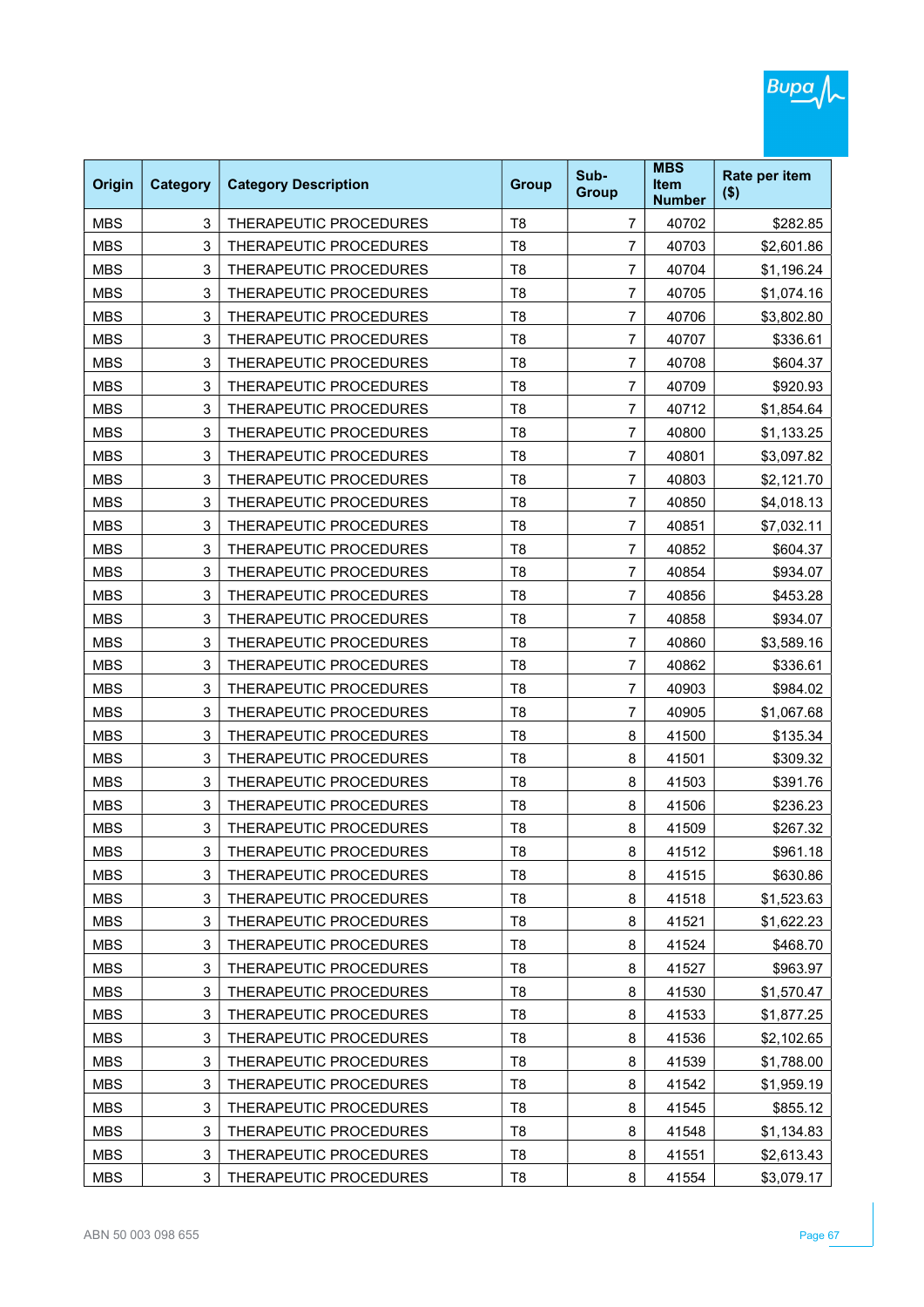| Origin | Category | Category Description | Group | Sub-Group | MBS Item Number | Rate per item ($) |
|---|---|---|---|---|---|---|
| MBS | 3 | THERAPEUTIC PROCEDURES | T8 | 7 | 40702 | $282.85 |
| MBS | 3 | THERAPEUTIC PROCEDURES | T8 | 7 | 40703 | $2,601.86 |
| MBS | 3 | THERAPEUTIC PROCEDURES | T8 | 7 | 40704 | $1,196.24 |
| MBS | 3 | THERAPEUTIC PROCEDURES | T8 | 7 | 40705 | $1,074.16 |
| MBS | 3 | THERAPEUTIC PROCEDURES | T8 | 7 | 40706 | $3,802.80 |
| MBS | 3 | THERAPEUTIC PROCEDURES | T8 | 7 | 40707 | $336.61 |
| MBS | 3 | THERAPEUTIC PROCEDURES | T8 | 7 | 40708 | $604.37 |
| MBS | 3 | THERAPEUTIC PROCEDURES | T8 | 7 | 40709 | $920.93 |
| MBS | 3 | THERAPEUTIC PROCEDURES | T8 | 7 | 40712 | $1,854.64 |
| MBS | 3 | THERAPEUTIC PROCEDURES | T8 | 7 | 40800 | $1,133.25 |
| MBS | 3 | THERAPEUTIC PROCEDURES | T8 | 7 | 40801 | $3,097.82 |
| MBS | 3 | THERAPEUTIC PROCEDURES | T8 | 7 | 40803 | $2,121.70 |
| MBS | 3 | THERAPEUTIC PROCEDURES | T8 | 7 | 40850 | $4,018.13 |
| MBS | 3 | THERAPEUTIC PROCEDURES | T8 | 7 | 40851 | $7,032.11 |
| MBS | 3 | THERAPEUTIC PROCEDURES | T8 | 7 | 40852 | $604.37 |
| MBS | 3 | THERAPEUTIC PROCEDURES | T8 | 7 | 40854 | $934.07 |
| MBS | 3 | THERAPEUTIC PROCEDURES | T8 | 7 | 40856 | $453.28 |
| MBS | 3 | THERAPEUTIC PROCEDURES | T8 | 7 | 40858 | $934.07 |
| MBS | 3 | THERAPEUTIC PROCEDURES | T8 | 7 | 40860 | $3,589.16 |
| MBS | 3 | THERAPEUTIC PROCEDURES | T8 | 7 | 40862 | $336.61 |
| MBS | 3 | THERAPEUTIC PROCEDURES | T8 | 7 | 40903 | $984.02 |
| MBS | 3 | THERAPEUTIC PROCEDURES | T8 | 7 | 40905 | $1,067.68 |
| MBS | 3 | THERAPEUTIC PROCEDURES | T8 | 8 | 41500 | $135.34 |
| MBS | 3 | THERAPEUTIC PROCEDURES | T8 | 8 | 41501 | $309.32 |
| MBS | 3 | THERAPEUTIC PROCEDURES | T8 | 8 | 41503 | $391.76 |
| MBS | 3 | THERAPEUTIC PROCEDURES | T8 | 8 | 41506 | $236.23 |
| MBS | 3 | THERAPEUTIC PROCEDURES | T8 | 8 | 41509 | $267.32 |
| MBS | 3 | THERAPEUTIC PROCEDURES | T8 | 8 | 41512 | $961.18 |
| MBS | 3 | THERAPEUTIC PROCEDURES | T8 | 8 | 41515 | $630.86 |
| MBS | 3 | THERAPEUTIC PROCEDURES | T8 | 8 | 41518 | $1,523.63 |
| MBS | 3 | THERAPEUTIC PROCEDURES | T8 | 8 | 41521 | $1,622.23 |
| MBS | 3 | THERAPEUTIC PROCEDURES | T8 | 8 | 41524 | $468.70 |
| MBS | 3 | THERAPEUTIC PROCEDURES | T8 | 8 | 41527 | $963.97 |
| MBS | 3 | THERAPEUTIC PROCEDURES | T8 | 8 | 41530 | $1,570.47 |
| MBS | 3 | THERAPEUTIC PROCEDURES | T8 | 8 | 41533 | $1,877.25 |
| MBS | 3 | THERAPEUTIC PROCEDURES | T8 | 8 | 41536 | $2,102.65 |
| MBS | 3 | THERAPEUTIC PROCEDURES | T8 | 8 | 41539 | $1,788.00 |
| MBS | 3 | THERAPEUTIC PROCEDURES | T8 | 8 | 41542 | $1,959.19 |
| MBS | 3 | THERAPEUTIC PROCEDURES | T8 | 8 | 41545 | $855.12 |
| MBS | 3 | THERAPEUTIC PROCEDURES | T8 | 8 | 41548 | $1,134.83 |
| MBS | 3 | THERAPEUTIC PROCEDURES | T8 | 8 | 41551 | $2,613.43 |
| MBS | 3 | THERAPEUTIC PROCEDURES | T8 | 8 | 41554 | $3,079.17 |

ABN 50 003 098 655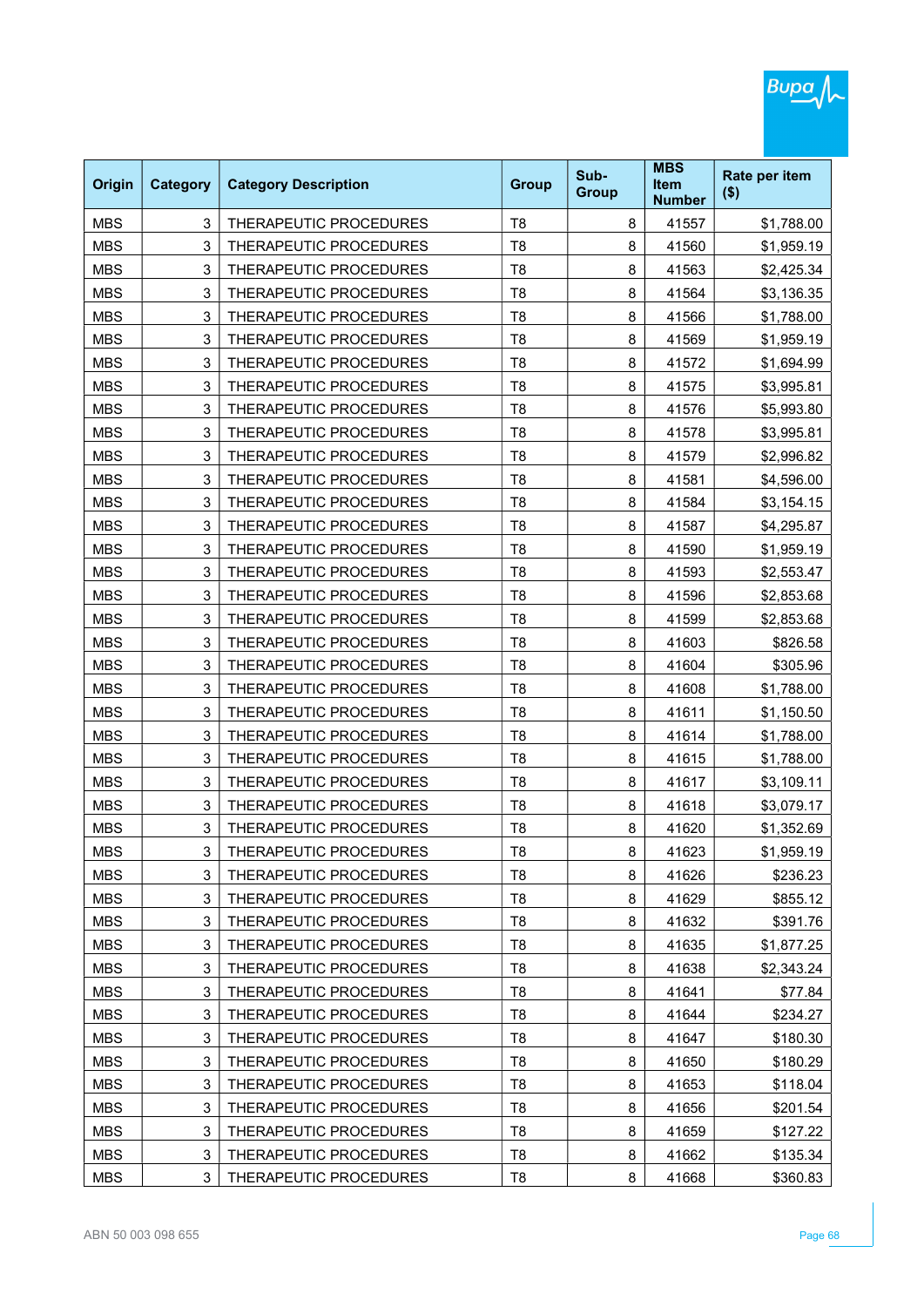| Origin | Category | Category Description | Group | Sub-Group | MBS Item Number | Rate per item ($) |
|---|---|---|---|---|---|---|
| MBS | 3 | THERAPEUTIC PROCEDURES | T8 | 8 | 41557 | $1,788.00 |
| MBS | 3 | THERAPEUTIC PROCEDURES | T8 | 8 | 41560 | $1,959.19 |
| MBS | 3 | THERAPEUTIC PROCEDURES | T8 | 8 | 41563 | $2,425.34 |
| MBS | 3 | THERAPEUTIC PROCEDURES | T8 | 8 | 41564 | $3,136.35 |
| MBS | 3 | THERAPEUTIC PROCEDURES | T8 | 8 | 41566 | $1,788.00 |
| MBS | 3 | THERAPEUTIC PROCEDURES | T8 | 8 | 41569 | $1,959.19 |
| MBS | 3 | THERAPEUTIC PROCEDURES | T8 | 8 | 41572 | $1,694.99 |
| MBS | 3 | THERAPEUTIC PROCEDURES | T8 | 8 | 41575 | $3,995.81 |
| MBS | 3 | THERAPEUTIC PROCEDURES | T8 | 8 | 41576 | $5,993.80 |
| MBS | 3 | THERAPEUTIC PROCEDURES | T8 | 8 | 41578 | $3,995.81 |
| MBS | 3 | THERAPEUTIC PROCEDURES | T8 | 8 | 41579 | $2,996.82 |
| MBS | 3 | THERAPEUTIC PROCEDURES | T8 | 8 | 41581 | $4,596.00 |
| MBS | 3 | THERAPEUTIC PROCEDURES | T8 | 8 | 41584 | $3,154.15 |
| MBS | 3 | THERAPEUTIC PROCEDURES | T8 | 8 | 41587 | $4,295.87 |
| MBS | 3 | THERAPEUTIC PROCEDURES | T8 | 8 | 41590 | $1,959.19 |
| MBS | 3 | THERAPEUTIC PROCEDURES | T8 | 8 | 41593 | $2,553.47 |
| MBS | 3 | THERAPEUTIC PROCEDURES | T8 | 8 | 41596 | $2,853.68 |
| MBS | 3 | THERAPEUTIC PROCEDURES | T8 | 8 | 41599 | $2,853.68 |
| MBS | 3 | THERAPEUTIC PROCEDURES | T8 | 8 | 41603 | $826.58 |
| MBS | 3 | THERAPEUTIC PROCEDURES | T8 | 8 | 41604 | $305.96 |
| MBS | 3 | THERAPEUTIC PROCEDURES | T8 | 8 | 41608 | $1,788.00 |
| MBS | 3 | THERAPEUTIC PROCEDURES | T8 | 8 | 41611 | $1,150.50 |
| MBS | 3 | THERAPEUTIC PROCEDURES | T8 | 8 | 41614 | $1,788.00 |
| MBS | 3 | THERAPEUTIC PROCEDURES | T8 | 8 | 41615 | $1,788.00 |
| MBS | 3 | THERAPEUTIC PROCEDURES | T8 | 8 | 41617 | $3,109.11 |
| MBS | 3 | THERAPEUTIC PROCEDURES | T8 | 8 | 41618 | $3,079.17 |
| MBS | 3 | THERAPEUTIC PROCEDURES | T8 | 8 | 41620 | $1,352.69 |
| MBS | 3 | THERAPEUTIC PROCEDURES | T8 | 8 | 41623 | $1,959.19 |
| MBS | 3 | THERAPEUTIC PROCEDURES | T8 | 8 | 41626 | $236.23 |
| MBS | 3 | THERAPEUTIC PROCEDURES | T8 | 8 | 41629 | $855.12 |
| MBS | 3 | THERAPEUTIC PROCEDURES | T8 | 8 | 41632 | $391.76 |
| MBS | 3 | THERAPEUTIC PROCEDURES | T8 | 8 | 41635 | $1,877.25 |
| MBS | 3 | THERAPEUTIC PROCEDURES | T8 | 8 | 41638 | $2,343.24 |
| MBS | 3 | THERAPEUTIC PROCEDURES | T8 | 8 | 41641 | $77.84 |
| MBS | 3 | THERAPEUTIC PROCEDURES | T8 | 8 | 41644 | $234.27 |
| MBS | 3 | THERAPEUTIC PROCEDURES | T8 | 8 | 41647 | $180.30 |
| MBS | 3 | THERAPEUTIC PROCEDURES | T8 | 8 | 41650 | $180.29 |
| MBS | 3 | THERAPEUTIC PROCEDURES | T8 | 8 | 41653 | $118.04 |
| MBS | 3 | THERAPEUTIC PROCEDURES | T8 | 8 | 41656 | $201.54 |
| MBS | 3 | THERAPEUTIC PROCEDURES | T8 | 8 | 41659 | $127.22 |
| MBS | 3 | THERAPEUTIC PROCEDURES | T8 | 8 | 41662 | $135.34 |
| MBS | 3 | THERAPEUTIC PROCEDURES | T8 | 8 | 41668 | $360.83 |

ABN 50 003 098 655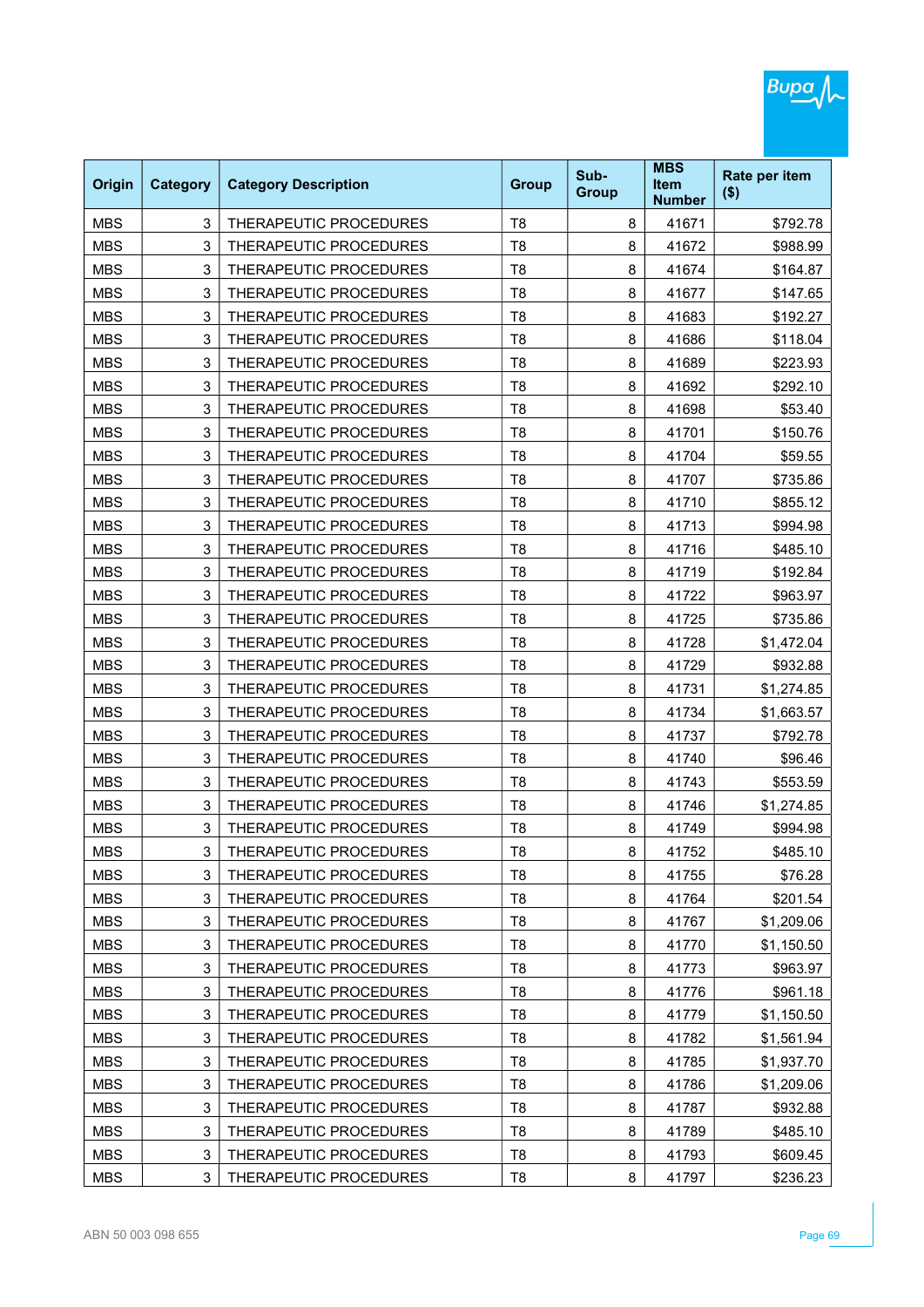| Origin | Category | Category Description | Group | Sub-Group | MBS Item Number | Rate per item ($) |
|---|---|---|---|---|---|---|
| MBS | 3 | THERAPEUTIC PROCEDURES | T8 | 8 | 41671 | $792.78 |
| MBS | 3 | THERAPEUTIC PROCEDURES | T8 | 8 | 41672 | $988.99 |
| MBS | 3 | THERAPEUTIC PROCEDURES | T8 | 8 | 41674 | $164.87 |
| MBS | 3 | THERAPEUTIC PROCEDURES | T8 | 8 | 41677 | $147.65 |
| MBS | 3 | THERAPEUTIC PROCEDURES | T8 | 8 | 41683 | $192.27 |
| MBS | 3 | THERAPEUTIC PROCEDURES | T8 | 8 | 41686 | $118.04 |
| MBS | 3 | THERAPEUTIC PROCEDURES | T8 | 8 | 41689 | $223.93 |
| MBS | 3 | THERAPEUTIC PROCEDURES | T8 | 8 | 41692 | $292.10 |
| MBS | 3 | THERAPEUTIC PROCEDURES | T8 | 8 | 41698 | $53.40 |
| MBS | 3 | THERAPEUTIC PROCEDURES | T8 | 8 | 41701 | $150.76 |
| MBS | 3 | THERAPEUTIC PROCEDURES | T8 | 8 | 41704 | $59.55 |
| MBS | 3 | THERAPEUTIC PROCEDURES | T8 | 8 | 41707 | $735.86 |
| MBS | 3 | THERAPEUTIC PROCEDURES | T8 | 8 | 41710 | $855.12 |
| MBS | 3 | THERAPEUTIC PROCEDURES | T8 | 8 | 41713 | $994.98 |
| MBS | 3 | THERAPEUTIC PROCEDURES | T8 | 8 | 41716 | $485.10 |
| MBS | 3 | THERAPEUTIC PROCEDURES | T8 | 8 | 41719 | $192.84 |
| MBS | 3 | THERAPEUTIC PROCEDURES | T8 | 8 | 41722 | $963.97 |
| MBS | 3 | THERAPEUTIC PROCEDURES | T8 | 8 | 41725 | $735.86 |
| MBS | 3 | THERAPEUTIC PROCEDURES | T8 | 8 | 41728 | $1,472.04 |
| MBS | 3 | THERAPEUTIC PROCEDURES | T8 | 8 | 41729 | $932.88 |
| MBS | 3 | THERAPEUTIC PROCEDURES | T8 | 8 | 41731 | $1,274.85 |
| MBS | 3 | THERAPEUTIC PROCEDURES | T8 | 8 | 41734 | $1,663.57 |
| MBS | 3 | THERAPEUTIC PROCEDURES | T8 | 8 | 41737 | $792.78 |
| MBS | 3 | THERAPEUTIC PROCEDURES | T8 | 8 | 41740 | $96.46 |
| MBS | 3 | THERAPEUTIC PROCEDURES | T8 | 8 | 41743 | $553.59 |
| MBS | 3 | THERAPEUTIC PROCEDURES | T8 | 8 | 41746 | $1,274.85 |
| MBS | 3 | THERAPEUTIC PROCEDURES | T8 | 8 | 41749 | $994.98 |
| MBS | 3 | THERAPEUTIC PROCEDURES | T8 | 8 | 41752 | $485.10 |
| MBS | 3 | THERAPEUTIC PROCEDURES | T8 | 8 | 41755 | $76.28 |
| MBS | 3 | THERAPEUTIC PROCEDURES | T8 | 8 | 41764 | $201.54 |
| MBS | 3 | THERAPEUTIC PROCEDURES | T8 | 8 | 41767 | $1,209.06 |
| MBS | 3 | THERAPEUTIC PROCEDURES | T8 | 8 | 41770 | $1,150.50 |
| MBS | 3 | THERAPEUTIC PROCEDURES | T8 | 8 | 41773 | $963.97 |
| MBS | 3 | THERAPEUTIC PROCEDURES | T8 | 8 | 41776 | $961.18 |
| MBS | 3 | THERAPEUTIC PROCEDURES | T8 | 8 | 41779 | $1,150.50 |
| MBS | 3 | THERAPEUTIC PROCEDURES | T8 | 8 | 41782 | $1,561.94 |
| MBS | 3 | THERAPEUTIC PROCEDURES | T8 | 8 | 41785 | $1,937.70 |
| MBS | 3 | THERAPEUTIC PROCEDURES | T8 | 8 | 41786 | $1,209.06 |
| MBS | 3 | THERAPEUTIC PROCEDURES | T8 | 8 | 41787 | $932.88 |
| MBS | 3 | THERAPEUTIC PROCEDURES | T8 | 8 | 41789 | $485.10 |
| MBS | 3 | THERAPEUTIC PROCEDURES | T8 | 8 | 41793 | $609.45 |
| MBS | 3 | THERAPEUTIC PROCEDURES | T8 | 8 | 41797 | $236.23 |

ABN 50 003 098 655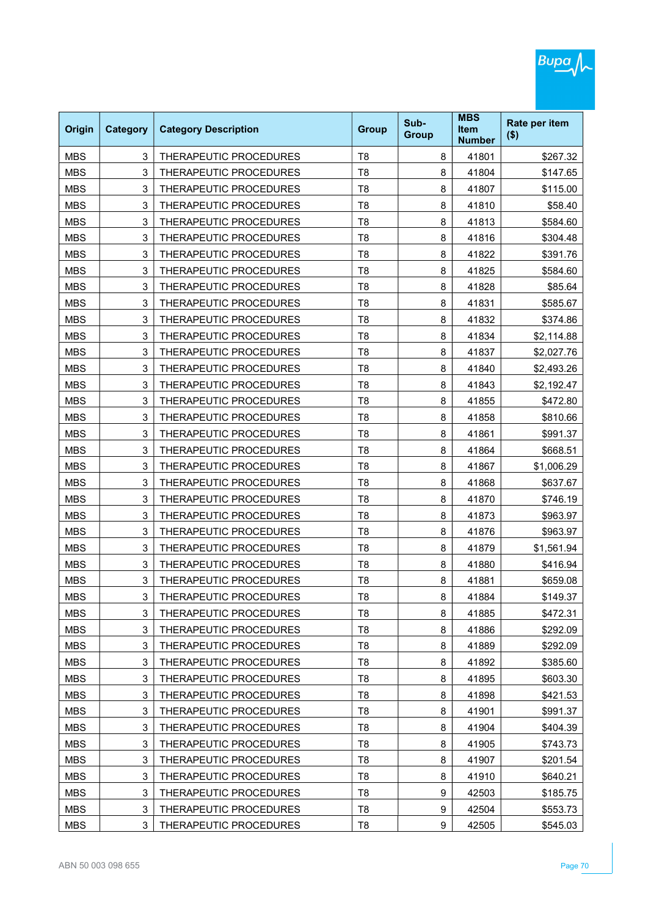| Origin | Category | Category Description | Group | Sub-Group | MBS Item Number | Rate per item ($) |
|---|---|---|---|---|---|---|
| MBS | 3 | THERAPEUTIC PROCEDURES | T8 | 8 | 41801 | $267.32 |
| MBS | 3 | THERAPEUTIC PROCEDURES | T8 | 8 | 41804 | $147.65 |
| MBS | 3 | THERAPEUTIC PROCEDURES | T8 | 8 | 41807 | $115.00 |
| MBS | 3 | THERAPEUTIC PROCEDURES | T8 | 8 | 41810 | $58.40 |
| MBS | 3 | THERAPEUTIC PROCEDURES | T8 | 8 | 41813 | $584.60 |
| MBS | 3 | THERAPEUTIC PROCEDURES | T8 | 8 | 41816 | $304.48 |
| MBS | 3 | THERAPEUTIC PROCEDURES | T8 | 8 | 41822 | $391.76 |
| MBS | 3 | THERAPEUTIC PROCEDURES | T8 | 8 | 41825 | $584.60 |
| MBS | 3 | THERAPEUTIC PROCEDURES | T8 | 8 | 41828 | $85.64 |
| MBS | 3 | THERAPEUTIC PROCEDURES | T8 | 8 | 41831 | $585.67 |
| MBS | 3 | THERAPEUTIC PROCEDURES | T8 | 8 | 41832 | $374.86 |
| MBS | 3 | THERAPEUTIC PROCEDURES | T8 | 8 | 41834 | $2,114.88 |
| MBS | 3 | THERAPEUTIC PROCEDURES | T8 | 8 | 41837 | $2,027.76 |
| MBS | 3 | THERAPEUTIC PROCEDURES | T8 | 8 | 41840 | $2,493.26 |
| MBS | 3 | THERAPEUTIC PROCEDURES | T8 | 8 | 41843 | $2,192.47 |
| MBS | 3 | THERAPEUTIC PROCEDURES | T8 | 8 | 41855 | $472.80 |
| MBS | 3 | THERAPEUTIC PROCEDURES | T8 | 8 | 41858 | $810.66 |
| MBS | 3 | THERAPEUTIC PROCEDURES | T8 | 8 | 41861 | $991.37 |
| MBS | 3 | THERAPEUTIC PROCEDURES | T8 | 8 | 41864 | $668.51 |
| MBS | 3 | THERAPEUTIC PROCEDURES | T8 | 8 | 41867 | $1,006.29 |
| MBS | 3 | THERAPEUTIC PROCEDURES | T8 | 8 | 41868 | $637.67 |
| MBS | 3 | THERAPEUTIC PROCEDURES | T8 | 8 | 41870 | $746.19 |
| MBS | 3 | THERAPEUTIC PROCEDURES | T8 | 8 | 41873 | $963.97 |
| MBS | 3 | THERAPEUTIC PROCEDURES | T8 | 8 | 41876 | $963.97 |
| MBS | 3 | THERAPEUTIC PROCEDURES | T8 | 8 | 41879 | $1,561.94 |
| MBS | 3 | THERAPEUTIC PROCEDURES | T8 | 8 | 41880 | $416.94 |
| MBS | 3 | THERAPEUTIC PROCEDURES | T8 | 8 | 41881 | $659.08 |
| MBS | 3 | THERAPEUTIC PROCEDURES | T8 | 8 | 41884 | $149.37 |
| MBS | 3 | THERAPEUTIC PROCEDURES | T8 | 8 | 41885 | $472.31 |
| MBS | 3 | THERAPEUTIC PROCEDURES | T8 | 8 | 41886 | $292.09 |
| MBS | 3 | THERAPEUTIC PROCEDURES | T8 | 8 | 41889 | $292.09 |
| MBS | 3 | THERAPEUTIC PROCEDURES | T8 | 8 | 41892 | $385.60 |
| MBS | 3 | THERAPEUTIC PROCEDURES | T8 | 8 | 41895 | $603.30 |
| MBS | 3 | THERAPEUTIC PROCEDURES | T8 | 8 | 41898 | $421.53 |
| MBS | 3 | THERAPEUTIC PROCEDURES | T8 | 8 | 41901 | $991.37 |
| MBS | 3 | THERAPEUTIC PROCEDURES | T8 | 8 | 41904 | $404.39 |
| MBS | 3 | THERAPEUTIC PROCEDURES | T8 | 8 | 41905 | $743.73 |
| MBS | 3 | THERAPEUTIC PROCEDURES | T8 | 8 | 41907 | $201.54 |
| MBS | 3 | THERAPEUTIC PROCEDURES | T8 | 8 | 41910 | $640.21 |
| MBS | 3 | THERAPEUTIC PROCEDURES | T8 | 9 | 42503 | $185.75 |
| MBS | 3 | THERAPEUTIC PROCEDURES | T8 | 9 | 42504 | $553.73 |
| MBS | 3 | THERAPEUTIC PROCEDURES | T8 | 9 | 42505 | $545.03 |

ABN 50 003 098 655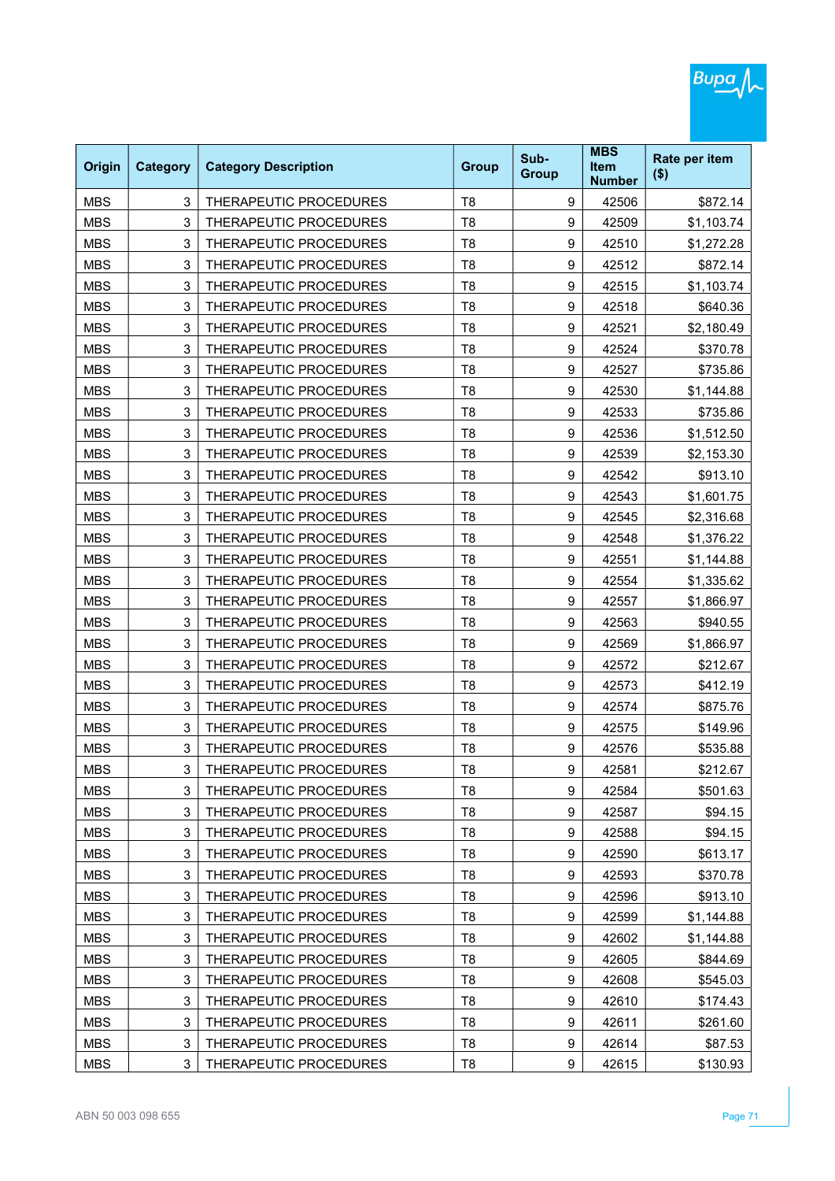| Origin | Category | Category Description | Group | Sub-Group | MBS Item Number | Rate per item ($) |
|---|---|---|---|---|---|---|
| MBS | 3 | THERAPEUTIC PROCEDURES | T8 | 9 | 42506 | $872.14 |
| MBS | 3 | THERAPEUTIC PROCEDURES | T8 | 9 | 42509 | $1,103.74 |
| MBS | 3 | THERAPEUTIC PROCEDURES | T8 | 9 | 42510 | $1,272.28 |
| MBS | 3 | THERAPEUTIC PROCEDURES | T8 | 9 | 42512 | $872.14 |
| MBS | 3 | THERAPEUTIC PROCEDURES | T8 | 9 | 42515 | $1,103.74 |
| MBS | 3 | THERAPEUTIC PROCEDURES | T8 | 9 | 42518 | $640.36 |
| MBS | 3 | THERAPEUTIC PROCEDURES | T8 | 9 | 42521 | $2,180.49 |
| MBS | 3 | THERAPEUTIC PROCEDURES | T8 | 9 | 42524 | $370.78 |
| MBS | 3 | THERAPEUTIC PROCEDURES | T8 | 9 | 42527 | $735.86 |
| MBS | 3 | THERAPEUTIC PROCEDURES | T8 | 9 | 42530 | $1,144.88 |
| MBS | 3 | THERAPEUTIC PROCEDURES | T8 | 9 | 42533 | $735.86 |
| MBS | 3 | THERAPEUTIC PROCEDURES | T8 | 9 | 42536 | $1,512.50 |
| MBS | 3 | THERAPEUTIC PROCEDURES | T8 | 9 | 42539 | $2,153.30 |
| MBS | 3 | THERAPEUTIC PROCEDURES | T8 | 9 | 42542 | $913.10 |
| MBS | 3 | THERAPEUTIC PROCEDURES | T8 | 9 | 42543 | $1,601.75 |
| MBS | 3 | THERAPEUTIC PROCEDURES | T8 | 9 | 42545 | $2,316.68 |
| MBS | 3 | THERAPEUTIC PROCEDURES | T8 | 9 | 42548 | $1,376.22 |
| MBS | 3 | THERAPEUTIC PROCEDURES | T8 | 9 | 42551 | $1,144.88 |
| MBS | 3 | THERAPEUTIC PROCEDURES | T8 | 9 | 42554 | $1,335.62 |
| MBS | 3 | THERAPEUTIC PROCEDURES | T8 | 9 | 42557 | $1,866.97 |
| MBS | 3 | THERAPEUTIC PROCEDURES | T8 | 9 | 42563 | $940.55 |
| MBS | 3 | THERAPEUTIC PROCEDURES | T8 | 9 | 42569 | $1,866.97 |
| MBS | 3 | THERAPEUTIC PROCEDURES | T8 | 9 | 42572 | $212.67 |
| MBS | 3 | THERAPEUTIC PROCEDURES | T8 | 9 | 42573 | $412.19 |
| MBS | 3 | THERAPEUTIC PROCEDURES | T8 | 9 | 42574 | $875.76 |
| MBS | 3 | THERAPEUTIC PROCEDURES | T8 | 9 | 42575 | $149.96 |
| MBS | 3 | THERAPEUTIC PROCEDURES | T8 | 9 | 42576 | $535.88 |
| MBS | 3 | THERAPEUTIC PROCEDURES | T8 | 9 | 42581 | $212.67 |
| MBS | 3 | THERAPEUTIC PROCEDURES | T8 | 9 | 42584 | $501.63 |
| MBS | 3 | THERAPEUTIC PROCEDURES | T8 | 9 | 42587 | $94.15 |
| MBS | 3 | THERAPEUTIC PROCEDURES | T8 | 9 | 42588 | $94.15 |
| MBS | 3 | THERAPEUTIC PROCEDURES | T8 | 9 | 42590 | $613.17 |
| MBS | 3 | THERAPEUTIC PROCEDURES | T8 | 9 | 42593 | $370.78 |
| MBS | 3 | THERAPEUTIC PROCEDURES | T8 | 9 | 42596 | $913.10 |
| MBS | 3 | THERAPEUTIC PROCEDURES | T8 | 9 | 42599 | $1,144.88 |
| MBS | 3 | THERAPEUTIC PROCEDURES | T8 | 9 | 42602 | $1,144.88 |
| MBS | 3 | THERAPEUTIC PROCEDURES | T8 | 9 | 42605 | $844.69 |
| MBS | 3 | THERAPEUTIC PROCEDURES | T8 | 9 | 42608 | $545.03 |
| MBS | 3 | THERAPEUTIC PROCEDURES | T8 | 9 | 42610 | $174.43 |
| MBS | 3 | THERAPEUTIC PROCEDURES | T8 | 9 | 42611 | $261.60 |
| MBS | 3 | THERAPEUTIC PROCEDURES | T8 | 9 | 42614 | $87.53 |
| MBS | 3 | THERAPEUTIC PROCEDURES | T8 | 9 | 42615 | $130.93 |

ABN 50 003 098 655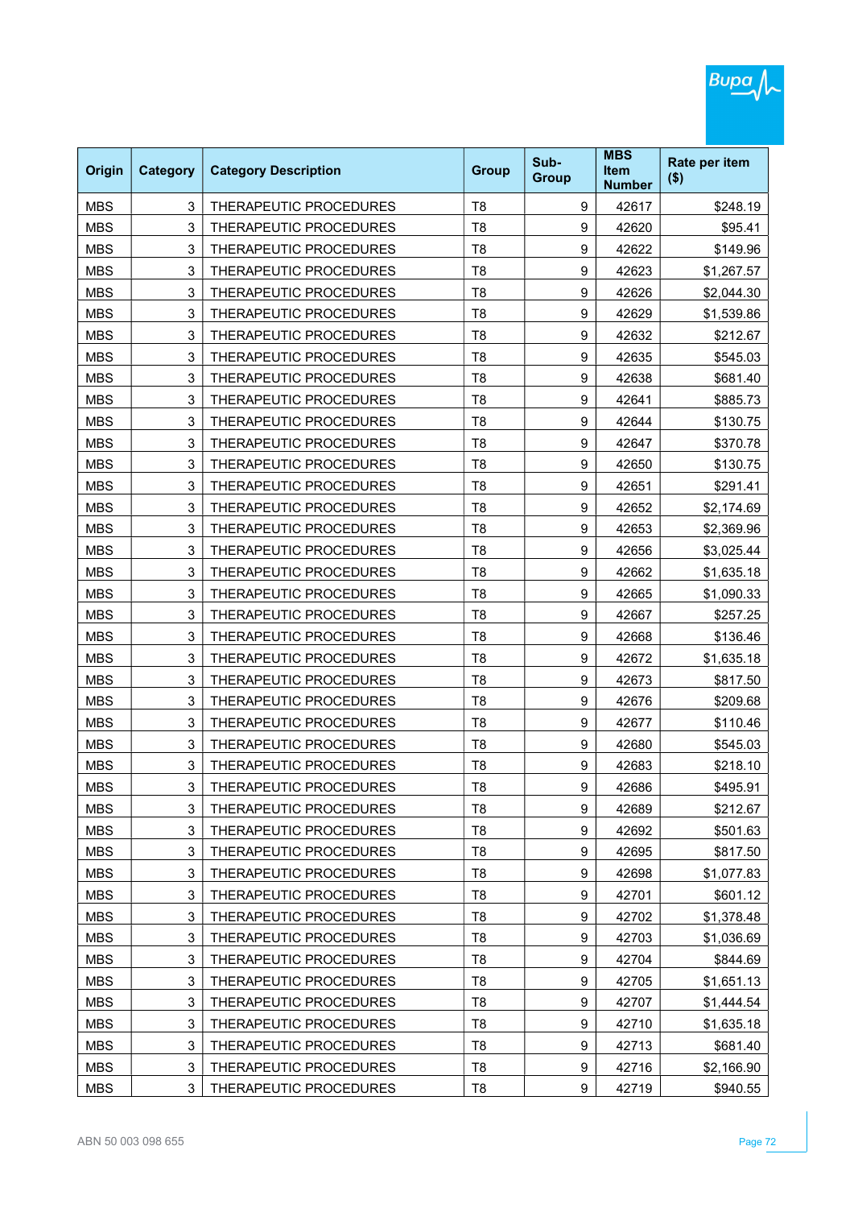| Origin | Category | Category Description | Group | Sub-Group | MBS Item Number | Rate per item ($) |
|---|---|---|---|---|---|---|
| MBS | 3 | THERAPEUTIC PROCEDURES | T8 | 9 | 42617 | $248.19 |
| MBS | 3 | THERAPEUTIC PROCEDURES | T8 | 9 | 42620 | $95.41 |
| MBS | 3 | THERAPEUTIC PROCEDURES | T8 | 9 | 42622 | $149.96 |
| MBS | 3 | THERAPEUTIC PROCEDURES | T8 | 9 | 42623 | $1,267.57 |
| MBS | 3 | THERAPEUTIC PROCEDURES | T8 | 9 | 42626 | $2,044.30 |
| MBS | 3 | THERAPEUTIC PROCEDURES | T8 | 9 | 42629 | $1,539.86 |
| MBS | 3 | THERAPEUTIC PROCEDURES | T8 | 9 | 42632 | $212.67 |
| MBS | 3 | THERAPEUTIC PROCEDURES | T8 | 9 | 42635 | $545.03 |
| MBS | 3 | THERAPEUTIC PROCEDURES | T8 | 9 | 42638 | $681.40 |
| MBS | 3 | THERAPEUTIC PROCEDURES | T8 | 9 | 42641 | $885.73 |
| MBS | 3 | THERAPEUTIC PROCEDURES | T8 | 9 | 42644 | $130.75 |
| MBS | 3 | THERAPEUTIC PROCEDURES | T8 | 9 | 42647 | $370.78 |
| MBS | 3 | THERAPEUTIC PROCEDURES | T8 | 9 | 42650 | $130.75 |
| MBS | 3 | THERAPEUTIC PROCEDURES | T8 | 9 | 42651 | $291.41 |
| MBS | 3 | THERAPEUTIC PROCEDURES | T8 | 9 | 42652 | $2,174.69 |
| MBS | 3 | THERAPEUTIC PROCEDURES | T8 | 9 | 42653 | $2,369.96 |
| MBS | 3 | THERAPEUTIC PROCEDURES | T8 | 9 | 42656 | $3,025.44 |
| MBS | 3 | THERAPEUTIC PROCEDURES | T8 | 9 | 42662 | $1,635.18 |
| MBS | 3 | THERAPEUTIC PROCEDURES | T8 | 9 | 42665 | $1,090.33 |
| MBS | 3 | THERAPEUTIC PROCEDURES | T8 | 9 | 42667 | $257.25 |
| MBS | 3 | THERAPEUTIC PROCEDURES | T8 | 9 | 42668 | $136.46 |
| MBS | 3 | THERAPEUTIC PROCEDURES | T8 | 9 | 42672 | $1,635.18 |
| MBS | 3 | THERAPEUTIC PROCEDURES | T8 | 9 | 42673 | $817.50 |
| MBS | 3 | THERAPEUTIC PROCEDURES | T8 | 9 | 42676 | $209.68 |
| MBS | 3 | THERAPEUTIC PROCEDURES | T8 | 9 | 42677 | $110.46 |
| MBS | 3 | THERAPEUTIC PROCEDURES | T8 | 9 | 42680 | $545.03 |
| MBS | 3 | THERAPEUTIC PROCEDURES | T8 | 9 | 42683 | $218.10 |
| MBS | 3 | THERAPEUTIC PROCEDURES | T8 | 9 | 42686 | $495.91 |
| MBS | 3 | THERAPEUTIC PROCEDURES | T8 | 9 | 42689 | $212.67 |
| MBS | 3 | THERAPEUTIC PROCEDURES | T8 | 9 | 42692 | $501.63 |
| MBS | 3 | THERAPEUTIC PROCEDURES | T8 | 9 | 42695 | $817.50 |
| MBS | 3 | THERAPEUTIC PROCEDURES | T8 | 9 | 42698 | $1,077.83 |
| MBS | 3 | THERAPEUTIC PROCEDURES | T8 | 9 | 42701 | $601.12 |
| MBS | 3 | THERAPEUTIC PROCEDURES | T8 | 9 | 42702 | $1,378.48 |
| MBS | 3 | THERAPEUTIC PROCEDURES | T8 | 9 | 42703 | $1,036.69 |
| MBS | 3 | THERAPEUTIC PROCEDURES | T8 | 9 | 42704 | $844.69 |
| MBS | 3 | THERAPEUTIC PROCEDURES | T8 | 9 | 42705 | $1,651.13 |
| MBS | 3 | THERAPEUTIC PROCEDURES | T8 | 9 | 42707 | $1,444.54 |
| MBS | 3 | THERAPEUTIC PROCEDURES | T8 | 9 | 42710 | $1,635.18 |
| MBS | 3 | THERAPEUTIC PROCEDURES | T8 | 9 | 42713 | $681.40 |
| MBS | 3 | THERAPEUTIC PROCEDURES | T8 | 9 | 42716 | $2,166.90 |
| MBS | 3 | THERAPEUTIC PROCEDURES | T8 | 9 | 42719 | $940.55 |

ABN 50 003 098 655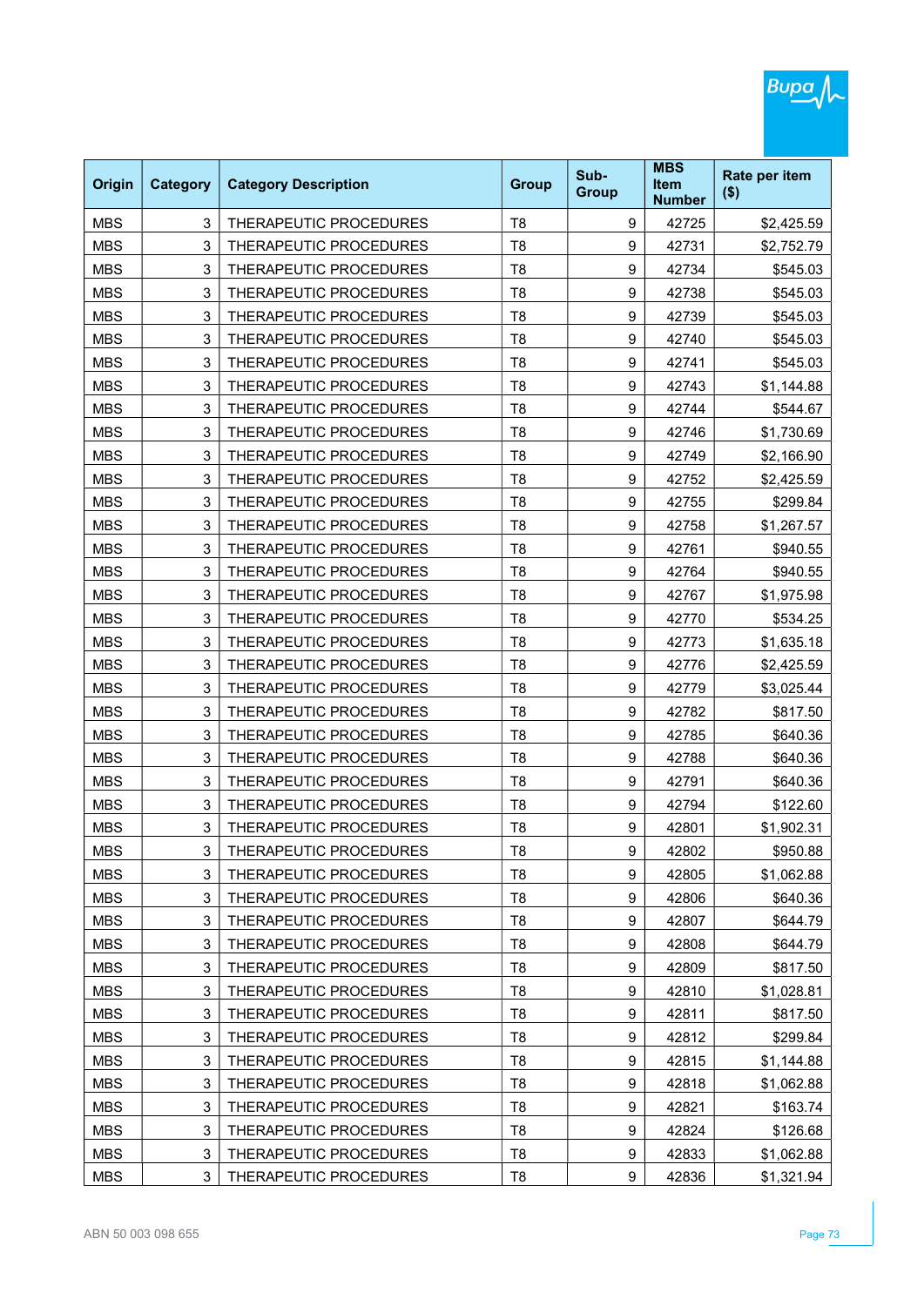| Origin | Category | Category Description | Group | Sub-Group | MBS Item Number | Rate per item ($) |
|---|---|---|---|---|---|---|
| MBS | 3 | THERAPEUTIC PROCEDURES | T8 | 9 | 42725 | $2,425.59 |
| MBS | 3 | THERAPEUTIC PROCEDURES | T8 | 9 | 42731 | $2,752.79 |
| MBS | 3 | THERAPEUTIC PROCEDURES | T8 | 9 | 42734 | $545.03 |
| MBS | 3 | THERAPEUTIC PROCEDURES | T8 | 9 | 42738 | $545.03 |
| MBS | 3 | THERAPEUTIC PROCEDURES | T8 | 9 | 42739 | $545.03 |
| MBS | 3 | THERAPEUTIC PROCEDURES | T8 | 9 | 42740 | $545.03 |
| MBS | 3 | THERAPEUTIC PROCEDURES | T8 | 9 | 42741 | $545.03 |
| MBS | 3 | THERAPEUTIC PROCEDURES | T8 | 9 | 42743 | $1,144.88 |
| MBS | 3 | THERAPEUTIC PROCEDURES | T8 | 9 | 42744 | $544.67 |
| MBS | 3 | THERAPEUTIC PROCEDURES | T8 | 9 | 42746 | $1,730.69 |
| MBS | 3 | THERAPEUTIC PROCEDURES | T8 | 9 | 42749 | $2,166.90 |
| MBS | 3 | THERAPEUTIC PROCEDURES | T8 | 9 | 42752 | $2,425.59 |
| MBS | 3 | THERAPEUTIC PROCEDURES | T8 | 9 | 42755 | $299.84 |
| MBS | 3 | THERAPEUTIC PROCEDURES | T8 | 9 | 42758 | $1,267.57 |
| MBS | 3 | THERAPEUTIC PROCEDURES | T8 | 9 | 42761 | $940.55 |
| MBS | 3 | THERAPEUTIC PROCEDURES | T8 | 9 | 42764 | $940.55 |
| MBS | 3 | THERAPEUTIC PROCEDURES | T8 | 9 | 42767 | $1,975.98 |
| MBS | 3 | THERAPEUTIC PROCEDURES | T8 | 9 | 42770 | $534.25 |
| MBS | 3 | THERAPEUTIC PROCEDURES | T8 | 9 | 42773 | $1,635.18 |
| MBS | 3 | THERAPEUTIC PROCEDURES | T8 | 9 | 42776 | $2,425.59 |
| MBS | 3 | THERAPEUTIC PROCEDURES | T8 | 9 | 42779 | $3,025.44 |
| MBS | 3 | THERAPEUTIC PROCEDURES | T8 | 9 | 42782 | $817.50 |
| MBS | 3 | THERAPEUTIC PROCEDURES | T8 | 9 | 42785 | $640.36 |
| MBS | 3 | THERAPEUTIC PROCEDURES | T8 | 9 | 42788 | $640.36 |
| MBS | 3 | THERAPEUTIC PROCEDURES | T8 | 9 | 42791 | $640.36 |
| MBS | 3 | THERAPEUTIC PROCEDURES | T8 | 9 | 42794 | $122.60 |
| MBS | 3 | THERAPEUTIC PROCEDURES | T8 | 9 | 42801 | $1,902.31 |
| MBS | 3 | THERAPEUTIC PROCEDURES | T8 | 9 | 42802 | $950.88 |
| MBS | 3 | THERAPEUTIC PROCEDURES | T8 | 9 | 42805 | $1,062.88 |
| MBS | 3 | THERAPEUTIC PROCEDURES | T8 | 9 | 42806 | $640.36 |
| MBS | 3 | THERAPEUTIC PROCEDURES | T8 | 9 | 42807 | $644.79 |
| MBS | 3 | THERAPEUTIC PROCEDURES | T8 | 9 | 42808 | $644.79 |
| MBS | 3 | THERAPEUTIC PROCEDURES | T8 | 9 | 42809 | $817.50 |
| MBS | 3 | THERAPEUTIC PROCEDURES | T8 | 9 | 42810 | $1,028.81 |
| MBS | 3 | THERAPEUTIC PROCEDURES | T8 | 9 | 42811 | $817.50 |
| MBS | 3 | THERAPEUTIC PROCEDURES | T8 | 9 | 42812 | $299.84 |
| MBS | 3 | THERAPEUTIC PROCEDURES | T8 | 9 | 42815 | $1,144.88 |
| MBS | 3 | THERAPEUTIC PROCEDURES | T8 | 9 | 42818 | $1,062.88 |
| MBS | 3 | THERAPEUTIC PROCEDURES | T8 | 9 | 42821 | $163.74 |
| MBS | 3 | THERAPEUTIC PROCEDURES | T8 | 9 | 42824 | $126.68 |
| MBS | 3 | THERAPEUTIC PROCEDURES | T8 | 9 | 42833 | $1,062.88 |
| MBS | 3 | THERAPEUTIC PROCEDURES | T8 | 9 | 42836 | $1,321.94 |

ABN 50 003 098 655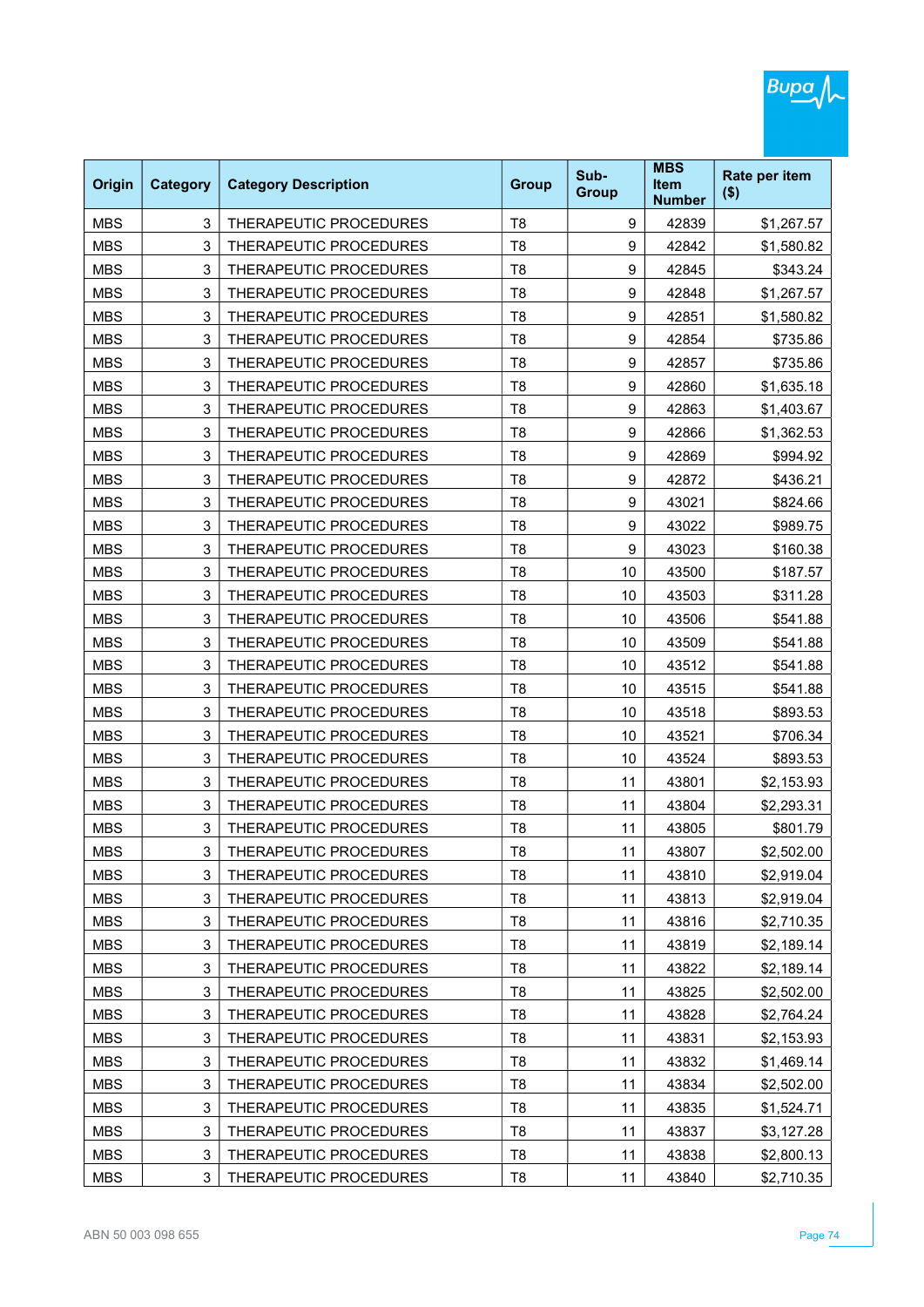| Origin | Category | Category Description | Group | Sub-Group | MBS Item Number | Rate per item ($) |
|---|---|---|---|---|---|---|
| MBS | 3 | THERAPEUTIC PROCEDURES | T8 | 9 | 42839 | $1,267.57 |
| MBS | 3 | THERAPEUTIC PROCEDURES | T8 | 9 | 42842 | $1,580.82 |
| MBS | 3 | THERAPEUTIC PROCEDURES | T8 | 9 | 42845 | $343.24 |
| MBS | 3 | THERAPEUTIC PROCEDURES | T8 | 9 | 42848 | $1,267.57 |
| MBS | 3 | THERAPEUTIC PROCEDURES | T8 | 9 | 42851 | $1,580.82 |
| MBS | 3 | THERAPEUTIC PROCEDURES | T8 | 9 | 42854 | $735.86 |
| MBS | 3 | THERAPEUTIC PROCEDURES | T8 | 9 | 42857 | $735.86 |
| MBS | 3 | THERAPEUTIC PROCEDURES | T8 | 9 | 42860 | $1,635.18 |
| MBS | 3 | THERAPEUTIC PROCEDURES | T8 | 9 | 42863 | $1,403.67 |
| MBS | 3 | THERAPEUTIC PROCEDURES | T8 | 9 | 42866 | $1,362.53 |
| MBS | 3 | THERAPEUTIC PROCEDURES | T8 | 9 | 42869 | $994.92 |
| MBS | 3 | THERAPEUTIC PROCEDURES | T8 | 9 | 42872 | $436.21 |
| MBS | 3 | THERAPEUTIC PROCEDURES | T8 | 9 | 43021 | $824.66 |
| MBS | 3 | THERAPEUTIC PROCEDURES | T8 | 9 | 43022 | $989.75 |
| MBS | 3 | THERAPEUTIC PROCEDURES | T8 | 9 | 43023 | $160.38 |
| MBS | 3 | THERAPEUTIC PROCEDURES | T8 | 10 | 43500 | $187.57 |
| MBS | 3 | THERAPEUTIC PROCEDURES | T8 | 10 | 43503 | $311.28 |
| MBS | 3 | THERAPEUTIC PROCEDURES | T8 | 10 | 43506 | $541.88 |
| MBS | 3 | THERAPEUTIC PROCEDURES | T8 | 10 | 43509 | $541.88 |
| MBS | 3 | THERAPEUTIC PROCEDURES | T8 | 10 | 43512 | $541.88 |
| MBS | 3 | THERAPEUTIC PROCEDURES | T8 | 10 | 43515 | $541.88 |
| MBS | 3 | THERAPEUTIC PROCEDURES | T8 | 10 | 43518 | $893.53 |
| MBS | 3 | THERAPEUTIC PROCEDURES | T8 | 10 | 43521 | $706.34 |
| MBS | 3 | THERAPEUTIC PROCEDURES | T8 | 10 | 43524 | $893.53 |
| MBS | 3 | THERAPEUTIC PROCEDURES | T8 | 11 | 43801 | $2,153.93 |
| MBS | 3 | THERAPEUTIC PROCEDURES | T8 | 11 | 43804 | $2,293.31 |
| MBS | 3 | THERAPEUTIC PROCEDURES | T8 | 11 | 43805 | $801.79 |
| MBS | 3 | THERAPEUTIC PROCEDURES | T8 | 11 | 43807 | $2,502.00 |
| MBS | 3 | THERAPEUTIC PROCEDURES | T8 | 11 | 43810 | $2,919.04 |
| MBS | 3 | THERAPEUTIC PROCEDURES | T8 | 11 | 43813 | $2,919.04 |
| MBS | 3 | THERAPEUTIC PROCEDURES | T8 | 11 | 43816 | $2,710.35 |
| MBS | 3 | THERAPEUTIC PROCEDURES | T8 | 11 | 43819 | $2,189.14 |
| MBS | 3 | THERAPEUTIC PROCEDURES | T8 | 11 | 43822 | $2,189.14 |
| MBS | 3 | THERAPEUTIC PROCEDURES | T8 | 11 | 43825 | $2,502.00 |
| MBS | 3 | THERAPEUTIC PROCEDURES | T8 | 11 | 43828 | $2,764.24 |
| MBS | 3 | THERAPEUTIC PROCEDURES | T8 | 11 | 43831 | $2,153.93 |
| MBS | 3 | THERAPEUTIC PROCEDURES | T8 | 11 | 43832 | $1,469.14 |
| MBS | 3 | THERAPEUTIC PROCEDURES | T8 | 11 | 43834 | $2,502.00 |
| MBS | 3 | THERAPEUTIC PROCEDURES | T8 | 11 | 43835 | $1,524.71 |
| MBS | 3 | THERAPEUTIC PROCEDURES | T8 | 11 | 43837 | $3,127.28 |
| MBS | 3 | THERAPEUTIC PROCEDURES | T8 | 11 | 43838 | $2,800.13 |
| MBS | 3 | THERAPEUTIC PROCEDURES | T8 | 11 | 43840 | $2,710.35 |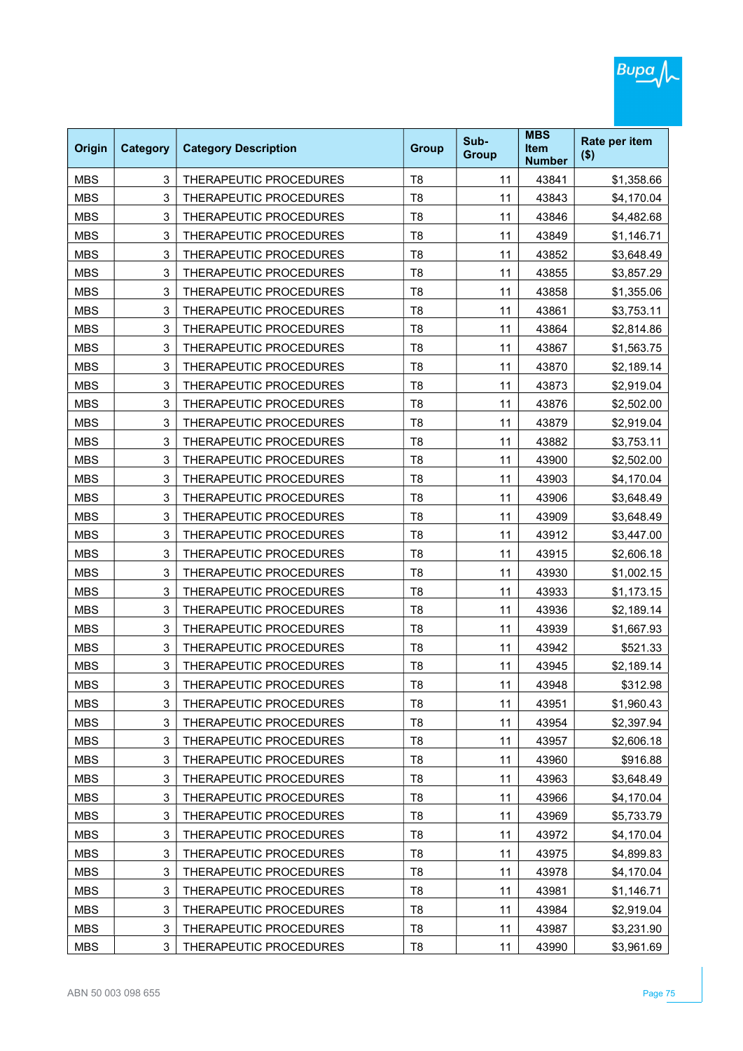| Origin | Category | Category Description | Group | Sub-Group | MBS Item Number | Rate per item ($) |
|---|---|---|---|---|---|---|
| MBS | 3 | THERAPEUTIC PROCEDURES | T8 | 11 | 43841 | $1,358.66 |
| MBS | 3 | THERAPEUTIC PROCEDURES | T8 | 11 | 43843 | $4,170.04 |
| MBS | 3 | THERAPEUTIC PROCEDURES | T8 | 11 | 43846 | $4,482.68 |
| MBS | 3 | THERAPEUTIC PROCEDURES | T8 | 11 | 43849 | $1,146.71 |
| MBS | 3 | THERAPEUTIC PROCEDURES | T8 | 11 | 43852 | $3,648.49 |
| MBS | 3 | THERAPEUTIC PROCEDURES | T8 | 11 | 43855 | $3,857.29 |
| MBS | 3 | THERAPEUTIC PROCEDURES | T8 | 11 | 43858 | $1,355.06 |
| MBS | 3 | THERAPEUTIC PROCEDURES | T8 | 11 | 43861 | $3,753.11 |
| MBS | 3 | THERAPEUTIC PROCEDURES | T8 | 11 | 43864 | $2,814.86 |
| MBS | 3 | THERAPEUTIC PROCEDURES | T8 | 11 | 43867 | $1,563.75 |
| MBS | 3 | THERAPEUTIC PROCEDURES | T8 | 11 | 43870 | $2,189.14 |
| MBS | 3 | THERAPEUTIC PROCEDURES | T8 | 11 | 43873 | $2,919.04 |
| MBS | 3 | THERAPEUTIC PROCEDURES | T8 | 11 | 43876 | $2,502.00 |
| MBS | 3 | THERAPEUTIC PROCEDURES | T8 | 11 | 43879 | $2,919.04 |
| MBS | 3 | THERAPEUTIC PROCEDURES | T8 | 11 | 43882 | $3,753.11 |
| MBS | 3 | THERAPEUTIC PROCEDURES | T8 | 11 | 43900 | $2,502.00 |
| MBS | 3 | THERAPEUTIC PROCEDURES | T8 | 11 | 43903 | $4,170.04 |
| MBS | 3 | THERAPEUTIC PROCEDURES | T8 | 11 | 43906 | $3,648.49 |
| MBS | 3 | THERAPEUTIC PROCEDURES | T8 | 11 | 43909 | $3,648.49 |
| MBS | 3 | THERAPEUTIC PROCEDURES | T8 | 11 | 43912 | $3,447.00 |
| MBS | 3 | THERAPEUTIC PROCEDURES | T8 | 11 | 43915 | $2,606.18 |
| MBS | 3 | THERAPEUTIC PROCEDURES | T8 | 11 | 43930 | $1,002.15 |
| MBS | 3 | THERAPEUTIC PROCEDURES | T8 | 11 | 43933 | $1,173.15 |
| MBS | 3 | THERAPEUTIC PROCEDURES | T8 | 11 | 43936 | $2,189.14 |
| MBS | 3 | THERAPEUTIC PROCEDURES | T8 | 11 | 43939 | $1,667.93 |
| MBS | 3 | THERAPEUTIC PROCEDURES | T8 | 11 | 43942 | $521.33 |
| MBS | 3 | THERAPEUTIC PROCEDURES | T8 | 11 | 43945 | $2,189.14 |
| MBS | 3 | THERAPEUTIC PROCEDURES | T8 | 11 | 43948 | $312.98 |
| MBS | 3 | THERAPEUTIC PROCEDURES | T8 | 11 | 43951 | $1,960.43 |
| MBS | 3 | THERAPEUTIC PROCEDURES | T8 | 11 | 43954 | $2,397.94 |
| MBS | 3 | THERAPEUTIC PROCEDURES | T8 | 11 | 43957 | $2,606.18 |
| MBS | 3 | THERAPEUTIC PROCEDURES | T8 | 11 | 43960 | $916.88 |
| MBS | 3 | THERAPEUTIC PROCEDURES | T8 | 11 | 43963 | $3,648.49 |
| MBS | 3 | THERAPEUTIC PROCEDURES | T8 | 11 | 43966 | $4,170.04 |
| MBS | 3 | THERAPEUTIC PROCEDURES | T8 | 11 | 43969 | $5,733.79 |
| MBS | 3 | THERAPEUTIC PROCEDURES | T8 | 11 | 43972 | $4,170.04 |
| MBS | 3 | THERAPEUTIC PROCEDURES | T8 | 11 | 43975 | $4,899.83 |
| MBS | 3 | THERAPEUTIC PROCEDURES | T8 | 11 | 43978 | $4,170.04 |
| MBS | 3 | THERAPEUTIC PROCEDURES | T8 | 11 | 43981 | $1,146.71 |
| MBS | 3 | THERAPEUTIC PROCEDURES | T8 | 11 | 43984 | $2,919.04 |
| MBS | 3 | THERAPEUTIC PROCEDURES | T8 | 11 | 43987 | $3,231.90 |
| MBS | 3 | THERAPEUTIC PROCEDURES | T8 | 11 | 43990 | $3,961.69 |

ABN 50 003 098 655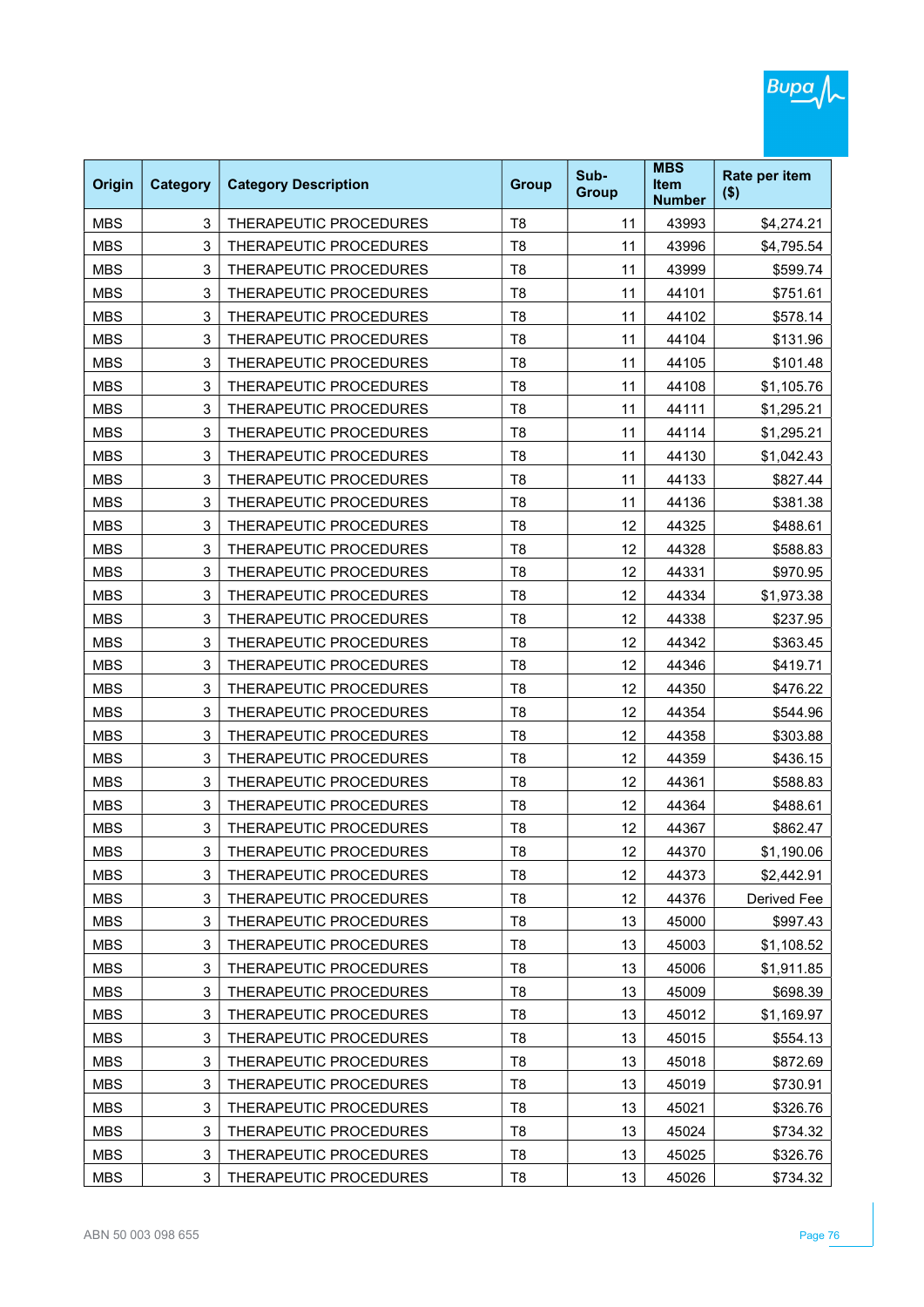| Origin | Category | Category Description | Group | Sub-Group | MBS Item Number | Rate per item ($) |
|---|---|---|---|---|---|---|
| MBS | 3 | THERAPEUTIC PROCEDURES | T8 | 11 | 43993 | $4,274.21 |
| MBS | 3 | THERAPEUTIC PROCEDURES | T8 | 11 | 43996 | $4,795.54 |
| MBS | 3 | THERAPEUTIC PROCEDURES | T8 | 11 | 43999 | $599.74 |
| MBS | 3 | THERAPEUTIC PROCEDURES | T8 | 11 | 44101 | $751.61 |
| MBS | 3 | THERAPEUTIC PROCEDURES | T8 | 11 | 44102 | $578.14 |
| MBS | 3 | THERAPEUTIC PROCEDURES | T8 | 11 | 44104 | $131.96 |
| MBS | 3 | THERAPEUTIC PROCEDURES | T8 | 11 | 44105 | $101.48 |
| MBS | 3 | THERAPEUTIC PROCEDURES | T8 | 11 | 44108 | $1,105.76 |
| MBS | 3 | THERAPEUTIC PROCEDURES | T8 | 11 | 44111 | $1,295.21 |
| MBS | 3 | THERAPEUTIC PROCEDURES | T8 | 11 | 44114 | $1,295.21 |
| MBS | 3 | THERAPEUTIC PROCEDURES | T8 | 11 | 44130 | $1,042.43 |
| MBS | 3 | THERAPEUTIC PROCEDURES | T8 | 11 | 44133 | $827.44 |
| MBS | 3 | THERAPEUTIC PROCEDURES | T8 | 11 | 44136 | $381.38 |
| MBS | 3 | THERAPEUTIC PROCEDURES | T8 | 12 | 44325 | $488.61 |
| MBS | 3 | THERAPEUTIC PROCEDURES | T8 | 12 | 44328 | $588.83 |
| MBS | 3 | THERAPEUTIC PROCEDURES | T8 | 12 | 44331 | $970.95 |
| MBS | 3 | THERAPEUTIC PROCEDURES | T8 | 12 | 44334 | $1,973.38 |
| MBS | 3 | THERAPEUTIC PROCEDURES | T8 | 12 | 44338 | $237.95 |
| MBS | 3 | THERAPEUTIC PROCEDURES | T8 | 12 | 44342 | $363.45 |
| MBS | 3 | THERAPEUTIC PROCEDURES | T8 | 12 | 44346 | $419.71 |
| MBS | 3 | THERAPEUTIC PROCEDURES | T8 | 12 | 44350 | $476.22 |
| MBS | 3 | THERAPEUTIC PROCEDURES | T8 | 12 | 44354 | $544.96 |
| MBS | 3 | THERAPEUTIC PROCEDURES | T8 | 12 | 44358 | $303.88 |
| MBS | 3 | THERAPEUTIC PROCEDURES | T8 | 12 | 44359 | $436.15 |
| MBS | 3 | THERAPEUTIC PROCEDURES | T8 | 12 | 44361 | $588.83 |
| MBS | 3 | THERAPEUTIC PROCEDURES | T8 | 12 | 44364 | $488.61 |
| MBS | 3 | THERAPEUTIC PROCEDURES | T8 | 12 | 44367 | $862.47 |
| MBS | 3 | THERAPEUTIC PROCEDURES | T8 | 12 | 44370 | $1,190.06 |
| MBS | 3 | THERAPEUTIC PROCEDURES | T8 | 12 | 44373 | $2,442.91 |
| MBS | 3 | THERAPEUTIC PROCEDURES | T8 | 12 | 44376 | Derived Fee |
| MBS | 3 | THERAPEUTIC PROCEDURES | T8 | 13 | 45000 | $997.43 |
| MBS | 3 | THERAPEUTIC PROCEDURES | T8 | 13 | 45003 | $1,108.52 |
| MBS | 3 | THERAPEUTIC PROCEDURES | T8 | 13 | 45006 | $1,911.85 |
| MBS | 3 | THERAPEUTIC PROCEDURES | T8 | 13 | 45009 | $698.39 |
| MBS | 3 | THERAPEUTIC PROCEDURES | T8 | 13 | 45012 | $1,169.97 |
| MBS | 3 | THERAPEUTIC PROCEDURES | T8 | 13 | 45015 | $554.13 |
| MBS | 3 | THERAPEUTIC PROCEDURES | T8 | 13 | 45018 | $872.69 |
| MBS | 3 | THERAPEUTIC PROCEDURES | T8 | 13 | 45019 | $730.91 |
| MBS | 3 | THERAPEUTIC PROCEDURES | T8 | 13 | 45021 | $326.76 |
| MBS | 3 | THERAPEUTIC PROCEDURES | T8 | 13 | 45024 | $734.32 |
| MBS | 3 | THERAPEUTIC PROCEDURES | T8 | 13 | 45025 | $326.76 |
| MBS | 3 | THERAPEUTIC PROCEDURES | T8 | 13 | 45026 | $734.32 |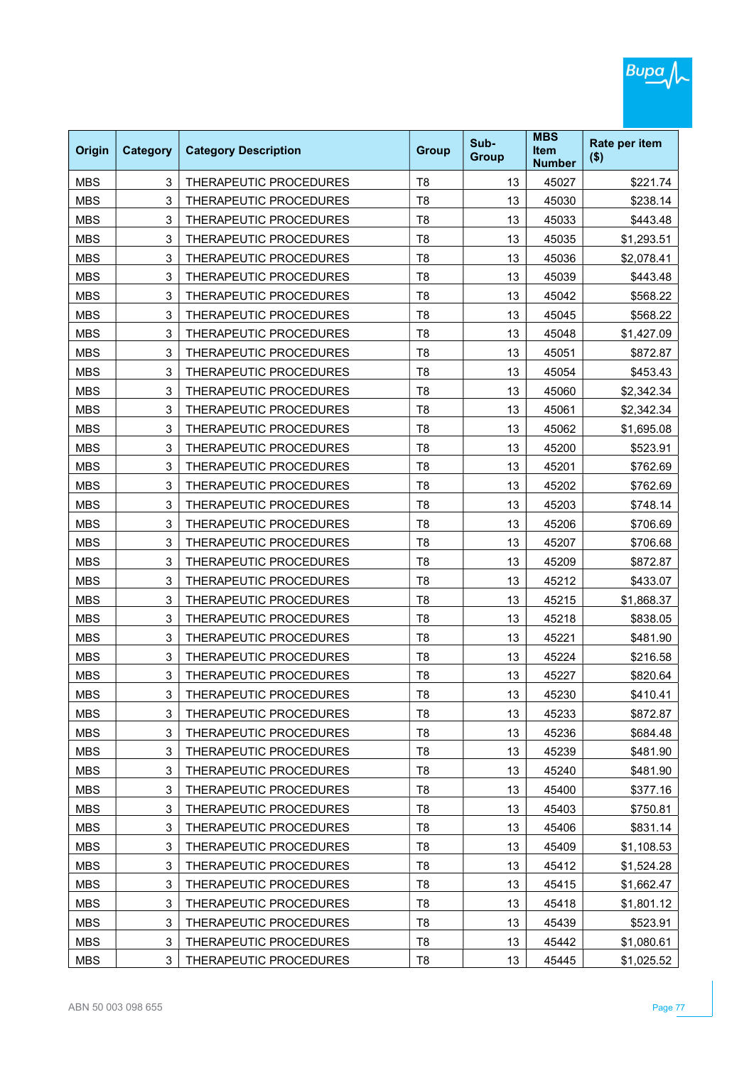| Origin | Category | Category Description | Group | Sub-Group | MBS Item Number | Rate per item ($) |
|---|---|---|---|---|---|---|
| MBS | 3 | THERAPEUTIC PROCEDURES | T8 | 13 | 45027 | $221.74 |
| MBS | 3 | THERAPEUTIC PROCEDURES | T8 | 13 | 45030 | $238.14 |
| MBS | 3 | THERAPEUTIC PROCEDURES | T8 | 13 | 45033 | $443.48 |
| MBS | 3 | THERAPEUTIC PROCEDURES | T8 | 13 | 45035 | $1,293.51 |
| MBS | 3 | THERAPEUTIC PROCEDURES | T8 | 13 | 45036 | $2,078.41 |
| MBS | 3 | THERAPEUTIC PROCEDURES | T8 | 13 | 45039 | $443.48 |
| MBS | 3 | THERAPEUTIC PROCEDURES | T8 | 13 | 45042 | $568.22 |
| MBS | 3 | THERAPEUTIC PROCEDURES | T8 | 13 | 45045 | $568.22 |
| MBS | 3 | THERAPEUTIC PROCEDURES | T8 | 13 | 45048 | $1,427.09 |
| MBS | 3 | THERAPEUTIC PROCEDURES | T8 | 13 | 45051 | $872.87 |
| MBS | 3 | THERAPEUTIC PROCEDURES | T8 | 13 | 45054 | $453.43 |
| MBS | 3 | THERAPEUTIC PROCEDURES | T8 | 13 | 45060 | $2,342.34 |
| MBS | 3 | THERAPEUTIC PROCEDURES | T8 | 13 | 45061 | $2,342.34 |
| MBS | 3 | THERAPEUTIC PROCEDURES | T8 | 13 | 45062 | $1,695.08 |
| MBS | 3 | THERAPEUTIC PROCEDURES | T8 | 13 | 45200 | $523.91 |
| MBS | 3 | THERAPEUTIC PROCEDURES | T8 | 13 | 45201 | $762.69 |
| MBS | 3 | THERAPEUTIC PROCEDURES | T8 | 13 | 45202 | $762.69 |
| MBS | 3 | THERAPEUTIC PROCEDURES | T8 | 13 | 45203 | $748.14 |
| MBS | 3 | THERAPEUTIC PROCEDURES | T8 | 13 | 45206 | $706.69 |
| MBS | 3 | THERAPEUTIC PROCEDURES | T8 | 13 | 45207 | $706.68 |
| MBS | 3 | THERAPEUTIC PROCEDURES | T8 | 13 | 45209 | $872.87 |
| MBS | 3 | THERAPEUTIC PROCEDURES | T8 | 13 | 45212 | $433.07 |
| MBS | 3 | THERAPEUTIC PROCEDURES | T8 | 13 | 45215 | $1,868.37 |
| MBS | 3 | THERAPEUTIC PROCEDURES | T8 | 13 | 45218 | $838.05 |
| MBS | 3 | THERAPEUTIC PROCEDURES | T8 | 13 | 45221 | $481.90 |
| MBS | 3 | THERAPEUTIC PROCEDURES | T8 | 13 | 45224 | $216.58 |
| MBS | 3 | THERAPEUTIC PROCEDURES | T8 | 13 | 45227 | $820.64 |
| MBS | 3 | THERAPEUTIC PROCEDURES | T8 | 13 | 45230 | $410.41 |
| MBS | 3 | THERAPEUTIC PROCEDURES | T8 | 13 | 45233 | $872.87 |
| MBS | 3 | THERAPEUTIC PROCEDURES | T8 | 13 | 45236 | $684.48 |
| MBS | 3 | THERAPEUTIC PROCEDURES | T8 | 13 | 45239 | $481.90 |
| MBS | 3 | THERAPEUTIC PROCEDURES | T8 | 13 | 45240 | $481.90 |
| MBS | 3 | THERAPEUTIC PROCEDURES | T8 | 13 | 45400 | $377.16 |
| MBS | 3 | THERAPEUTIC PROCEDURES | T8 | 13 | 45403 | $750.81 |
| MBS | 3 | THERAPEUTIC PROCEDURES | T8 | 13 | 45406 | $831.14 |
| MBS | 3 | THERAPEUTIC PROCEDURES | T8 | 13 | 45409 | $1,108.53 |
| MBS | 3 | THERAPEUTIC PROCEDURES | T8 | 13 | 45412 | $1,524.28 |
| MBS | 3 | THERAPEUTIC PROCEDURES | T8 | 13 | 45415 | $1,662.47 |
| MBS | 3 | THERAPEUTIC PROCEDURES | T8 | 13 | 45418 | $1,801.12 |
| MBS | 3 | THERAPEUTIC PROCEDURES | T8 | 13 | 45439 | $523.91 |
| MBS | 3 | THERAPEUTIC PROCEDURES | T8 | 13 | 45442 | $1,080.61 |
| MBS | 3 | THERAPEUTIC PROCEDURES | T8 | 13 | 45445 | $1,025.52 |

ABN 50 003 098 655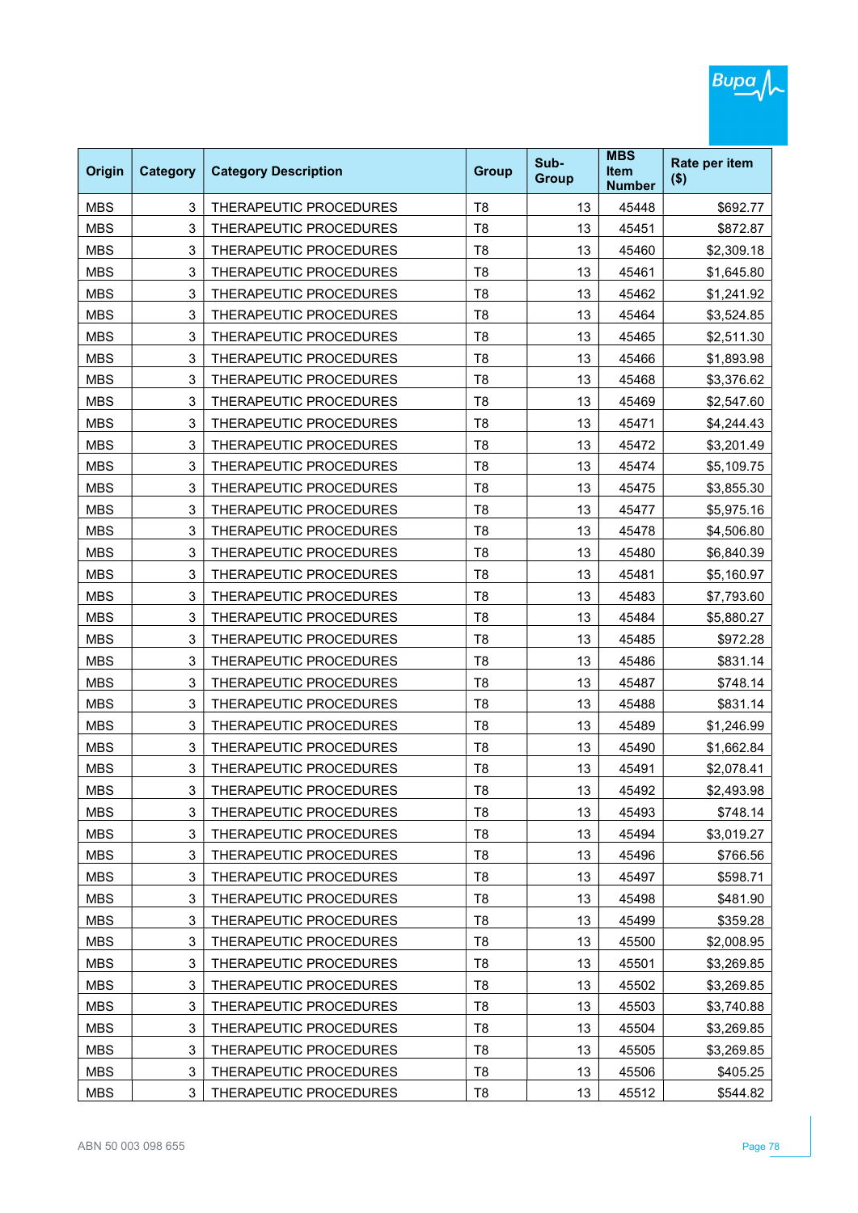| Origin | Category | Category Description | Group | Sub-Group | MBS Item Number | Rate per item ($) |
|---|---|---|---|---|---|---|
| MBS | 3 | THERAPEUTIC PROCEDURES | T8 | 13 | 45448 | $692.77 |
| MBS | 3 | THERAPEUTIC PROCEDURES | T8 | 13 | 45451 | $872.87 |
| MBS | 3 | THERAPEUTIC PROCEDURES | T8 | 13 | 45460 | $2,309.18 |
| MBS | 3 | THERAPEUTIC PROCEDURES | T8 | 13 | 45461 | $1,645.80 |
| MBS | 3 | THERAPEUTIC PROCEDURES | T8 | 13 | 45462 | $1,241.92 |
| MBS | 3 | THERAPEUTIC PROCEDURES | T8 | 13 | 45464 | $3,524.85 |
| MBS | 3 | THERAPEUTIC PROCEDURES | T8 | 13 | 45465 | $2,511.30 |
| MBS | 3 | THERAPEUTIC PROCEDURES | T8 | 13 | 45466 | $1,893.98 |
| MBS | 3 | THERAPEUTIC PROCEDURES | T8 | 13 | 45468 | $3,376.62 |
| MBS | 3 | THERAPEUTIC PROCEDURES | T8 | 13 | 45469 | $2,547.60 |
| MBS | 3 | THERAPEUTIC PROCEDURES | T8 | 13 | 45471 | $4,244.43 |
| MBS | 3 | THERAPEUTIC PROCEDURES | T8 | 13 | 45472 | $3,201.49 |
| MBS | 3 | THERAPEUTIC PROCEDURES | T8 | 13 | 45474 | $5,109.75 |
| MBS | 3 | THERAPEUTIC PROCEDURES | T8 | 13 | 45475 | $3,855.30 |
| MBS | 3 | THERAPEUTIC PROCEDURES | T8 | 13 | 45477 | $5,975.16 |
| MBS | 3 | THERAPEUTIC PROCEDURES | T8 | 13 | 45478 | $4,506.80 |
| MBS | 3 | THERAPEUTIC PROCEDURES | T8 | 13 | 45480 | $6,840.39 |
| MBS | 3 | THERAPEUTIC PROCEDURES | T8 | 13 | 45481 | $5,160.97 |
| MBS | 3 | THERAPEUTIC PROCEDURES | T8 | 13 | 45483 | $7,793.60 |
| MBS | 3 | THERAPEUTIC PROCEDURES | T8 | 13 | 45484 | $5,880.27 |
| MBS | 3 | THERAPEUTIC PROCEDURES | T8 | 13 | 45485 | $972.28 |
| MBS | 3 | THERAPEUTIC PROCEDURES | T8 | 13 | 45486 | $831.14 |
| MBS | 3 | THERAPEUTIC PROCEDURES | T8 | 13 | 45487 | $748.14 |
| MBS | 3 | THERAPEUTIC PROCEDURES | T8 | 13 | 45488 | $831.14 |
| MBS | 3 | THERAPEUTIC PROCEDURES | T8 | 13 | 45489 | $1,246.99 |
| MBS | 3 | THERAPEUTIC PROCEDURES | T8 | 13 | 45490 | $1,662.84 |
| MBS | 3 | THERAPEUTIC PROCEDURES | T8 | 13 | 45491 | $2,078.41 |
| MBS | 3 | THERAPEUTIC PROCEDURES | T8 | 13 | 45492 | $2,493.98 |
| MBS | 3 | THERAPEUTIC PROCEDURES | T8 | 13 | 45493 | $748.14 |
| MBS | 3 | THERAPEUTIC PROCEDURES | T8 | 13 | 45494 | $3,019.27 |
| MBS | 3 | THERAPEUTIC PROCEDURES | T8 | 13 | 45496 | $766.56 |
| MBS | 3 | THERAPEUTIC PROCEDURES | T8 | 13 | 45497 | $598.71 |
| MBS | 3 | THERAPEUTIC PROCEDURES | T8 | 13 | 45498 | $481.90 |
| MBS | 3 | THERAPEUTIC PROCEDURES | T8 | 13 | 45499 | $359.28 |
| MBS | 3 | THERAPEUTIC PROCEDURES | T8 | 13 | 45500 | $2,008.95 |
| MBS | 3 | THERAPEUTIC PROCEDURES | T8 | 13 | 45501 | $3,269.85 |
| MBS | 3 | THERAPEUTIC PROCEDURES | T8 | 13 | 45502 | $3,269.85 |
| MBS | 3 | THERAPEUTIC PROCEDURES | T8 | 13 | 45503 | $3,740.88 |
| MBS | 3 | THERAPEUTIC PROCEDURES | T8 | 13 | 45504 | $3,269.85 |
| MBS | 3 | THERAPEUTIC PROCEDURES | T8 | 13 | 45505 | $3,269.85 |
| MBS | 3 | THERAPEUTIC PROCEDURES | T8 | 13 | 45506 | $405.25 |
| MBS | 3 | THERAPEUTIC PROCEDURES | T8 | 13 | 45512 | $544.82 |

ABN 50 003 098 655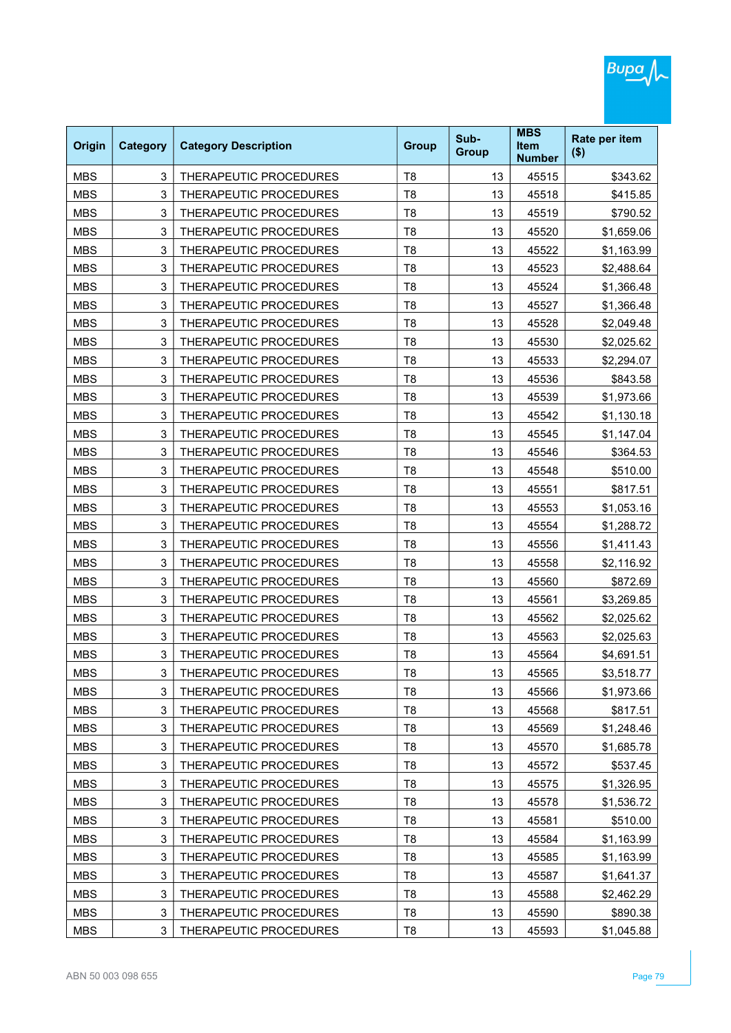| Origin | Category | Category Description | Group | Sub-Group | MBS Item Number | Rate per item ($) |
|---|---|---|---|---|---|---|
| MBS | 3 | THERAPEUTIC PROCEDURES | T8 | 13 | 45515 | $343.62 |
| MBS | 3 | THERAPEUTIC PROCEDURES | T8 | 13 | 45518 | $415.85 |
| MBS | 3 | THERAPEUTIC PROCEDURES | T8 | 13 | 45519 | $790.52 |
| MBS | 3 | THERAPEUTIC PROCEDURES | T8 | 13 | 45520 | $1,659.06 |
| MBS | 3 | THERAPEUTIC PROCEDURES | T8 | 13 | 45522 | $1,163.99 |
| MBS | 3 | THERAPEUTIC PROCEDURES | T8 | 13 | 45523 | $2,488.64 |
| MBS | 3 | THERAPEUTIC PROCEDURES | T8 | 13 | 45524 | $1,366.48 |
| MBS | 3 | THERAPEUTIC PROCEDURES | T8 | 13 | 45527 | $1,366.48 |
| MBS | 3 | THERAPEUTIC PROCEDURES | T8 | 13 | 45528 | $2,049.48 |
| MBS | 3 | THERAPEUTIC PROCEDURES | T8 | 13 | 45530 | $2,025.62 |
| MBS | 3 | THERAPEUTIC PROCEDURES | T8 | 13 | 45533 | $2,294.07 |
| MBS | 3 | THERAPEUTIC PROCEDURES | T8 | 13 | 45536 | $843.58 |
| MBS | 3 | THERAPEUTIC PROCEDURES | T8 | 13 | 45539 | $1,973.66 |
| MBS | 3 | THERAPEUTIC PROCEDURES | T8 | 13 | 45542 | $1,130.18 |
| MBS | 3 | THERAPEUTIC PROCEDURES | T8 | 13 | 45545 | $1,147.04 |
| MBS | 3 | THERAPEUTIC PROCEDURES | T8 | 13 | 45546 | $364.53 |
| MBS | 3 | THERAPEUTIC PROCEDURES | T8 | 13 | 45548 | $510.00 |
| MBS | 3 | THERAPEUTIC PROCEDURES | T8 | 13 | 45551 | $817.51 |
| MBS | 3 | THERAPEUTIC PROCEDURES | T8 | 13 | 45553 | $1,053.16 |
| MBS | 3 | THERAPEUTIC PROCEDURES | T8 | 13 | 45554 | $1,288.72 |
| MBS | 3 | THERAPEUTIC PROCEDURES | T8 | 13 | 45556 | $1,411.43 |
| MBS | 3 | THERAPEUTIC PROCEDURES | T8 | 13 | 45558 | $2,116.92 |
| MBS | 3 | THERAPEUTIC PROCEDURES | T8 | 13 | 45560 | $872.69 |
| MBS | 3 | THERAPEUTIC PROCEDURES | T8 | 13 | 45561 | $3,269.85 |
| MBS | 3 | THERAPEUTIC PROCEDURES | T8 | 13 | 45562 | $2,025.62 |
| MBS | 3 | THERAPEUTIC PROCEDURES | T8 | 13 | 45563 | $2,025.63 |
| MBS | 3 | THERAPEUTIC PROCEDURES | T8 | 13 | 45564 | $4,691.51 |
| MBS | 3 | THERAPEUTIC PROCEDURES | T8 | 13 | 45565 | $3,518.77 |
| MBS | 3 | THERAPEUTIC PROCEDURES | T8 | 13 | 45566 | $1,973.66 |
| MBS | 3 | THERAPEUTIC PROCEDURES | T8 | 13 | 45568 | $817.51 |
| MBS | 3 | THERAPEUTIC PROCEDURES | T8 | 13 | 45569 | $1,248.46 |
| MBS | 3 | THERAPEUTIC PROCEDURES | T8 | 13 | 45570 | $1,685.78 |
| MBS | 3 | THERAPEUTIC PROCEDURES | T8 | 13 | 45572 | $537.45 |
| MBS | 3 | THERAPEUTIC PROCEDURES | T8 | 13 | 45575 | $1,326.95 |
| MBS | 3 | THERAPEUTIC PROCEDURES | T8 | 13 | 45578 | $1,536.72 |
| MBS | 3 | THERAPEUTIC PROCEDURES | T8 | 13 | 45581 | $510.00 |
| MBS | 3 | THERAPEUTIC PROCEDURES | T8 | 13 | 45584 | $1,163.99 |
| MBS | 3 | THERAPEUTIC PROCEDURES | T8 | 13 | 45585 | $1,163.99 |
| MBS | 3 | THERAPEUTIC PROCEDURES | T8 | 13 | 45587 | $1,641.37 |
| MBS | 3 | THERAPEUTIC PROCEDURES | T8 | 13 | 45588 | $2,462.29 |
| MBS | 3 | THERAPEUTIC PROCEDURES | T8 | 13 | 45590 | $890.38 |
| MBS | 3 | THERAPEUTIC PROCEDURES | T8 | 13 | 45593 | $1,045.88 |

ABN 50 003 098 655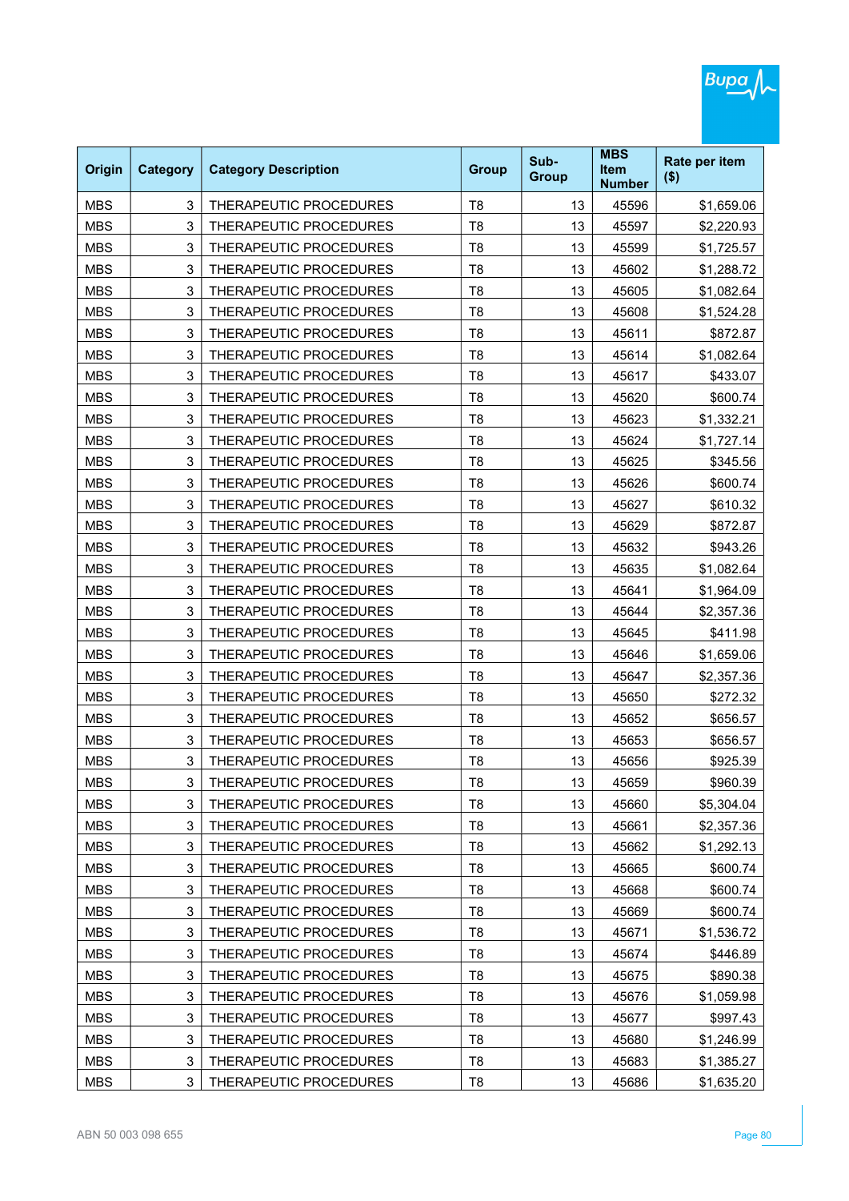| Origin | Category | Category Description | Group | Sub-Group | MBS Item Number | Rate per item ($) |
|---|---|---|---|---|---|---|
| MBS | 3 | THERAPEUTIC PROCEDURES | T8 | 13 | 45596 | $1,659.06 |
| MBS | 3 | THERAPEUTIC PROCEDURES | T8 | 13 | 45597 | $2,220.93 |
| MBS | 3 | THERAPEUTIC PROCEDURES | T8 | 13 | 45599 | $1,725.57 |
| MBS | 3 | THERAPEUTIC PROCEDURES | T8 | 13 | 45602 | $1,288.72 |
| MBS | 3 | THERAPEUTIC PROCEDURES | T8 | 13 | 45605 | $1,082.64 |
| MBS | 3 | THERAPEUTIC PROCEDURES | T8 | 13 | 45608 | $1,524.28 |
| MBS | 3 | THERAPEUTIC PROCEDURES | T8 | 13 | 45611 | $872.87 |
| MBS | 3 | THERAPEUTIC PROCEDURES | T8 | 13 | 45614 | $1,082.64 |
| MBS | 3 | THERAPEUTIC PROCEDURES | T8 | 13 | 45617 | $433.07 |
| MBS | 3 | THERAPEUTIC PROCEDURES | T8 | 13 | 45620 | $600.74 |
| MBS | 3 | THERAPEUTIC PROCEDURES | T8 | 13 | 45623 | $1,332.21 |
| MBS | 3 | THERAPEUTIC PROCEDURES | T8 | 13 | 45624 | $1,727.14 |
| MBS | 3 | THERAPEUTIC PROCEDURES | T8 | 13 | 45625 | $345.56 |
| MBS | 3 | THERAPEUTIC PROCEDURES | T8 | 13 | 45626 | $600.74 |
| MBS | 3 | THERAPEUTIC PROCEDURES | T8 | 13 | 45627 | $610.32 |
| MBS | 3 | THERAPEUTIC PROCEDURES | T8 | 13 | 45629 | $872.87 |
| MBS | 3 | THERAPEUTIC PROCEDURES | T8 | 13 | 45632 | $943.26 |
| MBS | 3 | THERAPEUTIC PROCEDURES | T8 | 13 | 45635 | $1,082.64 |
| MBS | 3 | THERAPEUTIC PROCEDURES | T8 | 13 | 45641 | $1,964.09 |
| MBS | 3 | THERAPEUTIC PROCEDURES | T8 | 13 | 45644 | $2,357.36 |
| MBS | 3 | THERAPEUTIC PROCEDURES | T8 | 13 | 45645 | $411.98 |
| MBS | 3 | THERAPEUTIC PROCEDURES | T8 | 13 | 45646 | $1,659.06 |
| MBS | 3 | THERAPEUTIC PROCEDURES | T8 | 13 | 45647 | $2,357.36 |
| MBS | 3 | THERAPEUTIC PROCEDURES | T8 | 13 | 45650 | $272.32 |
| MBS | 3 | THERAPEUTIC PROCEDURES | T8 | 13 | 45652 | $656.57 |
| MBS | 3 | THERAPEUTIC PROCEDURES | T8 | 13 | 45653 | $656.57 |
| MBS | 3 | THERAPEUTIC PROCEDURES | T8 | 13 | 45656 | $925.39 |
| MBS | 3 | THERAPEUTIC PROCEDURES | T8 | 13 | 45659 | $960.39 |
| MBS | 3 | THERAPEUTIC PROCEDURES | T8 | 13 | 45660 | $5,304.04 |
| MBS | 3 | THERAPEUTIC PROCEDURES | T8 | 13 | 45661 | $2,357.36 |
| MBS | 3 | THERAPEUTIC PROCEDURES | T8 | 13 | 45662 | $1,292.13 |
| MBS | 3 | THERAPEUTIC PROCEDURES | T8 | 13 | 45665 | $600.74 |
| MBS | 3 | THERAPEUTIC PROCEDURES | T8 | 13 | 45668 | $600.74 |
| MBS | 3 | THERAPEUTIC PROCEDURES | T8 | 13 | 45669 | $600.74 |
| MBS | 3 | THERAPEUTIC PROCEDURES | T8 | 13 | 45671 | $1,536.72 |
| MBS | 3 | THERAPEUTIC PROCEDURES | T8 | 13 | 45674 | $446.89 |
| MBS | 3 | THERAPEUTIC PROCEDURES | T8 | 13 | 45675 | $890.38 |
| MBS | 3 | THERAPEUTIC PROCEDURES | T8 | 13 | 45676 | $1,059.98 |
| MBS | 3 | THERAPEUTIC PROCEDURES | T8 | 13 | 45677 | $997.43 |
| MBS | 3 | THERAPEUTIC PROCEDURES | T8 | 13 | 45680 | $1,246.99 |
| MBS | 3 | THERAPEUTIC PROCEDURES | T8 | 13 | 45683 | $1,385.27 |
| MBS | 3 | THERAPEUTIC PROCEDURES | T8 | 13 | 45686 | $1,635.20 |

ABN 50 003 098 655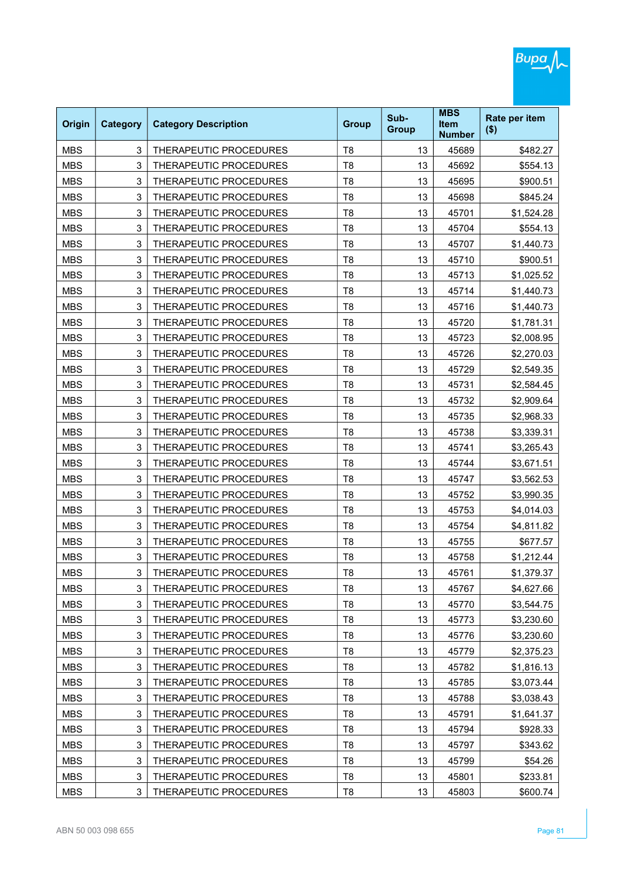| Origin | Category | Category Description | Group | Sub-Group | MBS Item Number | Rate per item ($) |
|---|---|---|---|---|---|---|
| MBS | 3 | THERAPEUTIC PROCEDURES | T8 | 13 | 45689 | $482.27 |
| MBS | 3 | THERAPEUTIC PROCEDURES | T8 | 13 | 45692 | $554.13 |
| MBS | 3 | THERAPEUTIC PROCEDURES | T8 | 13 | 45695 | $900.51 |
| MBS | 3 | THERAPEUTIC PROCEDURES | T8 | 13 | 45698 | $845.24 |
| MBS | 3 | THERAPEUTIC PROCEDURES | T8 | 13 | 45701 | $1,524.28 |
| MBS | 3 | THERAPEUTIC PROCEDURES | T8 | 13 | 45704 | $554.13 |
| MBS | 3 | THERAPEUTIC PROCEDURES | T8 | 13 | 45707 | $1,440.73 |
| MBS | 3 | THERAPEUTIC PROCEDURES | T8 | 13 | 45710 | $900.51 |
| MBS | 3 | THERAPEUTIC PROCEDURES | T8 | 13 | 45713 | $1,025.52 |
| MBS | 3 | THERAPEUTIC PROCEDURES | T8 | 13 | 45714 | $1,440.73 |
| MBS | 3 | THERAPEUTIC PROCEDURES | T8 | 13 | 45716 | $1,440.73 |
| MBS | 3 | THERAPEUTIC PROCEDURES | T8 | 13 | 45720 | $1,781.31 |
| MBS | 3 | THERAPEUTIC PROCEDURES | T8 | 13 | 45723 | $2,008.95 |
| MBS | 3 | THERAPEUTIC PROCEDURES | T8 | 13 | 45726 | $2,270.03 |
| MBS | 3 | THERAPEUTIC PROCEDURES | T8 | 13 | 45729 | $2,549.35 |
| MBS | 3 | THERAPEUTIC PROCEDURES | T8 | 13 | 45731 | $2,584.45 |
| MBS | 3 | THERAPEUTIC PROCEDURES | T8 | 13 | 45732 | $2,909.64 |
| MBS | 3 | THERAPEUTIC PROCEDURES | T8 | 13 | 45735 | $2,968.33 |
| MBS | 3 | THERAPEUTIC PROCEDURES | T8 | 13 | 45738 | $3,339.31 |
| MBS | 3 | THERAPEUTIC PROCEDURES | T8 | 13 | 45741 | $3,265.43 |
| MBS | 3 | THERAPEUTIC PROCEDURES | T8 | 13 | 45744 | $3,671.51 |
| MBS | 3 | THERAPEUTIC PROCEDURES | T8 | 13 | 45747 | $3,562.53 |
| MBS | 3 | THERAPEUTIC PROCEDURES | T8 | 13 | 45752 | $3,990.35 |
| MBS | 3 | THERAPEUTIC PROCEDURES | T8 | 13 | 45753 | $4,014.03 |
| MBS | 3 | THERAPEUTIC PROCEDURES | T8 | 13 | 45754 | $4,811.82 |
| MBS | 3 | THERAPEUTIC PROCEDURES | T8 | 13 | 45755 | $677.57 |
| MBS | 3 | THERAPEUTIC PROCEDURES | T8 | 13 | 45758 | $1,212.44 |
| MBS | 3 | THERAPEUTIC PROCEDURES | T8 | 13 | 45761 | $1,379.37 |
| MBS | 3 | THERAPEUTIC PROCEDURES | T8 | 13 | 45767 | $4,627.66 |
| MBS | 3 | THERAPEUTIC PROCEDURES | T8 | 13 | 45770 | $3,544.75 |
| MBS | 3 | THERAPEUTIC PROCEDURES | T8 | 13 | 45773 | $3,230.60 |
| MBS | 3 | THERAPEUTIC PROCEDURES | T8 | 13 | 45776 | $3,230.60 |
| MBS | 3 | THERAPEUTIC PROCEDURES | T8 | 13 | 45779 | $2,375.23 |
| MBS | 3 | THERAPEUTIC PROCEDURES | T8 | 13 | 45782 | $1,816.13 |
| MBS | 3 | THERAPEUTIC PROCEDURES | T8 | 13 | 45785 | $3,073.44 |
| MBS | 3 | THERAPEUTIC PROCEDURES | T8 | 13 | 45788 | $3,038.43 |
| MBS | 3 | THERAPEUTIC PROCEDURES | T8 | 13 | 45791 | $1,641.37 |
| MBS | 3 | THERAPEUTIC PROCEDURES | T8 | 13 | 45794 | $928.33 |
| MBS | 3 | THERAPEUTIC PROCEDURES | T8 | 13 | 45797 | $343.62 |
| MBS | 3 | THERAPEUTIC PROCEDURES | T8 | 13 | 45799 | $54.26 |
| MBS | 3 | THERAPEUTIC PROCEDURES | T8 | 13 | 45801 | $233.81 |
| MBS | 3 | THERAPEUTIC PROCEDURES | T8 | 13 | 45803 | $600.74 |

ABN 50 003 098 655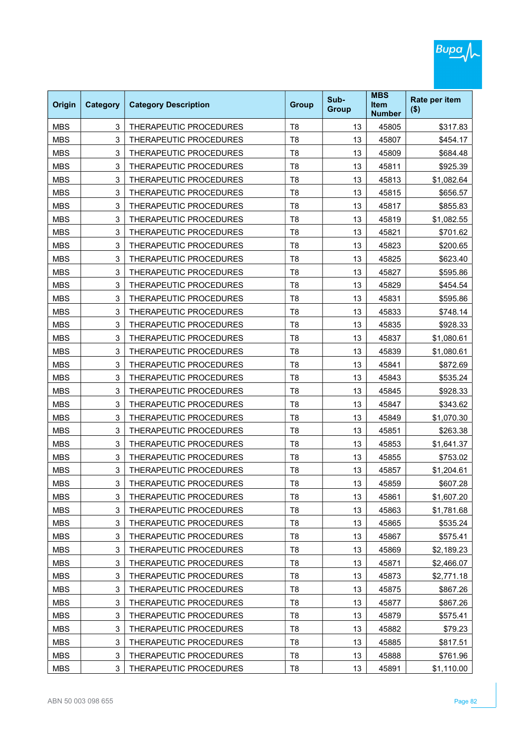| Origin | Category | Category Description | Group | Sub-Group | MBS Item Number | Rate per item ($) |
|---|---|---|---|---|---|---|
| MBS | 3 | THERAPEUTIC PROCEDURES | T8 | 13 | 45805 | $317.83 |
| MBS | 3 | THERAPEUTIC PROCEDURES | T8 | 13 | 45807 | $454.17 |
| MBS | 3 | THERAPEUTIC PROCEDURES | T8 | 13 | 45809 | $684.48 |
| MBS | 3 | THERAPEUTIC PROCEDURES | T8 | 13 | 45811 | $925.39 |
| MBS | 3 | THERAPEUTIC PROCEDURES | T8 | 13 | 45813 | $1,082.64 |
| MBS | 3 | THERAPEUTIC PROCEDURES | T8 | 13 | 45815 | $656.57 |
| MBS | 3 | THERAPEUTIC PROCEDURES | T8 | 13 | 45817 | $855.83 |
| MBS | 3 | THERAPEUTIC PROCEDURES | T8 | 13 | 45819 | $1,082.55 |
| MBS | 3 | THERAPEUTIC PROCEDURES | T8 | 13 | 45821 | $701.62 |
| MBS | 3 | THERAPEUTIC PROCEDURES | T8 | 13 | 45823 | $200.65 |
| MBS | 3 | THERAPEUTIC PROCEDURES | T8 | 13 | 45825 | $623.40 |
| MBS | 3 | THERAPEUTIC PROCEDURES | T8 | 13 | 45827 | $595.86 |
| MBS | 3 | THERAPEUTIC PROCEDURES | T8 | 13 | 45829 | $454.54 |
| MBS | 3 | THERAPEUTIC PROCEDURES | T8 | 13 | 45831 | $595.86 |
| MBS | 3 | THERAPEUTIC PROCEDURES | T8 | 13 | 45833 | $748.14 |
| MBS | 3 | THERAPEUTIC PROCEDURES | T8 | 13 | 45835 | $928.33 |
| MBS | 3 | THERAPEUTIC PROCEDURES | T8 | 13 | 45837 | $1,080.61 |
| MBS | 3 | THERAPEUTIC PROCEDURES | T8 | 13 | 45839 | $1,080.61 |
| MBS | 3 | THERAPEUTIC PROCEDURES | T8 | 13 | 45841 | $872.69 |
| MBS | 3 | THERAPEUTIC PROCEDURES | T8 | 13 | 45843 | $535.24 |
| MBS | 3 | THERAPEUTIC PROCEDURES | T8 | 13 | 45845 | $928.33 |
| MBS | 3 | THERAPEUTIC PROCEDURES | T8 | 13 | 45847 | $343.62 |
| MBS | 3 | THERAPEUTIC PROCEDURES | T8 | 13 | 45849 | $1,070.30 |
| MBS | 3 | THERAPEUTIC PROCEDURES | T8 | 13 | 45851 | $263.38 |
| MBS | 3 | THERAPEUTIC PROCEDURES | T8 | 13 | 45853 | $1,641.37 |
| MBS | 3 | THERAPEUTIC PROCEDURES | T8 | 13 | 45855 | $753.02 |
| MBS | 3 | THERAPEUTIC PROCEDURES | T8 | 13 | 45857 | $1,204.61 |
| MBS | 3 | THERAPEUTIC PROCEDURES | T8 | 13 | 45859 | $607.28 |
| MBS | 3 | THERAPEUTIC PROCEDURES | T8 | 13 | 45861 | $1,607.20 |
| MBS | 3 | THERAPEUTIC PROCEDURES | T8 | 13 | 45863 | $1,781.68 |
| MBS | 3 | THERAPEUTIC PROCEDURES | T8 | 13 | 45865 | $535.24 |
| MBS | 3 | THERAPEUTIC PROCEDURES | T8 | 13 | 45867 | $575.41 |
| MBS | 3 | THERAPEUTIC PROCEDURES | T8 | 13 | 45869 | $2,189.23 |
| MBS | 3 | THERAPEUTIC PROCEDURES | T8 | 13 | 45871 | $2,466.07 |
| MBS | 3 | THERAPEUTIC PROCEDURES | T8 | 13 | 45873 | $2,771.18 |
| MBS | 3 | THERAPEUTIC PROCEDURES | T8 | 13 | 45875 | $867.26 |
| MBS | 3 | THERAPEUTIC PROCEDURES | T8 | 13 | 45877 | $867.26 |
| MBS | 3 | THERAPEUTIC PROCEDURES | T8 | 13 | 45879 | $575.41 |
| MBS | 3 | THERAPEUTIC PROCEDURES | T8 | 13 | 45882 | $79.23 |
| MBS | 3 | THERAPEUTIC PROCEDURES | T8 | 13 | 45885 | $817.51 |
| MBS | 3 | THERAPEUTIC PROCEDURES | T8 | 13 | 45888 | $761.96 |
| MBS | 3 | THERAPEUTIC PROCEDURES | T8 | 13 | 45891 | $1,110.00 |

ABN 50 003 098 655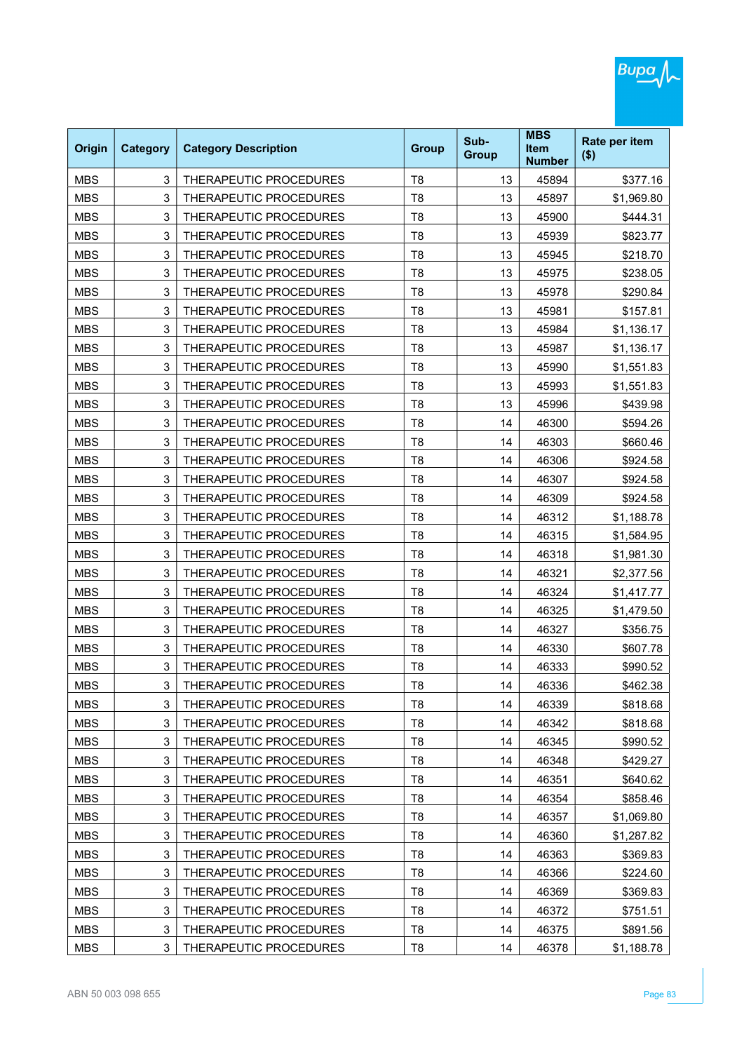| Origin | Category | Category Description | Group | Sub-Group | MBS Item Number | Rate per item ($) |
|---|---|---|---|---|---|---|
| MBS | 3 | THERAPEUTIC PROCEDURES | T8 | 13 | 45894 | $377.16 |
| MBS | 3 | THERAPEUTIC PROCEDURES | T8 | 13 | 45897 | $1,969.80 |
| MBS | 3 | THERAPEUTIC PROCEDURES | T8 | 13 | 45900 | $444.31 |
| MBS | 3 | THERAPEUTIC PROCEDURES | T8 | 13 | 45939 | $823.77 |
| MBS | 3 | THERAPEUTIC PROCEDURES | T8 | 13 | 45945 | $218.70 |
| MBS | 3 | THERAPEUTIC PROCEDURES | T8 | 13 | 45975 | $238.05 |
| MBS | 3 | THERAPEUTIC PROCEDURES | T8 | 13 | 45978 | $290.84 |
| MBS | 3 | THERAPEUTIC PROCEDURES | T8 | 13 | 45981 | $157.81 |
| MBS | 3 | THERAPEUTIC PROCEDURES | T8 | 13 | 45984 | $1,136.17 |
| MBS | 3 | THERAPEUTIC PROCEDURES | T8 | 13 | 45987 | $1,136.17 |
| MBS | 3 | THERAPEUTIC PROCEDURES | T8 | 13 | 45990 | $1,551.83 |
| MBS | 3 | THERAPEUTIC PROCEDURES | T8 | 13 | 45993 | $1,551.83 |
| MBS | 3 | THERAPEUTIC PROCEDURES | T8 | 13 | 45996 | $439.98 |
| MBS | 3 | THERAPEUTIC PROCEDURES | T8 | 14 | 46300 | $594.26 |
| MBS | 3 | THERAPEUTIC PROCEDURES | T8 | 14 | 46303 | $660.46 |
| MBS | 3 | THERAPEUTIC PROCEDURES | T8 | 14 | 46306 | $924.58 |
| MBS | 3 | THERAPEUTIC PROCEDURES | T8 | 14 | 46307 | $924.58 |
| MBS | 3 | THERAPEUTIC PROCEDURES | T8 | 14 | 46309 | $924.58 |
| MBS | 3 | THERAPEUTIC PROCEDURES | T8 | 14 | 46312 | $1,188.78 |
| MBS | 3 | THERAPEUTIC PROCEDURES | T8 | 14 | 46315 | $1,584.95 |
| MBS | 3 | THERAPEUTIC PROCEDURES | T8 | 14 | 46318 | $1,981.30 |
| MBS | 3 | THERAPEUTIC PROCEDURES | T8 | 14 | 46321 | $2,377.56 |
| MBS | 3 | THERAPEUTIC PROCEDURES | T8 | 14 | 46324 | $1,417.77 |
| MBS | 3 | THERAPEUTIC PROCEDURES | T8 | 14 | 46325 | $1,479.50 |
| MBS | 3 | THERAPEUTIC PROCEDURES | T8 | 14 | 46327 | $356.75 |
| MBS | 3 | THERAPEUTIC PROCEDURES | T8 | 14 | 46330 | $607.78 |
| MBS | 3 | THERAPEUTIC PROCEDURES | T8 | 14 | 46333 | $990.52 |
| MBS | 3 | THERAPEUTIC PROCEDURES | T8 | 14 | 46336 | $462.38 |
| MBS | 3 | THERAPEUTIC PROCEDURES | T8 | 14 | 46339 | $818.68 |
| MBS | 3 | THERAPEUTIC PROCEDURES | T8 | 14 | 46342 | $818.68 |
| MBS | 3 | THERAPEUTIC PROCEDURES | T8 | 14 | 46345 | $990.52 |
| MBS | 3 | THERAPEUTIC PROCEDURES | T8 | 14 | 46348 | $429.27 |
| MBS | 3 | THERAPEUTIC PROCEDURES | T8 | 14 | 46351 | $640.62 |
| MBS | 3 | THERAPEUTIC PROCEDURES | T8 | 14 | 46354 | $858.46 |
| MBS | 3 | THERAPEUTIC PROCEDURES | T8 | 14 | 46357 | $1,069.80 |
| MBS | 3 | THERAPEUTIC PROCEDURES | T8 | 14 | 46360 | $1,287.82 |
| MBS | 3 | THERAPEUTIC PROCEDURES | T8 | 14 | 46363 | $369.83 |
| MBS | 3 | THERAPEUTIC PROCEDURES | T8 | 14 | 46366 | $224.60 |
| MBS | 3 | THERAPEUTIC PROCEDURES | T8 | 14 | 46369 | $369.83 |
| MBS | 3 | THERAPEUTIC PROCEDURES | T8 | 14 | 46372 | $751.51 |
| MBS | 3 | THERAPEUTIC PROCEDURES | T8 | 14 | 46375 | $891.56 |
| MBS | 3 | THERAPEUTIC PROCEDURES | T8 | 14 | 46378 | $1,188.78 |

ABN 50 003 098 655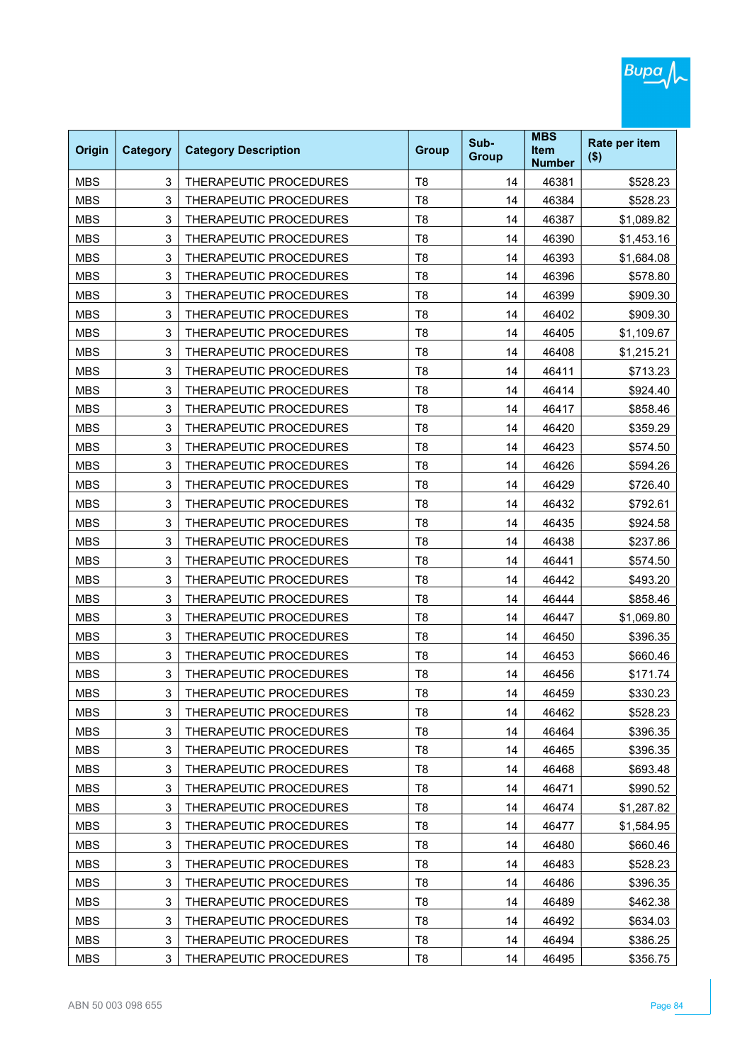| Origin | Category | Category Description | Group | Sub-Group | MBS Item Number | Rate per item ($) |
|---|---|---|---|---|---|---|
| MBS | 3 | THERAPEUTIC PROCEDURES | T8 | 14 | 46381 | $528.23 |
| MBS | 3 | THERAPEUTIC PROCEDURES | T8 | 14 | 46384 | $528.23 |
| MBS | 3 | THERAPEUTIC PROCEDURES | T8 | 14 | 46387 | $1,089.82 |
| MBS | 3 | THERAPEUTIC PROCEDURES | T8 | 14 | 46390 | $1,453.16 |
| MBS | 3 | THERAPEUTIC PROCEDURES | T8 | 14 | 46393 | $1,684.08 |
| MBS | 3 | THERAPEUTIC PROCEDURES | T8 | 14 | 46396 | $578.80 |
| MBS | 3 | THERAPEUTIC PROCEDURES | T8 | 14 | 46399 | $909.30 |
| MBS | 3 | THERAPEUTIC PROCEDURES | T8 | 14 | 46402 | $909.30 |
| MBS | 3 | THERAPEUTIC PROCEDURES | T8 | 14 | 46405 | $1,109.67 |
| MBS | 3 | THERAPEUTIC PROCEDURES | T8 | 14 | 46408 | $1,215.21 |
| MBS | 3 | THERAPEUTIC PROCEDURES | T8 | 14 | 46411 | $713.23 |
| MBS | 3 | THERAPEUTIC PROCEDURES | T8 | 14 | 46414 | $924.40 |
| MBS | 3 | THERAPEUTIC PROCEDURES | T8 | 14 | 46417 | $858.46 |
| MBS | 3 | THERAPEUTIC PROCEDURES | T8 | 14 | 46420 | $359.29 |
| MBS | 3 | THERAPEUTIC PROCEDURES | T8 | 14 | 46423 | $574.50 |
| MBS | 3 | THERAPEUTIC PROCEDURES | T8 | 14 | 46426 | $594.26 |
| MBS | 3 | THERAPEUTIC PROCEDURES | T8 | 14 | 46429 | $726.40 |
| MBS | 3 | THERAPEUTIC PROCEDURES | T8 | 14 | 46432 | $792.61 |
| MBS | 3 | THERAPEUTIC PROCEDURES | T8 | 14 | 46435 | $924.58 |
| MBS | 3 | THERAPEUTIC PROCEDURES | T8 | 14 | 46438 | $237.86 |
| MBS | 3 | THERAPEUTIC PROCEDURES | T8 | 14 | 46441 | $574.50 |
| MBS | 3 | THERAPEUTIC PROCEDURES | T8 | 14 | 46442 | $493.20 |
| MBS | 3 | THERAPEUTIC PROCEDURES | T8 | 14 | 46444 | $858.46 |
| MBS | 3 | THERAPEUTIC PROCEDURES | T8 | 14 | 46447 | $1,069.80 |
| MBS | 3 | THERAPEUTIC PROCEDURES | T8 | 14 | 46450 | $396.35 |
| MBS | 3 | THERAPEUTIC PROCEDURES | T8 | 14 | 46453 | $660.46 |
| MBS | 3 | THERAPEUTIC PROCEDURES | T8 | 14 | 46456 | $171.74 |
| MBS | 3 | THERAPEUTIC PROCEDURES | T8 | 14 | 46459 | $330.23 |
| MBS | 3 | THERAPEUTIC PROCEDURES | T8 | 14 | 46462 | $528.23 |
| MBS | 3 | THERAPEUTIC PROCEDURES | T8 | 14 | 46464 | $396.35 |
| MBS | 3 | THERAPEUTIC PROCEDURES | T8 | 14 | 46465 | $396.35 |
| MBS | 3 | THERAPEUTIC PROCEDURES | T8 | 14 | 46468 | $693.48 |
| MBS | 3 | THERAPEUTIC PROCEDURES | T8 | 14 | 46471 | $990.52 |
| MBS | 3 | THERAPEUTIC PROCEDURES | T8 | 14 | 46474 | $1,287.82 |
| MBS | 3 | THERAPEUTIC PROCEDURES | T8 | 14 | 46477 | $1,584.95 |
| MBS | 3 | THERAPEUTIC PROCEDURES | T8 | 14 | 46480 | $660.46 |
| MBS | 3 | THERAPEUTIC PROCEDURES | T8 | 14 | 46483 | $528.23 |
| MBS | 3 | THERAPEUTIC PROCEDURES | T8 | 14 | 46486 | $396.35 |
| MBS | 3 | THERAPEUTIC PROCEDURES | T8 | 14 | 46489 | $462.38 |
| MBS | 3 | THERAPEUTIC PROCEDURES | T8 | 14 | 46492 | $634.03 |
| MBS | 3 | THERAPEUTIC PROCEDURES | T8 | 14 | 46494 | $386.25 |
| MBS | 3 | THERAPEUTIC PROCEDURES | T8 | 14 | 46495 | $356.75 |

ABN 50 003 098 655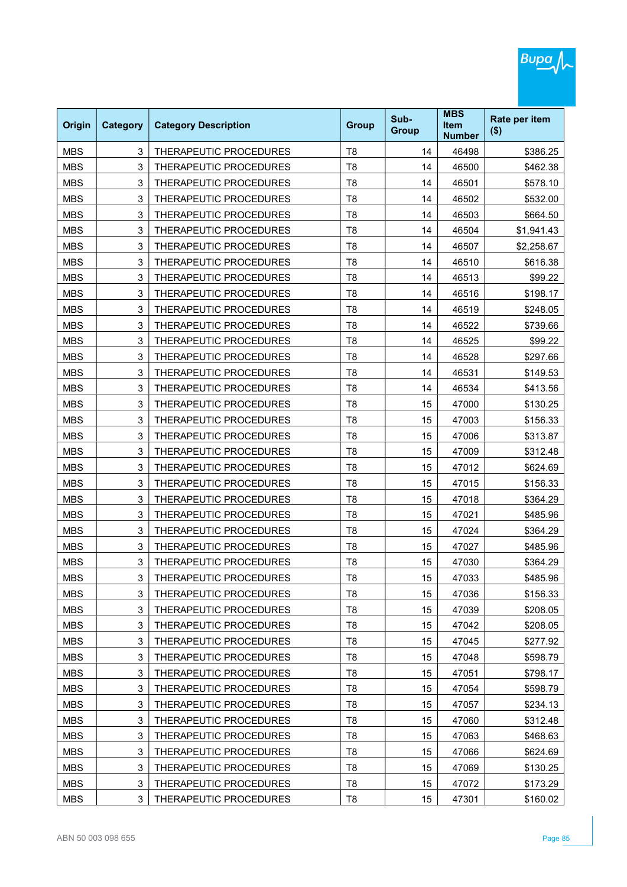| Origin | Category | Category Description | Group | Sub-Group | MBS Item Number | Rate per item ($) |
|---|---|---|---|---|---|---|
| MBS | 3 | THERAPEUTIC PROCEDURES | T8 | 14 | 46498 | $386.25 |
| MBS | 3 | THERAPEUTIC PROCEDURES | T8 | 14 | 46500 | $462.38 |
| MBS | 3 | THERAPEUTIC PROCEDURES | T8 | 14 | 46501 | $578.10 |
| MBS | 3 | THERAPEUTIC PROCEDURES | T8 | 14 | 46502 | $532.00 |
| MBS | 3 | THERAPEUTIC PROCEDURES | T8 | 14 | 46503 | $664.50 |
| MBS | 3 | THERAPEUTIC PROCEDURES | T8 | 14 | 46504 | $1,941.43 |
| MBS | 3 | THERAPEUTIC PROCEDURES | T8 | 14 | 46507 | $2,258.67 |
| MBS | 3 | THERAPEUTIC PROCEDURES | T8 | 14 | 46510 | $616.38 |
| MBS | 3 | THERAPEUTIC PROCEDURES | T8 | 14 | 46513 | $99.22 |
| MBS | 3 | THERAPEUTIC PROCEDURES | T8 | 14 | 46516 | $198.17 |
| MBS | 3 | THERAPEUTIC PROCEDURES | T8 | 14 | 46519 | $248.05 |
| MBS | 3 | THERAPEUTIC PROCEDURES | T8 | 14 | 46522 | $739.66 |
| MBS | 3 | THERAPEUTIC PROCEDURES | T8 | 14 | 46525 | $99.22 |
| MBS | 3 | THERAPEUTIC PROCEDURES | T8 | 14 | 46528 | $297.66 |
| MBS | 3 | THERAPEUTIC PROCEDURES | T8 | 14 | 46531 | $149.53 |
| MBS | 3 | THERAPEUTIC PROCEDURES | T8 | 14 | 46534 | $413.56 |
| MBS | 3 | THERAPEUTIC PROCEDURES | T8 | 15 | 47000 | $130.25 |
| MBS | 3 | THERAPEUTIC PROCEDURES | T8 | 15 | 47003 | $156.33 |
| MBS | 3 | THERAPEUTIC PROCEDURES | T8 | 15 | 47006 | $313.87 |
| MBS | 3 | THERAPEUTIC PROCEDURES | T8 | 15 | 47009 | $312.48 |
| MBS | 3 | THERAPEUTIC PROCEDURES | T8 | 15 | 47012 | $624.69 |
| MBS | 3 | THERAPEUTIC PROCEDURES | T8 | 15 | 47015 | $156.33 |
| MBS | 3 | THERAPEUTIC PROCEDURES | T8 | 15 | 47018 | $364.29 |
| MBS | 3 | THERAPEUTIC PROCEDURES | T8 | 15 | 47021 | $485.96 |
| MBS | 3 | THERAPEUTIC PROCEDURES | T8 | 15 | 47024 | $364.29 |
| MBS | 3 | THERAPEUTIC PROCEDURES | T8 | 15 | 47027 | $485.96 |
| MBS | 3 | THERAPEUTIC PROCEDURES | T8 | 15 | 47030 | $364.29 |
| MBS | 3 | THERAPEUTIC PROCEDURES | T8 | 15 | 47033 | $485.96 |
| MBS | 3 | THERAPEUTIC PROCEDURES | T8 | 15 | 47036 | $156.33 |
| MBS | 3 | THERAPEUTIC PROCEDURES | T8 | 15 | 47039 | $208.05 |
| MBS | 3 | THERAPEUTIC PROCEDURES | T8 | 15 | 47042 | $208.05 |
| MBS | 3 | THERAPEUTIC PROCEDURES | T8 | 15 | 47045 | $277.92 |
| MBS | 3 | THERAPEUTIC PROCEDURES | T8 | 15 | 47048 | $598.79 |
| MBS | 3 | THERAPEUTIC PROCEDURES | T8 | 15 | 47051 | $798.17 |
| MBS | 3 | THERAPEUTIC PROCEDURES | T8 | 15 | 47054 | $598.79 |
| MBS | 3 | THERAPEUTIC PROCEDURES | T8 | 15 | 47057 | $234.13 |
| MBS | 3 | THERAPEUTIC PROCEDURES | T8 | 15 | 47060 | $312.48 |
| MBS | 3 | THERAPEUTIC PROCEDURES | T8 | 15 | 47063 | $468.63 |
| MBS | 3 | THERAPEUTIC PROCEDURES | T8 | 15 | 47066 | $624.69 |
| MBS | 3 | THERAPEUTIC PROCEDURES | T8 | 15 | 47069 | $130.25 |
| MBS | 3 | THERAPEUTIC PROCEDURES | T8 | 15 | 47072 | $173.29 |
| MBS | 3 | THERAPEUTIC PROCEDURES | T8 | 15 | 47301 | $160.02 |

ABN 50 003 098 655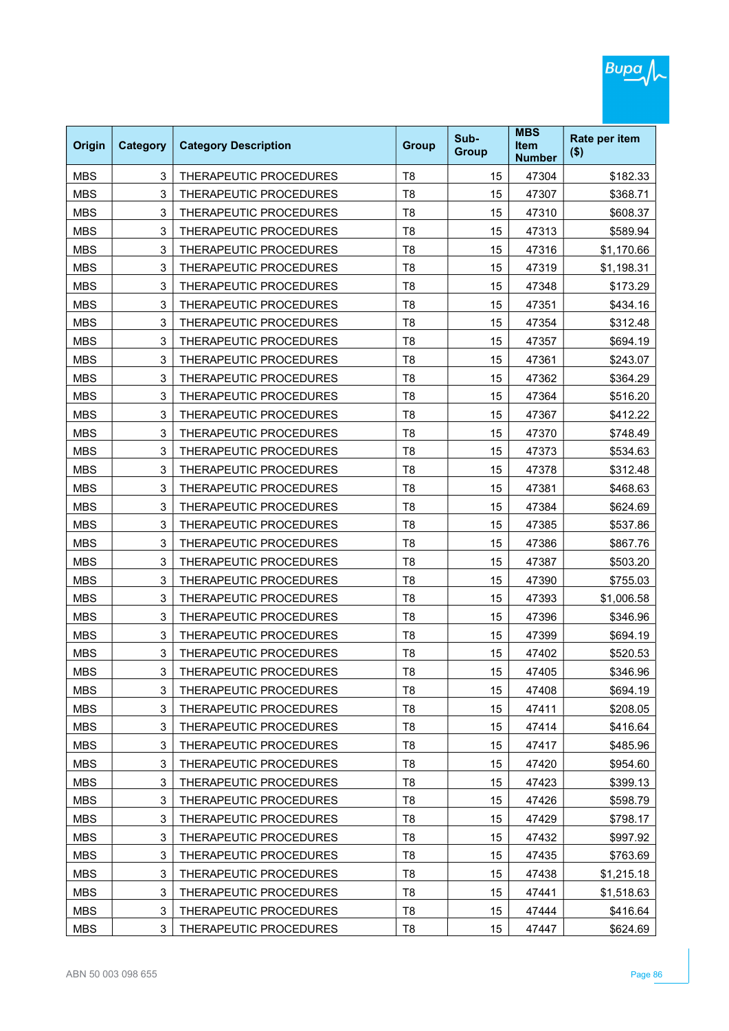| Origin | Category | Category Description | Group | Sub-Group | MBS Item Number | Rate per item ($) |
|---|---|---|---|---|---|---|
| MBS | 3 | THERAPEUTIC PROCEDURES | T8 | 15 | 47304 | $182.33 |
| MBS | 3 | THERAPEUTIC PROCEDURES | T8 | 15 | 47307 | $368.71 |
| MBS | 3 | THERAPEUTIC PROCEDURES | T8 | 15 | 47310 | $608.37 |
| MBS | 3 | THERAPEUTIC PROCEDURES | T8 | 15 | 47313 | $589.94 |
| MBS | 3 | THERAPEUTIC PROCEDURES | T8 | 15 | 47316 | $1,170.66 |
| MBS | 3 | THERAPEUTIC PROCEDURES | T8 | 15 | 47319 | $1,198.31 |
| MBS | 3 | THERAPEUTIC PROCEDURES | T8 | 15 | 47348 | $173.29 |
| MBS | 3 | THERAPEUTIC PROCEDURES | T8 | 15 | 47351 | $434.16 |
| MBS | 3 | THERAPEUTIC PROCEDURES | T8 | 15 | 47354 | $312.48 |
| MBS | 3 | THERAPEUTIC PROCEDURES | T8 | 15 | 47357 | $694.19 |
| MBS | 3 | THERAPEUTIC PROCEDURES | T8 | 15 | 47361 | $243.07 |
| MBS | 3 | THERAPEUTIC PROCEDURES | T8 | 15 | 47362 | $364.29 |
| MBS | 3 | THERAPEUTIC PROCEDURES | T8 | 15 | 47364 | $516.20 |
| MBS | 3 | THERAPEUTIC PROCEDURES | T8 | 15 | 47367 | $412.22 |
| MBS | 3 | THERAPEUTIC PROCEDURES | T8 | 15 | 47370 | $748.49 |
| MBS | 3 | THERAPEUTIC PROCEDURES | T8 | 15 | 47373 | $534.63 |
| MBS | 3 | THERAPEUTIC PROCEDURES | T8 | 15 | 47378 | $312.48 |
| MBS | 3 | THERAPEUTIC PROCEDURES | T8 | 15 | 47381 | $468.63 |
| MBS | 3 | THERAPEUTIC PROCEDURES | T8 | 15 | 47384 | $624.69 |
| MBS | 3 | THERAPEUTIC PROCEDURES | T8 | 15 | 47385 | $537.86 |
| MBS | 3 | THERAPEUTIC PROCEDURES | T8 | 15 | 47386 | $867.76 |
| MBS | 3 | THERAPEUTIC PROCEDURES | T8 | 15 | 47387 | $503.20 |
| MBS | 3 | THERAPEUTIC PROCEDURES | T8 | 15 | 47390 | $755.03 |
| MBS | 3 | THERAPEUTIC PROCEDURES | T8 | 15 | 47393 | $1,006.58 |
| MBS | 3 | THERAPEUTIC PROCEDURES | T8 | 15 | 47396 | $346.96 |
| MBS | 3 | THERAPEUTIC PROCEDURES | T8 | 15 | 47399 | $694.19 |
| MBS | 3 | THERAPEUTIC PROCEDURES | T8 | 15 | 47402 | $520.53 |
| MBS | 3 | THERAPEUTIC PROCEDURES | T8 | 15 | 47405 | $346.96 |
| MBS | 3 | THERAPEUTIC PROCEDURES | T8 | 15 | 47408 | $694.19 |
| MBS | 3 | THERAPEUTIC PROCEDURES | T8 | 15 | 47411 | $208.05 |
| MBS | 3 | THERAPEUTIC PROCEDURES | T8 | 15 | 47414 | $416.64 |
| MBS | 3 | THERAPEUTIC PROCEDURES | T8 | 15 | 47417 | $485.96 |
| MBS | 3 | THERAPEUTIC PROCEDURES | T8 | 15 | 47420 | $954.60 |
| MBS | 3 | THERAPEUTIC PROCEDURES | T8 | 15 | 47423 | $399.13 |
| MBS | 3 | THERAPEUTIC PROCEDURES | T8 | 15 | 47426 | $598.79 |
| MBS | 3 | THERAPEUTIC PROCEDURES | T8 | 15 | 47429 | $798.17 |
| MBS | 3 | THERAPEUTIC PROCEDURES | T8 | 15 | 47432 | $997.92 |
| MBS | 3 | THERAPEUTIC PROCEDURES | T8 | 15 | 47435 | $763.69 |
| MBS | 3 | THERAPEUTIC PROCEDURES | T8 | 15 | 47438 | $1,215.18 |
| MBS | 3 | THERAPEUTIC PROCEDURES | T8 | 15 | 47441 | $1,518.63 |
| MBS | 3 | THERAPEUTIC PROCEDURES | T8 | 15 | 47444 | $416.64 |
| MBS | 3 | THERAPEUTIC PROCEDURES | T8 | 15 | 47447 | $624.69 |

ABN 50 003 098 655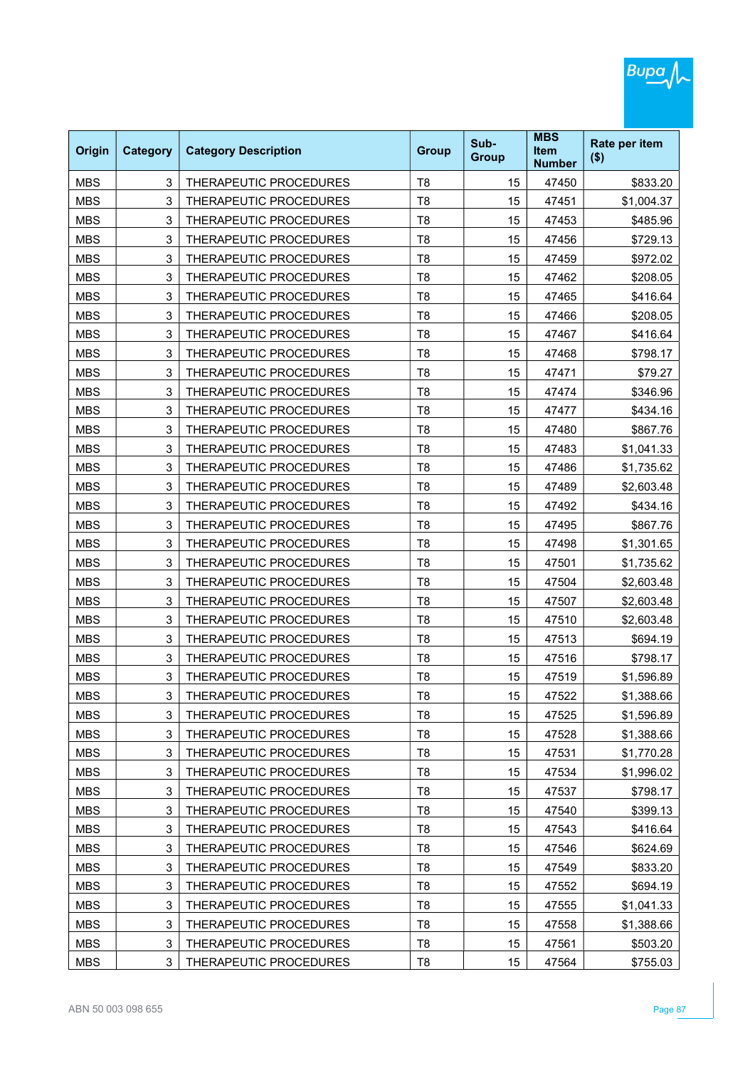| Origin | Category | Category Description | Group | Sub-Group | MBS Item Number | Rate per item ($) |
|---|---|---|---|---|---|---|
| MBS | 3 | THERAPEUTIC PROCEDURES | T8 | 15 | 47450 | $833.20 |
| MBS | 3 | THERAPEUTIC PROCEDURES | T8 | 15 | 47451 | $1,004.37 |
| MBS | 3 | THERAPEUTIC PROCEDURES | T8 | 15 | 47453 | $485.96 |
| MBS | 3 | THERAPEUTIC PROCEDURES | T8 | 15 | 47456 | $729.13 |
| MBS | 3 | THERAPEUTIC PROCEDURES | T8 | 15 | 47459 | $972.02 |
| MBS | 3 | THERAPEUTIC PROCEDURES | T8 | 15 | 47462 | $208.05 |
| MBS | 3 | THERAPEUTIC PROCEDURES | T8 | 15 | 47465 | $416.64 |
| MBS | 3 | THERAPEUTIC PROCEDURES | T8 | 15 | 47466 | $208.05 |
| MBS | 3 | THERAPEUTIC PROCEDURES | T8 | 15 | 47467 | $416.64 |
| MBS | 3 | THERAPEUTIC PROCEDURES | T8 | 15 | 47468 | $798.17 |
| MBS | 3 | THERAPEUTIC PROCEDURES | T8 | 15 | 47471 | $79.27 |
| MBS | 3 | THERAPEUTIC PROCEDURES | T8 | 15 | 47474 | $346.96 |
| MBS | 3 | THERAPEUTIC PROCEDURES | T8 | 15 | 47477 | $434.16 |
| MBS | 3 | THERAPEUTIC PROCEDURES | T8 | 15 | 47480 | $867.76 |
| MBS | 3 | THERAPEUTIC PROCEDURES | T8 | 15 | 47483 | $1,041.33 |
| MBS | 3 | THERAPEUTIC PROCEDURES | T8 | 15 | 47486 | $1,735.62 |
| MBS | 3 | THERAPEUTIC PROCEDURES | T8 | 15 | 47489 | $2,603.48 |
| MBS | 3 | THERAPEUTIC PROCEDURES | T8 | 15 | 47492 | $434.16 |
| MBS | 3 | THERAPEUTIC PROCEDURES | T8 | 15 | 47495 | $867.76 |
| MBS | 3 | THERAPEUTIC PROCEDURES | T8 | 15 | 47498 | $1,301.65 |
| MBS | 3 | THERAPEUTIC PROCEDURES | T8 | 15 | 47501 | $1,735.62 |
| MBS | 3 | THERAPEUTIC PROCEDURES | T8 | 15 | 47504 | $2,603.48 |
| MBS | 3 | THERAPEUTIC PROCEDURES | T8 | 15 | 47507 | $2,603.48 |
| MBS | 3 | THERAPEUTIC PROCEDURES | T8 | 15 | 47510 | $2,603.48 |
| MBS | 3 | THERAPEUTIC PROCEDURES | T8 | 15 | 47513 | $694.19 |
| MBS | 3 | THERAPEUTIC PROCEDURES | T8 | 15 | 47516 | $798.17 |
| MBS | 3 | THERAPEUTIC PROCEDURES | T8 | 15 | 47519 | $1,596.89 |
| MBS | 3 | THERAPEUTIC PROCEDURES | T8 | 15 | 47522 | $1,388.66 |
| MBS | 3 | THERAPEUTIC PROCEDURES | T8 | 15 | 47525 | $1,596.89 |
| MBS | 3 | THERAPEUTIC PROCEDURES | T8 | 15 | 47528 | $1,388.66 |
| MBS | 3 | THERAPEUTIC PROCEDURES | T8 | 15 | 47531 | $1,770.28 |
| MBS | 3 | THERAPEUTIC PROCEDURES | T8 | 15 | 47534 | $1,996.02 |
| MBS | 3 | THERAPEUTIC PROCEDURES | T8 | 15 | 47537 | $798.17 |
| MBS | 3 | THERAPEUTIC PROCEDURES | T8 | 15 | 47540 | $399.13 |
| MBS | 3 | THERAPEUTIC PROCEDURES | T8 | 15 | 47543 | $416.64 |
| MBS | 3 | THERAPEUTIC PROCEDURES | T8 | 15 | 47546 | $624.69 |
| MBS | 3 | THERAPEUTIC PROCEDURES | T8 | 15 | 47549 | $833.20 |
| MBS | 3 | THERAPEUTIC PROCEDURES | T8 | 15 | 47552 | $694.19 |
| MBS | 3 | THERAPEUTIC PROCEDURES | T8 | 15 | 47555 | $1,041.33 |
| MBS | 3 | THERAPEUTIC PROCEDURES | T8 | 15 | 47558 | $1,388.66 |
| MBS | 3 | THERAPEUTIC PROCEDURES | T8 | 15 | 47561 | $503.20 |
| MBS | 3 | THERAPEUTIC PROCEDURES | T8 | 15 | 47564 | $755.03 |

ABN 50 003 098 655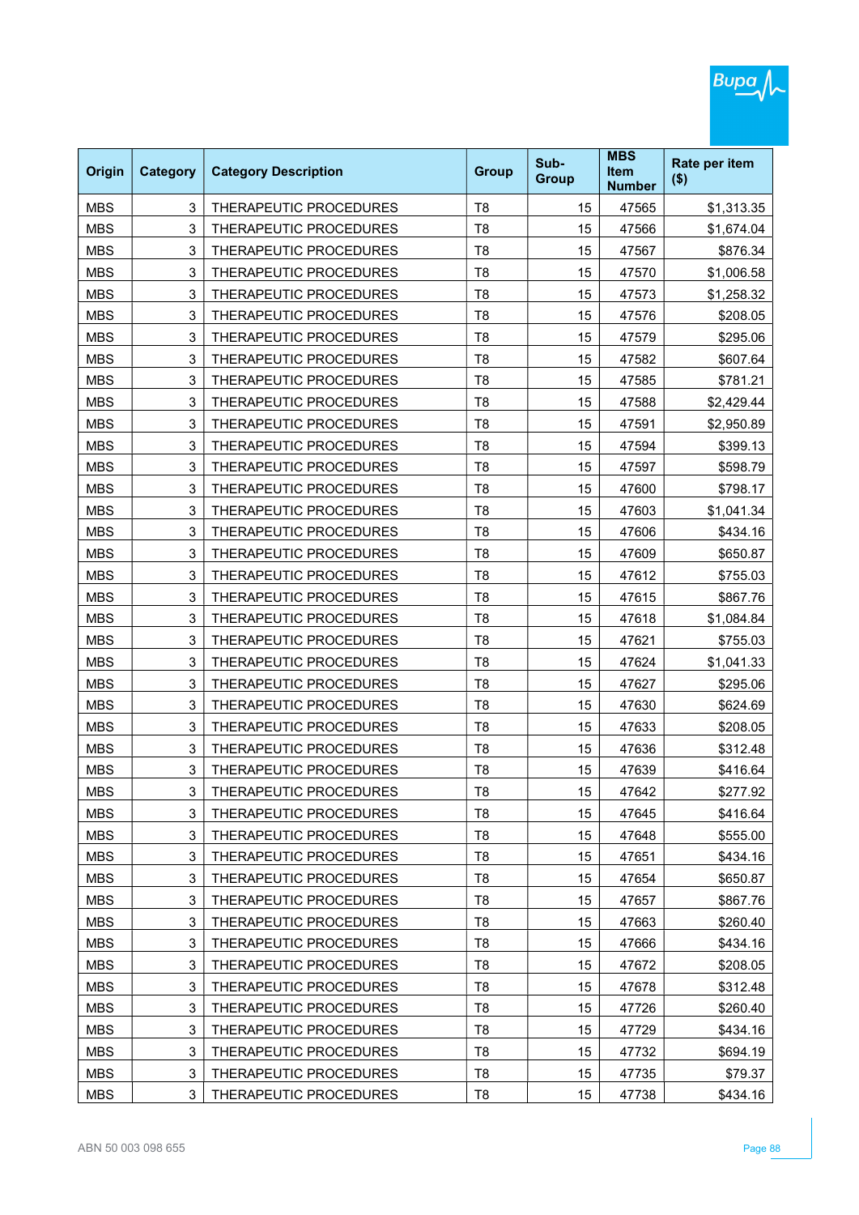| Origin | Category | Category Description | Group | Sub-Group | MBS Item Number | Rate per item ($) |
|---|---|---|---|---|---|---|
| MBS | 3 | THERAPEUTIC PROCEDURES | T8 | 15 | 47565 | $1,313.35 |
| MBS | 3 | THERAPEUTIC PROCEDURES | T8 | 15 | 47566 | $1,674.04 |
| MBS | 3 | THERAPEUTIC PROCEDURES | T8 | 15 | 47567 | $876.34 |
| MBS | 3 | THERAPEUTIC PROCEDURES | T8 | 15 | 47570 | $1,006.58 |
| MBS | 3 | THERAPEUTIC PROCEDURES | T8 | 15 | 47573 | $1,258.32 |
| MBS | 3 | THERAPEUTIC PROCEDURES | T8 | 15 | 47576 | $208.05 |
| MBS | 3 | THERAPEUTIC PROCEDURES | T8 | 15 | 47579 | $295.06 |
| MBS | 3 | THERAPEUTIC PROCEDURES | T8 | 15 | 47582 | $607.64 |
| MBS | 3 | THERAPEUTIC PROCEDURES | T8 | 15 | 47585 | $781.21 |
| MBS | 3 | THERAPEUTIC PROCEDURES | T8 | 15 | 47588 | $2,429.44 |
| MBS | 3 | THERAPEUTIC PROCEDURES | T8 | 15 | 47591 | $2,950.89 |
| MBS | 3 | THERAPEUTIC PROCEDURES | T8 | 15 | 47594 | $399.13 |
| MBS | 3 | THERAPEUTIC PROCEDURES | T8 | 15 | 47597 | $598.79 |
| MBS | 3 | THERAPEUTIC PROCEDURES | T8 | 15 | 47600 | $798.17 |
| MBS | 3 | THERAPEUTIC PROCEDURES | T8 | 15 | 47603 | $1,041.34 |
| MBS | 3 | THERAPEUTIC PROCEDURES | T8 | 15 | 47606 | $434.16 |
| MBS | 3 | THERAPEUTIC PROCEDURES | T8 | 15 | 47609 | $650.87 |
| MBS | 3 | THERAPEUTIC PROCEDURES | T8 | 15 | 47612 | $755.03 |
| MBS | 3 | THERAPEUTIC PROCEDURES | T8 | 15 | 47615 | $867.76 |
| MBS | 3 | THERAPEUTIC PROCEDURES | T8 | 15 | 47618 | $1,084.84 |
| MBS | 3 | THERAPEUTIC PROCEDURES | T8 | 15 | 47621 | $755.03 |
| MBS | 3 | THERAPEUTIC PROCEDURES | T8 | 15 | 47624 | $1,041.33 |
| MBS | 3 | THERAPEUTIC PROCEDURES | T8 | 15 | 47627 | $295.06 |
| MBS | 3 | THERAPEUTIC PROCEDURES | T8 | 15 | 47630 | $624.69 |
| MBS | 3 | THERAPEUTIC PROCEDURES | T8 | 15 | 47633 | $208.05 |
| MBS | 3 | THERAPEUTIC PROCEDURES | T8 | 15 | 47636 | $312.48 |
| MBS | 3 | THERAPEUTIC PROCEDURES | T8 | 15 | 47639 | $416.64 |
| MBS | 3 | THERAPEUTIC PROCEDURES | T8 | 15 | 47642 | $277.92 |
| MBS | 3 | THERAPEUTIC PROCEDURES | T8 | 15 | 47645 | $416.64 |
| MBS | 3 | THERAPEUTIC PROCEDURES | T8 | 15 | 47648 | $555.00 |
| MBS | 3 | THERAPEUTIC PROCEDURES | T8 | 15 | 47651 | $434.16 |
| MBS | 3 | THERAPEUTIC PROCEDURES | T8 | 15 | 47654 | $650.87 |
| MBS | 3 | THERAPEUTIC PROCEDURES | T8 | 15 | 47657 | $867.76 |
| MBS | 3 | THERAPEUTIC PROCEDURES | T8 | 15 | 47663 | $260.40 |
| MBS | 3 | THERAPEUTIC PROCEDURES | T8 | 15 | 47666 | $434.16 |
| MBS | 3 | THERAPEUTIC PROCEDURES | T8 | 15 | 47672 | $208.05 |
| MBS | 3 | THERAPEUTIC PROCEDURES | T8 | 15 | 47678 | $312.48 |
| MBS | 3 | THERAPEUTIC PROCEDURES | T8 | 15 | 47726 | $260.40 |
| MBS | 3 | THERAPEUTIC PROCEDURES | T8 | 15 | 47729 | $434.16 |
| MBS | 3 | THERAPEUTIC PROCEDURES | T8 | 15 | 47732 | $694.19 |
| MBS | 3 | THERAPEUTIC PROCEDURES | T8 | 15 | 47735 | $79.37 |
| MBS | 3 | THERAPEUTIC PROCEDURES | T8 | 15 | 47738 | $434.16 |

ABN 50 003 098 655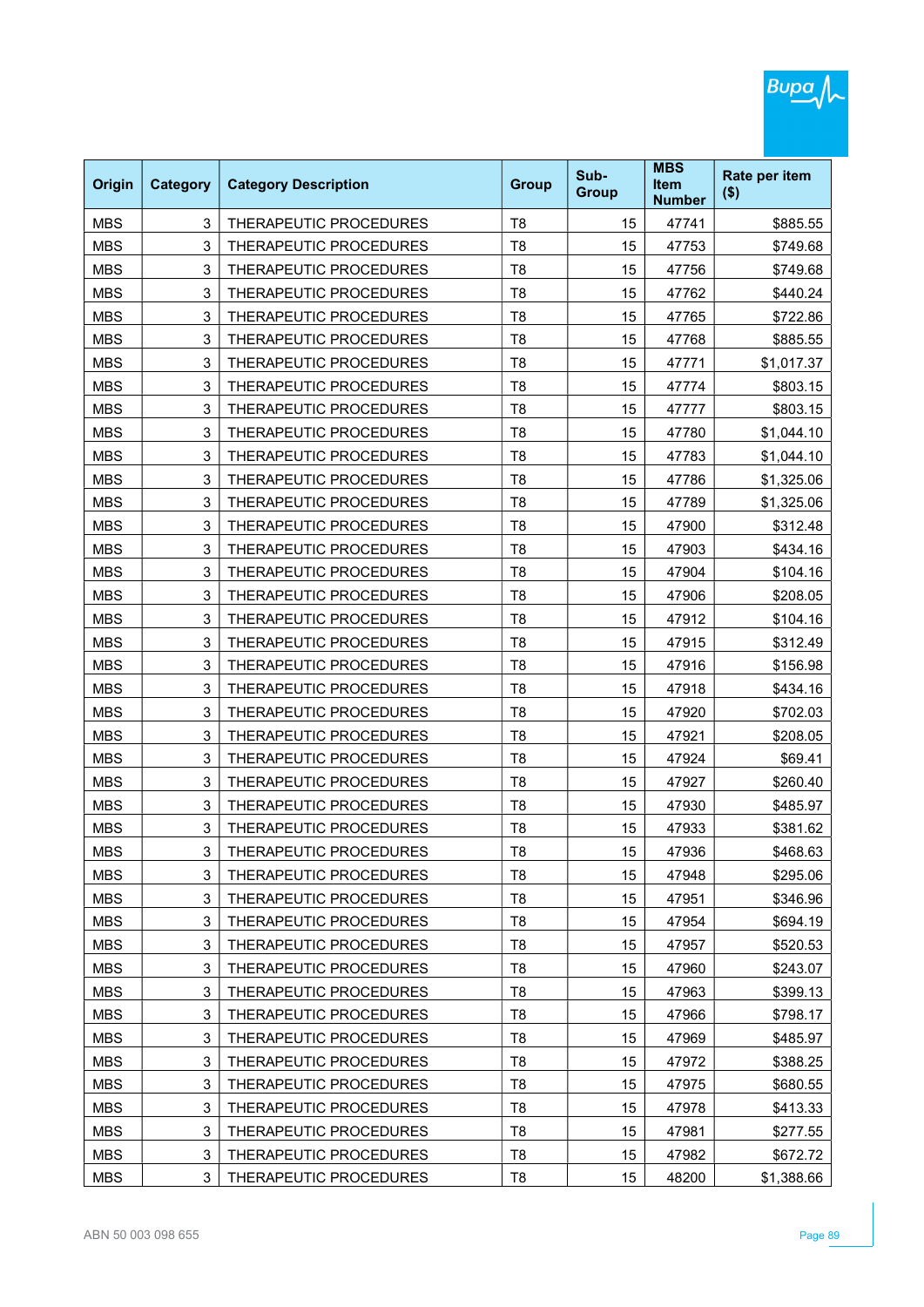| Origin | Category | Category Description | Group | Sub-Group | MBS Item Number | Rate per item ($) |
|---|---|---|---|---|---|---|
| MBS | 3 | THERAPEUTIC PROCEDURES | T8 | 15 | 47741 | $885.55 |
| MBS | 3 | THERAPEUTIC PROCEDURES | T8 | 15 | 47753 | $749.68 |
| MBS | 3 | THERAPEUTIC PROCEDURES | T8 | 15 | 47756 | $749.68 |
| MBS | 3 | THERAPEUTIC PROCEDURES | T8 | 15 | 47762 | $440.24 |
| MBS | 3 | THERAPEUTIC PROCEDURES | T8 | 15 | 47765 | $722.86 |
| MBS | 3 | THERAPEUTIC PROCEDURES | T8 | 15 | 47768 | $885.55 |
| MBS | 3 | THERAPEUTIC PROCEDURES | T8 | 15 | 47771 | $1,017.37 |
| MBS | 3 | THERAPEUTIC PROCEDURES | T8 | 15 | 47774 | $803.15 |
| MBS | 3 | THERAPEUTIC PROCEDURES | T8 | 15 | 47777 | $803.15 |
| MBS | 3 | THERAPEUTIC PROCEDURES | T8 | 15 | 47780 | $1,044.10 |
| MBS | 3 | THERAPEUTIC PROCEDURES | T8 | 15 | 47783 | $1,044.10 |
| MBS | 3 | THERAPEUTIC PROCEDURES | T8 | 15 | 47786 | $1,325.06 |
| MBS | 3 | THERAPEUTIC PROCEDURES | T8 | 15 | 47789 | $1,325.06 |
| MBS | 3 | THERAPEUTIC PROCEDURES | T8 | 15 | 47900 | $312.48 |
| MBS | 3 | THERAPEUTIC PROCEDURES | T8 | 15 | 47903 | $434.16 |
| MBS | 3 | THERAPEUTIC PROCEDURES | T8 | 15 | 47904 | $104.16 |
| MBS | 3 | THERAPEUTIC PROCEDURES | T8 | 15 | 47906 | $208.05 |
| MBS | 3 | THERAPEUTIC PROCEDURES | T8 | 15 | 47912 | $104.16 |
| MBS | 3 | THERAPEUTIC PROCEDURES | T8 | 15 | 47915 | $312.49 |
| MBS | 3 | THERAPEUTIC PROCEDURES | T8 | 15 | 47916 | $156.98 |
| MBS | 3 | THERAPEUTIC PROCEDURES | T8 | 15 | 47918 | $434.16 |
| MBS | 3 | THERAPEUTIC PROCEDURES | T8 | 15 | 47920 | $702.03 |
| MBS | 3 | THERAPEUTIC PROCEDURES | T8 | 15 | 47921 | $208.05 |
| MBS | 3 | THERAPEUTIC PROCEDURES | T8 | 15 | 47924 | $69.41 |
| MBS | 3 | THERAPEUTIC PROCEDURES | T8 | 15 | 47927 | $260.40 |
| MBS | 3 | THERAPEUTIC PROCEDURES | T8 | 15 | 47930 | $485.97 |
| MBS | 3 | THERAPEUTIC PROCEDURES | T8 | 15 | 47933 | $381.62 |
| MBS | 3 | THERAPEUTIC PROCEDURES | T8 | 15 | 47936 | $468.63 |
| MBS | 3 | THERAPEUTIC PROCEDURES | T8 | 15 | 47948 | $295.06 |
| MBS | 3 | THERAPEUTIC PROCEDURES | T8 | 15 | 47951 | $346.96 |
| MBS | 3 | THERAPEUTIC PROCEDURES | T8 | 15 | 47954 | $694.19 |
| MBS | 3 | THERAPEUTIC PROCEDURES | T8 | 15 | 47957 | $520.53 |
| MBS | 3 | THERAPEUTIC PROCEDURES | T8 | 15 | 47960 | $243.07 |
| MBS | 3 | THERAPEUTIC PROCEDURES | T8 | 15 | 47963 | $399.13 |
| MBS | 3 | THERAPEUTIC PROCEDURES | T8 | 15 | 47966 | $798.17 |
| MBS | 3 | THERAPEUTIC PROCEDURES | T8 | 15 | 47969 | $485.97 |
| MBS | 3 | THERAPEUTIC PROCEDURES | T8 | 15 | 47972 | $388.25 |
| MBS | 3 | THERAPEUTIC PROCEDURES | T8 | 15 | 47975 | $680.55 |
| MBS | 3 | THERAPEUTIC PROCEDURES | T8 | 15 | 47978 | $413.33 |
| MBS | 3 | THERAPEUTIC PROCEDURES | T8 | 15 | 47981 | $277.55 |
| MBS | 3 | THERAPEUTIC PROCEDURES | T8 | 15 | 47982 | $672.72 |
| MBS | 3 | THERAPEUTIC PROCEDURES | T8 | 15 | 48200 | $1,388.66 |

ABN 50 003 098 655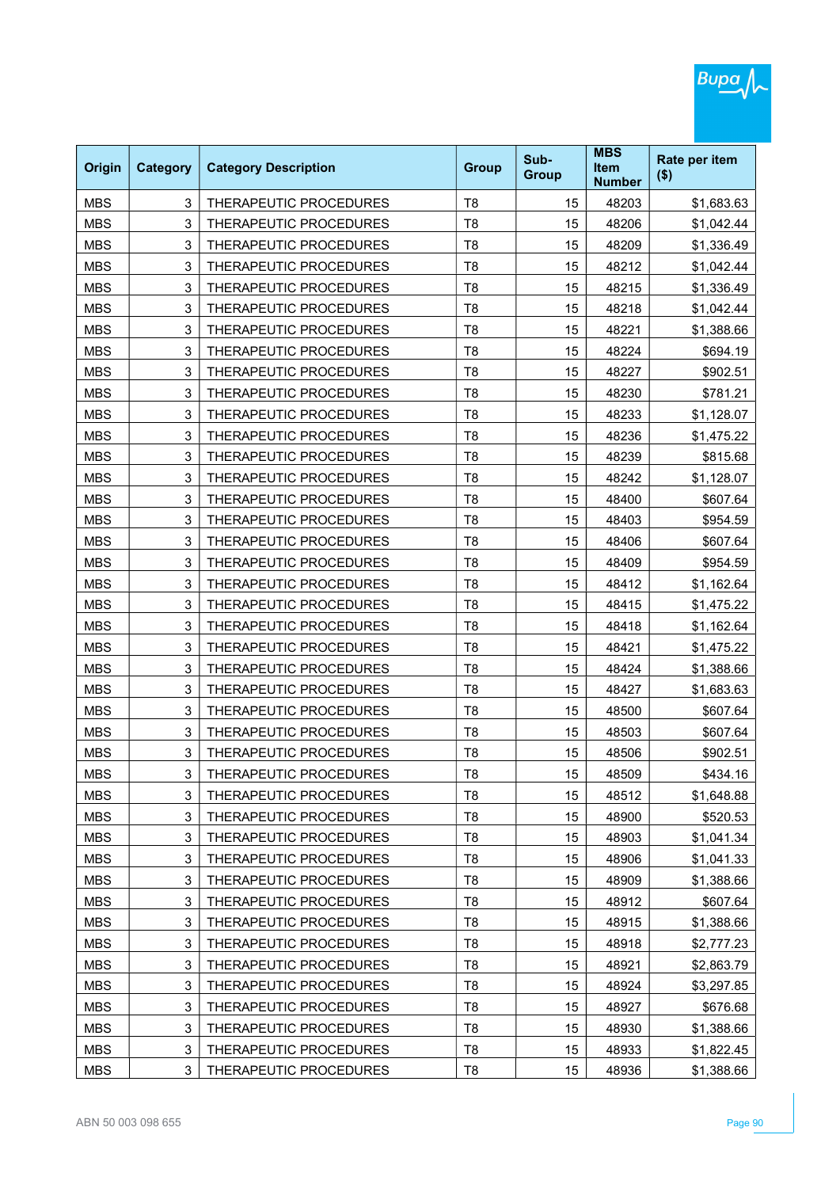| Origin | Category | Category Description | Group | Sub-Group | MBS Item Number | Rate per item ($) |
|---|---|---|---|---|---|---|
| MBS | 3 | THERAPEUTIC PROCEDURES | T8 | 15 | 48203 | $1,683.63 |
| MBS | 3 | THERAPEUTIC PROCEDURES | T8 | 15 | 48206 | $1,042.44 |
| MBS | 3 | THERAPEUTIC PROCEDURES | T8 | 15 | 48209 | $1,336.49 |
| MBS | 3 | THERAPEUTIC PROCEDURES | T8 | 15 | 48212 | $1,042.44 |
| MBS | 3 | THERAPEUTIC PROCEDURES | T8 | 15 | 48215 | $1,336.49 |
| MBS | 3 | THERAPEUTIC PROCEDURES | T8 | 15 | 48218 | $1,042.44 |
| MBS | 3 | THERAPEUTIC PROCEDURES | T8 | 15 | 48221 | $1,388.66 |
| MBS | 3 | THERAPEUTIC PROCEDURES | T8 | 15 | 48224 | $694.19 |
| MBS | 3 | THERAPEUTIC PROCEDURES | T8 | 15 | 48227 | $902.51 |
| MBS | 3 | THERAPEUTIC PROCEDURES | T8 | 15 | 48230 | $781.21 |
| MBS | 3 | THERAPEUTIC PROCEDURES | T8 | 15 | 48233 | $1,128.07 |
| MBS | 3 | THERAPEUTIC PROCEDURES | T8 | 15 | 48236 | $1,475.22 |
| MBS | 3 | THERAPEUTIC PROCEDURES | T8 | 15 | 48239 | $815.68 |
| MBS | 3 | THERAPEUTIC PROCEDURES | T8 | 15 | 48242 | $1,128.07 |
| MBS | 3 | THERAPEUTIC PROCEDURES | T8 | 15 | 48400 | $607.64 |
| MBS | 3 | THERAPEUTIC PROCEDURES | T8 | 15 | 48403 | $954.59 |
| MBS | 3 | THERAPEUTIC PROCEDURES | T8 | 15 | 48406 | $607.64 |
| MBS | 3 | THERAPEUTIC PROCEDURES | T8 | 15 | 48409 | $954.59 |
| MBS | 3 | THERAPEUTIC PROCEDURES | T8 | 15 | 48412 | $1,162.64 |
| MBS | 3 | THERAPEUTIC PROCEDURES | T8 | 15 | 48415 | $1,475.22 |
| MBS | 3 | THERAPEUTIC PROCEDURES | T8 | 15 | 48418 | $1,162.64 |
| MBS | 3 | THERAPEUTIC PROCEDURES | T8 | 15 | 48421 | $1,475.22 |
| MBS | 3 | THERAPEUTIC PROCEDURES | T8 | 15 | 48424 | $1,388.66 |
| MBS | 3 | THERAPEUTIC PROCEDURES | T8 | 15 | 48427 | $1,683.63 |
| MBS | 3 | THERAPEUTIC PROCEDURES | T8 | 15 | 48500 | $607.64 |
| MBS | 3 | THERAPEUTIC PROCEDURES | T8 | 15 | 48503 | $607.64 |
| MBS | 3 | THERAPEUTIC PROCEDURES | T8 | 15 | 48506 | $902.51 |
| MBS | 3 | THERAPEUTIC PROCEDURES | T8 | 15 | 48509 | $434.16 |
| MBS | 3 | THERAPEUTIC PROCEDURES | T8 | 15 | 48512 | $1,648.88 |
| MBS | 3 | THERAPEUTIC PROCEDURES | T8 | 15 | 48900 | $520.53 |
| MBS | 3 | THERAPEUTIC PROCEDURES | T8 | 15 | 48903 | $1,041.34 |
| MBS | 3 | THERAPEUTIC PROCEDURES | T8 | 15 | 48906 | $1,041.33 |
| MBS | 3 | THERAPEUTIC PROCEDURES | T8 | 15 | 48909 | $1,388.66 |
| MBS | 3 | THERAPEUTIC PROCEDURES | T8 | 15 | 48912 | $607.64 |
| MBS | 3 | THERAPEUTIC PROCEDURES | T8 | 15 | 48915 | $1,388.66 |
| MBS | 3 | THERAPEUTIC PROCEDURES | T8 | 15 | 48918 | $2,777.23 |
| MBS | 3 | THERAPEUTIC PROCEDURES | T8 | 15 | 48921 | $2,863.79 |
| MBS | 3 | THERAPEUTIC PROCEDURES | T8 | 15 | 48924 | $3,297.85 |
| MBS | 3 | THERAPEUTIC PROCEDURES | T8 | 15 | 48927 | $676.68 |
| MBS | 3 | THERAPEUTIC PROCEDURES | T8 | 15 | 48930 | $1,388.66 |
| MBS | 3 | THERAPEUTIC PROCEDURES | T8 | 15 | 48933 | $1,822.45 |
| MBS | 3 | THERAPEUTIC PROCEDURES | T8 | 15 | 48936 | $1,388.66 |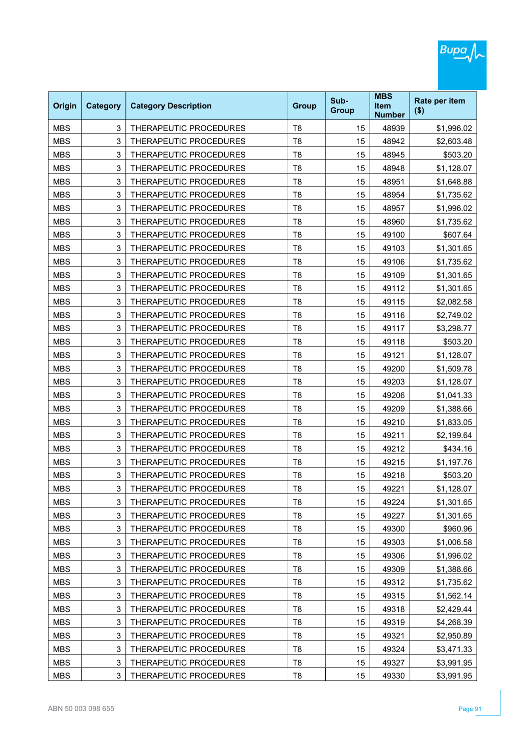| Origin | Category | Category Description | Group | Sub-Group | MBS Item Number | Rate per item ($) |
|---|---|---|---|---|---|---|
| MBS | 3 | THERAPEUTIC PROCEDURES | T8 | 15 | 48939 | $1,996.02 |
| MBS | 3 | THERAPEUTIC PROCEDURES | T8 | 15 | 48942 | $2,603.48 |
| MBS | 3 | THERAPEUTIC PROCEDURES | T8 | 15 | 48945 | $503.20 |
| MBS | 3 | THERAPEUTIC PROCEDURES | T8 | 15 | 48948 | $1,128.07 |
| MBS | 3 | THERAPEUTIC PROCEDURES | T8 | 15 | 48951 | $1,648.88 |
| MBS | 3 | THERAPEUTIC PROCEDURES | T8 | 15 | 48954 | $1,735.62 |
| MBS | 3 | THERAPEUTIC PROCEDURES | T8 | 15 | 48957 | $1,996.02 |
| MBS | 3 | THERAPEUTIC PROCEDURES | T8 | 15 | 48960 | $1,735.62 |
| MBS | 3 | THERAPEUTIC PROCEDURES | T8 | 15 | 49100 | $607.64 |
| MBS | 3 | THERAPEUTIC PROCEDURES | T8 | 15 | 49103 | $1,301.65 |
| MBS | 3 | THERAPEUTIC PROCEDURES | T8 | 15 | 49106 | $1,735.62 |
| MBS | 3 | THERAPEUTIC PROCEDURES | T8 | 15 | 49109 | $1,301.65 |
| MBS | 3 | THERAPEUTIC PROCEDURES | T8 | 15 | 49112 | $1,301.65 |
| MBS | 3 | THERAPEUTIC PROCEDURES | T8 | 15 | 49115 | $2,082.58 |
| MBS | 3 | THERAPEUTIC PROCEDURES | T8 | 15 | 49116 | $2,749.02 |
| MBS | 3 | THERAPEUTIC PROCEDURES | T8 | 15 | 49117 | $3,298.77 |
| MBS | 3 | THERAPEUTIC PROCEDURES | T8 | 15 | 49118 | $503.20 |
| MBS | 3 | THERAPEUTIC PROCEDURES | T8 | 15 | 49121 | $1,128.07 |
| MBS | 3 | THERAPEUTIC PROCEDURES | T8 | 15 | 49200 | $1,509.78 |
| MBS | 3 | THERAPEUTIC PROCEDURES | T8 | 15 | 49203 | $1,128.07 |
| MBS | 3 | THERAPEUTIC PROCEDURES | T8 | 15 | 49206 | $1,041.33 |
| MBS | 3 | THERAPEUTIC PROCEDURES | T8 | 15 | 49209 | $1,388.66 |
| MBS | 3 | THERAPEUTIC PROCEDURES | T8 | 15 | 49210 | $1,833.05 |
| MBS | 3 | THERAPEUTIC PROCEDURES | T8 | 15 | 49211 | $2,199.64 |
| MBS | 3 | THERAPEUTIC PROCEDURES | T8 | 15 | 49212 | $434.16 |
| MBS | 3 | THERAPEUTIC PROCEDURES | T8 | 15 | 49215 | $1,197.76 |
| MBS | 3 | THERAPEUTIC PROCEDURES | T8 | 15 | 49218 | $503.20 |
| MBS | 3 | THERAPEUTIC PROCEDURES | T8 | 15 | 49221 | $1,128.07 |
| MBS | 3 | THERAPEUTIC PROCEDURES | T8 | 15 | 49224 | $1,301.65 |
| MBS | 3 | THERAPEUTIC PROCEDURES | T8 | 15 | 49227 | $1,301.65 |
| MBS | 3 | THERAPEUTIC PROCEDURES | T8 | 15 | 49300 | $960.96 |
| MBS | 3 | THERAPEUTIC PROCEDURES | T8 | 15 | 49303 | $1,006.58 |
| MBS | 3 | THERAPEUTIC PROCEDURES | T8 | 15 | 49306 | $1,996.02 |
| MBS | 3 | THERAPEUTIC PROCEDURES | T8 | 15 | 49309 | $1,388.66 |
| MBS | 3 | THERAPEUTIC PROCEDURES | T8 | 15 | 49312 | $1,735.62 |
| MBS | 3 | THERAPEUTIC PROCEDURES | T8 | 15 | 49315 | $1,562.14 |
| MBS | 3 | THERAPEUTIC PROCEDURES | T8 | 15 | 49318 | $2,429.44 |
| MBS | 3 | THERAPEUTIC PROCEDURES | T8 | 15 | 49319 | $4,268.39 |
| MBS | 3 | THERAPEUTIC PROCEDURES | T8 | 15 | 49321 | $2,950.89 |
| MBS | 3 | THERAPEUTIC PROCEDURES | T8 | 15 | 49324 | $3,471.33 |
| MBS | 3 | THERAPEUTIC PROCEDURES | T8 | 15 | 49327 | $3,991.95 |
| MBS | 3 | THERAPEUTIC PROCEDURES | T8 | 15 | 49330 | $3,991.95 |

ABN 50 003 098 655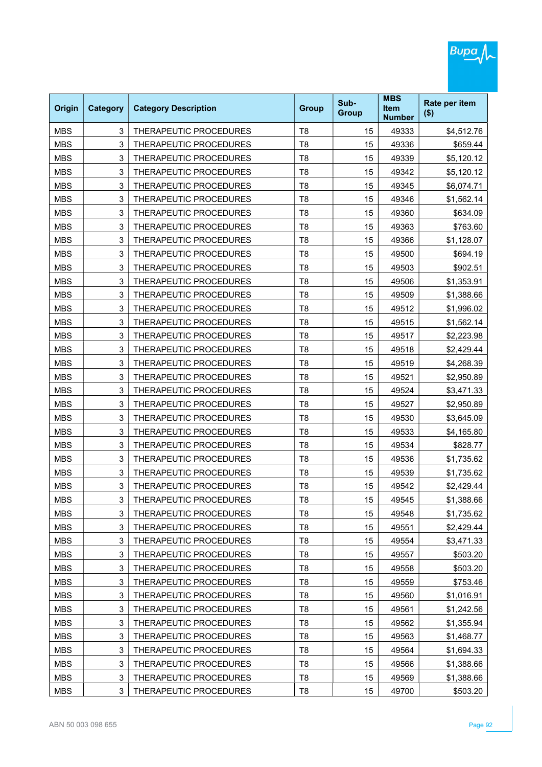| Origin | Category | Category Description | Group | Sub-Group | MBS Item Number | Rate per item ($) |
|---|---|---|---|---|---|---|
| MBS | 3 | THERAPEUTIC PROCEDURES | T8 | 15 | 49333 | $4,512.76 |
| MBS | 3 | THERAPEUTIC PROCEDURES | T8 | 15 | 49336 | $659.44 |
| MBS | 3 | THERAPEUTIC PROCEDURES | T8 | 15 | 49339 | $5,120.12 |
| MBS | 3 | THERAPEUTIC PROCEDURES | T8 | 15 | 49342 | $5,120.12 |
| MBS | 3 | THERAPEUTIC PROCEDURES | T8 | 15 | 49345 | $6,074.71 |
| MBS | 3 | THERAPEUTIC PROCEDURES | T8 | 15 | 49346 | $1,562.14 |
| MBS | 3 | THERAPEUTIC PROCEDURES | T8 | 15 | 49360 | $634.09 |
| MBS | 3 | THERAPEUTIC PROCEDURES | T8 | 15 | 49363 | $763.60 |
| MBS | 3 | THERAPEUTIC PROCEDURES | T8 | 15 | 49366 | $1,128.07 |
| MBS | 3 | THERAPEUTIC PROCEDURES | T8 | 15 | 49500 | $694.19 |
| MBS | 3 | THERAPEUTIC PROCEDURES | T8 | 15 | 49503 | $902.51 |
| MBS | 3 | THERAPEUTIC PROCEDURES | T8 | 15 | 49506 | $1,353.91 |
| MBS | 3 | THERAPEUTIC PROCEDURES | T8 | 15 | 49509 | $1,388.66 |
| MBS | 3 | THERAPEUTIC PROCEDURES | T8 | 15 | 49512 | $1,996.02 |
| MBS | 3 | THERAPEUTIC PROCEDURES | T8 | 15 | 49515 | $1,562.14 |
| MBS | 3 | THERAPEUTIC PROCEDURES | T8 | 15 | 49517 | $2,223.98 |
| MBS | 3 | THERAPEUTIC PROCEDURES | T8 | 15 | 49518 | $2,429.44 |
| MBS | 3 | THERAPEUTIC PROCEDURES | T8 | 15 | 49519 | $4,268.39 |
| MBS | 3 | THERAPEUTIC PROCEDURES | T8 | 15 | 49521 | $2,950.89 |
| MBS | 3 | THERAPEUTIC PROCEDURES | T8 | 15 | 49524 | $3,471.33 |
| MBS | 3 | THERAPEUTIC PROCEDURES | T8 | 15 | 49527 | $2,950.89 |
| MBS | 3 | THERAPEUTIC PROCEDURES | T8 | 15 | 49530 | $3,645.09 |
| MBS | 3 | THERAPEUTIC PROCEDURES | T8 | 15 | 49533 | $4,165.80 |
| MBS | 3 | THERAPEUTIC PROCEDURES | T8 | 15 | 49534 | $828.77 |
| MBS | 3 | THERAPEUTIC PROCEDURES | T8 | 15 | 49536 | $1,735.62 |
| MBS | 3 | THERAPEUTIC PROCEDURES | T8 | 15 | 49539 | $1,735.62 |
| MBS | 3 | THERAPEUTIC PROCEDURES | T8 | 15 | 49542 | $2,429.44 |
| MBS | 3 | THERAPEUTIC PROCEDURES | T8 | 15 | 49545 | $1,388.66 |
| MBS | 3 | THERAPEUTIC PROCEDURES | T8 | 15 | 49548 | $1,735.62 |
| MBS | 3 | THERAPEUTIC PROCEDURES | T8 | 15 | 49551 | $2,429.44 |
| MBS | 3 | THERAPEUTIC PROCEDURES | T8 | 15 | 49554 | $3,471.33 |
| MBS | 3 | THERAPEUTIC PROCEDURES | T8 | 15 | 49557 | $503.20 |
| MBS | 3 | THERAPEUTIC PROCEDURES | T8 | 15 | 49558 | $503.20 |
| MBS | 3 | THERAPEUTIC PROCEDURES | T8 | 15 | 49559 | $753.46 |
| MBS | 3 | THERAPEUTIC PROCEDURES | T8 | 15 | 49560 | $1,016.91 |
| MBS | 3 | THERAPEUTIC PROCEDURES | T8 | 15 | 49561 | $1,242.56 |
| MBS | 3 | THERAPEUTIC PROCEDURES | T8 | 15 | 49562 | $1,355.94 |
| MBS | 3 | THERAPEUTIC PROCEDURES | T8 | 15 | 49563 | $1,468.77 |
| MBS | 3 | THERAPEUTIC PROCEDURES | T8 | 15 | 49564 | $1,694.33 |
| MBS | 3 | THERAPEUTIC PROCEDURES | T8 | 15 | 49566 | $1,388.66 |
| MBS | 3 | THERAPEUTIC PROCEDURES | T8 | 15 | 49569 | $1,388.66 |
| MBS | 3 | THERAPEUTIC PROCEDURES | T8 | 15 | 49700 | $503.20 |

ABN 50 003 098 655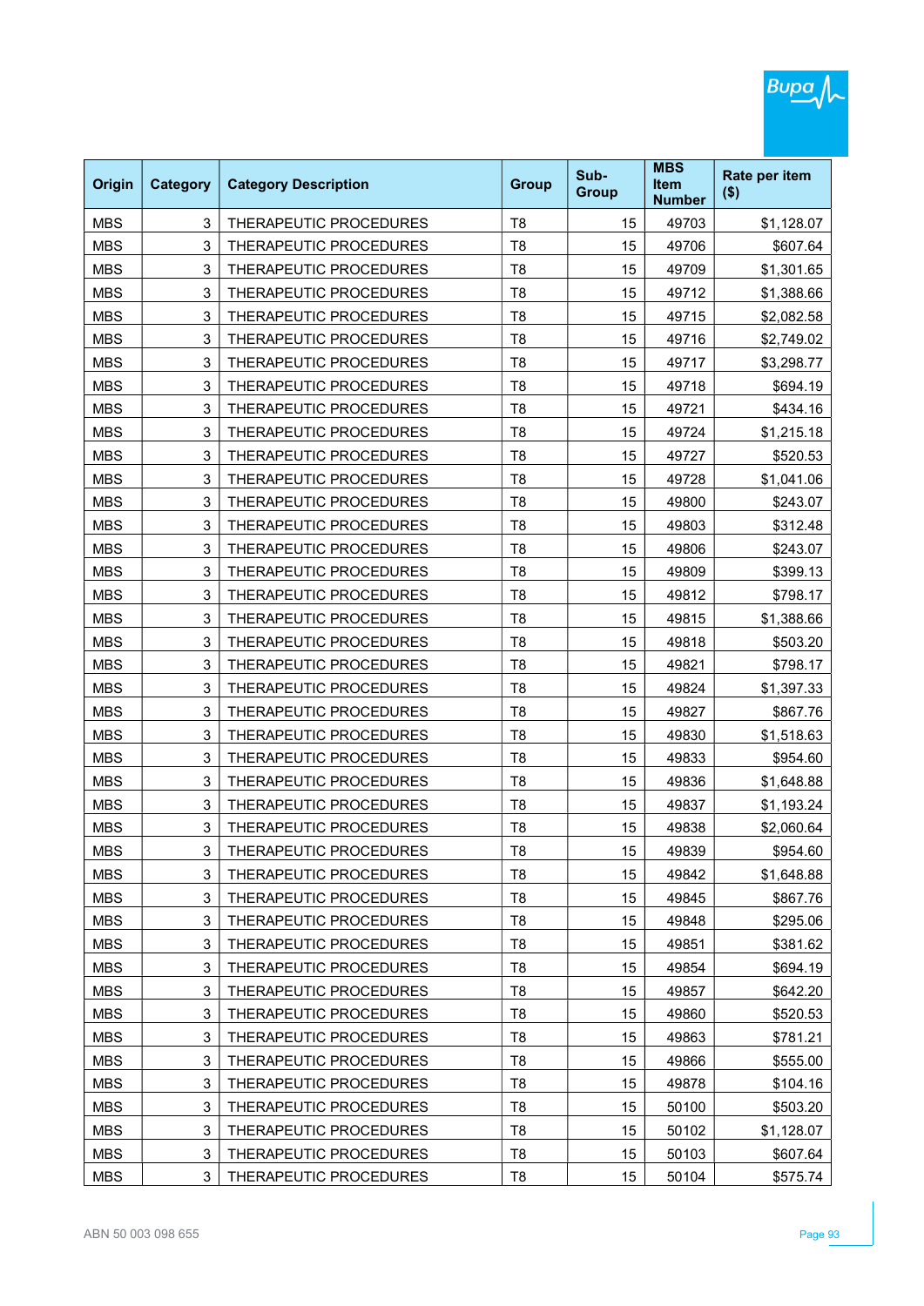| Origin | Category | Category Description | Group | Sub-Group | MBS Item Number | Rate per item ($) |
|---|---|---|---|---|---|---|
| MBS | 3 | THERAPEUTIC PROCEDURES | T8 | 15 | 49703 | $1,128.07 |
| MBS | 3 | THERAPEUTIC PROCEDURES | T8 | 15 | 49706 | $607.64 |
| MBS | 3 | THERAPEUTIC PROCEDURES | T8 | 15 | 49709 | $1,301.65 |
| MBS | 3 | THERAPEUTIC PROCEDURES | T8 | 15 | 49712 | $1,388.66 |
| MBS | 3 | THERAPEUTIC PROCEDURES | T8 | 15 | 49715 | $2,082.58 |
| MBS | 3 | THERAPEUTIC PROCEDURES | T8 | 15 | 49716 | $2,749.02 |
| MBS | 3 | THERAPEUTIC PROCEDURES | T8 | 15 | 49717 | $3,298.77 |
| MBS | 3 | THERAPEUTIC PROCEDURES | T8 | 15 | 49718 | $694.19 |
| MBS | 3 | THERAPEUTIC PROCEDURES | T8 | 15 | 49721 | $434.16 |
| MBS | 3 | THERAPEUTIC PROCEDURES | T8 | 15 | 49724 | $1,215.18 |
| MBS | 3 | THERAPEUTIC PROCEDURES | T8 | 15 | 49727 | $520.53 |
| MBS | 3 | THERAPEUTIC PROCEDURES | T8 | 15 | 49728 | $1,041.06 |
| MBS | 3 | THERAPEUTIC PROCEDURES | T8 | 15 | 49800 | $243.07 |
| MBS | 3 | THERAPEUTIC PROCEDURES | T8 | 15 | 49803 | $312.48 |
| MBS | 3 | THERAPEUTIC PROCEDURES | T8 | 15 | 49806 | $243.07 |
| MBS | 3 | THERAPEUTIC PROCEDURES | T8 | 15 | 49809 | $399.13 |
| MBS | 3 | THERAPEUTIC PROCEDURES | T8 | 15 | 49812 | $798.17 |
| MBS | 3 | THERAPEUTIC PROCEDURES | T8 | 15 | 49815 | $1,388.66 |
| MBS | 3 | THERAPEUTIC PROCEDURES | T8 | 15 | 49818 | $503.20 |
| MBS | 3 | THERAPEUTIC PROCEDURES | T8 | 15 | 49821 | $798.17 |
| MBS | 3 | THERAPEUTIC PROCEDURES | T8 | 15 | 49824 | $1,397.33 |
| MBS | 3 | THERAPEUTIC PROCEDURES | T8 | 15 | 49827 | $867.76 |
| MBS | 3 | THERAPEUTIC PROCEDURES | T8 | 15 | 49830 | $1,518.63 |
| MBS | 3 | THERAPEUTIC PROCEDURES | T8 | 15 | 49833 | $954.60 |
| MBS | 3 | THERAPEUTIC PROCEDURES | T8 | 15 | 49836 | $1,648.88 |
| MBS | 3 | THERAPEUTIC PROCEDURES | T8 | 15 | 49837 | $1,193.24 |
| MBS | 3 | THERAPEUTIC PROCEDURES | T8 | 15 | 49838 | $2,060.64 |
| MBS | 3 | THERAPEUTIC PROCEDURES | T8 | 15 | 49839 | $954.60 |
| MBS | 3 | THERAPEUTIC PROCEDURES | T8 | 15 | 49842 | $1,648.88 |
| MBS | 3 | THERAPEUTIC PROCEDURES | T8 | 15 | 49845 | $867.76 |
| MBS | 3 | THERAPEUTIC PROCEDURES | T8 | 15 | 49848 | $295.06 |
| MBS | 3 | THERAPEUTIC PROCEDURES | T8 | 15 | 49851 | $381.62 |
| MBS | 3 | THERAPEUTIC PROCEDURES | T8 | 15 | 49854 | $694.19 |
| MBS | 3 | THERAPEUTIC PROCEDURES | T8 | 15 | 49857 | $642.20 |
| MBS | 3 | THERAPEUTIC PROCEDURES | T8 | 15 | 49860 | $520.53 |
| MBS | 3 | THERAPEUTIC PROCEDURES | T8 | 15 | 49863 | $781.21 |
| MBS | 3 | THERAPEUTIC PROCEDURES | T8 | 15 | 49866 | $555.00 |
| MBS | 3 | THERAPEUTIC PROCEDURES | T8 | 15 | 49878 | $104.16 |
| MBS | 3 | THERAPEUTIC PROCEDURES | T8 | 15 | 50100 | $503.20 |
| MBS | 3 | THERAPEUTIC PROCEDURES | T8 | 15 | 50102 | $1,128.07 |
| MBS | 3 | THERAPEUTIC PROCEDURES | T8 | 15 | 50103 | $607.64 |
| MBS | 3 | THERAPEUTIC PROCEDURES | T8 | 15 | 50104 | $575.74 |

ABN 50 003 098 655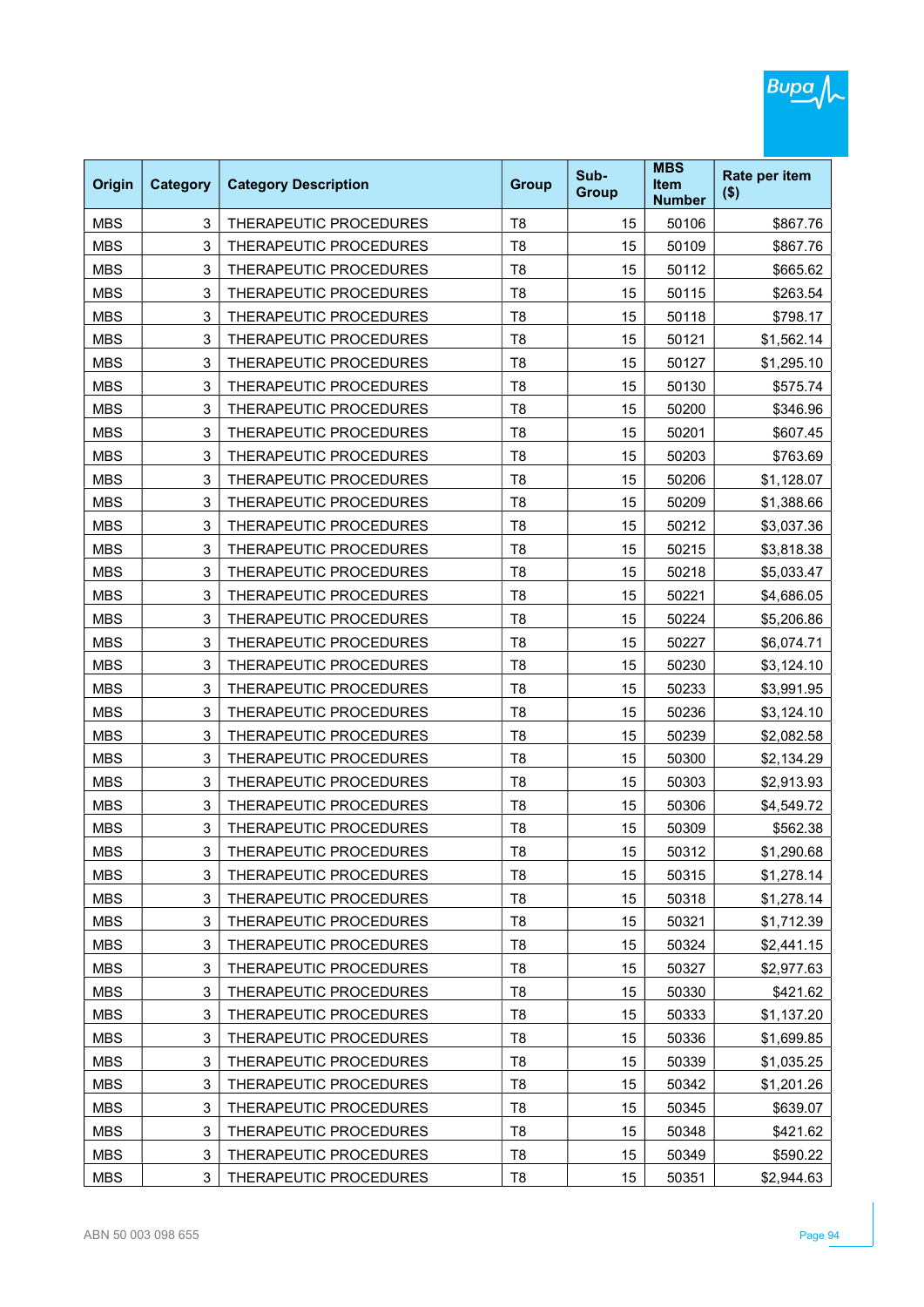| Origin | Category | Category Description | Group | Sub-Group | MBS Item Number | Rate per item ($) |
|---|---|---|---|---|---|---|
| MBS | 3 | THERAPEUTIC PROCEDURES | T8 | 15 | 50106 | $867.76 |
| MBS | 3 | THERAPEUTIC PROCEDURES | T8 | 15 | 50109 | $867.76 |
| MBS | 3 | THERAPEUTIC PROCEDURES | T8 | 15 | 50112 | $665.62 |
| MBS | 3 | THERAPEUTIC PROCEDURES | T8 | 15 | 50115 | $263.54 |
| MBS | 3 | THERAPEUTIC PROCEDURES | T8 | 15 | 50118 | $798.17 |
| MBS | 3 | THERAPEUTIC PROCEDURES | T8 | 15 | 50121 | $1,562.14 |
| MBS | 3 | THERAPEUTIC PROCEDURES | T8 | 15 | 50127 | $1,295.10 |
| MBS | 3 | THERAPEUTIC PROCEDURES | T8 | 15 | 50130 | $575.74 |
| MBS | 3 | THERAPEUTIC PROCEDURES | T8 | 15 | 50200 | $346.96 |
| MBS | 3 | THERAPEUTIC PROCEDURES | T8 | 15 | 50201 | $607.45 |
| MBS | 3 | THERAPEUTIC PROCEDURES | T8 | 15 | 50203 | $763.69 |
| MBS | 3 | THERAPEUTIC PROCEDURES | T8 | 15 | 50206 | $1,128.07 |
| MBS | 3 | THERAPEUTIC PROCEDURES | T8 | 15 | 50209 | $1,388.66 |
| MBS | 3 | THERAPEUTIC PROCEDURES | T8 | 15 | 50212 | $3,037.36 |
| MBS | 3 | THERAPEUTIC PROCEDURES | T8 | 15 | 50215 | $3,818.38 |
| MBS | 3 | THERAPEUTIC PROCEDURES | T8 | 15 | 50218 | $5,033.47 |
| MBS | 3 | THERAPEUTIC PROCEDURES | T8 | 15 | 50221 | $4,686.05 |
| MBS | 3 | THERAPEUTIC PROCEDURES | T8 | 15 | 50224 | $5,206.86 |
| MBS | 3 | THERAPEUTIC PROCEDURES | T8 | 15 | 50227 | $6,074.71 |
| MBS | 3 | THERAPEUTIC PROCEDURES | T8 | 15 | 50230 | $3,124.10 |
| MBS | 3 | THERAPEUTIC PROCEDURES | T8 | 15 | 50233 | $3,991.95 |
| MBS | 3 | THERAPEUTIC PROCEDURES | T8 | 15 | 50236 | $3,124.10 |
| MBS | 3 | THERAPEUTIC PROCEDURES | T8 | 15 | 50239 | $2,082.58 |
| MBS | 3 | THERAPEUTIC PROCEDURES | T8 | 15 | 50300 | $2,134.29 |
| MBS | 3 | THERAPEUTIC PROCEDURES | T8 | 15 | 50303 | $2,913.93 |
| MBS | 3 | THERAPEUTIC PROCEDURES | T8 | 15 | 50306 | $4,549.72 |
| MBS | 3 | THERAPEUTIC PROCEDURES | T8 | 15 | 50309 | $562.38 |
| MBS | 3 | THERAPEUTIC PROCEDURES | T8 | 15 | 50312 | $1,290.68 |
| MBS | 3 | THERAPEUTIC PROCEDURES | T8 | 15 | 50315 | $1,278.14 |
| MBS | 3 | THERAPEUTIC PROCEDURES | T8 | 15 | 50318 | $1,278.14 |
| MBS | 3 | THERAPEUTIC PROCEDURES | T8 | 15 | 50321 | $1,712.39 |
| MBS | 3 | THERAPEUTIC PROCEDURES | T8 | 15 | 50324 | $2,441.15 |
| MBS | 3 | THERAPEUTIC PROCEDURES | T8 | 15 | 50327 | $2,977.63 |
| MBS | 3 | THERAPEUTIC PROCEDURES | T8 | 15 | 50330 | $421.62 |
| MBS | 3 | THERAPEUTIC PROCEDURES | T8 | 15 | 50333 | $1,137.20 |
| MBS | 3 | THERAPEUTIC PROCEDURES | T8 | 15 | 50336 | $1,699.85 |
| MBS | 3 | THERAPEUTIC PROCEDURES | T8 | 15 | 50339 | $1,035.25 |
| MBS | 3 | THERAPEUTIC PROCEDURES | T8 | 15 | 50342 | $1,201.26 |
| MBS | 3 | THERAPEUTIC PROCEDURES | T8 | 15 | 50345 | $639.07 |
| MBS | 3 | THERAPEUTIC PROCEDURES | T8 | 15 | 50348 | $421.62 |
| MBS | 3 | THERAPEUTIC PROCEDURES | T8 | 15 | 50349 | $590.22 |
| MBS | 3 | THERAPEUTIC PROCEDURES | T8 | 15 | 50351 | $2,944.63 |

ABN 50 003 098 655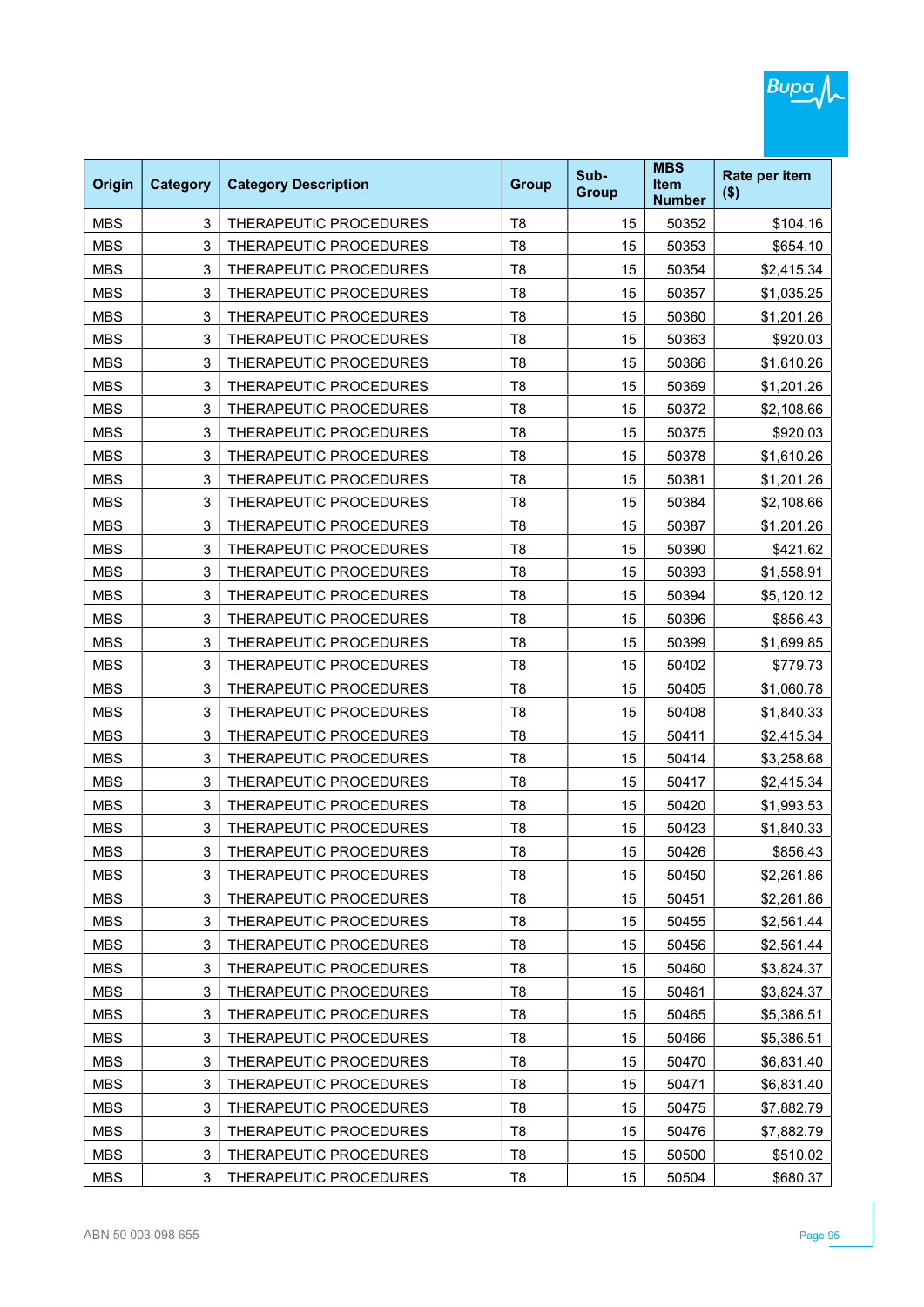| Origin | Category | Category Description | Group | Sub-Group | MBS Item Number | Rate per item ($) |
|---|---|---|---|---|---|---|
| MBS | 3 | THERAPEUTIC PROCEDURES | T8 | 15 | 50352 | $104.16 |
| MBS | 3 | THERAPEUTIC PROCEDURES | T8 | 15 | 50353 | $654.10 |
| MBS | 3 | THERAPEUTIC PROCEDURES | T8 | 15 | 50354 | $2,415.34 |
| MBS | 3 | THERAPEUTIC PROCEDURES | T8 | 15 | 50357 | $1,035.25 |
| MBS | 3 | THERAPEUTIC PROCEDURES | T8 | 15 | 50360 | $1,201.26 |
| MBS | 3 | THERAPEUTIC PROCEDURES | T8 | 15 | 50363 | $920.03 |
| MBS | 3 | THERAPEUTIC PROCEDURES | T8 | 15 | 50366 | $1,610.26 |
| MBS | 3 | THERAPEUTIC PROCEDURES | T8 | 15 | 50369 | $1,201.26 |
| MBS | 3 | THERAPEUTIC PROCEDURES | T8 | 15 | 50372 | $2,108.66 |
| MBS | 3 | THERAPEUTIC PROCEDURES | T8 | 15 | 50375 | $920.03 |
| MBS | 3 | THERAPEUTIC PROCEDURES | T8 | 15 | 50378 | $1,610.26 |
| MBS | 3 | THERAPEUTIC PROCEDURES | T8 | 15 | 50381 | $1,201.26 |
| MBS | 3 | THERAPEUTIC PROCEDURES | T8 | 15 | 50384 | $2,108.66 |
| MBS | 3 | THERAPEUTIC PROCEDURES | T8 | 15 | 50387 | $1,201.26 |
| MBS | 3 | THERAPEUTIC PROCEDURES | T8 | 15 | 50390 | $421.62 |
| MBS | 3 | THERAPEUTIC PROCEDURES | T8 | 15 | 50393 | $1,558.91 |
| MBS | 3 | THERAPEUTIC PROCEDURES | T8 | 15 | 50394 | $5,120.12 |
| MBS | 3 | THERAPEUTIC PROCEDURES | T8 | 15 | 50396 | $856.43 |
| MBS | 3 | THERAPEUTIC PROCEDURES | T8 | 15 | 50399 | $1,699.85 |
| MBS | 3 | THERAPEUTIC PROCEDURES | T8 | 15 | 50402 | $779.73 |
| MBS | 3 | THERAPEUTIC PROCEDURES | T8 | 15 | 50405 | $1,060.78 |
| MBS | 3 | THERAPEUTIC PROCEDURES | T8 | 15 | 50408 | $1,840.33 |
| MBS | 3 | THERAPEUTIC PROCEDURES | T8 | 15 | 50411 | $2,415.34 |
| MBS | 3 | THERAPEUTIC PROCEDURES | T8 | 15 | 50414 | $3,258.68 |
| MBS | 3 | THERAPEUTIC PROCEDURES | T8 | 15 | 50417 | $2,415.34 |
| MBS | 3 | THERAPEUTIC PROCEDURES | T8 | 15 | 50420 | $1,993.53 |
| MBS | 3 | THERAPEUTIC PROCEDURES | T8 | 15 | 50423 | $1,840.33 |
| MBS | 3 | THERAPEUTIC PROCEDURES | T8 | 15 | 50426 | $856.43 |
| MBS | 3 | THERAPEUTIC PROCEDURES | T8 | 15 | 50450 | $2,261.86 |
| MBS | 3 | THERAPEUTIC PROCEDURES | T8 | 15 | 50451 | $2,261.86 |
| MBS | 3 | THERAPEUTIC PROCEDURES | T8 | 15 | 50455 | $2,561.44 |
| MBS | 3 | THERAPEUTIC PROCEDURES | T8 | 15 | 50456 | $2,561.44 |
| MBS | 3 | THERAPEUTIC PROCEDURES | T8 | 15 | 50460 | $3,824.37 |
| MBS | 3 | THERAPEUTIC PROCEDURES | T8 | 15 | 50461 | $3,824.37 |
| MBS | 3 | THERAPEUTIC PROCEDURES | T8 | 15 | 50465 | $5,386.51 |
| MBS | 3 | THERAPEUTIC PROCEDURES | T8 | 15 | 50466 | $5,386.51 |
| MBS | 3 | THERAPEUTIC PROCEDURES | T8 | 15 | 50470 | $6,831.40 |
| MBS | 3 | THERAPEUTIC PROCEDURES | T8 | 15 | 50471 | $6,831.40 |
| MBS | 3 | THERAPEUTIC PROCEDURES | T8 | 15 | 50475 | $7,882.79 |
| MBS | 3 | THERAPEUTIC PROCEDURES | T8 | 15 | 50476 | $7,882.79 |
| MBS | 3 | THERAPEUTIC PROCEDURES | T8 | 15 | 50500 | $510.02 |
| MBS | 3 | THERAPEUTIC PROCEDURES | T8 | 15 | 50504 | $680.37 |

ABN 50 003 098 655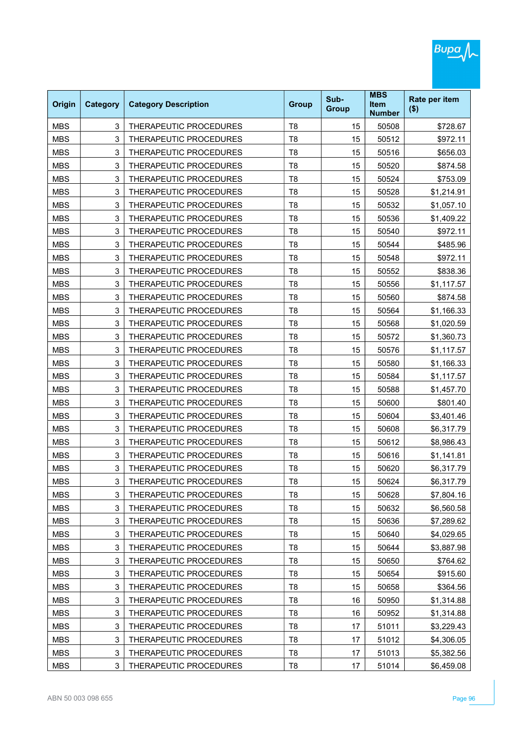| Origin | Category | Category Description | Group | Sub-Group | MBS Item Number | Rate per item ($) |
|---|---|---|---|---|---|---|
| MBS | 3 | THERAPEUTIC PROCEDURES | T8 | 15 | 50508 | $728.67 |
| MBS | 3 | THERAPEUTIC PROCEDURES | T8 | 15 | 50512 | $972.11 |
| MBS | 3 | THERAPEUTIC PROCEDURES | T8 | 15 | 50516 | $656.03 |
| MBS | 3 | THERAPEUTIC PROCEDURES | T8 | 15 | 50520 | $874.58 |
| MBS | 3 | THERAPEUTIC PROCEDURES | T8 | 15 | 50524 | $753.09 |
| MBS | 3 | THERAPEUTIC PROCEDURES | T8 | 15 | 50528 | $1,214.91 |
| MBS | 3 | THERAPEUTIC PROCEDURES | T8 | 15 | 50532 | $1,057.10 |
| MBS | 3 | THERAPEUTIC PROCEDURES | T8 | 15 | 50536 | $1,409.22 |
| MBS | 3 | THERAPEUTIC PROCEDURES | T8 | 15 | 50540 | $972.11 |
| MBS | 3 | THERAPEUTIC PROCEDURES | T8 | 15 | 50544 | $485.96 |
| MBS | 3 | THERAPEUTIC PROCEDURES | T8 | 15 | 50548 | $972.11 |
| MBS | 3 | THERAPEUTIC PROCEDURES | T8 | 15 | 50552 | $838.36 |
| MBS | 3 | THERAPEUTIC PROCEDURES | T8 | 15 | 50556 | $1,117.57 |
| MBS | 3 | THERAPEUTIC PROCEDURES | T8 | 15 | 50560 | $874.58 |
| MBS | 3 | THERAPEUTIC PROCEDURES | T8 | 15 | 50564 | $1,166.33 |
| MBS | 3 | THERAPEUTIC PROCEDURES | T8 | 15 | 50568 | $1,020.59 |
| MBS | 3 | THERAPEUTIC PROCEDURES | T8 | 15 | 50572 | $1,360.73 |
| MBS | 3 | THERAPEUTIC PROCEDURES | T8 | 15 | 50576 | $1,117.57 |
| MBS | 3 | THERAPEUTIC PROCEDURES | T8 | 15 | 50580 | $1,166.33 |
| MBS | 3 | THERAPEUTIC PROCEDURES | T8 | 15 | 50584 | $1,117.57 |
| MBS | 3 | THERAPEUTIC PROCEDURES | T8 | 15 | 50588 | $1,457.70 |
| MBS | 3 | THERAPEUTIC PROCEDURES | T8 | 15 | 50600 | $801.40 |
| MBS | 3 | THERAPEUTIC PROCEDURES | T8 | 15 | 50604 | $3,401.46 |
| MBS | 3 | THERAPEUTIC PROCEDURES | T8 | 15 | 50608 | $6,317.79 |
| MBS | 3 | THERAPEUTIC PROCEDURES | T8 | 15 | 50612 | $8,986.43 |
| MBS | 3 | THERAPEUTIC PROCEDURES | T8 | 15 | 50616 | $1,141.81 |
| MBS | 3 | THERAPEUTIC PROCEDURES | T8 | 15 | 50620 | $6,317.79 |
| MBS | 3 | THERAPEUTIC PROCEDURES | T8 | 15 | 50624 | $6,317.79 |
| MBS | 3 | THERAPEUTIC PROCEDURES | T8 | 15 | 50628 | $7,804.16 |
| MBS | 3 | THERAPEUTIC PROCEDURES | T8 | 15 | 50632 | $6,560.58 |
| MBS | 3 | THERAPEUTIC PROCEDURES | T8 | 15 | 50636 | $7,289.62 |
| MBS | 3 | THERAPEUTIC PROCEDURES | T8 | 15 | 50640 | $4,029.65 |
| MBS | 3 | THERAPEUTIC PROCEDURES | T8 | 15 | 50644 | $3,887.98 |
| MBS | 3 | THERAPEUTIC PROCEDURES | T8 | 15 | 50650 | $764.62 |
| MBS | 3 | THERAPEUTIC PROCEDURES | T8 | 15 | 50654 | $915.60 |
| MBS | 3 | THERAPEUTIC PROCEDURES | T8 | 15 | 50658 | $364.56 |
| MBS | 3 | THERAPEUTIC PROCEDURES | T8 | 16 | 50950 | $1,314.88 |
| MBS | 3 | THERAPEUTIC PROCEDURES | T8 | 16 | 50952 | $1,314.88 |
| MBS | 3 | THERAPEUTIC PROCEDURES | T8 | 17 | 51011 | $3,229.43 |
| MBS | 3 | THERAPEUTIC PROCEDURES | T8 | 17 | 51012 | $4,306.05 |
| MBS | 3 | THERAPEUTIC PROCEDURES | T8 | 17 | 51013 | $5,382.56 |
| MBS | 3 | THERAPEUTIC PROCEDURES | T8 | 17 | 51014 | $6,459.08 |

ABN 50 003 098 655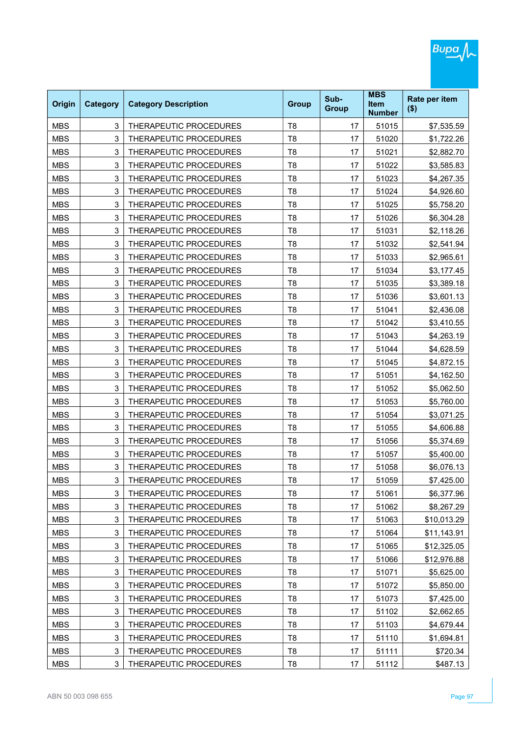| Origin | Category | Category Description | Group | Sub-Group | MBS Item Number | Rate per item ($) |
|---|---|---|---|---|---|---|
| MBS | 3 | THERAPEUTIC PROCEDURES | T8 | 17 | 51015 | $7,535.59 |
| MBS | 3 | THERAPEUTIC PROCEDURES | T8 | 17 | 51020 | $1,722.26 |
| MBS | 3 | THERAPEUTIC PROCEDURES | T8 | 17 | 51021 | $2,882.70 |
| MBS | 3 | THERAPEUTIC PROCEDURES | T8 | 17 | 51022 | $3,585.83 |
| MBS | 3 | THERAPEUTIC PROCEDURES | T8 | 17 | 51023 | $4,267.35 |
| MBS | 3 | THERAPEUTIC PROCEDURES | T8 | 17 | 51024 | $4,926.60 |
| MBS | 3 | THERAPEUTIC PROCEDURES | T8 | 17 | 51025 | $5,758.20 |
| MBS | 3 | THERAPEUTIC PROCEDURES | T8 | 17 | 51026 | $6,304.28 |
| MBS | 3 | THERAPEUTIC PROCEDURES | T8 | 17 | 51031 | $2,118.26 |
| MBS | 3 | THERAPEUTIC PROCEDURES | T8 | 17 | 51032 | $2,541.94 |
| MBS | 3 | THERAPEUTIC PROCEDURES | T8 | 17 | 51033 | $2,965.61 |
| MBS | 3 | THERAPEUTIC PROCEDURES | T8 | 17 | 51034 | $3,177.45 |
| MBS | 3 | THERAPEUTIC PROCEDURES | T8 | 17 | 51035 | $3,389.18 |
| MBS | 3 | THERAPEUTIC PROCEDURES | T8 | 17 | 51036 | $3,601.13 |
| MBS | 3 | THERAPEUTIC PROCEDURES | T8 | 17 | 51041 | $2,436.08 |
| MBS | 3 | THERAPEUTIC PROCEDURES | T8 | 17 | 51042 | $3,410.55 |
| MBS | 3 | THERAPEUTIC PROCEDURES | T8 | 17 | 51043 | $4,263.19 |
| MBS | 3 | THERAPEUTIC PROCEDURES | T8 | 17 | 51044 | $4,628.59 |
| MBS | 3 | THERAPEUTIC PROCEDURES | T8 | 17 | 51045 | $4,872.15 |
| MBS | 3 | THERAPEUTIC PROCEDURES | T8 | 17 | 51051 | $4,162.50 |
| MBS | 3 | THERAPEUTIC PROCEDURES | T8 | 17 | 51052 | $5,062.50 |
| MBS | 3 | THERAPEUTIC PROCEDURES | T8 | 17 | 51053 | $5,760.00 |
| MBS | 3 | THERAPEUTIC PROCEDURES | T8 | 17 | 51054 | $3,071.25 |
| MBS | 3 | THERAPEUTIC PROCEDURES | T8 | 17 | 51055 | $4,606.88 |
| MBS | 3 | THERAPEUTIC PROCEDURES | T8 | 17 | 51056 | $5,374.69 |
| MBS | 3 | THERAPEUTIC PROCEDURES | T8 | 17 | 51057 | $5,400.00 |
| MBS | 3 | THERAPEUTIC PROCEDURES | T8 | 17 | 51058 | $6,076.13 |
| MBS | 3 | THERAPEUTIC PROCEDURES | T8 | 17 | 51059 | $7,425.00 |
| MBS | 3 | THERAPEUTIC PROCEDURES | T8 | 17 | 51061 | $6,377.96 |
| MBS | 3 | THERAPEUTIC PROCEDURES | T8 | 17 | 51062 | $8,267.29 |
| MBS | 3 | THERAPEUTIC PROCEDURES | T8 | 17 | 51063 | $10,013.29 |
| MBS | 3 | THERAPEUTIC PROCEDURES | T8 | 17 | 51064 | $11,143.91 |
| MBS | 3 | THERAPEUTIC PROCEDURES | T8 | 17 | 51065 | $12,325.05 |
| MBS | 3 | THERAPEUTIC PROCEDURES | T8 | 17 | 51066 | $12,976.88 |
| MBS | 3 | THERAPEUTIC PROCEDURES | T8 | 17 | 51071 | $5,625.00 |
| MBS | 3 | THERAPEUTIC PROCEDURES | T8 | 17 | 51072 | $5,850.00 |
| MBS | 3 | THERAPEUTIC PROCEDURES | T8 | 17 | 51073 | $7,425.00 |
| MBS | 3 | THERAPEUTIC PROCEDURES | T8 | 17 | 51102 | $2,662.65 |
| MBS | 3 | THERAPEUTIC PROCEDURES | T8 | 17 | 51103 | $4,679.44 |
| MBS | 3 | THERAPEUTIC PROCEDURES | T8 | 17 | 51110 | $1,694.81 |
| MBS | 3 | THERAPEUTIC PROCEDURES | T8 | 17 | 51111 | $720.34 |
| MBS | 3 | THERAPEUTIC PROCEDURES | T8 | 17 | 51112 | $487.13 |

ABN 50 003 098 655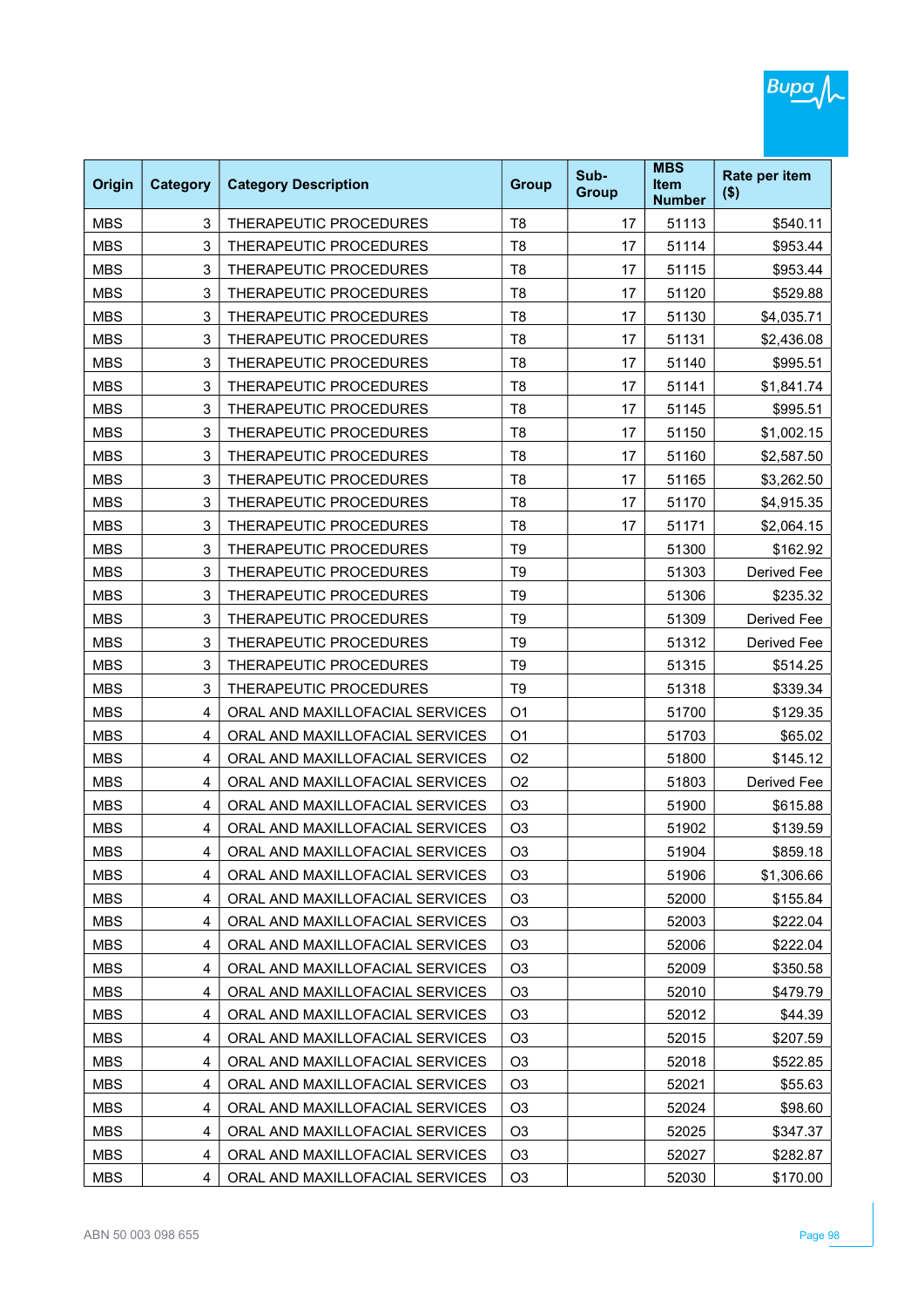| Origin | Category | Category Description | Group | Sub-Group | MBS Item Number | Rate per item ($) |
|---|---|---|---|---|---|---|
| MBS | 3 | THERAPEUTIC PROCEDURES | T8 | 17 | 51113 | $540.11 |
| MBS | 3 | THERAPEUTIC PROCEDURES | T8 | 17 | 51114 | $953.44 |
| MBS | 3 | THERAPEUTIC PROCEDURES | T8 | 17 | 51115 | $953.44 |
| MBS | 3 | THERAPEUTIC PROCEDURES | T8 | 17 | 51120 | $529.88 |
| MBS | 3 | THERAPEUTIC PROCEDURES | T8 | 17 | 51130 | $4,035.71 |
| MBS | 3 | THERAPEUTIC PROCEDURES | T8 | 17 | 51131 | $2,436.08 |
| MBS | 3 | THERAPEUTIC PROCEDURES | T8 | 17 | 51140 | $995.51 |
| MBS | 3 | THERAPEUTIC PROCEDURES | T8 | 17 | 51141 | $1,841.74 |
| MBS | 3 | THERAPEUTIC PROCEDURES | T8 | 17 | 51145 | $995.51 |
| MBS | 3 | THERAPEUTIC PROCEDURES | T8 | 17 | 51150 | $1,002.15 |
| MBS | 3 | THERAPEUTIC PROCEDURES | T8 | 17 | 51160 | $2,587.50 |
| MBS | 3 | THERAPEUTIC PROCEDURES | T8 | 17 | 51165 | $3,262.50 |
| MBS | 3 | THERAPEUTIC PROCEDURES | T8 | 17 | 51170 | $4,915.35 |
| MBS | 3 | THERAPEUTIC PROCEDURES | T8 | 17 | 51171 | $2,064.15 |
| MBS | 3 | THERAPEUTIC PROCEDURES | T9 | | 51300 | $162.92 |
| MBS | 3 | THERAPEUTIC PROCEDURES | T9 | | 51303 | Derived Fee |
| MBS | 3 | THERAPEUTIC PROCEDURES | T9 | | 51306 | $235.32 |
| MBS | 3 | THERAPEUTIC PROCEDURES | T9 | | 51309 | Derived Fee |
| MBS | 3 | THERAPEUTIC PROCEDURES | T9 | | 51312 | Derived Fee |
| MBS | 3 | THERAPEUTIC PROCEDURES | T9 | | 51315 | $514.25 |
| MBS | 3 | THERAPEUTIC PROCEDURES | T9 | | 51318 | $339.34 |
| MBS | 4 | ORAL AND MAXILLOFACIAL SERVICES | O1 | | 51700 | $129.35 |
| MBS | 4 | ORAL AND MAXILLOFACIAL SERVICES | O1 | | 51703 | $65.02 |
| MBS | 4 | ORAL AND MAXILLOFACIAL SERVICES | O2 | | 51800 | $145.12 |
| MBS | 4 | ORAL AND MAXILLOFACIAL SERVICES | O2 | | 51803 | Derived Fee |
| MBS | 4 | ORAL AND MAXILLOFACIAL SERVICES | O3 | | 51900 | $615.88 |
| MBS | 4 | ORAL AND MAXILLOFACIAL SERVICES | O3 | | 51902 | $139.59 |
| MBS | 4 | ORAL AND MAXILLOFACIAL SERVICES | O3 | | 51904 | $859.18 |
| MBS | 4 | ORAL AND MAXILLOFACIAL SERVICES | O3 | | 51906 | $1,306.66 |
| MBS | 4 | ORAL AND MAXILLOFACIAL SERVICES | O3 | | 52000 | $155.84 |
| MBS | 4 | ORAL AND MAXILLOFACIAL SERVICES | O3 | | 52003 | $222.04 |
| MBS | 4 | ORAL AND MAXILLOFACIAL SERVICES | O3 | | 52006 | $222.04 |
| MBS | 4 | ORAL AND MAXILLOFACIAL SERVICES | O3 | | 52009 | $350.58 |
| MBS | 4 | ORAL AND MAXILLOFACIAL SERVICES | O3 | | 52010 | $479.79 |
| MBS | 4 | ORAL AND MAXILLOFACIAL SERVICES | O3 | | 52012 | $44.39 |
| MBS | 4 | ORAL AND MAXILLOFACIAL SERVICES | O3 | | 52015 | $207.59 |
| MBS | 4 | ORAL AND MAXILLOFACIAL SERVICES | O3 | | 52018 | $522.85 |
| MBS | 4 | ORAL AND MAXILLOFACIAL SERVICES | O3 | | 52021 | $55.63 |
| MBS | 4 | ORAL AND MAXILLOFACIAL SERVICES | O3 | | 52024 | $98.60 |
| MBS | 4 | ORAL AND MAXILLOFACIAL SERVICES | O3 | | 52025 | $347.37 |
| MBS | 4 | ORAL AND MAXILLOFACIAL SERVICES | O3 | | 52027 | $282.87 |
| MBS | 4 | ORAL AND MAXILLOFACIAL SERVICES | O3 | | 52030 | $170.00 |

ABN 50 003 098 655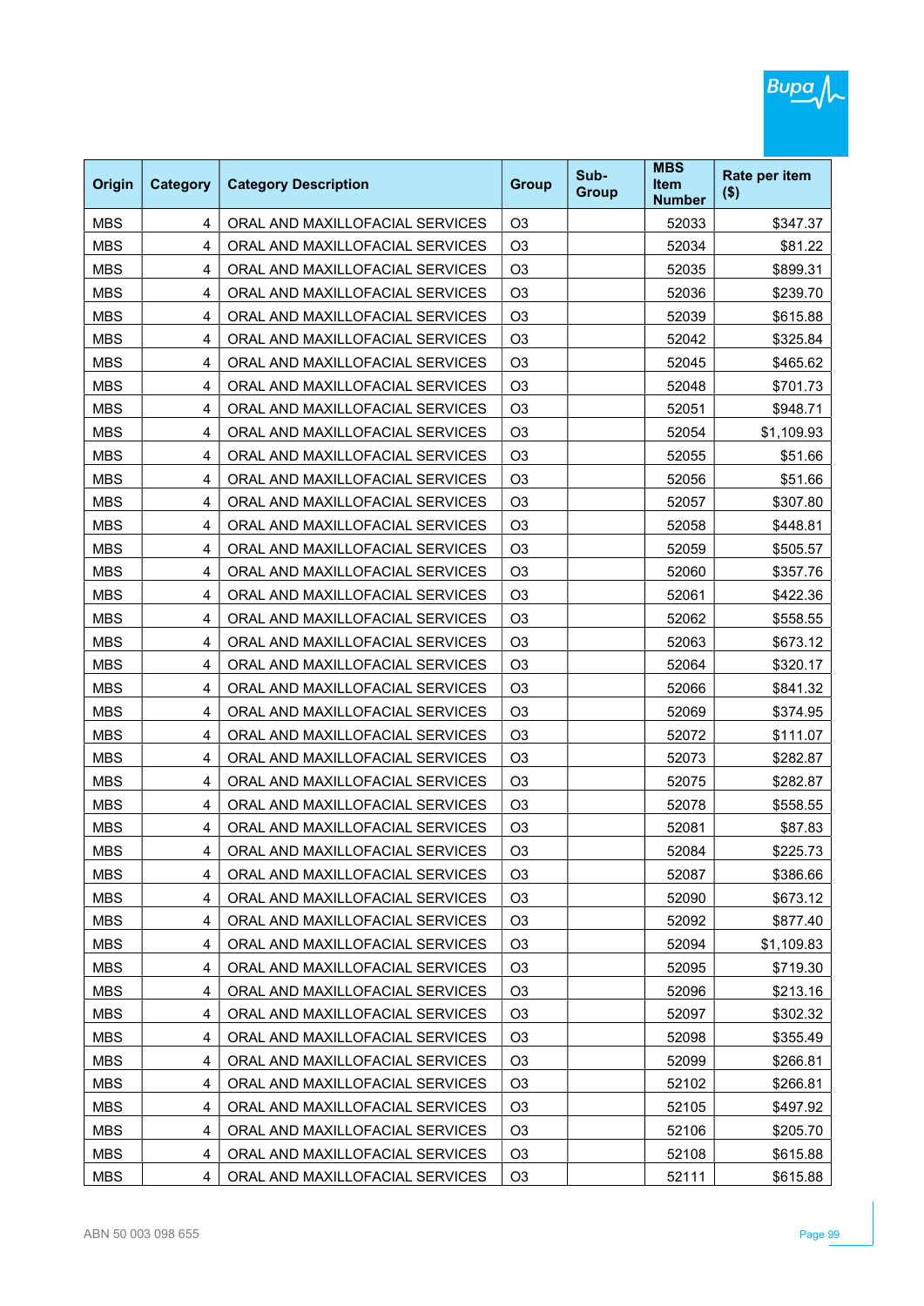| Origin | Category | Category Description | Group | Sub-Group | MBS Item Number | Rate per item ($) |
|---|---|---|---|---|---|---|
| MBS | 4 | ORAL AND MAXILLOFACIAL SERVICES | O3 | | 52033 | $347.37 |
| MBS | 4 | ORAL AND MAXILLOFACIAL SERVICES | O3 | | 52034 | $81.22 |
| MBS | 4 | ORAL AND MAXILLOFACIAL SERVICES | O3 | | 52035 | $899.31 |
| MBS | 4 | ORAL AND MAXILLOFACIAL SERVICES | O3 | | 52036 | $239.70 |
| MBS | 4 | ORAL AND MAXILLOFACIAL SERVICES | O3 | | 52039 | $615.88 |
| MBS | 4 | ORAL AND MAXILLOFACIAL SERVICES | O3 | | 52042 | $325.84 |
| MBS | 4 | ORAL AND MAXILLOFACIAL SERVICES | O3 | | 52045 | $465.62 |
| MBS | 4 | ORAL AND MAXILLOFACIAL SERVICES | O3 | | 52048 | $701.73 |
| MBS | 4 | ORAL AND MAXILLOFACIAL SERVICES | O3 | | 52051 | $948.71 |
| MBS | 4 | ORAL AND MAXILLOFACIAL SERVICES | O3 | | 52054 | $1,109.93 |
| MBS | 4 | ORAL AND MAXILLOFACIAL SERVICES | O3 | | 52055 | $51.66 |
| MBS | 4 | ORAL AND MAXILLOFACIAL SERVICES | O3 | | 52056 | $51.66 |
| MBS | 4 | ORAL AND MAXILLOFACIAL SERVICES | O3 | | 52057 | $307.80 |
| MBS | 4 | ORAL AND MAXILLOFACIAL SERVICES | O3 | | 52058 | $448.81 |
| MBS | 4 | ORAL AND MAXILLOFACIAL SERVICES | O3 | | 52059 | $505.57 |
| MBS | 4 | ORAL AND MAXILLOFACIAL SERVICES | O3 | | 52060 | $357.76 |
| MBS | 4 | ORAL AND MAXILLOFACIAL SERVICES | O3 | | 52061 | $422.36 |
| MBS | 4 | ORAL AND MAXILLOFACIAL SERVICES | O3 | | 52062 | $558.55 |
| MBS | 4 | ORAL AND MAXILLOFACIAL SERVICES | O3 | | 52063 | $673.12 |
| MBS | 4 | ORAL AND MAXILLOFACIAL SERVICES | O3 | | 52064 | $320.17 |
| MBS | 4 | ORAL AND MAXILLOFACIAL SERVICES | O3 | | 52066 | $841.32 |
| MBS | 4 | ORAL AND MAXILLOFACIAL SERVICES | O3 | | 52069 | $374.95 |
| MBS | 4 | ORAL AND MAXILLOFACIAL SERVICES | O3 | | 52072 | $111.07 |
| MBS | 4 | ORAL AND MAXILLOFACIAL SERVICES | O3 | | 52073 | $282.87 |
| MBS | 4 | ORAL AND MAXILLOFACIAL SERVICES | O3 | | 52075 | $282.87 |
| MBS | 4 | ORAL AND MAXILLOFACIAL SERVICES | O3 | | 52078 | $558.55 |
| MBS | 4 | ORAL AND MAXILLOFACIAL SERVICES | O3 | | 52081 | $87.83 |
| MBS | 4 | ORAL AND MAXILLOFACIAL SERVICES | O3 | | 52084 | $225.73 |
| MBS | 4 | ORAL AND MAXILLOFACIAL SERVICES | O3 | | 52087 | $386.66 |
| MBS | 4 | ORAL AND MAXILLOFACIAL SERVICES | O3 | | 52090 | $673.12 |
| MBS | 4 | ORAL AND MAXILLOFACIAL SERVICES | O3 | | 52092 | $877.40 |
| MBS | 4 | ORAL AND MAXILLOFACIAL SERVICES | O3 | | 52094 | $1,109.83 |
| MBS | 4 | ORAL AND MAXILLOFACIAL SERVICES | O3 | | 52095 | $719.30 |
| MBS | 4 | ORAL AND MAXILLOFACIAL SERVICES | O3 | | 52096 | $213.16 |
| MBS | 4 | ORAL AND MAXILLOFACIAL SERVICES | O3 | | 52097 | $302.32 |
| MBS | 4 | ORAL AND MAXILLOFACIAL SERVICES | O3 | | 52098 | $355.49 |
| MBS | 4 | ORAL AND MAXILLOFACIAL SERVICES | O3 | | 52099 | $266.81 |
| MBS | 4 | ORAL AND MAXILLOFACIAL SERVICES | O3 | | 52102 | $266.81 |
| MBS | 4 | ORAL AND MAXILLOFACIAL SERVICES | O3 | | 52105 | $497.92 |
| MBS | 4 | ORAL AND MAXILLOFACIAL SERVICES | O3 | | 52106 | $205.70 |
| MBS | 4 | ORAL AND MAXILLOFACIAL SERVICES | O3 | | 52108 | $615.88 |
| MBS | 4 | ORAL AND MAXILLOFACIAL SERVICES | O3 | | 52111 | $615.88 |

ABN 50 003 098 655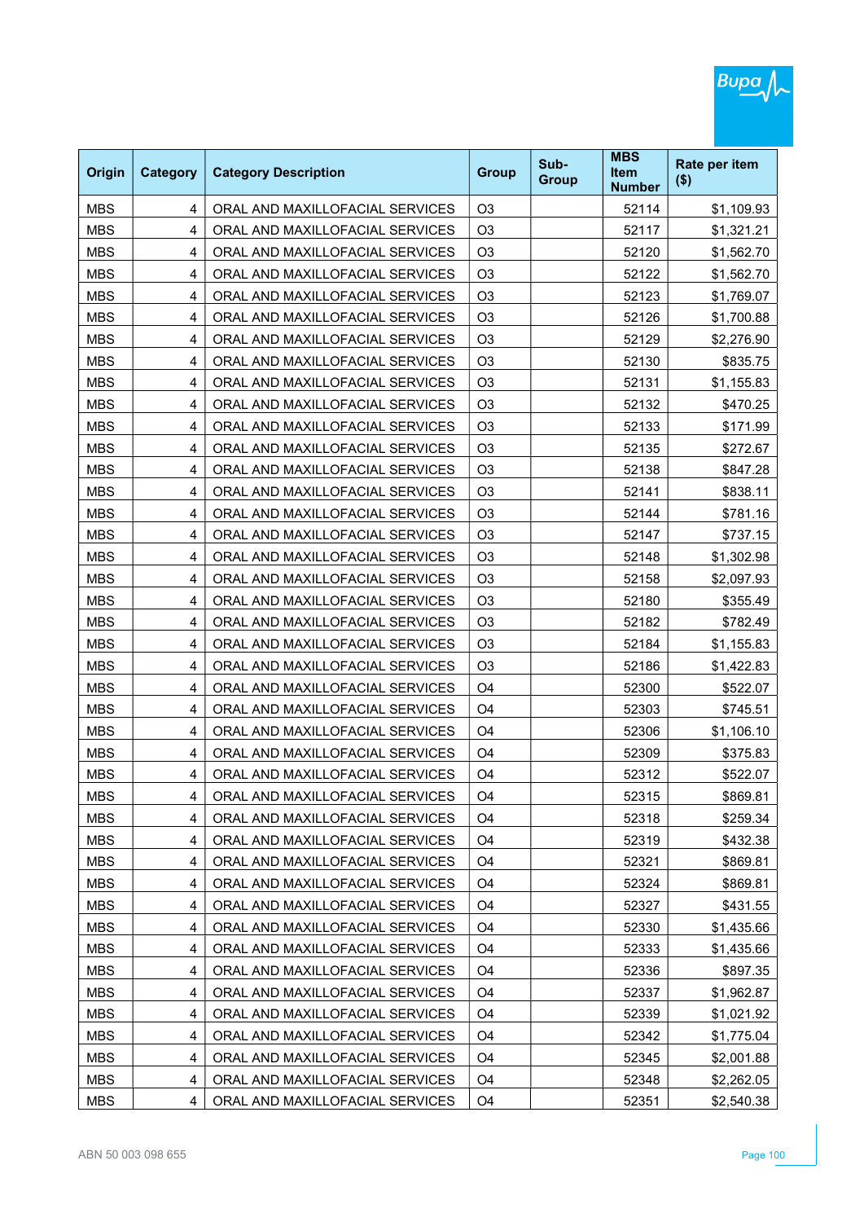| Origin | Category | Category Description | Group | Sub-Group | MBS Item Number | Rate per item ($) |
|---|---|---|---|---|---|---|
| MBS | 4 | ORAL AND MAXILLOFACIAL SERVICES | O3 | | 52114 | $1,109.93 |
| MBS | 4 | ORAL AND MAXILLOFACIAL SERVICES | O3 | | 52117 | $1,321.21 |
| MBS | 4 | ORAL AND MAXILLOFACIAL SERVICES | O3 | | 52120 | $1,562.70 |
| MBS | 4 | ORAL AND MAXILLOFACIAL SERVICES | O3 | | 52122 | $1,562.70 |
| MBS | 4 | ORAL AND MAXILLOFACIAL SERVICES | O3 | | 52123 | $1,769.07 |
| MBS | 4 | ORAL AND MAXILLOFACIAL SERVICES | O3 | | 52126 | $1,700.88 |
| MBS | 4 | ORAL AND MAXILLOFACIAL SERVICES | O3 | | 52129 | $2,276.90 |
| MBS | 4 | ORAL AND MAXILLOFACIAL SERVICES | O3 | | 52130 | $835.75 |
| MBS | 4 | ORAL AND MAXILLOFACIAL SERVICES | O3 | | 52131 | $1,155.83 |
| MBS | 4 | ORAL AND MAXILLOFACIAL SERVICES | O3 | | 52132 | $470.25 |
| MBS | 4 | ORAL AND MAXILLOFACIAL SERVICES | O3 | | 52133 | $171.99 |
| MBS | 4 | ORAL AND MAXILLOFACIAL SERVICES | O3 | | 52135 | $272.67 |
| MBS | 4 | ORAL AND MAXILLOFACIAL SERVICES | O3 | | 52138 | $847.28 |
| MBS | 4 | ORAL AND MAXILLOFACIAL SERVICES | O3 | | 52141 | $838.11 |
| MBS | 4 | ORAL AND MAXILLOFACIAL SERVICES | O3 | | 52144 | $781.16 |
| MBS | 4 | ORAL AND MAXILLOFACIAL SERVICES | O3 | | 52147 | $737.15 |
| MBS | 4 | ORAL AND MAXILLOFACIAL SERVICES | O3 | | 52148 | $1,302.98 |
| MBS | 4 | ORAL AND MAXILLOFACIAL SERVICES | O3 | | 52158 | $2,097.93 |
| MBS | 4 | ORAL AND MAXILLOFACIAL SERVICES | O3 | | 52180 | $355.49 |
| MBS | 4 | ORAL AND MAXILLOFACIAL SERVICES | O3 | | 52182 | $782.49 |
| MBS | 4 | ORAL AND MAXILLOFACIAL SERVICES | O3 | | 52184 | $1,155.83 |
| MBS | 4 | ORAL AND MAXILLOFACIAL SERVICES | O3 | | 52186 | $1,422.83 |
| MBS | 4 | ORAL AND MAXILLOFACIAL SERVICES | O4 | | 52300 | $522.07 |
| MBS | 4 | ORAL AND MAXILLOFACIAL SERVICES | O4 | | 52303 | $745.51 |
| MBS | 4 | ORAL AND MAXILLOFACIAL SERVICES | O4 | | 52306 | $1,106.10 |
| MBS | 4 | ORAL AND MAXILLOFACIAL SERVICES | O4 | | 52309 | $375.83 |
| MBS | 4 | ORAL AND MAXILLOFACIAL SERVICES | O4 | | 52312 | $522.07 |
| MBS | 4 | ORAL AND MAXILLOFACIAL SERVICES | O4 | | 52315 | $869.81 |
| MBS | 4 | ORAL AND MAXILLOFACIAL SERVICES | O4 | | 52318 | $259.34 |
| MBS | 4 | ORAL AND MAXILLOFACIAL SERVICES | O4 | | 52319 | $432.38 |
| MBS | 4 | ORAL AND MAXILLOFACIAL SERVICES | O4 | | 52321 | $869.81 |
| MBS | 4 | ORAL AND MAXILLOFACIAL SERVICES | O4 | | 52324 | $869.81 |
| MBS | 4 | ORAL AND MAXILLOFACIAL SERVICES | O4 | | 52327 | $431.55 |
| MBS | 4 | ORAL AND MAXILLOFACIAL SERVICES | O4 | | 52330 | $1,435.66 |
| MBS | 4 | ORAL AND MAXILLOFACIAL SERVICES | O4 | | 52333 | $1,435.66 |
| MBS | 4 | ORAL AND MAXILLOFACIAL SERVICES | O4 | | 52336 | $897.35 |
| MBS | 4 | ORAL AND MAXILLOFACIAL SERVICES | O4 | | 52337 | $1,962.87 |
| MBS | 4 | ORAL AND MAXILLOFACIAL SERVICES | O4 | | 52339 | $1,021.92 |
| MBS | 4 | ORAL AND MAXILLOFACIAL SERVICES | O4 | | 52342 | $1,775.04 |
| MBS | 4 | ORAL AND MAXILLOFACIAL SERVICES | O4 | | 52345 | $2,001.88 |
| MBS | 4 | ORAL AND MAXILLOFACIAL SERVICES | O4 | | 52348 | $2,262.05 |
| MBS | 4 | ORAL AND MAXILLOFACIAL SERVICES | O4 | | 52351 | $2,540.38 |

ABN 50 003 098 655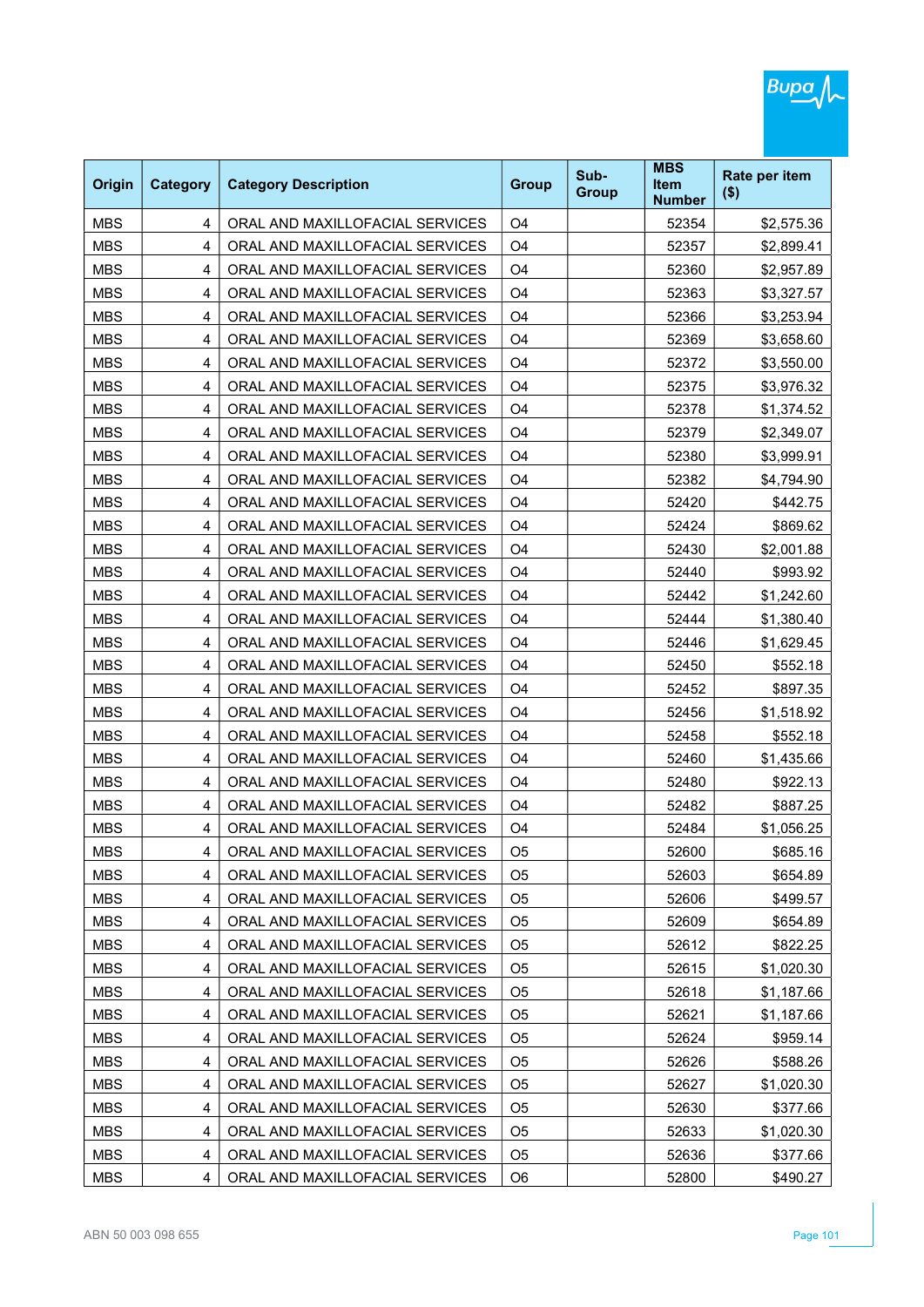| Origin | Category | Category Description | Group | Sub-Group | MBS Item Number | Rate per item ($) |
|---|---|---|---|---|---|---|
| MBS | 4 | ORAL AND MAXILLOFACIAL SERVICES | O4 | | 52354 | $2,575.36 |
| MBS | 4 | ORAL AND MAXILLOFACIAL SERVICES | O4 | | 52357 | $2,899.41 |
| MBS | 4 | ORAL AND MAXILLOFACIAL SERVICES | O4 | | 52360 | $2,957.89 |
| MBS | 4 | ORAL AND MAXILLOFACIAL SERVICES | O4 | | 52363 | $3,327.57 |
| MBS | 4 | ORAL AND MAXILLOFACIAL SERVICES | O4 | | 52366 | $3,253.94 |
| MBS | 4 | ORAL AND MAXILLOFACIAL SERVICES | O4 | | 52369 | $3,658.60 |
| MBS | 4 | ORAL AND MAXILLOFACIAL SERVICES | O4 | | 52372 | $3,550.00 |
| MBS | 4 | ORAL AND MAXILLOFACIAL SERVICES | O4 | | 52375 | $3,976.32 |
| MBS | 4 | ORAL AND MAXILLOFACIAL SERVICES | O4 | | 52378 | $1,374.52 |
| MBS | 4 | ORAL AND MAXILLOFACIAL SERVICES | O4 | | 52379 | $2,349.07 |
| MBS | 4 | ORAL AND MAXILLOFACIAL SERVICES | O4 | | 52380 | $3,999.91 |
| MBS | 4 | ORAL AND MAXILLOFACIAL SERVICES | O4 | | 52382 | $4,794.90 |
| MBS | 4 | ORAL AND MAXILLOFACIAL SERVICES | O4 | | 52420 | $442.75 |
| MBS | 4 | ORAL AND MAXILLOFACIAL SERVICES | O4 | | 52424 | $869.62 |
| MBS | 4 | ORAL AND MAXILLOFACIAL SERVICES | O4 | | 52430 | $2,001.88 |
| MBS | 4 | ORAL AND MAXILLOFACIAL SERVICES | O4 | | 52440 | $993.92 |
| MBS | 4 | ORAL AND MAXILLOFACIAL SERVICES | O4 | | 52442 | $1,242.60 |
| MBS | 4 | ORAL AND MAXILLOFACIAL SERVICES | O4 | | 52444 | $1,380.40 |
| MBS | 4 | ORAL AND MAXILLOFACIAL SERVICES | O4 | | 52446 | $1,629.45 |
| MBS | 4 | ORAL AND MAXILLOFACIAL SERVICES | O4 | | 52450 | $552.18 |
| MBS | 4 | ORAL AND MAXILLOFACIAL SERVICES | O4 | | 52452 | $897.35 |
| MBS | 4 | ORAL AND MAXILLOFACIAL SERVICES | O4 | | 52456 | $1,518.92 |
| MBS | 4 | ORAL AND MAXILLOFACIAL SERVICES | O4 | | 52458 | $552.18 |
| MBS | 4 | ORAL AND MAXILLOFACIAL SERVICES | O4 | | 52460 | $1,435.66 |
| MBS | 4 | ORAL AND MAXILLOFACIAL SERVICES | O4 | | 52480 | $922.13 |
| MBS | 4 | ORAL AND MAXILLOFACIAL SERVICES | O4 | | 52482 | $887.25 |
| MBS | 4 | ORAL AND MAXILLOFACIAL SERVICES | O4 | | 52484 | $1,056.25 |
| MBS | 4 | ORAL AND MAXILLOFACIAL SERVICES | O5 | | 52600 | $685.16 |
| MBS | 4 | ORAL AND MAXILLOFACIAL SERVICES | O5 | | 52603 | $654.89 |
| MBS | 4 | ORAL AND MAXILLOFACIAL SERVICES | O5 | | 52606 | $499.57 |
| MBS | 4 | ORAL AND MAXILLOFACIAL SERVICES | O5 | | 52609 | $654.89 |
| MBS | 4 | ORAL AND MAXILLOFACIAL SERVICES | O5 | | 52612 | $822.25 |
| MBS | 4 | ORAL AND MAXILLOFACIAL SERVICES | O5 | | 52615 | $1,020.30 |
| MBS | 4 | ORAL AND MAXILLOFACIAL SERVICES | O5 | | 52618 | $1,187.66 |
| MBS | 4 | ORAL AND MAXILLOFACIAL SERVICES | O5 | | 52621 | $1,187.66 |
| MBS | 4 | ORAL AND MAXILLOFACIAL SERVICES | O5 | | 52624 | $959.14 |
| MBS | 4 | ORAL AND MAXILLOFACIAL SERVICES | O5 | | 52626 | $588.26 |
| MBS | 4 | ORAL AND MAXILLOFACIAL SERVICES | O5 | | 52627 | $1,020.30 |
| MBS | 4 | ORAL AND MAXILLOFACIAL SERVICES | O5 | | 52630 | $377.66 |
| MBS | 4 | ORAL AND MAXILLOFACIAL SERVICES | O5 | | 52633 | $1,020.30 |
| MBS | 4 | ORAL AND MAXILLOFACIAL SERVICES | O5 | | 52636 | $377.66 |
| MBS | 4 | ORAL AND MAXILLOFACIAL SERVICES | O6 | | 52800 | $490.27 |

ABN 50 003 098 655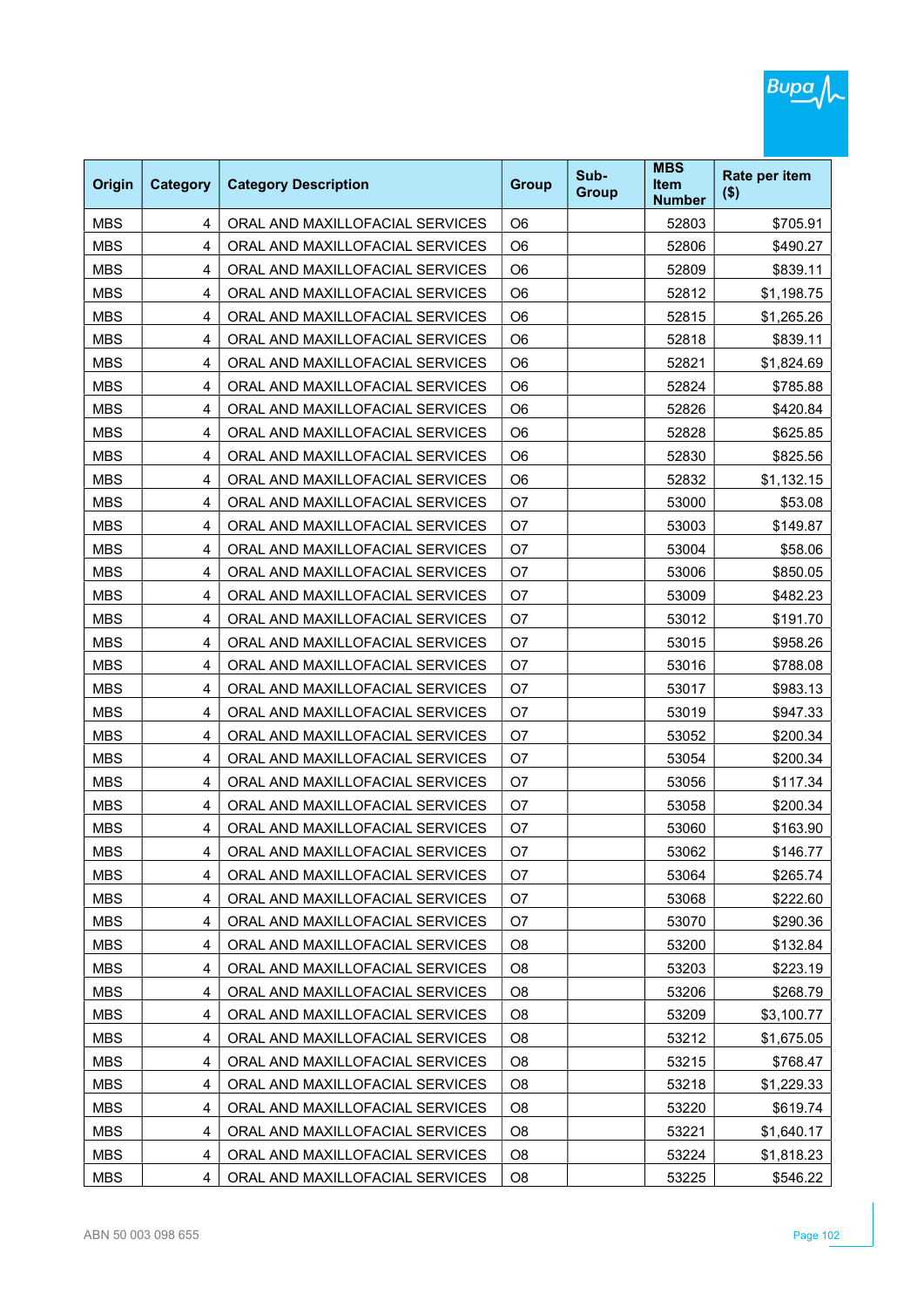| Origin | Category | Category Description | Group | Sub-Group | MBS Item Number | Rate per item ($) |
|---|---|---|---|---|---|---|
| MBS | 4 | ORAL AND MAXILLOFACIAL SERVICES | O6 | | 52803 | $705.91 |
| MBS | 4 | ORAL AND MAXILLOFACIAL SERVICES | O6 | | 52806 | $490.27 |
| MBS | 4 | ORAL AND MAXILLOFACIAL SERVICES | O6 | | 52809 | $839.11 |
| MBS | 4 | ORAL AND MAXILLOFACIAL SERVICES | O6 | | 52812 | $1,198.75 |
| MBS | 4 | ORAL AND MAXILLOFACIAL SERVICES | O6 | | 52815 | $1,265.26 |
| MBS | 4 | ORAL AND MAXILLOFACIAL SERVICES | O6 | | 52818 | $839.11 |
| MBS | 4 | ORAL AND MAXILLOFACIAL SERVICES | O6 | | 52821 | $1,824.69 |
| MBS | 4 | ORAL AND MAXILLOFACIAL SERVICES | O6 | | 52824 | $785.88 |
| MBS | 4 | ORAL AND MAXILLOFACIAL SERVICES | O6 | | 52826 | $420.84 |
| MBS | 4 | ORAL AND MAXILLOFACIAL SERVICES | O6 | | 52828 | $625.85 |
| MBS | 4 | ORAL AND MAXILLOFACIAL SERVICES | O6 | | 52830 | $825.56 |
| MBS | 4 | ORAL AND MAXILLOFACIAL SERVICES | O6 | | 52832 | $1,132.15 |
| MBS | 4 | ORAL AND MAXILLOFACIAL SERVICES | O7 | | 53000 | $53.08 |
| MBS | 4 | ORAL AND MAXILLOFACIAL SERVICES | O7 | | 53003 | $149.87 |
| MBS | 4 | ORAL AND MAXILLOFACIAL SERVICES | O7 | | 53004 | $58.06 |
| MBS | 4 | ORAL AND MAXILLOFACIAL SERVICES | O7 | | 53006 | $850.05 |
| MBS | 4 | ORAL AND MAXILLOFACIAL SERVICES | O7 | | 53009 | $482.23 |
| MBS | 4 | ORAL AND MAXILLOFACIAL SERVICES | O7 | | 53012 | $191.70 |
| MBS | 4 | ORAL AND MAXILLOFACIAL SERVICES | O7 | | 53015 | $958.26 |
| MBS | 4 | ORAL AND MAXILLOFACIAL SERVICES | O7 | | 53016 | $788.08 |
| MBS | 4 | ORAL AND MAXILLOFACIAL SERVICES | O7 | | 53017 | $983.13 |
| MBS | 4 | ORAL AND MAXILLOFACIAL SERVICES | O7 | | 53019 | $947.33 |
| MBS | 4 | ORAL AND MAXILLOFACIAL SERVICES | O7 | | 53052 | $200.34 |
| MBS | 4 | ORAL AND MAXILLOFACIAL SERVICES | O7 | | 53054 | $200.34 |
| MBS | 4 | ORAL AND MAXILLOFACIAL SERVICES | O7 | | 53056 | $117.34 |
| MBS | 4 | ORAL AND MAXILLOFACIAL SERVICES | O7 | | 53058 | $200.34 |
| MBS | 4 | ORAL AND MAXILLOFACIAL SERVICES | O7 | | 53060 | $163.90 |
| MBS | 4 | ORAL AND MAXILLOFACIAL SERVICES | O7 | | 53062 | $146.77 |
| MBS | 4 | ORAL AND MAXILLOFACIAL SERVICES | O7 | | 53064 | $265.74 |
| MBS | 4 | ORAL AND MAXILLOFACIAL SERVICES | O7 | | 53068 | $222.60 |
| MBS | 4 | ORAL AND MAXILLOFACIAL SERVICES | O7 | | 53070 | $290.36 |
| MBS | 4 | ORAL AND MAXILLOFACIAL SERVICES | O8 | | 53200 | $132.84 |
| MBS | 4 | ORAL AND MAXILLOFACIAL SERVICES | O8 | | 53203 | $223.19 |
| MBS | 4 | ORAL AND MAXILLOFACIAL SERVICES | O8 | | 53206 | $268.79 |
| MBS | 4 | ORAL AND MAXILLOFACIAL SERVICES | O8 | | 53209 | $3,100.77 |
| MBS | 4 | ORAL AND MAXILLOFACIAL SERVICES | O8 | | 53212 | $1,675.05 |
| MBS | 4 | ORAL AND MAXILLOFACIAL SERVICES | O8 | | 53215 | $768.47 |
| MBS | 4 | ORAL AND MAXILLOFACIAL SERVICES | O8 | | 53218 | $1,229.33 |
| MBS | 4 | ORAL AND MAXILLOFACIAL SERVICES | O8 | | 53220 | $619.74 |
| MBS | 4 | ORAL AND MAXILLOFACIAL SERVICES | O8 | | 53221 | $1,640.17 |
| MBS | 4 | ORAL AND MAXILLOFACIAL SERVICES | O8 | | 53224 | $1,818.23 |
| MBS | 4 | ORAL AND MAXILLOFACIAL SERVICES | O8 | | 53225 | $546.22 |

ABN 50 003 098 655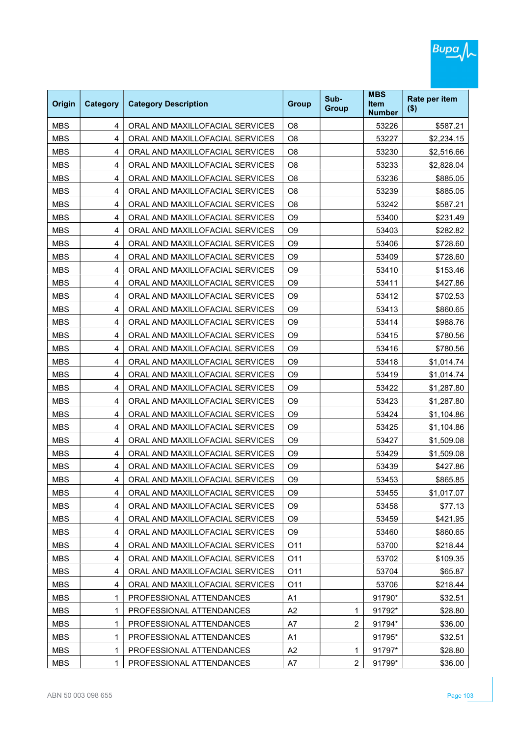| Origin | Category | Category Description | Group | Sub-Group | MBS Item Number | Rate per item ($) |
|---|---|---|---|---|---|---|
| MBS | 4 | ORAL AND MAXILLOFACIAL SERVICES | O8 | | 53226 | $587.21 |
| MBS | 4 | ORAL AND MAXILLOFACIAL SERVICES | O8 | | 53227 | $2,234.15 |
| MBS | 4 | ORAL AND MAXILLOFACIAL SERVICES | O8 | | 53230 | $2,516.66 |
| MBS | 4 | ORAL AND MAXILLOFACIAL SERVICES | O8 | | 53233 | $2,828.04 |
| MBS | 4 | ORAL AND MAXILLOFACIAL SERVICES | O8 | | 53236 | $885.05 |
| MBS | 4 | ORAL AND MAXILLOFACIAL SERVICES | O8 | | 53239 | $885.05 |
| MBS | 4 | ORAL AND MAXILLOFACIAL SERVICES | O8 | | 53242 | $587.21 |
| MBS | 4 | ORAL AND MAXILLOFACIAL SERVICES | O9 | | 53400 | $231.49 |
| MBS | 4 | ORAL AND MAXILLOFACIAL SERVICES | O9 | | 53403 | $282.82 |
| MBS | 4 | ORAL AND MAXILLOFACIAL SERVICES | O9 | | 53406 | $728.60 |
| MBS | 4 | ORAL AND MAXILLOFACIAL SERVICES | O9 | | 53409 | $728.60 |
| MBS | 4 | ORAL AND MAXILLOFACIAL SERVICES | O9 | | 53410 | $153.46 |
| MBS | 4 | ORAL AND MAXILLOFACIAL SERVICES | O9 | | 53411 | $427.86 |
| MBS | 4 | ORAL AND MAXILLOFACIAL SERVICES | O9 | | 53412 | $702.53 |
| MBS | 4 | ORAL AND MAXILLOFACIAL SERVICES | O9 | | 53413 | $860.65 |
| MBS | 4 | ORAL AND MAXILLOFACIAL SERVICES | O9 | | 53414 | $988.76 |
| MBS | 4 | ORAL AND MAXILLOFACIAL SERVICES | O9 | | 53415 | $780.56 |
| MBS | 4 | ORAL AND MAXILLOFACIAL SERVICES | O9 | | 53416 | $780.56 |
| MBS | 4 | ORAL AND MAXILLOFACIAL SERVICES | O9 | | 53418 | $1,014.74 |
| MBS | 4 | ORAL AND MAXILLOFACIAL SERVICES | O9 | | 53419 | $1,014.74 |
| MBS | 4 | ORAL AND MAXILLOFACIAL SERVICES | O9 | | 53422 | $1,287.80 |
| MBS | 4 | ORAL AND MAXILLOFACIAL SERVICES | O9 | | 53423 | $1,287.80 |
| MBS | 4 | ORAL AND MAXILLOFACIAL SERVICES | O9 | | 53424 | $1,104.86 |
| MBS | 4 | ORAL AND MAXILLOFACIAL SERVICES | O9 | | 53425 | $1,104.86 |
| MBS | 4 | ORAL AND MAXILLOFACIAL SERVICES | O9 | | 53427 | $1,509.08 |
| MBS | 4 | ORAL AND MAXILLOFACIAL SERVICES | O9 | | 53429 | $1,509.08 |
| MBS | 4 | ORAL AND MAXILLOFACIAL SERVICES | O9 | | 53439 | $427.86 |
| MBS | 4 | ORAL AND MAXILLOFACIAL SERVICES | O9 | | 53453 | $865.85 |
| MBS | 4 | ORAL AND MAXILLOFACIAL SERVICES | O9 | | 53455 | $1,017.07 |
| MBS | 4 | ORAL AND MAXILLOFACIAL SERVICES | O9 | | 53458 | $77.13 |
| MBS | 4 | ORAL AND MAXILLOFACIAL SERVICES | O9 | | 53459 | $421.95 |
| MBS | 4 | ORAL AND MAXILLOFACIAL SERVICES | O9 | | 53460 | $860.65 |
| MBS | 4 | ORAL AND MAXILLOFACIAL SERVICES | O11 | | 53700 | $218.44 |
| MBS | 4 | ORAL AND MAXILLOFACIAL SERVICES | O11 | | 53702 | $109.35 |
| MBS | 4 | ORAL AND MAXILLOFACIAL SERVICES | O11 | | 53704 | $65.87 |
| MBS | 4 | ORAL AND MAXILLOFACIAL SERVICES | O11 | | 53706 | $218.44 |
| MBS | 1 | PROFESSIONAL ATTENDANCES | A1 | | 91790* | $32.51 |
| MBS | 1 | PROFESSIONAL ATTENDANCES | A2 | 1 | 91792* | $28.80 |
| MBS | 1 | PROFESSIONAL ATTENDANCES | A7 | 2 | 91794* | $36.00 |
| MBS | 1 | PROFESSIONAL ATTENDANCES | A1 | | 91795* | $32.51 |
| MBS | 1 | PROFESSIONAL ATTENDANCES | A2 | 1 | 91797* | $28.80 |
| MBS | 1 | PROFESSIONAL ATTENDANCES | A7 | 2 | 91799* | $36.00 |

ABN 50 003 098 655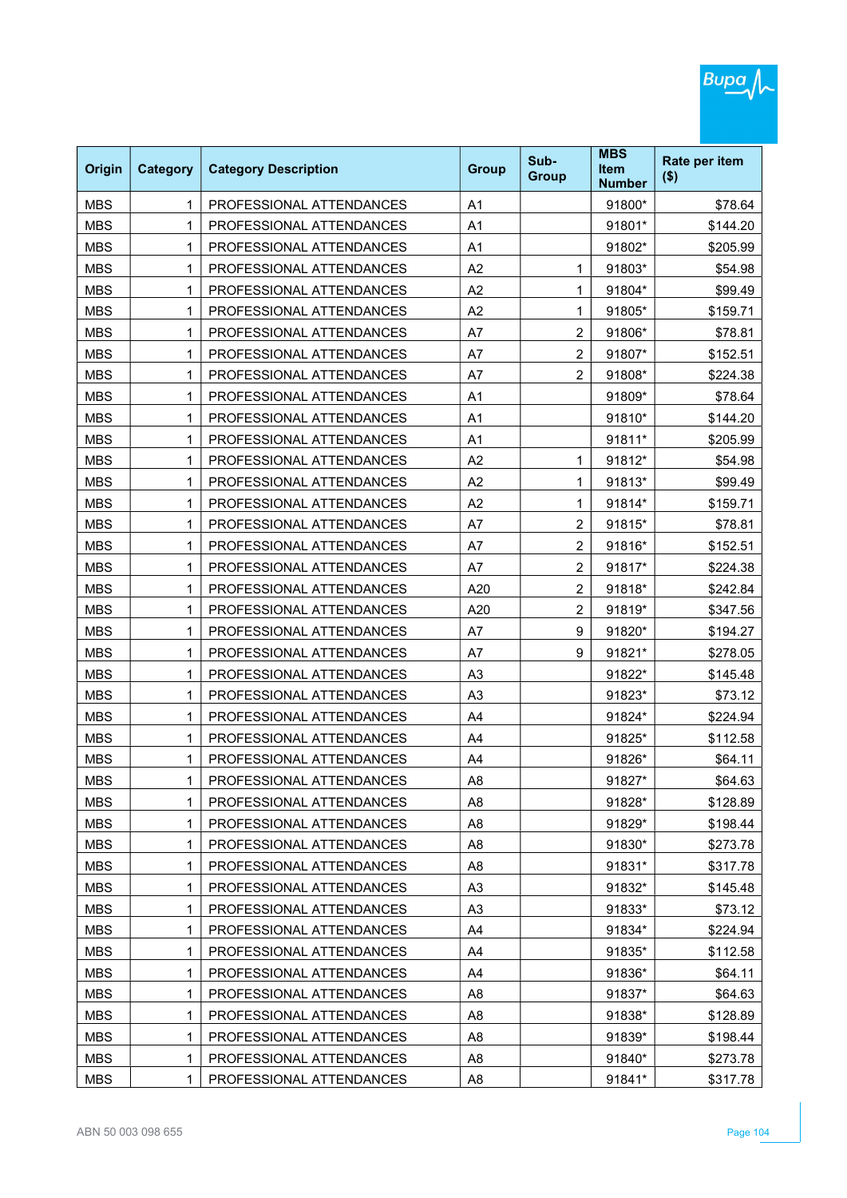| Origin | Category | Category Description | Group | Sub-Group | MBS Item Number | Rate per item ($) |
|---|---|---|---|---|---|---|
| MBS | 1 | PROFESSIONAL ATTENDANCES | A1 | | 91800* | $78.64 |
| MBS | 1 | PROFESSIONAL ATTENDANCES | A1 | | 91801* | $144.20 |
| MBS | 1 | PROFESSIONAL ATTENDANCES | A1 | | 91802* | $205.99 |
| MBS | 1 | PROFESSIONAL ATTENDANCES | A2 | 1 | 91803* | $54.98 |
| MBS | 1 | PROFESSIONAL ATTENDANCES | A2 | 1 | 91804* | $99.49 |
| MBS | 1 | PROFESSIONAL ATTENDANCES | A2 | 1 | 91805* | $159.71 |
| MBS | 1 | PROFESSIONAL ATTENDANCES | A7 | 2 | 91806* | $78.81 |
| MBS | 1 | PROFESSIONAL ATTENDANCES | A7 | 2 | 91807* | $152.51 |
| MBS | 1 | PROFESSIONAL ATTENDANCES | A7 | 2 | 91808* | $224.38 |
| MBS | 1 | PROFESSIONAL ATTENDANCES | A1 | | 91809* | $78.64 |
| MBS | 1 | PROFESSIONAL ATTENDANCES | A1 | | 91810* | $144.20 |
| MBS | 1 | PROFESSIONAL ATTENDANCES | A1 | | 91811* | $205.99 |
| MBS | 1 | PROFESSIONAL ATTENDANCES | A2 | 1 | 91812* | $54.98 |
| MBS | 1 | PROFESSIONAL ATTENDANCES | A2 | 1 | 91813* | $99.49 |
| MBS | 1 | PROFESSIONAL ATTENDANCES | A2 | 1 | 91814* | $159.71 |
| MBS | 1 | PROFESSIONAL ATTENDANCES | A7 | 2 | 91815* | $78.81 |
| MBS | 1 | PROFESSIONAL ATTENDANCES | A7 | 2 | 91816* | $152.51 |
| MBS | 1 | PROFESSIONAL ATTENDANCES | A7 | 2 | 91817* | $224.38 |
| MBS | 1 | PROFESSIONAL ATTENDANCES | A20 | 2 | 91818* | $242.84 |
| MBS | 1 | PROFESSIONAL ATTENDANCES | A20 | 2 | 91819* | $347.56 |
| MBS | 1 | PROFESSIONAL ATTENDANCES | A7 | 9 | 91820* | $194.27 |
| MBS | 1 | PROFESSIONAL ATTENDANCES | A7 | 9 | 91821* | $278.05 |
| MBS | 1 | PROFESSIONAL ATTENDANCES | A3 | | 91822* | $145.48 |
| MBS | 1 | PROFESSIONAL ATTENDANCES | A3 | | 91823* | $73.12 |
| MBS | 1 | PROFESSIONAL ATTENDANCES | A4 | | 91824* | $224.94 |
| MBS | 1 | PROFESSIONAL ATTENDANCES | A4 | | 91825* | $112.58 |
| MBS | 1 | PROFESSIONAL ATTENDANCES | A4 | | 91826* | $64.11 |
| MBS | 1 | PROFESSIONAL ATTENDANCES | A8 | | 91827* | $64.63 |
| MBS | 1 | PROFESSIONAL ATTENDANCES | A8 | | 91828* | $128.89 |
| MBS | 1 | PROFESSIONAL ATTENDANCES | A8 | | 91829* | $198.44 |
| MBS | 1 | PROFESSIONAL ATTENDANCES | A8 | | 91830* | $273.78 |
| MBS | 1 | PROFESSIONAL ATTENDANCES | A8 | | 91831* | $317.78 |
| MBS | 1 | PROFESSIONAL ATTENDANCES | A3 | | 91832* | $145.48 |
| MBS | 1 | PROFESSIONAL ATTENDANCES | A3 | | 91833* | $73.12 |
| MBS | 1 | PROFESSIONAL ATTENDANCES | A4 | | 91834* | $224.94 |
| MBS | 1 | PROFESSIONAL ATTENDANCES | A4 | | 91835* | $112.58 |
| MBS | 1 | PROFESSIONAL ATTENDANCES | A4 | | 91836* | $64.11 |
| MBS | 1 | PROFESSIONAL ATTENDANCES | A8 | | 91837* | $64.63 |
| MBS | 1 | PROFESSIONAL ATTENDANCES | A8 | | 91838* | $128.89 |
| MBS | 1 | PROFESSIONAL ATTENDANCES | A8 | | 91839* | $198.44 |
| MBS | 1 | PROFESSIONAL ATTENDANCES | A8 | | 91840* | $273.78 |
| MBS | 1 | PROFESSIONAL ATTENDANCES | A8 | | 91841* | $317.78 |

ABN 50 003 098 655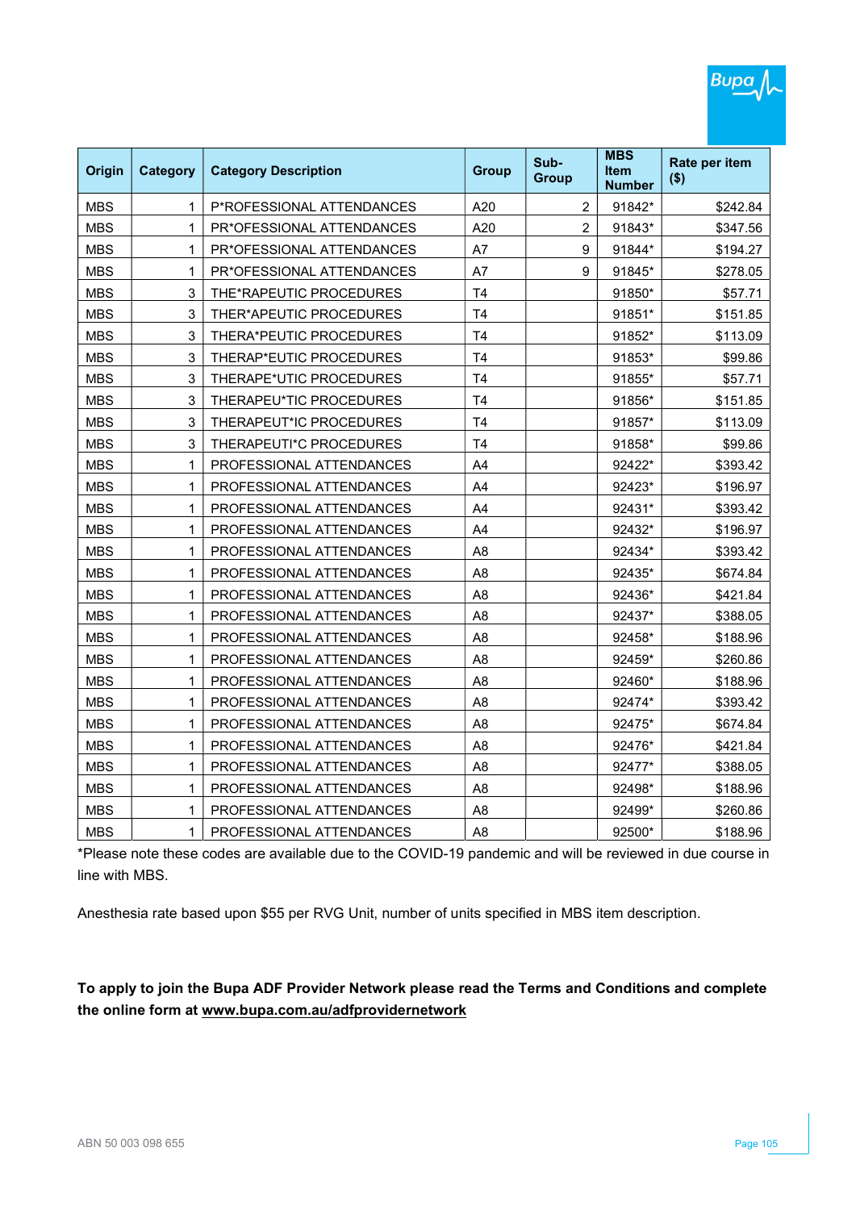| Origin | Category | Category Description | Group | Sub-Group | MBS Item Number | Rate per item ($) |
|---|---|---|---|---|---|---|
| MBS | 1 | P*ROFESSIONAL ATTENDANCES | A20 | 2 | 91842* | $242.84 |
| MBS | 1 | PR*OFESSIONAL ATTENDANCES | A20 | 2 | 91843* | $347.56 |
| MBS | 1 | PR*OFESSIONAL ATTENDANCES | A7 | 9 | 91844* | $194.27 |
| MBS | 1 | PR*OFESSIONAL ATTENDANCES | A7 | 9 | 91845* | $278.05 |
| MBS | 3 | THE*RAPEUTIC PROCEDURES | T4 | | 91850* | $57.71 |
| MBS | 3 | THER*APEUTIC PROCEDURES | T4 | | 91851* | $151.85 |
| MBS | 3 | THERA*PEUTIC PROCEDURES | T4 | | 91852* | $113.09 |
| MBS | 3 | THERAP*EUTIC PROCEDURES | T4 | | 91853* | $99.86 |
| MBS | 3 | THERAPE*UTIC PROCEDURES | T4 | | 91855* | $57.71 |
| MBS | 3 | THERAPEU*TIC PROCEDURES | T4 | | 91856* | $151.85 |
| MBS | 3 | THERAPEUT*IC PROCEDURES | T4 | | 91857* | $113.09 |
| MBS | 3 | THERAPEUTI*C PROCEDURES | T4 | | 91858* | $99.86 |
| MBS | 1 | PROFESSIONAL ATTENDANCES | A4 | | 92422* | $393.42 |
| MBS | 1 | PROFESSIONAL ATTENDANCES | A4 | | 92423* | $196.97 |
| MBS | 1 | PROFESSIONAL ATTENDANCES | A4 | | 92431* | $393.42 |
| MBS | 1 | PROFESSIONAL ATTENDANCES | A4 | | 92432* | $196.97 |
| MBS | 1 | PROFESSIONAL ATTENDANCES | A8 | | 92434* | $393.42 |
| MBS | 1 | PROFESSIONAL ATTENDANCES | A8 | | 92435* | $674.84 |
| MBS | 1 | PROFESSIONAL ATTENDANCES | A8 | | 92436* | $421.84 |
| MBS | 1 | PROFESSIONAL ATTENDANCES | A8 | | 92437* | $388.05 |
| MBS | 1 | PROFESSIONAL ATTENDANCES | A8 | | 92458* | $188.96 |
| MBS | 1 | PROFESSIONAL ATTENDANCES | A8 | | 92459* | $260.86 |
| MBS | 1 | PROFESSIONAL ATTENDANCES | A8 | | 92460* | $188.96 |
| MBS | 1 | PROFESSIONAL ATTENDANCES | A8 | | 92474* | $393.42 |
| MBS | 1 | PROFESSIONAL ATTENDANCES | A8 | | 92475* | $674.84 |
| MBS | 1 | PROFESSIONAL ATTENDANCES | A8 | | 92476* | $421.84 |
| MBS | 1 | PROFESSIONAL ATTENDANCES | A8 | | 92477* | $388.05 |
| MBS | 1 | PROFESSIONAL ATTENDANCES | A8 | | 92498* | $188.96 |
| MBS | 1 | PROFESSIONAL ATTENDANCES | A8 | | 92499* | $260.86 |
| MBS | 1 | PROFESSIONAL ATTENDANCES | A8 | | 92500* | $188.96 |

*Please note these codes are available due to the COVID-19 pandemic and will be reviewed in due course in line with MBS.

Anesthesia rate based upon $55 per RVG Unit, number of units specified in MBS item description.

**To apply to join the Bupa ADF Provider Network please read the Terms and Conditions and complete the online form at www.bupa.com.au/adfprovidernetwork**

ABN 50 003 098 655